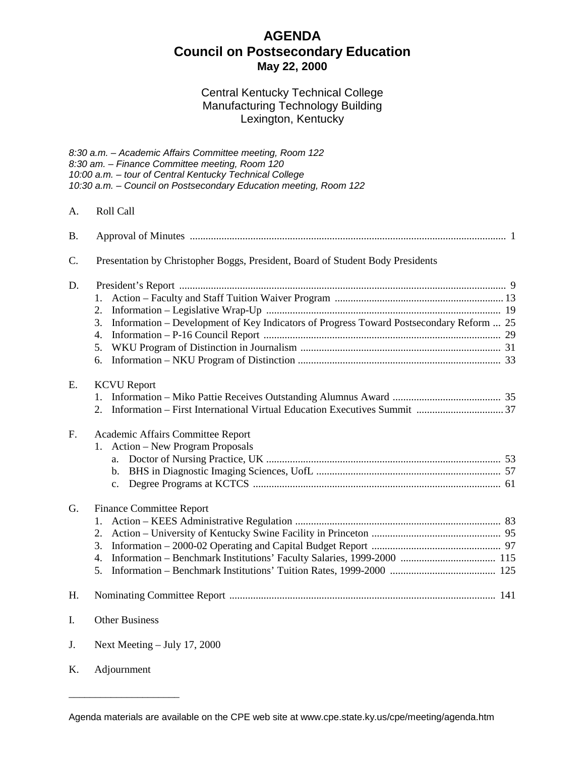# AGENDA
## Council on Postsecondary Education
### May 22, 2000

Central Kentucky Technical College
Manufacturing Technology Building
Lexington, Kentucky

*8:30 a.m. – Academic Affairs Committee meeting, Room 122*
*8:30 am. – Finance Committee meeting, Room 120*
*10:00 a.m. – tour of Central Kentucky Technical College*
*10:30 a.m. – Council on Postsecondary Education meeting, Room 122*

A. Roll Call

B. Approval of Minutes ........................................................ 1

C. Presentation by Christopher Boggs, President, Board of Student Body Presidents

D. President's Report ........................................................ 9
   1. Action – Faculty and Staff Tuition Waiver Program ........................................................ 13
   2. Information – Legislative Wrap-Up ........................................................ 19
   3. Information – Development of Key Indicators of Progress Toward Postsecondary Reform ... 25
   4. Information – P-16 Council Report ........................................................ 29
   5. WKU Program of Distinction in Journalism ........................................................ 31
   6. Information – NKU Program of Distinction ........................................................ 33

E. KCVU Report
   1. Information – Miko Pattie Receives Outstanding Alumnus Award ........................................................ 35
   2. Information – First International Virtual Education Executives Summit ........................................................ 37

F. Academic Affairs Committee Report
   1. Action – New Program Proposals
      a. Doctor of Nursing Practice, UK ........................................................ 53
      b. BHS in Diagnostic Imaging Sciences, UofL ........................................................ 57
      c. Degree Programs at KCTCS ........................................................ 61

G. Finance Committee Report
   1. Action – KEES Administrative Regulation ........................................................ 83
   2. Action – University of Kentucky Swine Facility in Princeton ........................................................ 95
   3. Information – 2000-02 Operating and Capital Budget Report ........................................................ 97
   4. Information – Benchmark Institutions' Faculty Salaries, 1999-2000 ........................................................ 115
   5. Information – Benchmark Institutions' Tuition Rates, 1999-2000 ........................................................ 125

H. Nominating Committee Report ........................................................ 141

I. Other Business

J. Next Meeting – July 17, 2000

K. Adjournment

---

Agenda materials are available on the CPE web site at www.cpe.state.ky.us/cpe/meeting/agenda.htm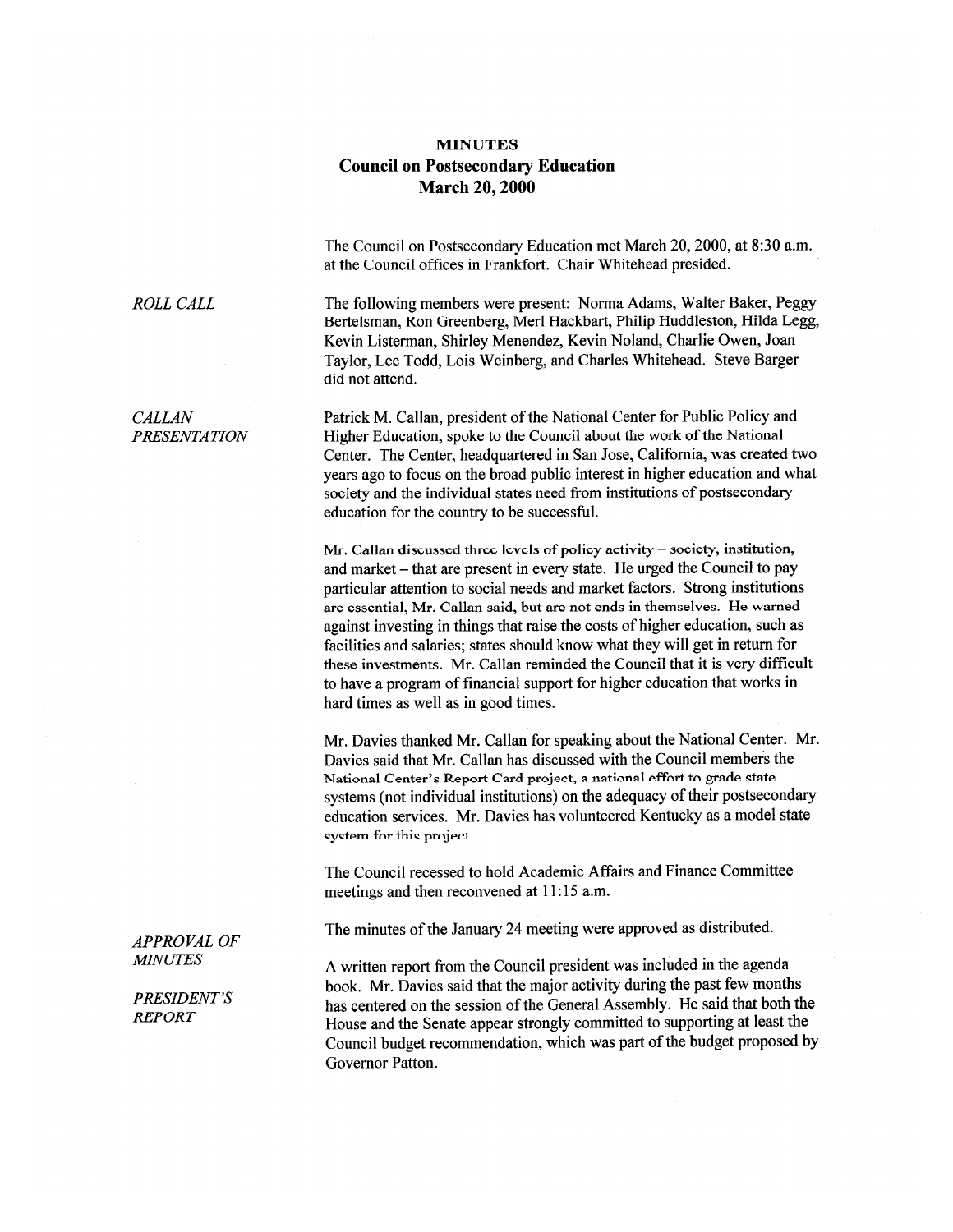# MINUTES
## Council on Postsecondary Education
## March 20, 2000

The Council on Postsecondary Education met March 20, 2000, at 8:30 a.m. at the Council offices in Frankfort. Chair Whitehead presided.

*ROLL CALL*

The following members were present: Norma Adams, Walter Baker, Peggy Bertelsman, Ron Greenberg, Merl Hackbart, Philip Huddleston, Hilda Legg, Kevin Listerman, Shirley Menendez, Kevin Noland, Charlie Owen, Joan Taylor, Lee Todd, Lois Weinberg, and Charles Whitehead. Steve Barger did not attend.

*CALLAN PRESENTATION*

Patrick M. Callan, president of the National Center for Public Policy and Higher Education, spoke to the Council about the work of the National Center. The Center, headquartered in San Jose, California, was created two years ago to focus on the broad public interest in higher education and what society and the individual states need from institutions of postsecondary education for the country to be successful.

Mr. Callan discussed three levels of policy activity – society, institution, and market – that are present in every state. He urged the Council to pay particular attention to social needs and market factors. Strong institutions are essential, Mr. Callan said, but are not ends in themselves. He warned against investing in things that raise the costs of higher education, such as facilities and salaries; states should know what they will get in return for these investments. Mr. Callan reminded the Council that it is very difficult to have a program of financial support for higher education that works in hard times as well as in good times.

Mr. Davies thanked Mr. Callan for speaking about the National Center. Mr. Davies said that Mr. Callan has discussed with the Council members the National Center's Report Card project, a national effort to grade state systems (not individual institutions) on the adequacy of their postsecondary education services. Mr. Davies has volunteered Kentucky as a model state system for this project.

The Council recessed to hold Academic Affairs and Finance Committee meetings and then reconvened at 11:15 a.m.

*APPROVAL OF MINUTES*

The minutes of the January 24 meeting were approved as distributed.

*PRESIDENT'S REPORT*

A written report from the Council president was included in the agenda book. Mr. Davies said that the major activity during the past few months has centered on the session of the General Assembly. He said that both the House and the Senate appear strongly committed to supporting at least the Council budget recommendation, which was part of the budget proposed by Governor Patton.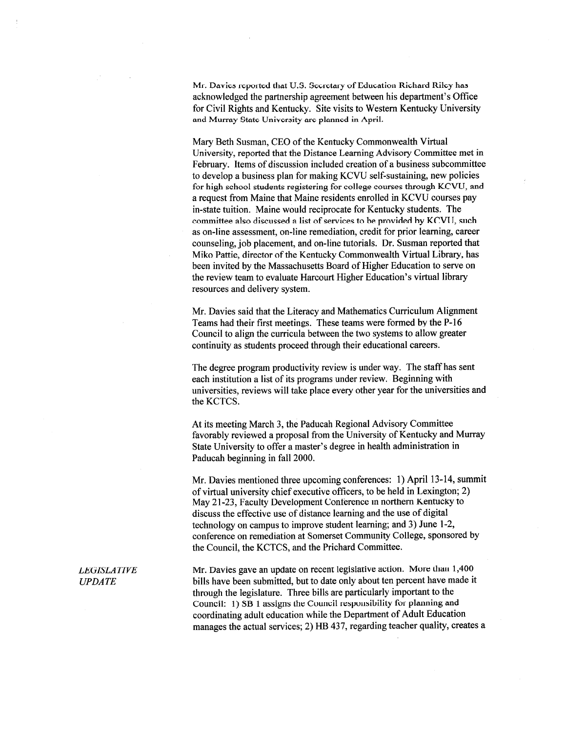Mr. Davies reported that U.S. Secretary of Education Richard Riley has acknowledged the partnership agreement between his department's Office for Civil Rights and Kentucky. Site visits to Western Kentucky University and Murray State University are planned in April.

Mary Beth Susman, CEO of the Kentucky Commonwealth Virtual University, reported that the Distance Learning Advisory Committee met in February. Items of discussion included creation of a business subcommittee to develop a business plan for making KCVU self-sustaining, new policies for high school students registering for college courses through KCVU, and a request from Maine that Maine residents enrolled in KCVU courses pay in-state tuition. Maine would reciprocate for Kentucky students. The committee also discussed a list of services to be provided by KCVU, such as on-line assessment, on-line remediation, credit for prior learning, career counseling, job placement, and on-line tutorials. Dr. Susman reported that Miko Pattie, director of the Kentucky Commonwealth Virtual Library, has been invited by the Massachusetts Board of Higher Education to serve on the review team to evaluate Harcourt Higher Education's virtual library resources and delivery system.

Mr. Davies said that the Literacy and Mathematics Curriculum Alignment Teams had their first meetings. These teams were formed by the P-16 Council to align the curricula between the two systems to allow greater continuity as students proceed through their educational careers.

The degree program productivity review is under way. The staff has sent each institution a list of its programs under review. Beginning with universities, reviews will take place every other year for the universities and the KCTCS.

At its meeting March 3, the Paducah Regional Advisory Committee favorably reviewed a proposal from the University of Kentucky and Murray State University to offer a master's degree in health administration in Paducah beginning in fall 2000.

Mr. Davies mentioned three upcoming conferences: 1) April 13-14, summit of virtual university chief executive officers, to be held in Lexington; 2) May 21-23, Faculty Development Conference in northern Kentucky to discuss the effective use of distance learning and the use of digital technology on campus to improve student learning; and 3) June 1-2, conference on remediation at Somerset Community College, sponsored by the Council, the KCTCS, and the Prichard Committee.

*LEGISLATIVE UPDATE*

Mr. Davies gave an update on recent legislative action. More than 1,400 bills have been submitted, but to date only about ten percent have made it through the legislature. Three bills are particularly important to the Council: 1) SB 1 assigns the Council responsibility for planning and coordinating adult education while the Department of Adult Education manages the actual services; 2) HB 437, regarding teacher quality, creates a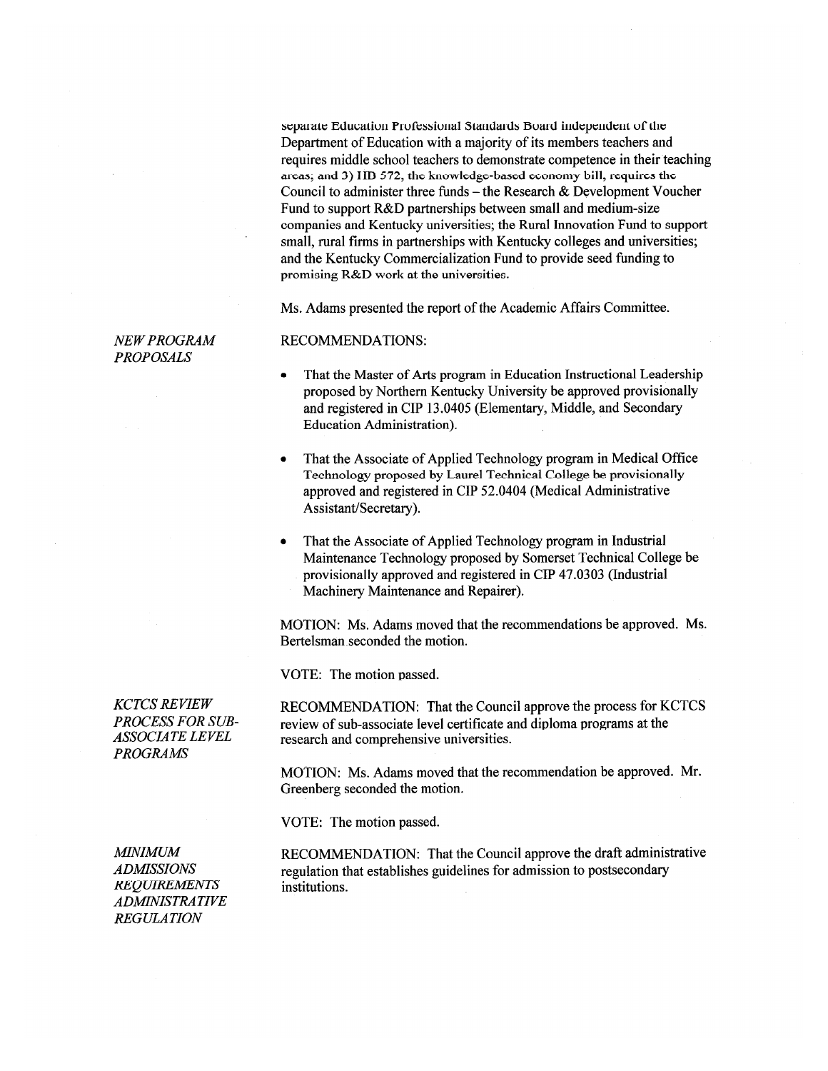separate Education Professional Standards Board independent of the Department of Education with a majority of its members teachers and requires middle school teachers to demonstrate competence in their teaching areas; and 3) HB 572, the knowledge-based economy bill, requires the Council to administer three funds – the Research & Development Voucher Fund to support R&D partnerships between small and medium-size companies and Kentucky universities; the Rural Innovation Fund to support small, rural firms in partnerships with Kentucky colleges and universities; and the Kentucky Commercialization Fund to provide seed funding to promising R&D work at the universities.

Ms. Adams presented the report of the Academic Affairs Committee.

*NEW PROGRAM PROPOSALS*

RECOMMENDATIONS:

- That the Master of Arts program in Education Instructional Leadership proposed by Northern Kentucky University be approved provisionally and registered in CIP 13.0405 (Elementary, Middle, and Secondary Education Administration).
- That the Associate of Applied Technology program in Medical Office Technology proposed by Laurel Technical College be provisionally approved and registered in CIP 52.0404 (Medical Administrative Assistant/Secretary).
- That the Associate of Applied Technology program in Industrial Maintenance Technology proposed by Somerset Technical College be provisionally approved and registered in CIP 47.0303 (Industrial Machinery Maintenance and Repairer).

MOTION: Ms. Adams moved that the recommendations be approved. Ms. Bertelsman seconded the motion.

VOTE: The motion passed.

*KCTCS REVIEW PROCESS FOR SUB-ASSOCIATE LEVEL PROGRAMS*

RECOMMENDATION: That the Council approve the process for KCTCS review of sub-associate level certificate and diploma programs at the research and comprehensive universities.

MOTION: Ms. Adams moved that the recommendation be approved. Mr. Greenberg seconded the motion.

VOTE: The motion passed.

*MINIMUM ADMISSIONS REQUIREMENTS ADMINISTRATIVE REGULATION*

RECOMMENDATION: That the Council approve the draft administrative regulation that establishes guidelines for admission to postsecondary institutions.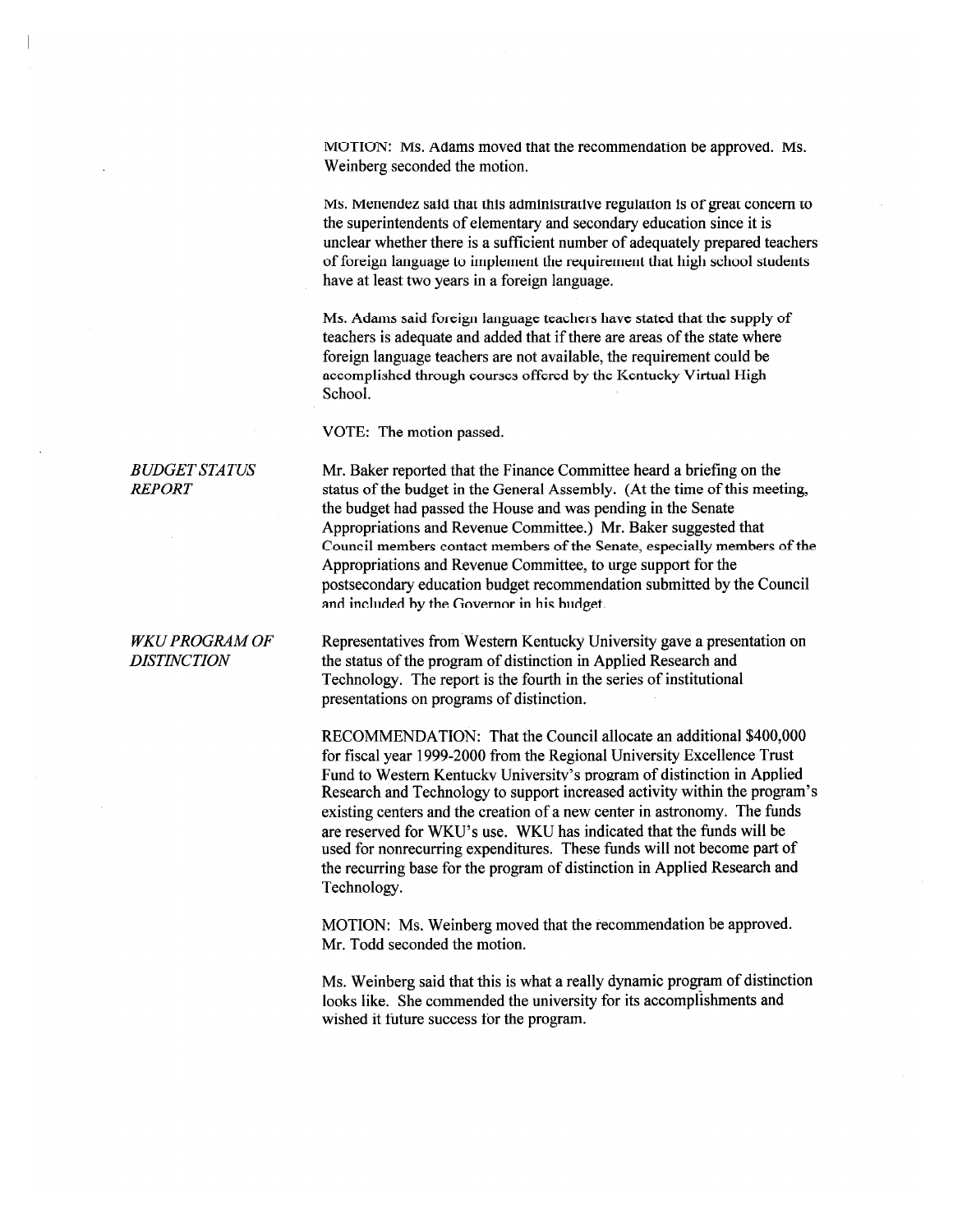MOTION: Ms. Adams moved that the recommendation be approved. Ms. Weinberg seconded the motion.

Ms. Menendez said that this administrative regulation is of great concern to the superintendents of elementary and secondary education since it is unclear whether there is a sufficient number of adequately prepared teachers of foreign language to implement the requirement that high school students have at least two years in a foreign language.

Ms. Adams said foreign language teachers have stated that the supply of teachers is adequate and added that if there are areas of the state where foreign language teachers are not available, the requirement could be accomplished through courses offered by the Kentucky Virtual High School.

VOTE: The motion passed.

*BUDGET STATUS REPORT*

Mr. Baker reported that the Finance Committee heard a briefing on the status of the budget in the General Assembly. (At the time of this meeting, the budget had passed the House and was pending in the Senate Appropriations and Revenue Committee.) Mr. Baker suggested that Council members contact members of the Senate, especially members of the Appropriations and Revenue Committee, to urge support for the postsecondary education budget recommendation submitted by the Council and included by the Governor in his budget.

*WKU PROGRAM OF DISTINCTION*

Representatives from Western Kentucky University gave a presentation on the status of the program of distinction in Applied Research and Technology. The report is the fourth in the series of institutional presentations on programs of distinction.

RECOMMENDATION: That the Council allocate an additional $400,000 for fiscal year 1999-2000 from the Regional University Excellence Trust Fund to Western Kentucky University's program of distinction in Applied Research and Technology to support increased activity within the program's existing centers and the creation of a new center in astronomy. The funds are reserved for WKU's use. WKU has indicated that the funds will be used for nonrecurring expenditures. These funds will not become part of the recurring base for the program of distinction in Applied Research and Technology.

MOTION: Ms. Weinberg moved that the recommendation be approved. Mr. Todd seconded the motion.

Ms. Weinberg said that this is what a really dynamic program of distinction looks like. She commended the university for its accomplishments and wished it future success for the program.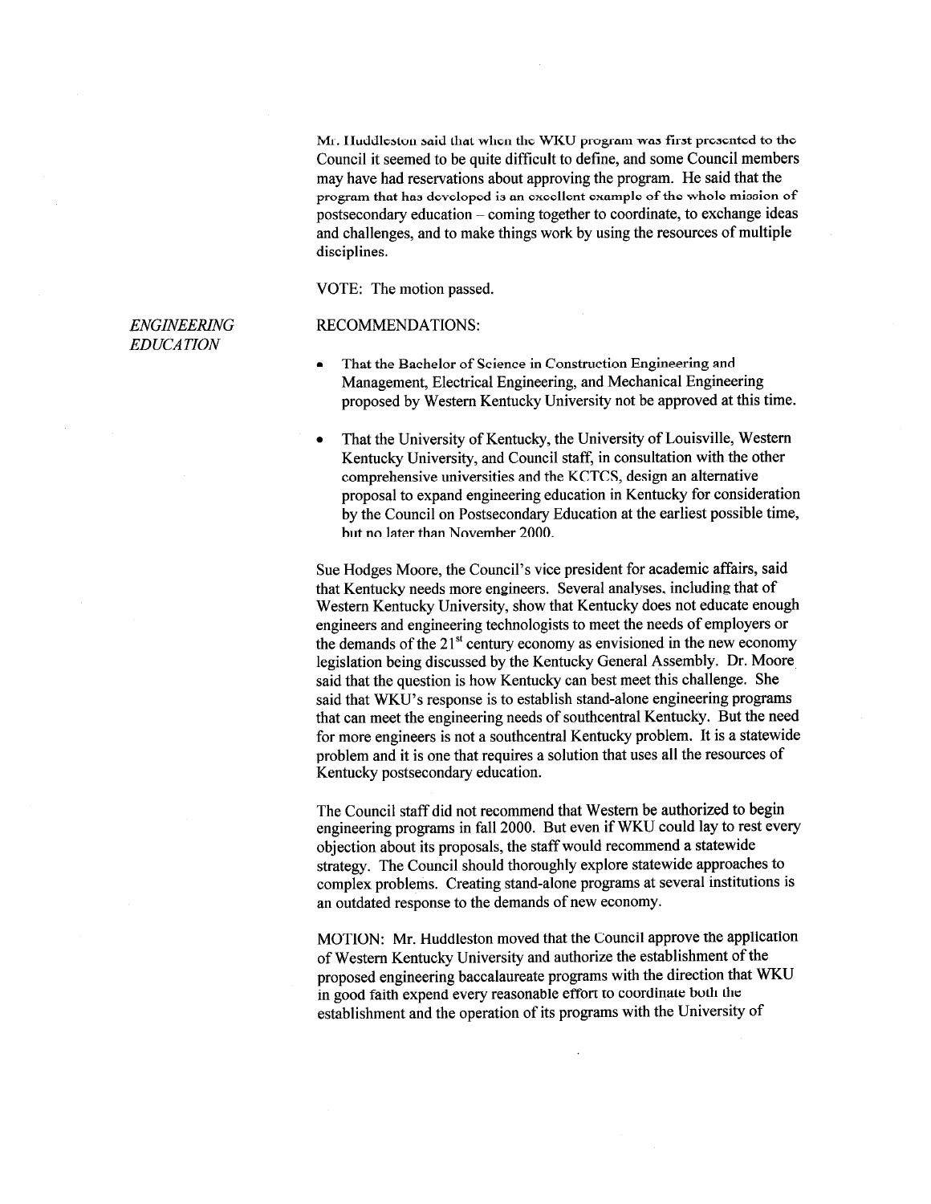Mr. Huddleston said that when the WKU program was first presented to the Council it seemed to be quite difficult to define, and some Council members may have had reservations about approving the program. He said that the program that has developed is an excellent example of the whole mission of postsecondary education – coming together to coordinate, to exchange ideas and challenges, and to make things work by using the resources of multiple disciplines.

VOTE: The motion passed.

*ENGINEERING EDUCATION*

RECOMMENDATIONS:

- That the Bachelor of Science in Construction Engineering and Management, Electrical Engineering, and Mechanical Engineering proposed by Western Kentucky University not be approved at this time.
- That the University of Kentucky, the University of Louisville, Western Kentucky University, and Council staff, in consultation with the other comprehensive universities and the KCTCS, design an alternative proposal to expand engineering education in Kentucky for consideration by the Council on Postsecondary Education at the earliest possible time, but no later than November 2000.

Sue Hodges Moore, the Council's vice president for academic affairs, said that Kentucky needs more engineers. Several analyses, including that of Western Kentucky University, show that Kentucky does not educate enough engineers and engineering technologists to meet the needs of employers or the demands of the 21st century economy as envisioned in the new economy legislation being discussed by the Kentucky General Assembly. Dr. Moore said that the question is how Kentucky can best meet this challenge. She said that WKU's response is to establish stand-alone engineering programs that can meet the engineering needs of southcentral Kentucky. But the need for more engineers is not a southcentral Kentucky problem. It is a statewide problem and it is one that requires a solution that uses all the resources of Kentucky postsecondary education.

The Council staff did not recommend that Western be authorized to begin engineering programs in fall 2000. But even if WKU could lay to rest every objection about its proposals, the staff would recommend a statewide strategy. The Council should thoroughly explore statewide approaches to complex problems. Creating stand-alone programs at several institutions is an outdated response to the demands of new economy.

MOTION: Mr. Huddleston moved that the Council approve the application of Western Kentucky University and authorize the establishment of the proposed engineering baccalaureate programs with the direction that WKU in good faith expend every reasonable effort to coordinate both the establishment and the operation of its programs with the University of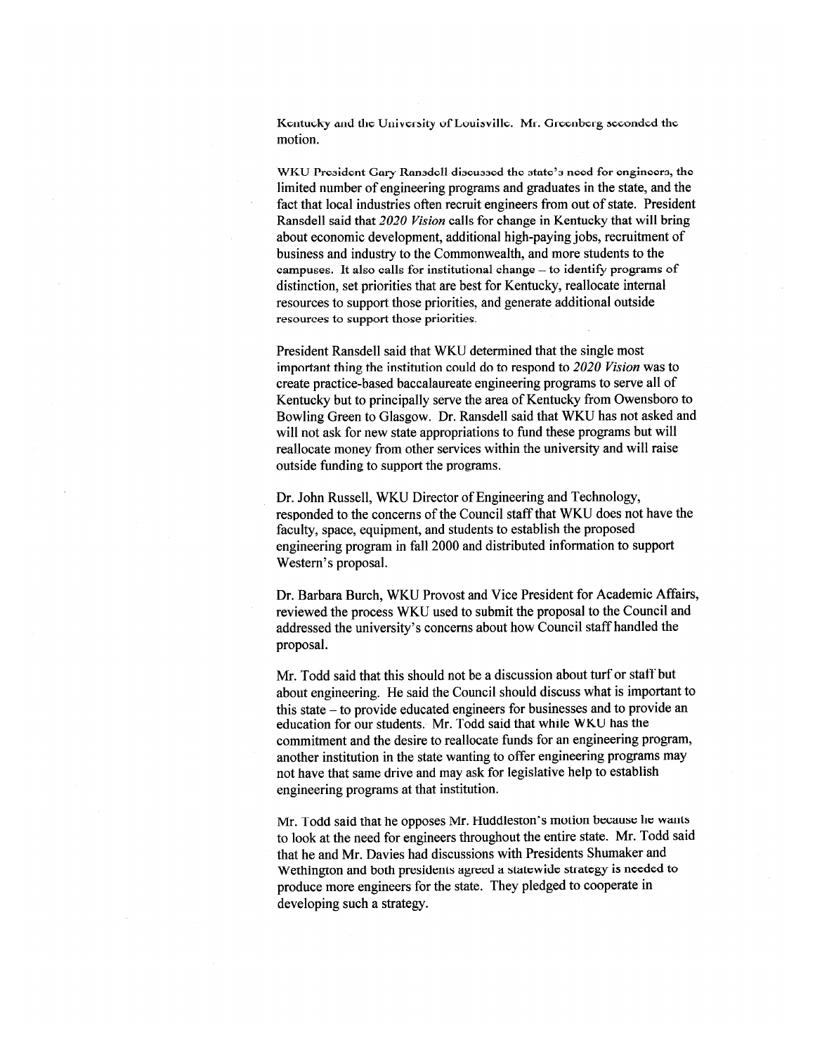Kentucky and the University of Louisville. Mr. Greenberg seconded the motion.

WKU President Gary Ransdell discussed the state's need for engineers, the limited number of engineering programs and graduates in the state, and the fact that local industries often recruit engineers from out of state. President Ransdell said that *2020 Vision* calls for change in Kentucky that will bring about economic development, additional high-paying jobs, recruitment of business and industry to the Commonwealth, and more students to the campuses. It also calls for institutional change – to identify programs of distinction, set priorities that are best for Kentucky, reallocate internal resources to support those priorities, and generate additional outside resources to support those priorities.

President Ransdell said that WKU determined that the single most important thing the institution could do to respond to *2020 Vision* was to create practice-based baccalaureate engineering programs to serve all of Kentucky but to principally serve the area of Kentucky from Owensboro to Bowling Green to Glasgow. Dr. Ransdell said that WKU has not asked and will not ask for new state appropriations to fund these programs but will reallocate money from other services within the university and will raise outside funding to support the programs.

Dr. John Russell, WKU Director of Engineering and Technology, responded to the concerns of the Council staff that WKU does not have the faculty, space, equipment, and students to establish the proposed engineering program in fall 2000 and distributed information to support Western's proposal.

Dr. Barbara Burch, WKU Provost and Vice President for Academic Affairs, reviewed the process WKU used to submit the proposal to the Council and addressed the university's concerns about how Council staff handled the proposal.

Mr. Todd said that this should not be a discussion about turf or staff but about engineering. He said the Council should discuss what is important to this state – to provide educated engineers for businesses and to provide an education for our students. Mr. Todd said that while WKU has the commitment and the desire to reallocate funds for an engineering program, another institution in the state wanting to offer engineering programs may not have that same drive and may ask for legislative help to establish engineering programs at that institution.

Mr. Todd said that he opposes Mr. Huddleston's motion because he wants to look at the need for engineers throughout the entire state. Mr. Todd said that he and Mr. Davies had discussions with Presidents Shumaker and Wethington and both presidents agreed a statewide strategy is needed to produce more engineers for the state. They pledged to cooperate in developing such a strategy.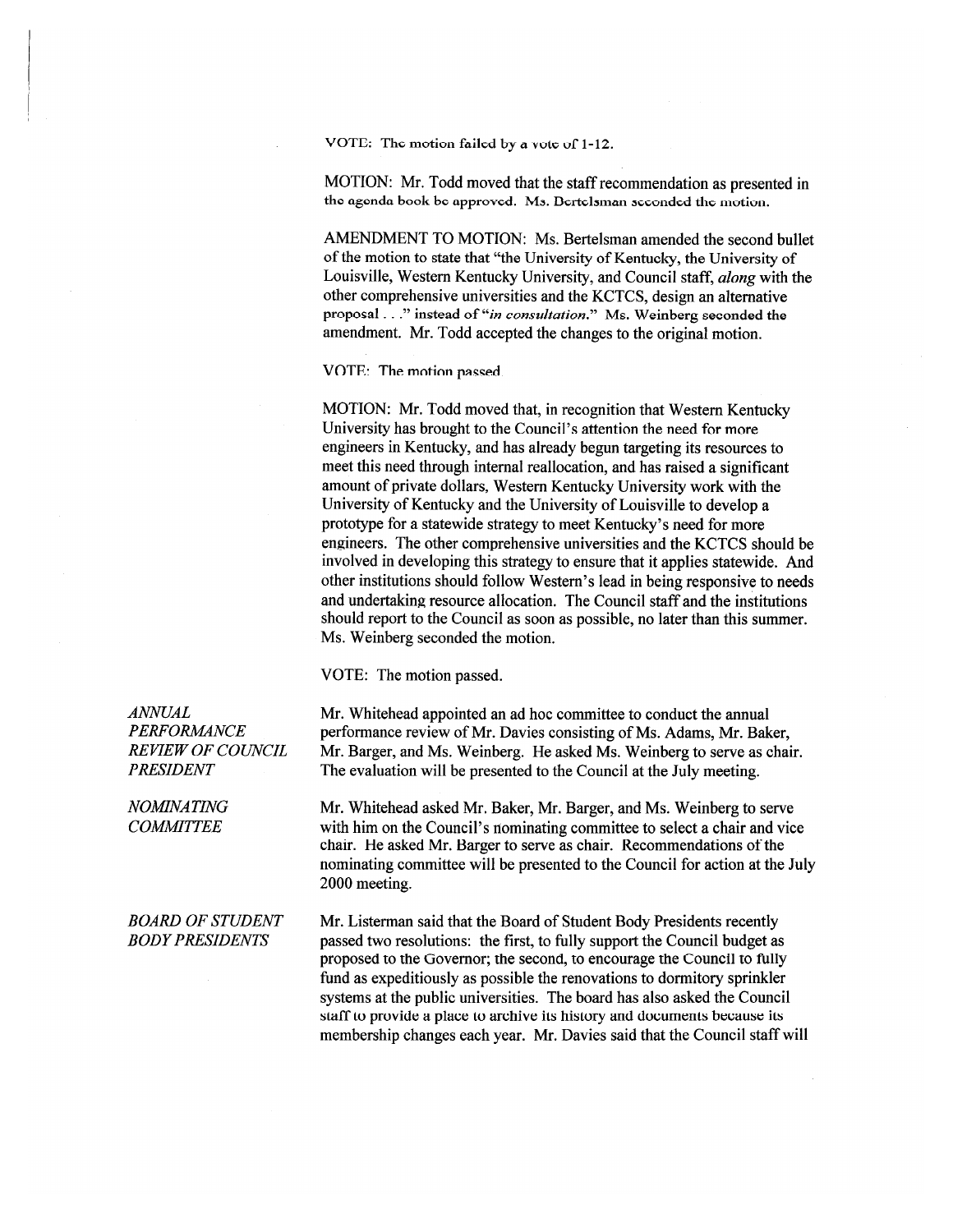VOTE: The motion failed by a vote of 1-12.

MOTION: Mr. Todd moved that the staff recommendation as presented in the agenda book be approved. Ms. Bertelsman seconded the motion.

AMENDMENT TO MOTION: Ms. Bertelsman amended the second bullet of the motion to state that "the University of Kentucky, the University of Louisville, Western Kentucky University, and Council staff, *along* with the other comprehensive universities and the KCTCS, design an alternative proposal . . ." instead of "*in consultation*." Ms. Weinberg seconded the amendment. Mr. Todd accepted the changes to the original motion.

VOTE: The motion passed.

MOTION: Mr. Todd moved that, in recognition that Western Kentucky University has brought to the Council's attention the need for more engineers in Kentucky, and has already begun targeting its resources to meet this need through internal reallocation, and has raised a significant amount of private dollars, Western Kentucky University work with the University of Kentucky and the University of Louisville to develop a prototype for a statewide strategy to meet Kentucky's need for more engineers. The other comprehensive universities and the KCTCS should be involved in developing this strategy to ensure that it applies statewide. And other institutions should follow Western's lead in being responsive to needs and undertaking resource allocation. The Council staff and the institutions should report to the Council as soon as possible, no later than this summer. Ms. Weinberg seconded the motion.

VOTE: The motion passed.

*ANNUAL PERFORMANCE REVIEW OF COUNCIL PRESIDENT*

Mr. Whitehead appointed an ad hoc committee to conduct the annual performance review of Mr. Davies consisting of Ms. Adams, Mr. Baker, Mr. Barger, and Ms. Weinberg. He asked Ms. Weinberg to serve as chair. The evaluation will be presented to the Council at the July meeting.

*NOMINATING COMMITTEE*

Mr. Whitehead asked Mr. Baker, Mr. Barger, and Ms. Weinberg to serve with him on the Council's nominating committee to select a chair and vice chair. He asked Mr. Barger to serve as chair. Recommendations of the nominating committee will be presented to the Council for action at the July 2000 meeting.

*BOARD OF STUDENT BODY PRESIDENTS*

Mr. Listerman said that the Board of Student Body Presidents recently passed two resolutions: the first, to fully support the Council budget as proposed to the Governor; the second, to encourage the Council to fully fund as expeditiously as possible the renovations to dormitory sprinkler systems at the public universities. The board has also asked the Council staff to provide a place to archive its history and documents because its membership changes each year. Mr. Davies said that the Council staff will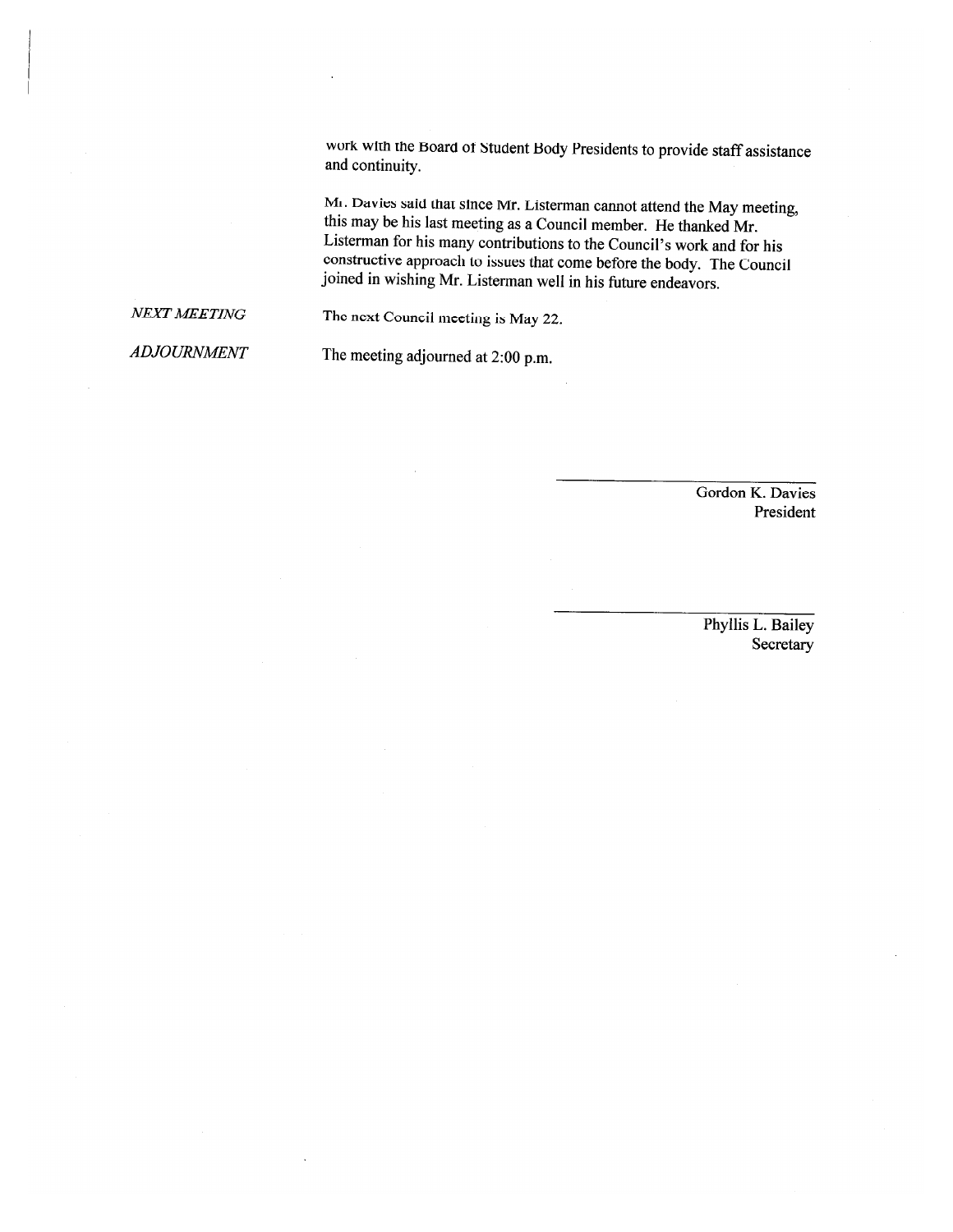work with the Board of Student Body Presidents to provide staff assistance and continuity.

Mr. Davies said that since Mr. Listerman cannot attend the May meeting, this may be his last meeting as a Council member. He thanked Mr. Listerman for his many contributions to the Council's work and for his constructive approach to issues that come before the body. The Council joined in wishing Mr. Listerman well in his future endeavors.

*NEXT MEETING*

The next Council meeting is May 22.

*ADJOURNMENT*

The meeting adjourned at 2:00 p.m.

Gordon K. Davies
President

Phyllis L. Bailey
Secretary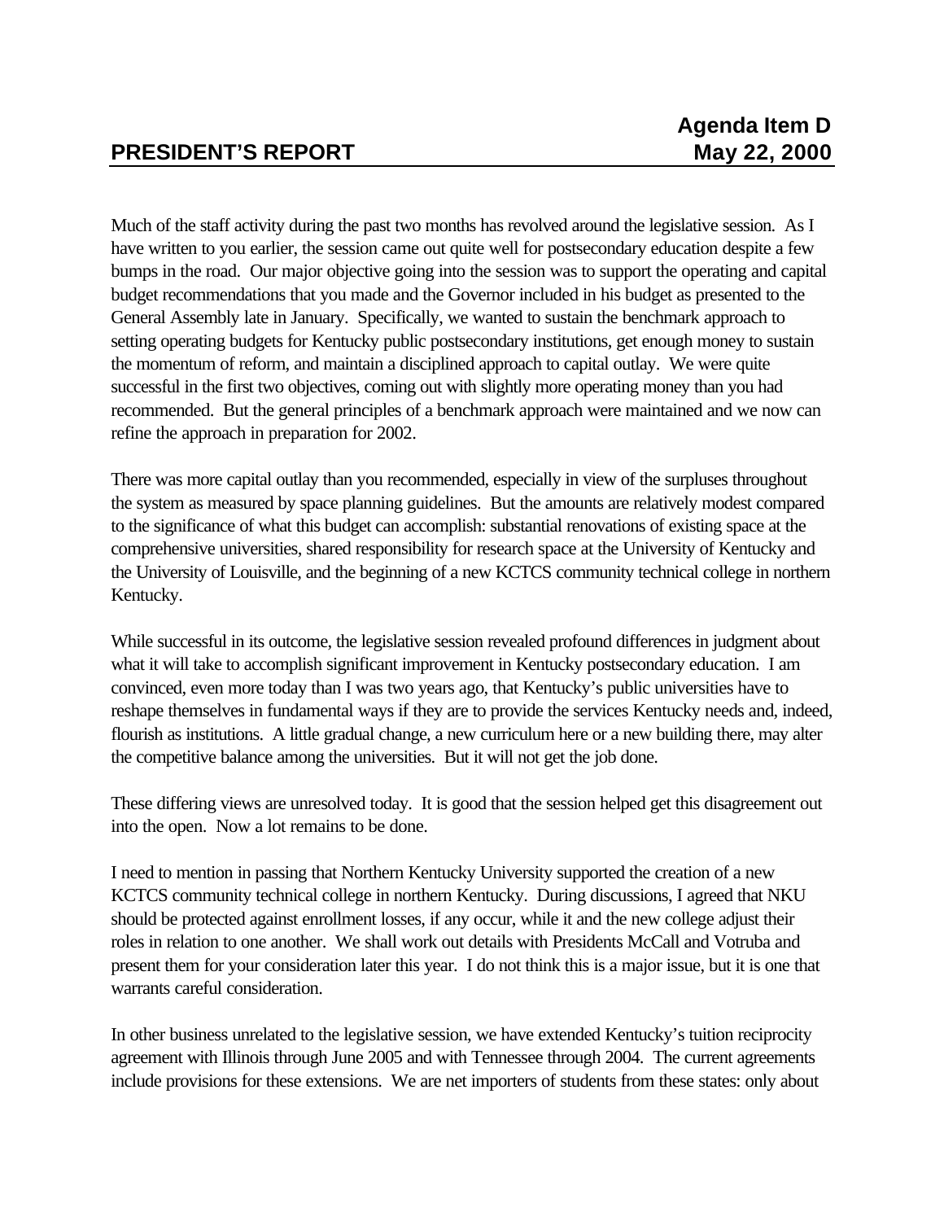**Agenda Item D**

## PRESIDENT'S REPORT — May 22, 2000

Much of the staff activity during the past two months has revolved around the legislative session. As I have written to you earlier, the session came out quite well for postsecondary education despite a few bumps in the road. Our major objective going into the session was to support the operating and capital budget recommendations that you made and the Governor included in his budget as presented to the General Assembly late in January. Specifically, we wanted to sustain the benchmark approach to setting operating budgets for Kentucky public postsecondary institutions, get enough money to sustain the momentum of reform, and maintain a disciplined approach to capital outlay. We were quite successful in the first two objectives, coming out with slightly more operating money than you had recommended. But the general principles of a benchmark approach were maintained and we now can refine the approach in preparation for 2002.

There was more capital outlay than you recommended, especially in view of the surpluses throughout the system as measured by space planning guidelines. But the amounts are relatively modest compared to the significance of what this budget can accomplish: substantial renovations of existing space at the comprehensive universities, shared responsibility for research space at the University of Kentucky and the University of Louisville, and the beginning of a new KCTCS community technical college in northern Kentucky.

While successful in its outcome, the legislative session revealed profound differences in judgment about what it will take to accomplish significant improvement in Kentucky postsecondary education. I am convinced, even more today than I was two years ago, that Kentucky's public universities have to reshape themselves in fundamental ways if they are to provide the services Kentucky needs and, indeed, flourish as institutions. A little gradual change, a new curriculum here or a new building there, may alter the competitive balance among the universities. But it will not get the job done.

These differing views are unresolved today. It is good that the session helped get this disagreement out into the open. Now a lot remains to be done.

I need to mention in passing that Northern Kentucky University supported the creation of a new KCTCS community technical college in northern Kentucky. During discussions, I agreed that NKU should be protected against enrollment losses, if any occur, while it and the new college adjust their roles in relation to one another. We shall work out details with Presidents McCall and Votruba and present them for your consideration later this year. I do not think this is a major issue, but it is one that warrants careful consideration.

In other business unrelated to the legislative session, we have extended Kentucky's tuition reciprocity agreement with Illinois through June 2005 and with Tennessee through 2004. The current agreements include provisions for these extensions. We are net importers of students from these states: only about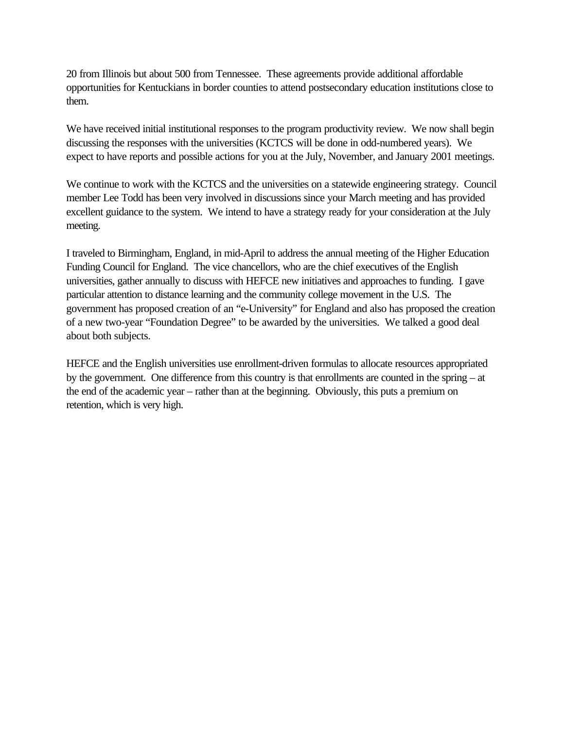20 from Illinois but about 500 from Tennessee. These agreements provide additional affordable opportunities for Kentuckians in border counties to attend postsecondary education institutions close to them.

We have received initial institutional responses to the program productivity review. We now shall begin discussing the responses with the universities (KCTCS will be done in odd-numbered years). We expect to have reports and possible actions for you at the July, November, and January 2001 meetings.

We continue to work with the KCTCS and the universities on a statewide engineering strategy. Council member Lee Todd has been very involved in discussions since your March meeting and has provided excellent guidance to the system. We intend to have a strategy ready for your consideration at the July meeting.

I traveled to Birmingham, England, in mid-April to address the annual meeting of the Higher Education Funding Council for England. The vice chancellors, who are the chief executives of the English universities, gather annually to discuss with HEFCE new initiatives and approaches to funding. I gave particular attention to distance learning and the community college movement in the U.S. The government has proposed creation of an "e-University" for England and also has proposed the creation of a new two-year "Foundation Degree" to be awarded by the universities. We talked a good deal about both subjects.

HEFCE and the English universities use enrollment-driven formulas to allocate resources appropriated by the government. One difference from this country is that enrollments are counted in the spring – at the end of the academic year – rather than at the beginning. Obviously, this puts a premium on retention, which is very high.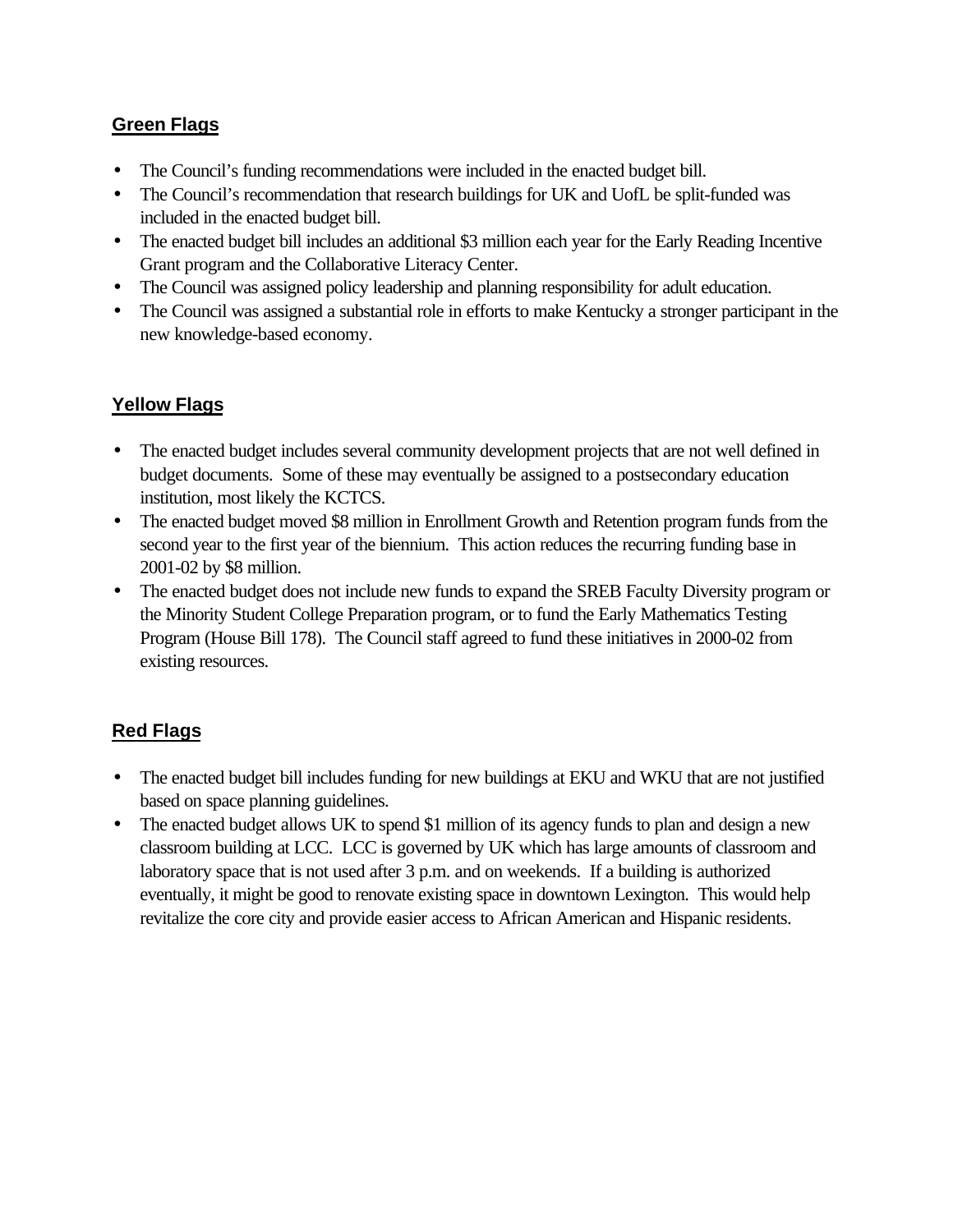## Green Flags

- The Council's funding recommendations were included in the enacted budget bill.
- The Council's recommendation that research buildings for UK and UofL be split-funded was included in the enacted budget bill.
- The enacted budget bill includes an additional $3 million each year for the Early Reading Incentive Grant program and the Collaborative Literacy Center.
- The Council was assigned policy leadership and planning responsibility for adult education.
- The Council was assigned a substantial role in efforts to make Kentucky a stronger participant in the new knowledge-based economy.

## Yellow Flags

- The enacted budget includes several community development projects that are not well defined in budget documents. Some of these may eventually be assigned to a postsecondary education institution, most likely the KCTCS.
- The enacted budget moved $8 million in Enrollment Growth and Retention program funds from the second year to the first year of the biennium. This action reduces the recurring funding base in 2001-02 by $8 million.
- The enacted budget does not include new funds to expand the SREB Faculty Diversity program or the Minority Student College Preparation program, or to fund the Early Mathematics Testing Program (House Bill 178). The Council staff agreed to fund these initiatives in 2000-02 from existing resources.

## Red Flags

- The enacted budget bill includes funding for new buildings at EKU and WKU that are not justified based on space planning guidelines.
- The enacted budget allows UK to spend $1 million of its agency funds to plan and design a new classroom building at LCC. LCC is governed by UK which has large amounts of classroom and laboratory space that is not used after 3 p.m. and on weekends. If a building is authorized eventually, it might be good to renovate existing space in downtown Lexington. This would help revitalize the core city and provide easier access to African American and Hispanic residents.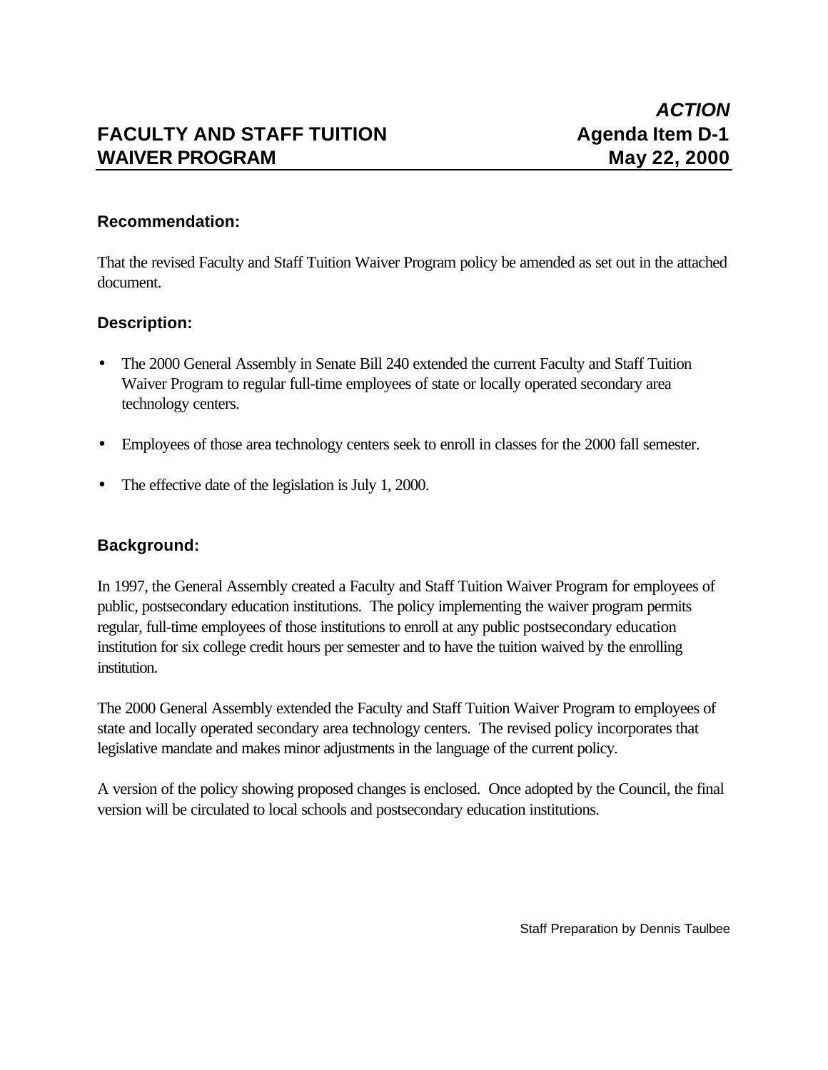*ACTION*

# FACULTY AND STAFF TUITION WAIVER PROGRAM

**Agenda Item D-1**
**May 22, 2000**

### Recommendation:

That the revised Faculty and Staff Tuition Waiver Program policy be amended as set out in the attached document.

### Description:

- The 2000 General Assembly in Senate Bill 240 extended the current Faculty and Staff Tuition Waiver Program to regular full-time employees of state or locally operated secondary area technology centers.
- Employees of those area technology centers seek to enroll in classes for the 2000 fall semester.
- The effective date of the legislation is July 1, 2000.

### Background:

In 1997, the General Assembly created a Faculty and Staff Tuition Waiver Program for employees of public, postsecondary education institutions. The policy implementing the waiver program permits regular, full-time employees of those institutions to enroll at any public postsecondary education institution for six college credit hours per semester and to have the tuition waived by the enrolling institution.

The 2000 General Assembly extended the Faculty and Staff Tuition Waiver Program to employees of state and locally operated secondary area technology centers. The revised policy incorporates that legislative mandate and makes minor adjustments in the language of the current policy.

A version of the policy showing proposed changes is enclosed. Once adopted by the Council, the final version will be circulated to local schools and postsecondary education institutions.

Staff Preparation by Dennis Taulbee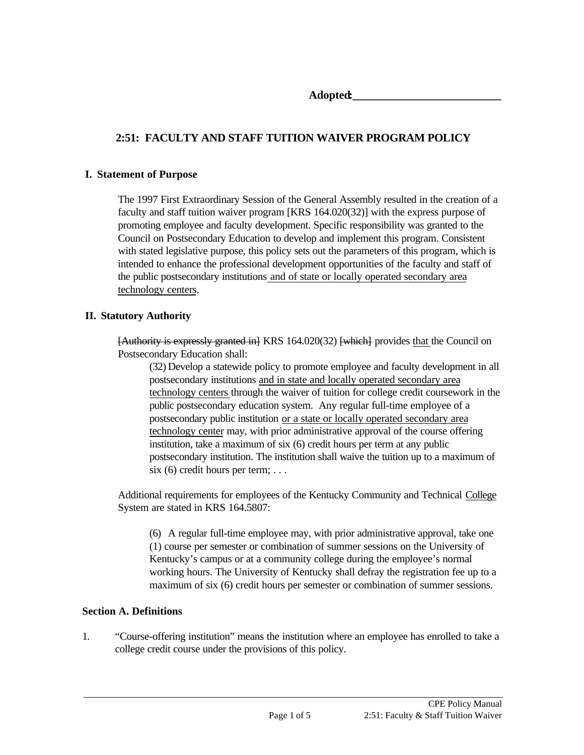**Adopted:_________________________**

## 2:51: FACULTY AND STAFF TUITION WAIVER PROGRAM POLICY

### I. Statement of Purpose

The 1997 First Extraordinary Session of the General Assembly resulted in the creation of a faculty and staff tuition waiver program [KRS 164.020(32)] with the express purpose of promoting employee and faculty development. Specific responsibility was granted to the Council on Postsecondary Education to develop and implement this program. Consistent with stated legislative purpose, this policy sets out the parameters of this program, which is intended to enhance the professional development opportunities of the faculty and staff of the public postsecondary institutions <u>and of state or locally operated secondary area technology centers</u>.

### II. Statutory Authority

~~[Authority is expressly granted in]~~ KRS 164.020(32) ~~[which]~~ provides <u>that</u> the Council on Postsecondary Education shall:

> (32) Develop a statewide policy to promote employee and faculty development in all postsecondary institutions <u>and in state and locally operated secondary area technology centers</u> through the waiver of tuition for college credit coursework in the public postsecondary education system. Any regular full-time employee of a postsecondary public institution <u>or a state or locally operated secondary area technology center</u> may, with prior administrative approval of the course offering institution, take a maximum of six (6) credit hours per term at any public postsecondary institution. The institution shall waive the tuition up to a maximum of six (6) credit hours per term; . . .

Additional requirements for employees of the Kentucky Community and Technical <u>College</u> System are stated in KRS 164.5807:

> (6) A regular full-time employee may, with prior administrative approval, take one (1) course per semester or combination of summer sessions on the University of Kentucky's campus or at a community college during the employee's normal working hours. The University of Kentucky shall defray the registration fee up to a maximum of six (6) credit hours per semester or combination of summer sessions.

### Section A. Definitions

1. "Course-offering institution" means the institution where an employee has enrolled to take a college credit course under the provisions of this policy.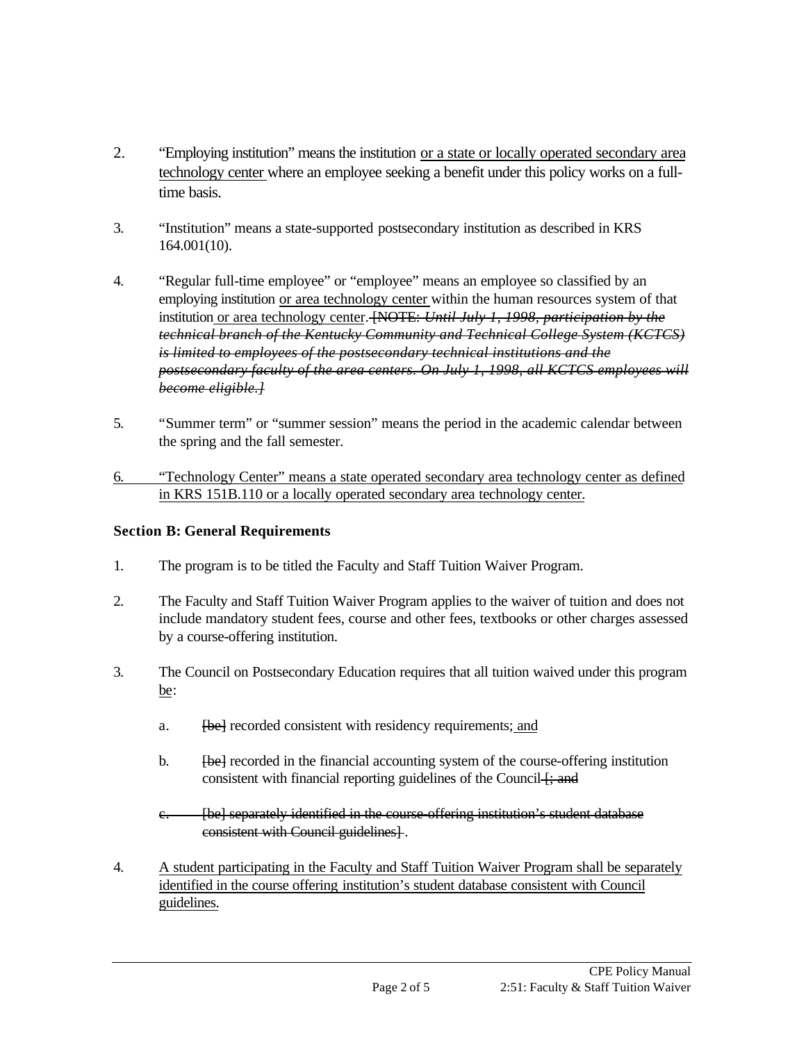2. “Employing institution” means the institution or a state or locally operated secondary area technology center where an employee seeking a benefit under this policy works on a full-time basis.

3. “Institution” means a state-supported postsecondary institution as described in KRS 164.001(10).

4. “Regular full-time employee” or “employee” means an employee so classified by an employing institution or area technology center within the human resources system of that institution or area technology center. ~~[NOTE: *Until July 1, 1998, participation by the technical branch of the Kentucky Community and Technical College System (KCTCS) is limited to employees of the postsecondary technical institutions and the postsecondary faculty of the area centers. On July 1, 1998, all KCTCS employees will become eligible.]*~~

5. “Summer term” or “summer session” means the period in the academic calendar between the spring and the fall semester.

6. “Technology Center” means a state operated secondary area technology center as defined in KRS 151B.110 or a locally operated secondary area technology center.

**Section B: General Requirements**

1. The program is to be titled the Faculty and Staff Tuition Waiver Program.

2. The Faculty and Staff Tuition Waiver Program applies to the waiver of tuition and does not include mandatory student fees, course and other fees, textbooks or other charges assessed by a course-offering institution.

3. The Council on Postsecondary Education requires that all tuition waived under this program be:

   a. ~~[be]~~ recorded consistent with residency requirements; and

   b. ~~[be]~~ recorded in the financial accounting system of the course-offering institution consistent with financial reporting guidelines of the Council ~~[; and~~

   ~~c. [be] separately identified in the course-offering institution’s student database consistent with Council guidelines]~~ .

4. A student participating in the Faculty and Staff Tuition Waiver Program shall be separately identified in the course offering institution’s student database consistent with Council guidelines.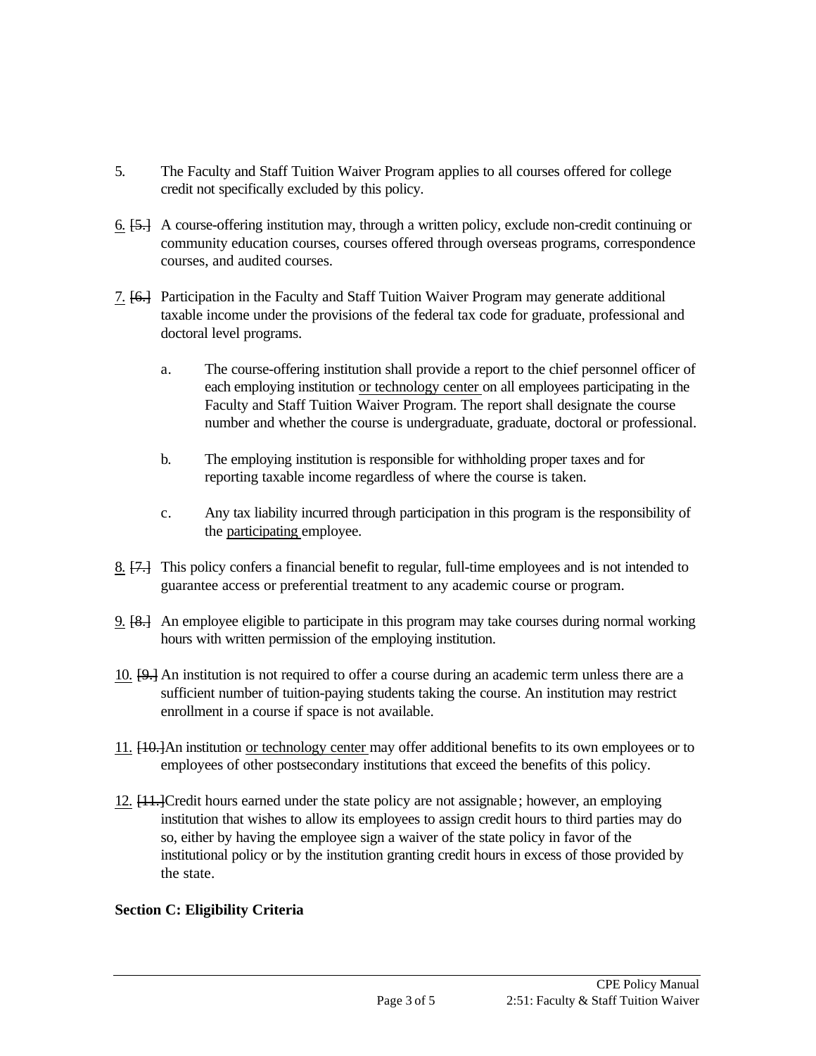5. The Faculty and Staff Tuition Waiver Program applies to all courses offered for college credit not specifically excluded by this policy.

6. ~~[5.]~~ A course-offering institution may, through a written policy, exclude non-credit continuing or community education courses, courses offered through overseas programs, correspondence courses, and audited courses.

7. ~~[6.]~~ Participation in the Faculty and Staff Tuition Waiver Program may generate additional taxable income under the provisions of the federal tax code for graduate, professional and doctoral level programs.

   a. The course-offering institution shall provide a report to the chief personnel officer of each employing institution or technology center on all employees participating in the Faculty and Staff Tuition Waiver Program. The report shall designate the course number and whether the course is undergraduate, graduate, doctoral or professional.

   b. The employing institution is responsible for withholding proper taxes and for reporting taxable income regardless of where the course is taken.

   c. Any tax liability incurred through participation in this program is the responsibility of the participating employee.

8. ~~[7.]~~ This policy confers a financial benefit to regular, full-time employees and is not intended to guarantee access or preferential treatment to any academic course or program.

9. ~~[8.]~~ An employee eligible to participate in this program may take courses during normal working hours with written permission of the employing institution.

10. ~~[9.]~~ An institution is not required to offer a course during an academic term unless there are a sufficient number of tuition-paying students taking the course. An institution may restrict enrollment in a course if space is not available.

11. ~~[10.]~~ An institution or technology center may offer additional benefits to its own employees or to employees of other postsecondary institutions that exceed the benefits of this policy.

12. ~~[11.]~~ Credit hours earned under the state policy are not assignable; however, an employing institution that wishes to allow its employees to assign credit hours to third parties may do so, either by having the employee sign a waiver of the state policy in favor of the institutional policy or by the institution granting credit hours in excess of those provided by the state.

**Section C: Eligibility Criteria**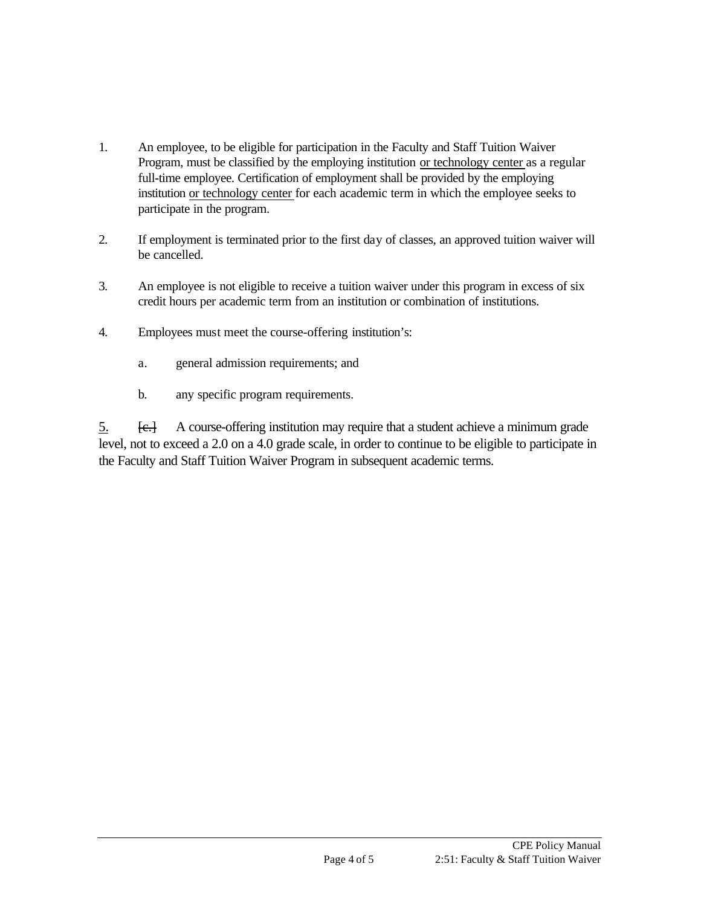1. An employee, to be eligible for participation in the Faculty and Staff Tuition Waiver Program, must be classified by the employing institution <u>or technology center</u> as a regular full-time employee. Certification of employment shall be provided by the employing institution <u>or technology center</u> for each academic term in which the employee seeks to participate in the program.

2. If employment is terminated prior to the first day of classes, an approved tuition waiver will be cancelled.

3. An employee is not eligible to receive a tuition waiver under this program in excess of six credit hours per academic term from an institution or combination of institutions.

4. Employees must meet the course-offering institution's:

   a. general admission requirements; and

   b. any specific program requirements.

<u>5.</u> ~~[c.]~~ A course-offering institution may require that a student achieve a minimum grade level, not to exceed a 2.0 on a 4.0 grade scale, in order to continue to be eligible to participate in the Faculty and Staff Tuition Waiver Program in subsequent academic terms.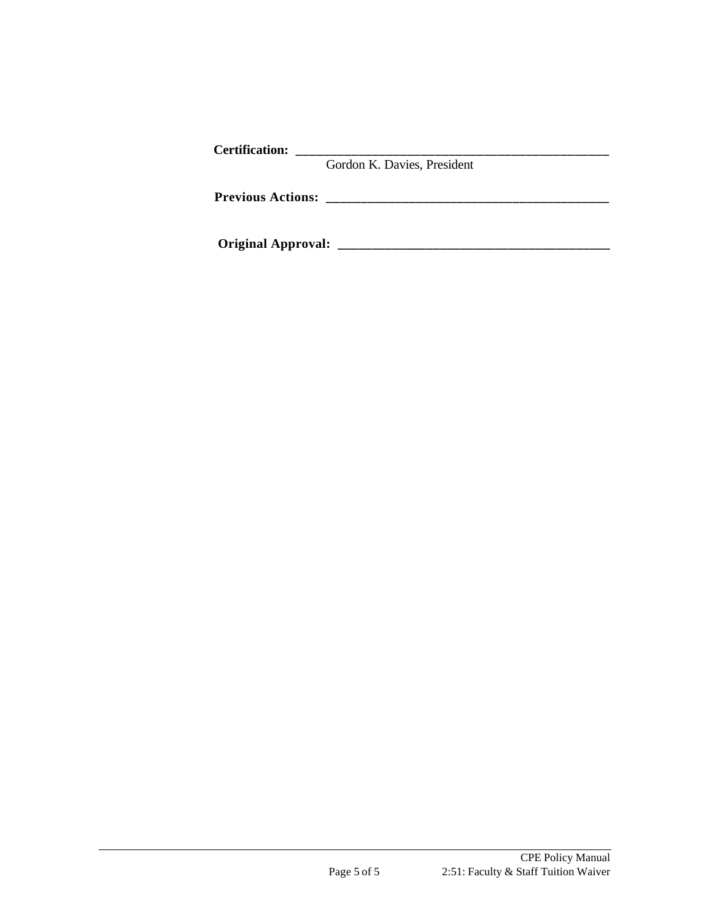**Certification:** ________________________________________________
Gordon K. Davies, President

**Previous Actions:** ________________________________________________

**Original Approval:** ________________________________________________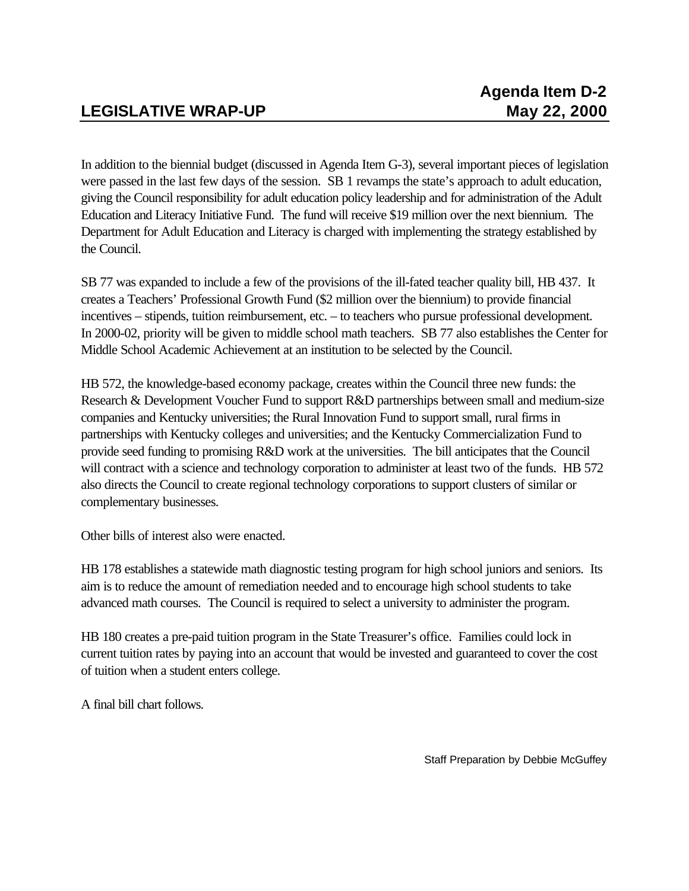**Agenda Item D-2**

## LEGISLATIVE WRAP-UP **May 22, 2000**

In addition to the biennial budget (discussed in Agenda Item G-3), several important pieces of legislation were passed in the last few days of the session. SB 1 revamps the state's approach to adult education, giving the Council responsibility for adult education policy leadership and for administration of the Adult Education and Literacy Initiative Fund. The fund will receive $19 million over the next biennium. The Department for Adult Education and Literacy is charged with implementing the strategy established by the Council.

SB 77 was expanded to include a few of the provisions of the ill-fated teacher quality bill, HB 437. It creates a Teachers' Professional Growth Fund ($2 million over the biennium) to provide financial incentives – stipends, tuition reimbursement, etc. – to teachers who pursue professional development. In 2000-02, priority will be given to middle school math teachers. SB 77 also establishes the Center for Middle School Academic Achievement at an institution to be selected by the Council.

HB 572, the knowledge-based economy package, creates within the Council three new funds: the Research & Development Voucher Fund to support R&D partnerships between small and medium-size companies and Kentucky universities; the Rural Innovation Fund to support small, rural firms in partnerships with Kentucky colleges and universities; and the Kentucky Commercialization Fund to provide seed funding to promising R&D work at the universities. The bill anticipates that the Council will contract with a science and technology corporation to administer at least two of the funds. HB 572 also directs the Council to create regional technology corporations to support clusters of similar or complementary businesses.

Other bills of interest also were enacted.

HB 178 establishes a statewide math diagnostic testing program for high school juniors and seniors. Its aim is to reduce the amount of remediation needed and to encourage high school students to take advanced math courses. The Council is required to select a university to administer the program.

HB 180 creates a pre-paid tuition program in the State Treasurer's office. Families could lock in current tuition rates by paying into an account that would be invested and guaranteed to cover the cost of tuition when a student enters college.

A final bill chart follows.

Staff Preparation by Debbie McGuffey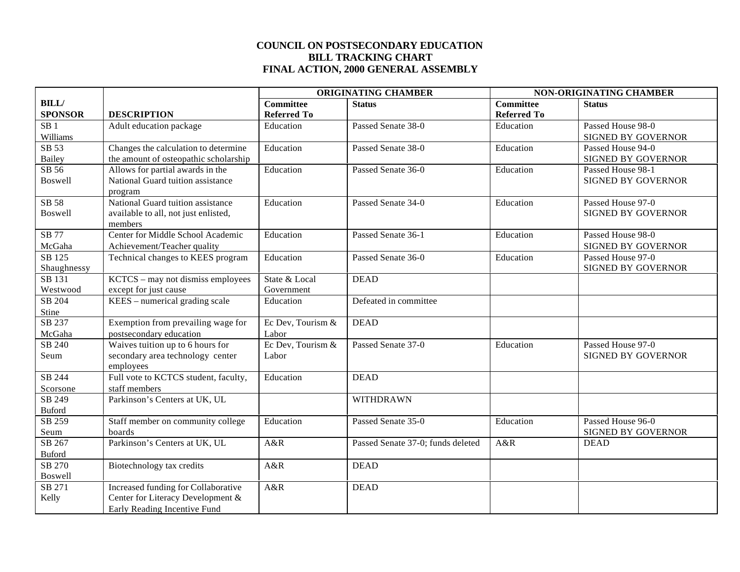# COUNCIL ON POSTSECONDARY EDUCATION
## BILL TRACKING CHART
## FINAL ACTION, 2000 GENERAL ASSEMBLY

| | | ORIGINATING CHAMBER | | NON-ORIGINATING CHAMBER | |
|---|---|---|---|---|---|
| **BILL/ SPONSOR** | **DESCRIPTION** | **Committee Referred To** | **Status** | **Committee Referred To** | **Status** |
| SB 1 Williams | Adult education package | Education | Passed Senate 38-0 | Education | Passed House 98-0 SIGNED BY GOVERNOR |
| SB 53 Bailey | Changes the calculation to determine the amount of osteopathic scholarship | Education | Passed Senate 38-0 | Education | Passed House 94-0 SIGNED BY GOVERNOR |
| SB 56 Boswell | Allows for partial awards in the National Guard tuition assistance program | Education | Passed Senate 36-0 | Education | Passed House 98-1 SIGNED BY GOVERNOR |
| SB 58 Boswell | National Guard tuition assistance available to all, not just enlisted, members | Education | Passed Senate 34-0 | Education | Passed House 97-0 SIGNED BY GOVERNOR |
| SB 77 McGaha | Center for Middle School Academic Achievement/Teacher quality | Education | Passed Senate 36-1 | Education | Passed House 98-0 SIGNED BY GOVERNOR |
| SB 125 Shaughnessy | Technical changes to KEES program | Education | Passed Senate 36-0 | Education | Passed House 97-0 SIGNED BY GOVERNOR |
| SB 131 Westwood | KCTCS – may not dismiss employees except for just cause | State & Local Government | DEAD | | |
| SB 204 Stine | KEES – numerical grading scale | Education | Defeated in committee | | |
| SB 237 McGaha | Exemption from prevailing wage for postsecondary education | Ec Dev, Tourism & Labor | DEAD | | |
| SB 240 Seum | Waives tuition up to 6 hours for secondary area technology center employees | Ec Dev, Tourism & Labor | Passed Senate 37-0 | Education | Passed House 97-0 SIGNED BY GOVERNOR |
| SB 244 Scorsone | Full vote to KCTCS student, faculty, staff members | Education | DEAD | | |
| SB 249 Buford | Parkinson's Centers at UK, UL | | WITHDRAWN | | |
| SB 259 Seum | Staff member on community college boards | Education | Passed Senate 35-0 | Education | Passed House 96-0 SIGNED BY GOVERNOR |
| SB 267 Buford | Parkinson's Centers at UK, UL | A&R | Passed Senate 37-0; funds deleted | A&R | DEAD |
| SB 270 Boswell | Biotechnology tax credits | A&R | DEAD | | |
| SB 271 Kelly | Increased funding for Collaborative Center for Literacy Development & Early Reading Incentive Fund | A&R | DEAD | | |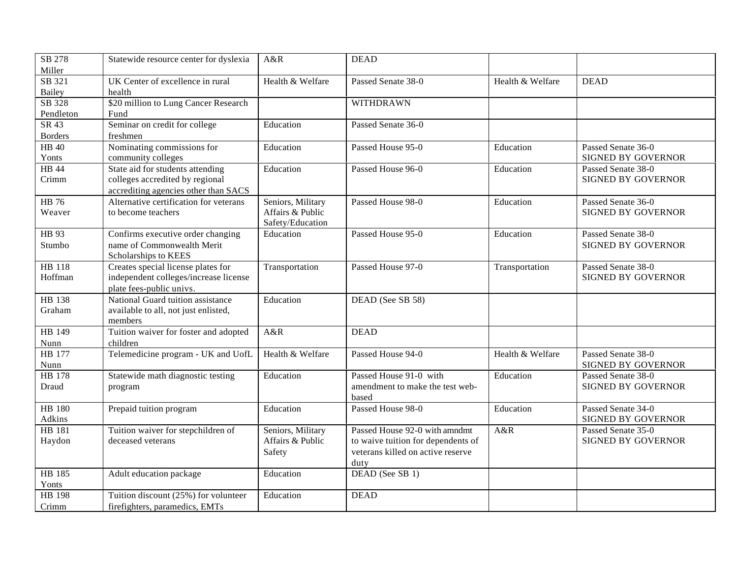| | | | | | |
|---|---|---|---|---|---|
| SB 278 Miller | Statewide resource center for dyslexia | A&R | DEAD | | |
| SB 321 Bailey | UK Center of excellence in rural health | Health & Welfare | Passed Senate 38-0 | Health & Welfare | DEAD |
| SB 328 Pendleton | $20 million to Lung Cancer Research Fund | | WITHDRAWN | | |
| SR 43 Borders | Seminar on credit for college freshmen | Education | Passed Senate 36-0 | | |
| HB 40 Yonts | Nominating commissions for community colleges | Education | Passed House 95-0 | Education | Passed Senate 36-0 SIGNED BY GOVERNOR |
| HB 44 Crimm | State aid for students attending colleges accredited by regional accrediting agencies other than SACS | Education | Passed House 96-0 | Education | Passed Senate 38-0 SIGNED BY GOVERNOR |
| HB 76 Weaver | Alternative certification for veterans to become teachers | Seniors, Military Affairs & Public Safety/Education | Passed House 98-0 | Education | Passed Senate 36-0 SIGNED BY GOVERNOR |
| HB 93 Stumbo | Confirms executive order changing name of Commonwealth Merit Scholarships to KEES | Education | Passed House 95-0 | Education | Passed Senate 38-0 SIGNED BY GOVERNOR |
| HB 118 Hoffman | Creates special license plates for independent colleges/increase license plate fees-public univs. | Transportation | Passed House 97-0 | Transportation | Passed Senate 38-0 SIGNED BY GOVERNOR |
| HB 138 Graham | National Guard tuition assistance available to all, not just enlisted, members | Education | DEAD (See SB 58) | | |
| HB 149 Nunn | Tuition waiver for foster and adopted children | A&R | DEAD | | |
| HB 177 Nunn | Telemedicine program - UK and UofL | Health & Welfare | Passed House 94-0 | Health & Welfare | Passed Senate 38-0 SIGNED BY GOVERNOR |
| HB 178 Draud | Statewide math diagnostic testing program | Education | Passed House 91-0 with amendment to make the test web-based | Education | Passed Senate 38-0 SIGNED BY GOVERNOR |
| HB 180 Adkins | Prepaid tuition program | Education | Passed House 98-0 | Education | Passed Senate 34-0 SIGNED BY GOVERNOR |
| HB 181 Haydon | Tuition waiver for stepchildren of deceased veterans | Seniors, Military Affairs & Public Safety | Passed House 92-0 with amndmt to waive tuition for dependents of veterans killed on active reserve duty | A&R | Passed Senate 35-0 SIGNED BY GOVERNOR |
| HB 185 Yonts | Adult education package | Education | DEAD (See SB 1) | | |
| HB 198 Crimm | Tuition discount (25%) for volunteer firefighters, paramedics, EMTs | Education | DEAD | | |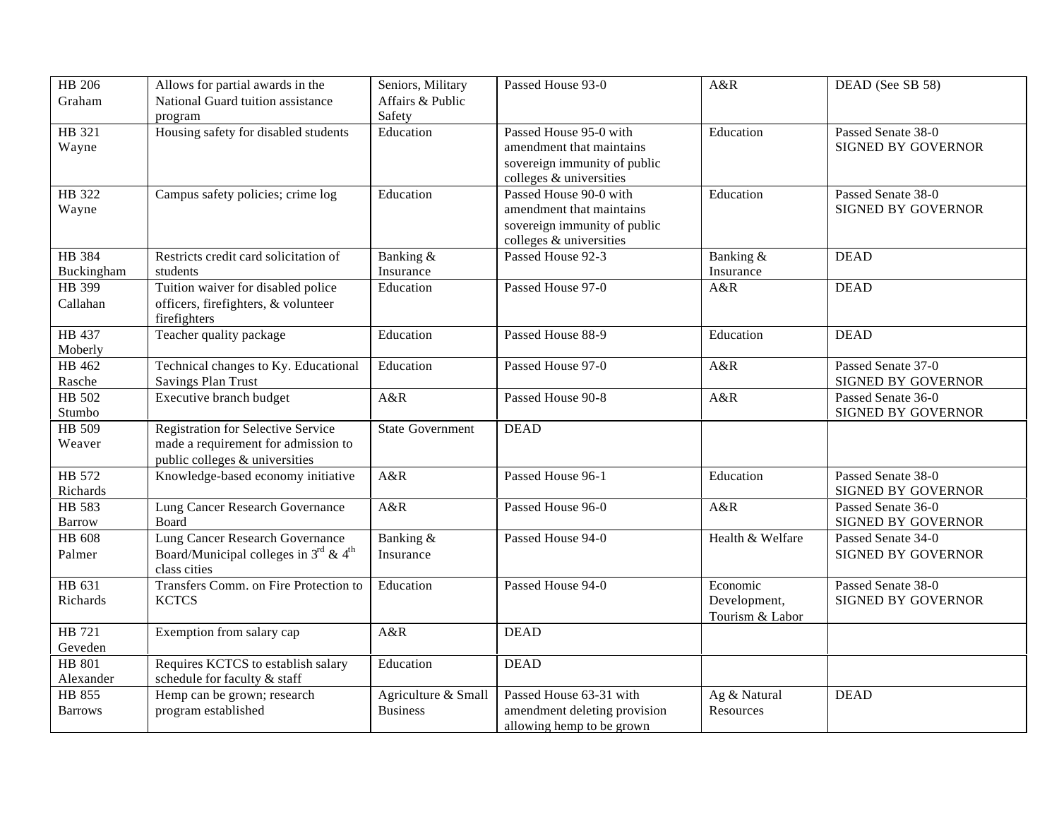| HB 206 Graham | Allows for partial awards in the National Guard tuition assistance program | Seniors, Military Affairs & Public Safety | Passed House 93-0 | A&R | DEAD (See SB 58) |
|---|---|---|---|---|---|
| HB 321 Wayne | Housing safety for disabled students | Education | Passed House 95-0 with amendment that maintains sovereign immunity of public colleges & universities | Education | Passed Senate 38-0 SIGNED BY GOVERNOR |
| HB 322 Wayne | Campus safety policies; crime log | Education | Passed House 90-0 with amendment that maintains sovereign immunity of public colleges & universities | Education | Passed Senate 38-0 SIGNED BY GOVERNOR |
| HB 384 Buckingham | Restricts credit card solicitation of students | Banking & Insurance | Passed House 92-3 | Banking & Insurance | DEAD |
| HB 399 Callahan | Tuition waiver for disabled police officers, firefighters, & volunteer firefighters | Education | Passed House 97-0 | A&R | DEAD |
| HB 437 Moberly | Teacher quality package | Education | Passed House 88-9 | Education | DEAD |
| HB 462 Rasche | Technical changes to Ky. Educational Savings Plan Trust | Education | Passed House 97-0 | A&R | Passed Senate 37-0 SIGNED BY GOVERNOR |
| HB 502 Stumbo | Executive branch budget | A&R | Passed House 90-8 | A&R | Passed Senate 36-0 SIGNED BY GOVERNOR |
| HB 509 Weaver | Registration for Selective Service made a requirement for admission to public colleges & universities | State Government | DEAD | | |
| HB 572 Richards | Knowledge-based economy initiative | A&R | Passed House 96-1 | Education | Passed Senate 38-0 SIGNED BY GOVERNOR |
| HB 583 Barrow | Lung Cancer Research Governance Board | A&R | Passed House 96-0 | A&R | Passed Senate 36-0 SIGNED BY GOVERNOR |
| HB 608 Palmer | Lung Cancer Research Governance Board/Municipal colleges in 3rd & 4th class cities | Banking & Insurance | Passed House 94-0 | Health & Welfare | Passed Senate 34-0 SIGNED BY GOVERNOR |
| HB 631 Richards | Transfers Comm. on Fire Protection to KCTCS | Education | Passed House 94-0 | Economic Development, Tourism & Labor | Passed Senate 38-0 SIGNED BY GOVERNOR |
| HB 721 Geveden | Exemption from salary cap | A&R | DEAD | | |
| HB 801 Alexander | Requires KCTCS to establish salary schedule for faculty & staff | Education | DEAD | | |
| HB 855 Barrows | Hemp can be grown; research program established | Agriculture & Small Business | Passed House 63-31 with amendment deleting provision allowing hemp to be grown | Ag & Natural Resources | DEAD |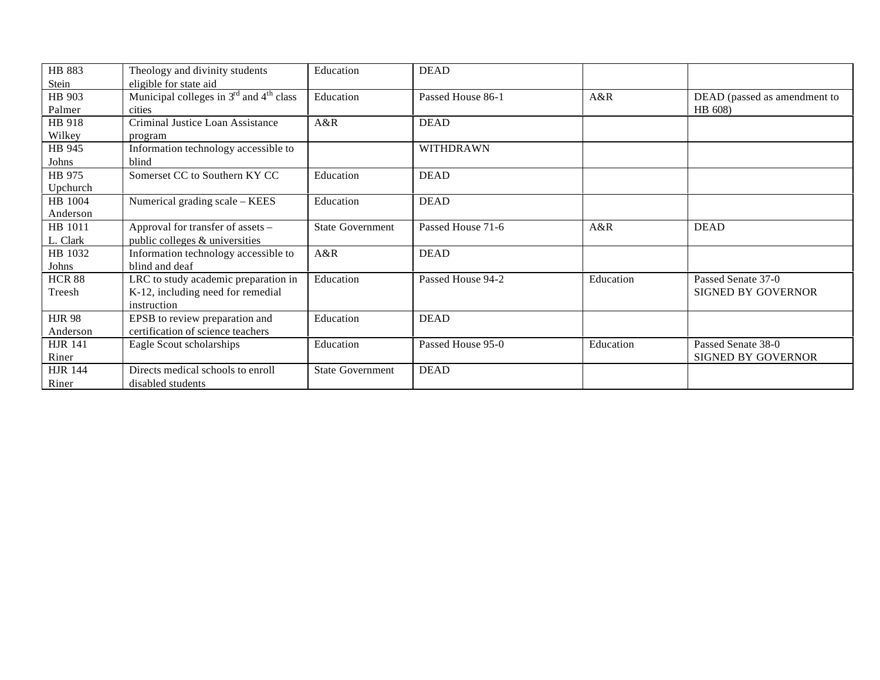| | | | | | |
|---|---|---|---|---|---|
| HB 883 Stein | Theology and divinity students eligible for state aid | Education | DEAD | | |
| HB 903 Palmer | Municipal colleges in 3rd and 4th class cities | Education | Passed House 86-1 | A&R | DEAD (passed as amendment to HB 608) |
| HB 918 Wilkey | Criminal Justice Loan Assistance program | A&R | DEAD | | |
| HB 945 Johns | Information technology accessible to blind | | WITHDRAWN | | |
| HB 975 Upchurch | Somerset CC to Southern KY CC | Education | DEAD | | |
| HB 1004 Anderson | Numerical grading scale – KEES | Education | DEAD | | |
| HB 1011 L. Clark | Approval for transfer of assets – public colleges & universities | State Government | Passed House 71-6 | A&R | DEAD |
| HB 1032 Johns | Information technology accessible to blind and deaf | A&R | DEAD | | |
| HCR 88 Treesh | LRC to study academic preparation in K-12, including need for remedial instruction | Education | Passed House 94-2 | Education | Passed Senate 37-0 SIGNED BY GOVERNOR |
| HJR 98 Anderson | EPSB to review preparation and certification of science teachers | Education | DEAD | | |
| HJR 141 Riner | Eagle Scout scholarships | Education | Passed House 95-0 | Education | Passed Senate 38-0 SIGNED BY GOVERNOR |
| HJR 144 Riner | Directs medical schools to enroll disabled students | State Government | DEAD | | |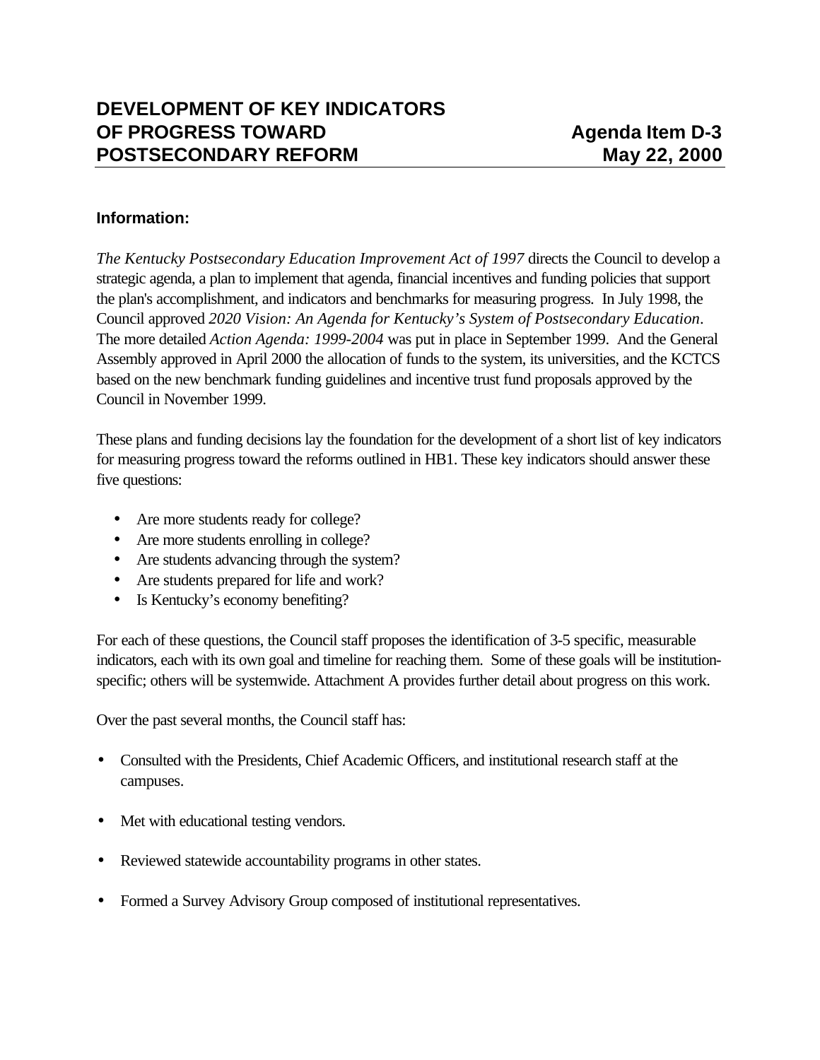# DEVELOPMENT OF KEY INDICATORS OF PROGRESS TOWARD POSTSECONDARY REFORM

**Agenda Item D-3**
**May 22, 2000**

### Information:

*The Kentucky Postsecondary Education Improvement Act of 1997* directs the Council to develop a strategic agenda, a plan to implement that agenda, financial incentives and funding policies that support the plan's accomplishment, and indicators and benchmarks for measuring progress. In July 1998, the Council approved *2020 Vision: An Agenda for Kentucky's System of Postsecondary Education*. The more detailed *Action Agenda: 1999-2004* was put in place in September 1999. And the General Assembly approved in April 2000 the allocation of funds to the system, its universities, and the KCTCS based on the new benchmark funding guidelines and incentive trust fund proposals approved by the Council in November 1999.

These plans and funding decisions lay the foundation for the development of a short list of key indicators for measuring progress toward the reforms outlined in HB1. These key indicators should answer these five questions:

- Are more students ready for college?
- Are more students enrolling in college?
- Are students advancing through the system?
- Are students prepared for life and work?
- Is Kentucky's economy benefiting?

For each of these questions, the Council staff proposes the identification of 3-5 specific, measurable indicators, each with its own goal and timeline for reaching them. Some of these goals will be institution-specific; others will be systemwide. Attachment A provides further detail about progress on this work.

Over the past several months, the Council staff has:

- Consulted with the Presidents, Chief Academic Officers, and institutional research staff at the campuses.
- Met with educational testing vendors.
- Reviewed statewide accountability programs in other states.
- Formed a Survey Advisory Group composed of institutional representatives.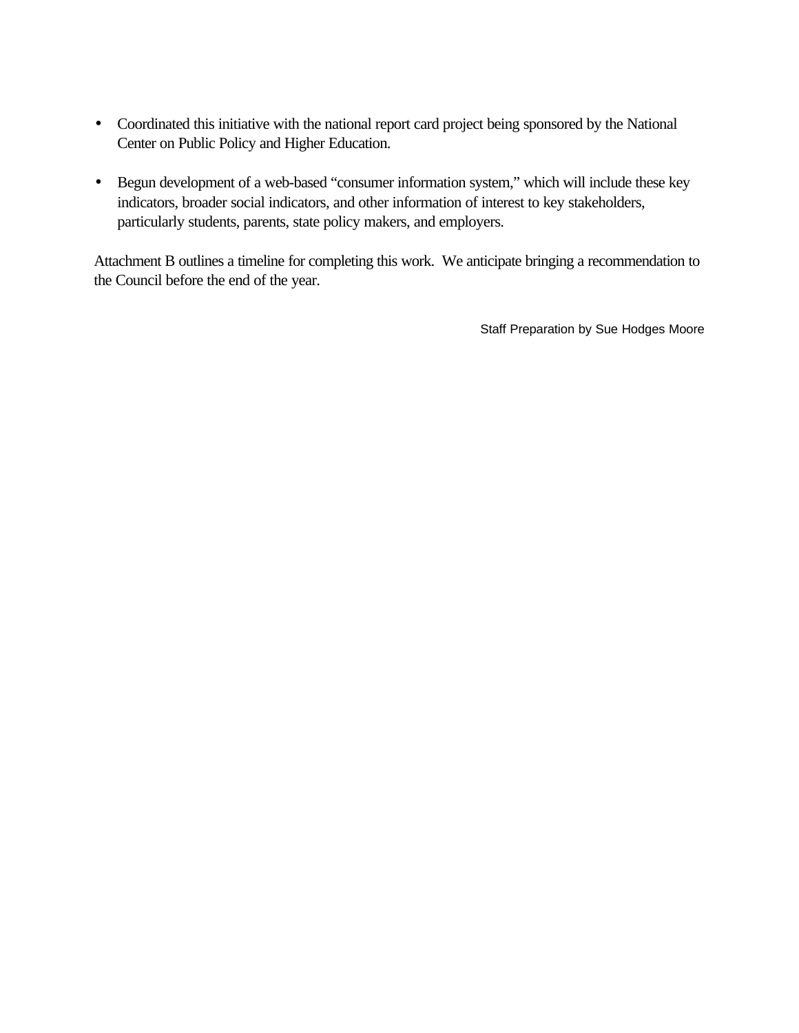- Coordinated this initiative with the national report card project being sponsored by the National Center on Public Policy and Higher Education.

- Begun development of a web-based "consumer information system," which will include these key indicators, broader social indicators, and other information of interest to key stakeholders, particularly students, parents, state policy makers, and employers.

Attachment B outlines a timeline for completing this work. We anticipate bringing a recommendation to the Council before the end of the year.

Staff Preparation by Sue Hodges Moore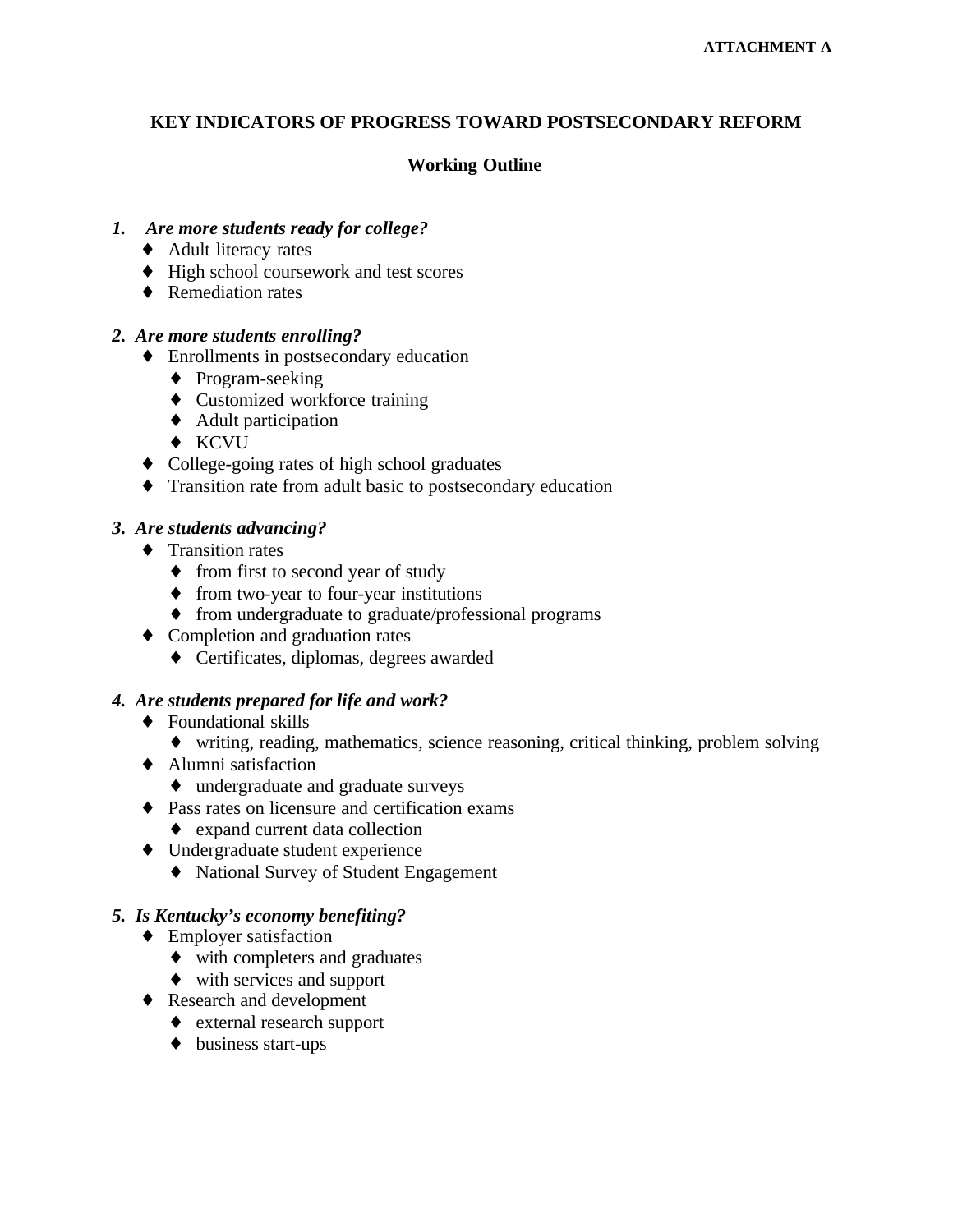**ATTACHMENT A**

# KEY INDICATORS OF PROGRESS TOWARD POSTSECONDARY REFORM

## Working Outline

1. ***Are more students ready for college?***
   - Adult literacy rates
   - High school coursework and test scores
   - Remediation rates

2. ***Are more students enrolling?***
   - Enrollments in postsecondary education
     - Program-seeking
     - Customized workforce training
     - Adult participation
     - KCVU
   - College-going rates of high school graduates
   - Transition rate from adult basic to postsecondary education

3. ***Are students advancing?***
   - Transition rates
     - from first to second year of study
     - from two-year to four-year institutions
     - from undergraduate to graduate/professional programs
   - Completion and graduation rates
     - Certificates, diplomas, degrees awarded

4. ***Are students prepared for life and work?***
   - Foundational skills
     - writing, reading, mathematics, science reasoning, critical thinking, problem solving
   - Alumni satisfaction
     - undergraduate and graduate surveys
   - Pass rates on licensure and certification exams
     - expand current data collection
   - Undergraduate student experience
     - National Survey of Student Engagement

5. ***Is Kentucky's economy benefiting?***
   - Employer satisfaction
     - with completers and graduates
     - with services and support
   - Research and development
     - external research support
     - business start-ups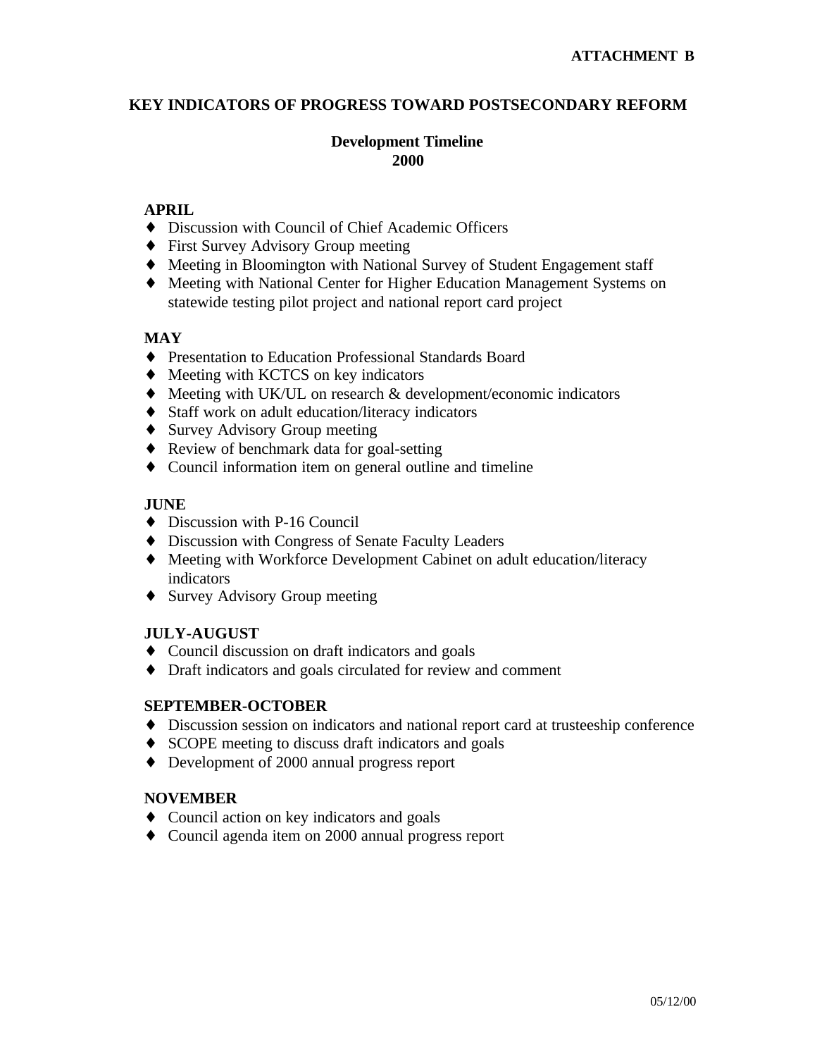**ATTACHMENT B**

# KEY INDICATORS OF PROGRESS TOWARD POSTSECONDARY REFORM

## Development Timeline
## 2000

**APRIL**

- Discussion with Council of Chief Academic Officers
- First Survey Advisory Group meeting
- Meeting in Bloomington with National Survey of Student Engagement staff
- Meeting with National Center for Higher Education Management Systems on statewide testing pilot project and national report card project

**MAY**

- Presentation to Education Professional Standards Board
- Meeting with KCTCS on key indicators
- Meeting with UK/UL on research & development/economic indicators
- Staff work on adult education/literacy indicators
- Survey Advisory Group meeting
- Review of benchmark data for goal-setting
- Council information item on general outline and timeline

**JUNE**

- Discussion with P-16 Council
- Discussion with Congress of Senate Faculty Leaders
- Meeting with Workforce Development Cabinet on adult education/literacy indicators
- Survey Advisory Group meeting

**JULY-AUGUST**

- Council discussion on draft indicators and goals
- Draft indicators and goals circulated for review and comment

**SEPTEMBER-OCTOBER**

- Discussion session on indicators and national report card at trusteeship conference
- SCOPE meeting to discuss draft indicators and goals
- Development of 2000 annual progress report

**NOVEMBER**

- Council action on key indicators and goals
- Council agenda item on 2000 annual progress report

05/12/00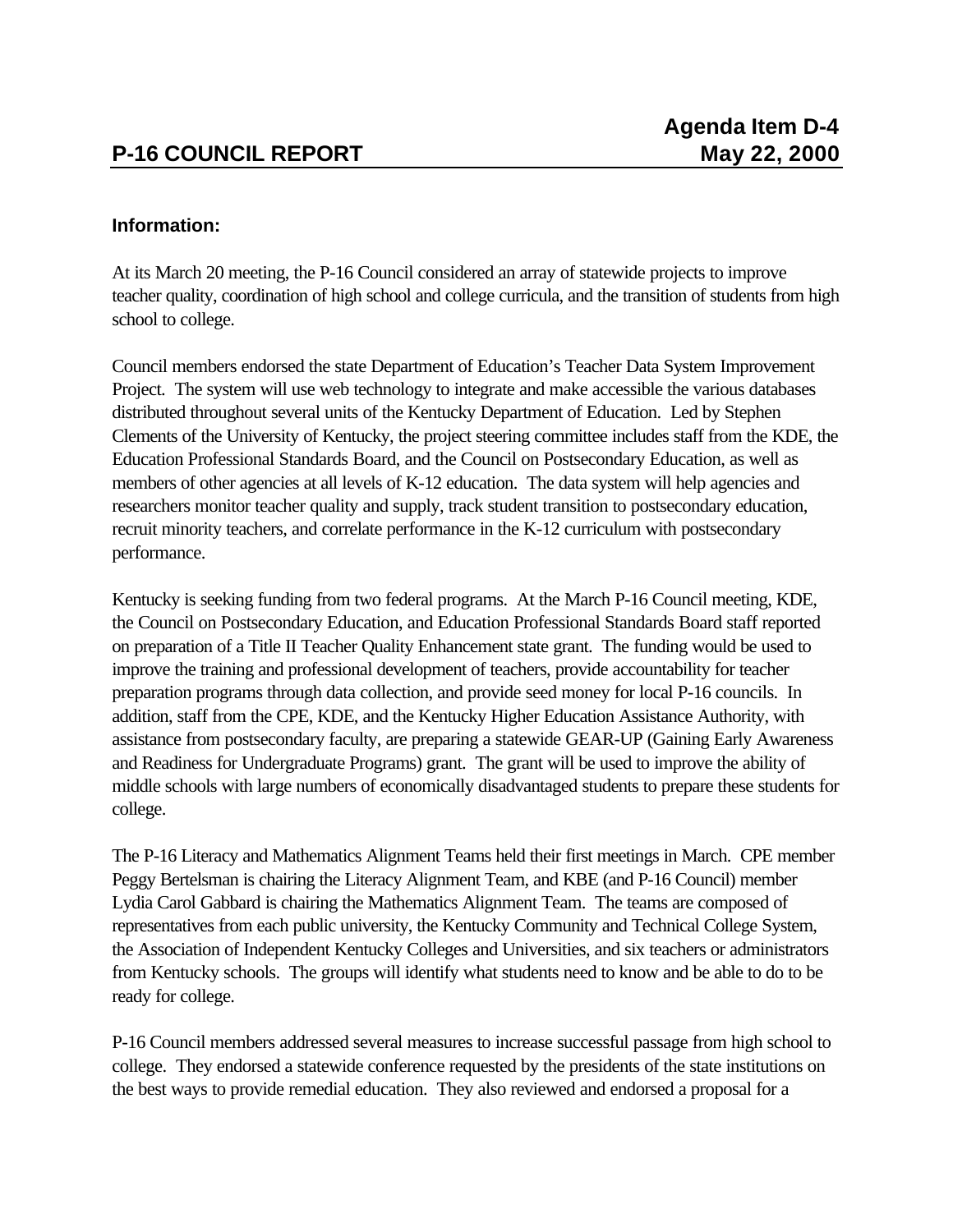**Agenda Item D-4**

## P-16 COUNCIL REPORT — May 22, 2000

**Information:**

At its March 20 meeting, the P-16 Council considered an array of statewide projects to improve teacher quality, coordination of high school and college curricula, and the transition of students from high school to college.

Council members endorsed the state Department of Education's Teacher Data System Improvement Project. The system will use web technology to integrate and make accessible the various databases distributed throughout several units of the Kentucky Department of Education. Led by Stephen Clements of the University of Kentucky, the project steering committee includes staff from the KDE, the Education Professional Standards Board, and the Council on Postsecondary Education, as well as members of other agencies at all levels of K-12 education. The data system will help agencies and researchers monitor teacher quality and supply, track student transition to postsecondary education, recruit minority teachers, and correlate performance in the K-12 curriculum with postsecondary performance.

Kentucky is seeking funding from two federal programs. At the March P-16 Council meeting, KDE, the Council on Postsecondary Education, and Education Professional Standards Board staff reported on preparation of a Title II Teacher Quality Enhancement state grant. The funding would be used to improve the training and professional development of teachers, provide accountability for teacher preparation programs through data collection, and provide seed money for local P-16 councils. In addition, staff from the CPE, KDE, and the Kentucky Higher Education Assistance Authority, with assistance from postsecondary faculty, are preparing a statewide GEAR-UP (Gaining Early Awareness and Readiness for Undergraduate Programs) grant. The grant will be used to improve the ability of middle schools with large numbers of economically disadvantaged students to prepare these students for college.

The P-16 Literacy and Mathematics Alignment Teams held their first meetings in March. CPE member Peggy Bertelsman is chairing the Literacy Alignment Team, and KBE (and P-16 Council) member Lydia Carol Gabbard is chairing the Mathematics Alignment Team. The teams are composed of representatives from each public university, the Kentucky Community and Technical College System, the Association of Independent Kentucky Colleges and Universities, and six teachers or administrators from Kentucky schools. The groups will identify what students need to know and be able to do to be ready for college.

P-16 Council members addressed several measures to increase successful passage from high school to college. They endorsed a statewide conference requested by the presidents of the state institutions on the best ways to provide remedial education. They also reviewed and endorsed a proposal for a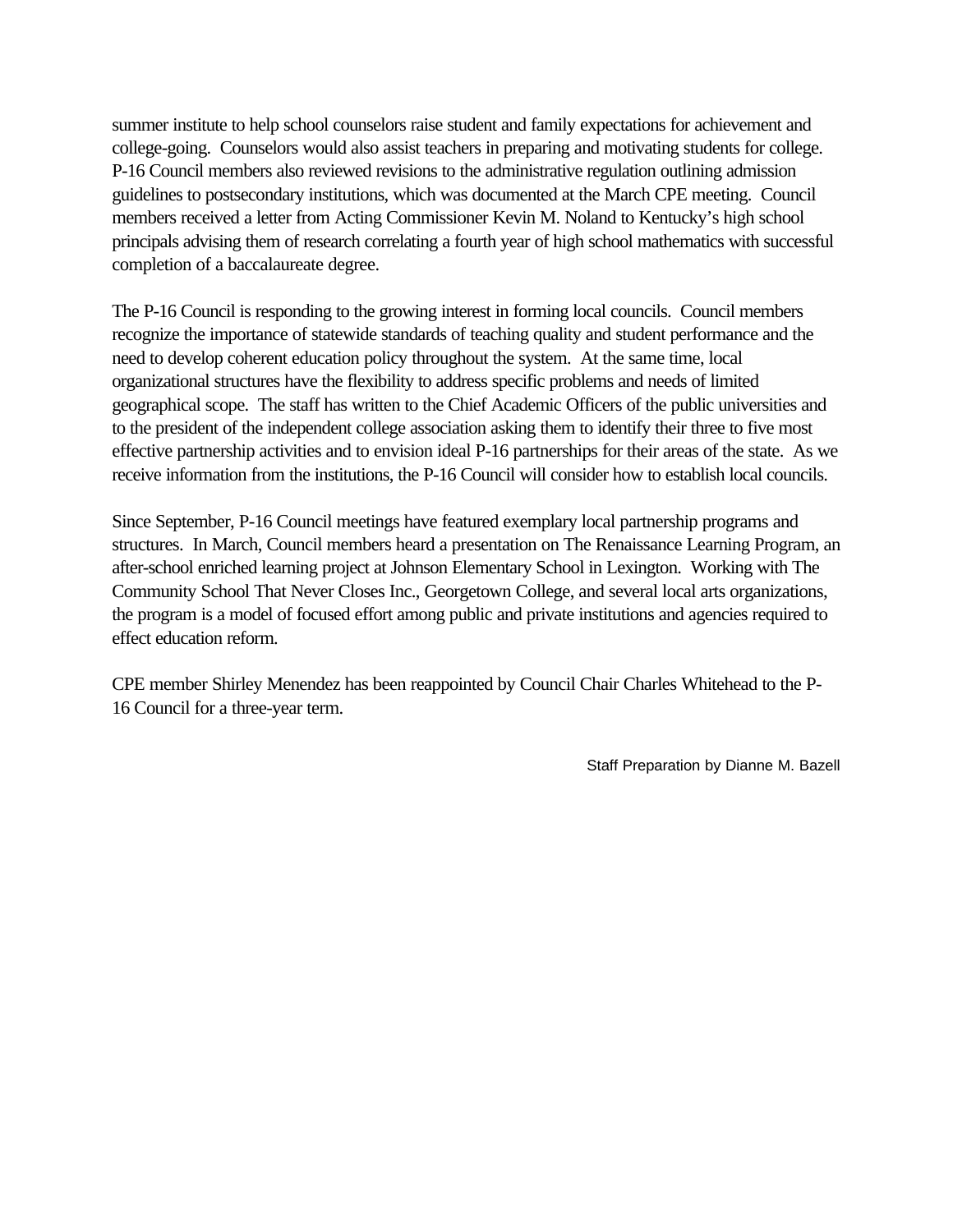summer institute to help school counselors raise student and family expectations for achievement and college-going. Counselors would also assist teachers in preparing and motivating students for college. P-16 Council members also reviewed revisions to the administrative regulation outlining admission guidelines to postsecondary institutions, which was documented at the March CPE meeting. Council members received a letter from Acting Commissioner Kevin M. Noland to Kentucky's high school principals advising them of research correlating a fourth year of high school mathematics with successful completion of a baccalaureate degree.

The P-16 Council is responding to the growing interest in forming local councils. Council members recognize the importance of statewide standards of teaching quality and student performance and the need to develop coherent education policy throughout the system. At the same time, local organizational structures have the flexibility to address specific problems and needs of limited geographical scope. The staff has written to the Chief Academic Officers of the public universities and to the president of the independent college association asking them to identify their three to five most effective partnership activities and to envision ideal P-16 partnerships for their areas of the state. As we receive information from the institutions, the P-16 Council will consider how to establish local councils.

Since September, P-16 Council meetings have featured exemplary local partnership programs and structures. In March, Council members heard a presentation on The Renaissance Learning Program, an after-school enriched learning project at Johnson Elementary School in Lexington. Working with The Community School That Never Closes Inc., Georgetown College, and several local arts organizations, the program is a model of focused effort among public and private institutions and agencies required to effect education reform.

CPE member Shirley Menendez has been reappointed by Council Chair Charles Whitehead to the P-16 Council for a three-year term.

Staff Preparation by Dianne M. Bazell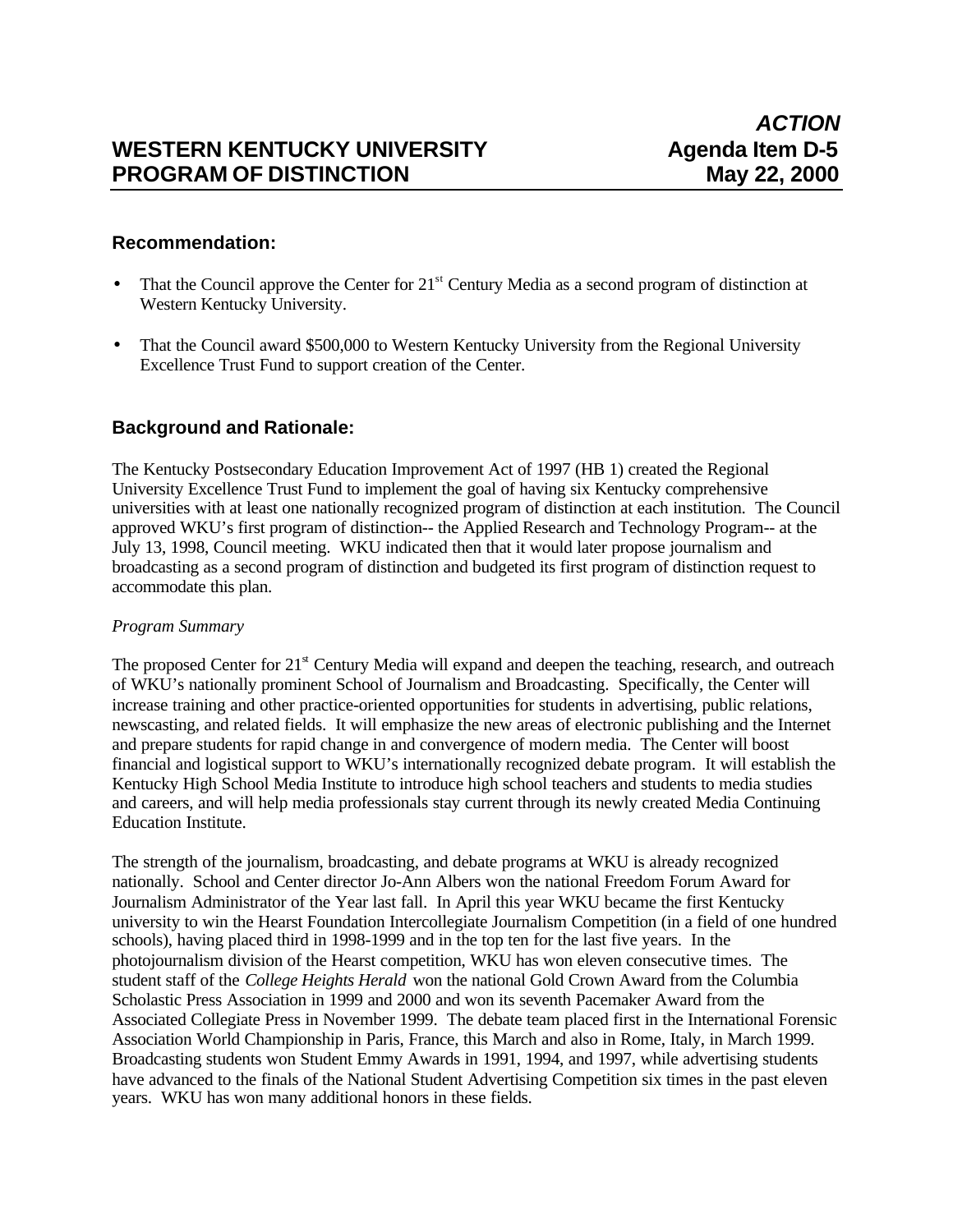**_ACTION_**

# WESTERN KENTUCKY UNIVERSITY PROGRAM OF DISTINCTION

**Agenda Item D-5**
**May 22, 2000**

## Recommendation:

- That the Council approve the Center for 21st Century Media as a second program of distinction at Western Kentucky University.
- That the Council award $500,000 to Western Kentucky University from the Regional University Excellence Trust Fund to support creation of the Center.

## Background and Rationale:

The Kentucky Postsecondary Education Improvement Act of 1997 (HB 1) created the Regional University Excellence Trust Fund to implement the goal of having six Kentucky comprehensive universities with at least one nationally recognized program of distinction at each institution. The Council approved WKU's first program of distinction-- the Applied Research and Technology Program-- at the July 13, 1998, Council meeting. WKU indicated then that it would later propose journalism and broadcasting as a second program of distinction and budgeted its first program of distinction request to accommodate this plan.

*Program Summary*

The proposed Center for 21st Century Media will expand and deepen the teaching, research, and outreach of WKU's nationally prominent School of Journalism and Broadcasting. Specifically, the Center will increase training and other practice-oriented opportunities for students in advertising, public relations, newscasting, and related fields. It will emphasize the new areas of electronic publishing and the Internet and prepare students for rapid change in and convergence of modern media. The Center will boost financial and logistical support to WKU's internationally recognized debate program. It will establish the Kentucky High School Media Institute to introduce high school teachers and students to media studies and careers, and will help media professionals stay current through its newly created Media Continuing Education Institute.

The strength of the journalism, broadcasting, and debate programs at WKU is already recognized nationally. School and Center director Jo-Ann Albers won the national Freedom Forum Award for Journalism Administrator of the Year last fall. In April this year WKU became the first Kentucky university to win the Hearst Foundation Intercollegiate Journalism Competition (in a field of one hundred schools), having placed third in 1998-1999 and in the top ten for the last five years. In the photojournalism division of the Hearst competition, WKU has won eleven consecutive times. The student staff of the *College Heights Herald* won the national Gold Crown Award from the Columbia Scholastic Press Association in 1999 and 2000 and won its seventh Pacemaker Award from the Associated Collegiate Press in November 1999. The debate team placed first in the International Forensic Association World Championship in Paris, France, this March and also in Rome, Italy, in March 1999. Broadcasting students won Student Emmy Awards in 1991, 1994, and 1997, while advertising students have advanced to the finals of the National Student Advertising Competition six times in the past eleven years. WKU has won many additional honors in these fields.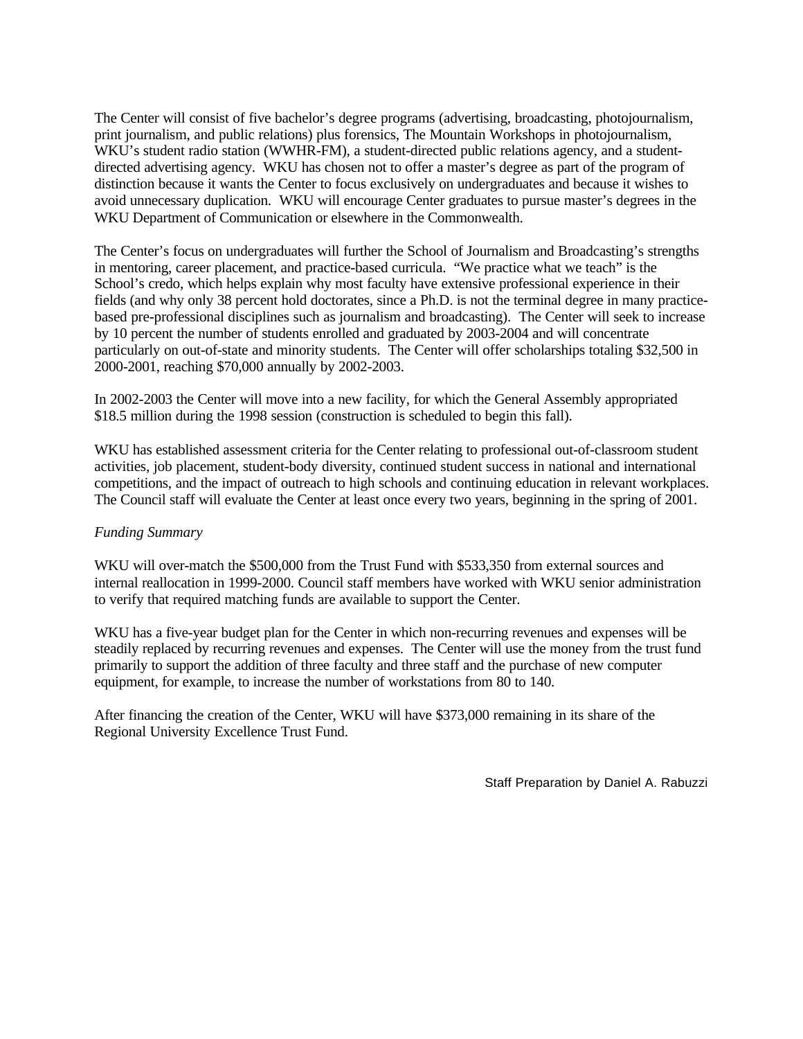The Center will consist of five bachelor's degree programs (advertising, broadcasting, photojournalism, print journalism, and public relations) plus forensics, The Mountain Workshops in photojournalism, WKU's student radio station (WWHR-FM), a student-directed public relations agency, and a student-directed advertising agency.  WKU has chosen not to offer a master's degree as part of the program of distinction because it wants the Center to focus exclusively on undergraduates and because it wishes to avoid unnecessary duplication.  WKU will encourage Center graduates to pursue master's degrees in the WKU Department of Communication or elsewhere in the Commonwealth.

The Center's focus on undergraduates will further the School of Journalism and Broadcasting's strengths in mentoring, career placement, and practice-based curricula.  "We practice what we teach" is the School's credo, which helps explain why most faculty have extensive professional experience in their fields (and why only 38 percent hold doctorates, since a Ph.D. is not the terminal degree in many practice-based pre-professional disciplines such as journalism and broadcasting).  The Center will seek to increase by 10 percent the number of students enrolled and graduated by 2003-2004 and will concentrate particularly on out-of-state and minority students.  The Center will offer scholarships totaling $32,500 in 2000-2001, reaching $70,000 annually by 2002-2003.

In 2002-2003 the Center will move into a new facility, for which the General Assembly appropriated $18.5 million during the 1998 session (construction is scheduled to begin this fall).

WKU has established assessment criteria for the Center relating to professional out-of-classroom student activities, job placement, student-body diversity, continued student success in national and international competitions, and the impact of outreach to high schools and continuing education in relevant workplaces. The Council staff will evaluate the Center at least once every two years, beginning in the spring of 2001.

*Funding Summary*

WKU will over-match the $500,000 from the Trust Fund with $533,350 from external sources and internal reallocation in 1999-2000. Council staff members have worked with WKU senior administration to verify that required matching funds are available to support the Center.

WKU has a five-year budget plan for the Center in which non-recurring revenues and expenses will be steadily replaced by recurring revenues and expenses.  The Center will use the money from the trust fund primarily to support the addition of three faculty and three staff and the purchase of new computer equipment, for example, to increase the number of workstations from 80 to 140.

After financing the creation of the Center, WKU will have $373,000 remaining in its share of the Regional University Excellence Trust Fund.

Staff Preparation by Daniel A. Rabuzzi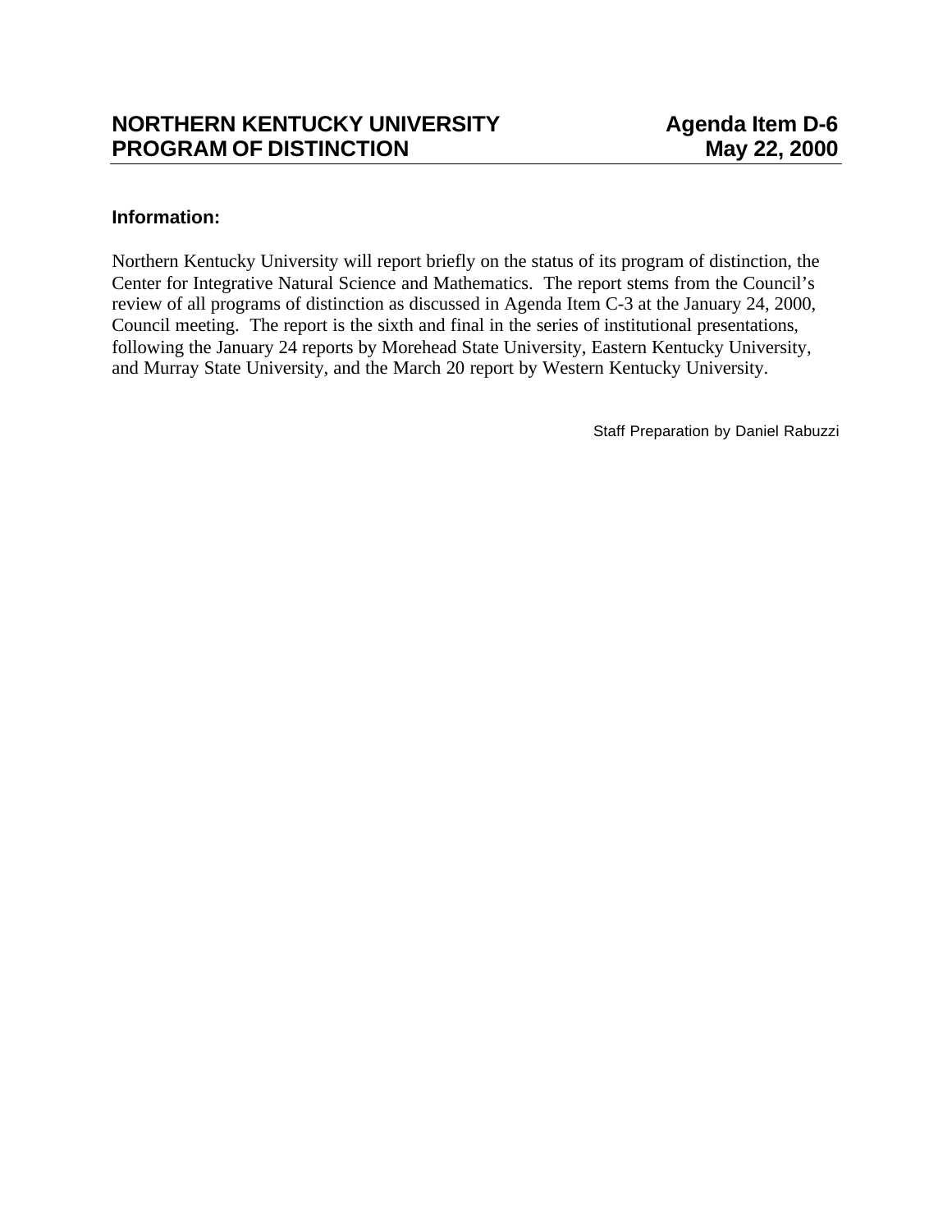# NORTHERN KENTUCKY UNIVERSITY PROGRAM OF DISTINCTION

**Agenda Item D-6**
**May 22, 2000**

**Information:**

Northern Kentucky University will report briefly on the status of its program of distinction, the Center for Integrative Natural Science and Mathematics. The report stems from the Council's review of all programs of distinction as discussed in Agenda Item C-3 at the January 24, 2000, Council meeting. The report is the sixth and final in the series of institutional presentations, following the January 24 reports by Morehead State University, Eastern Kentucky University, and Murray State University, and the March 20 report by Western Kentucky University.

Staff Preparation by Daniel Rabuzzi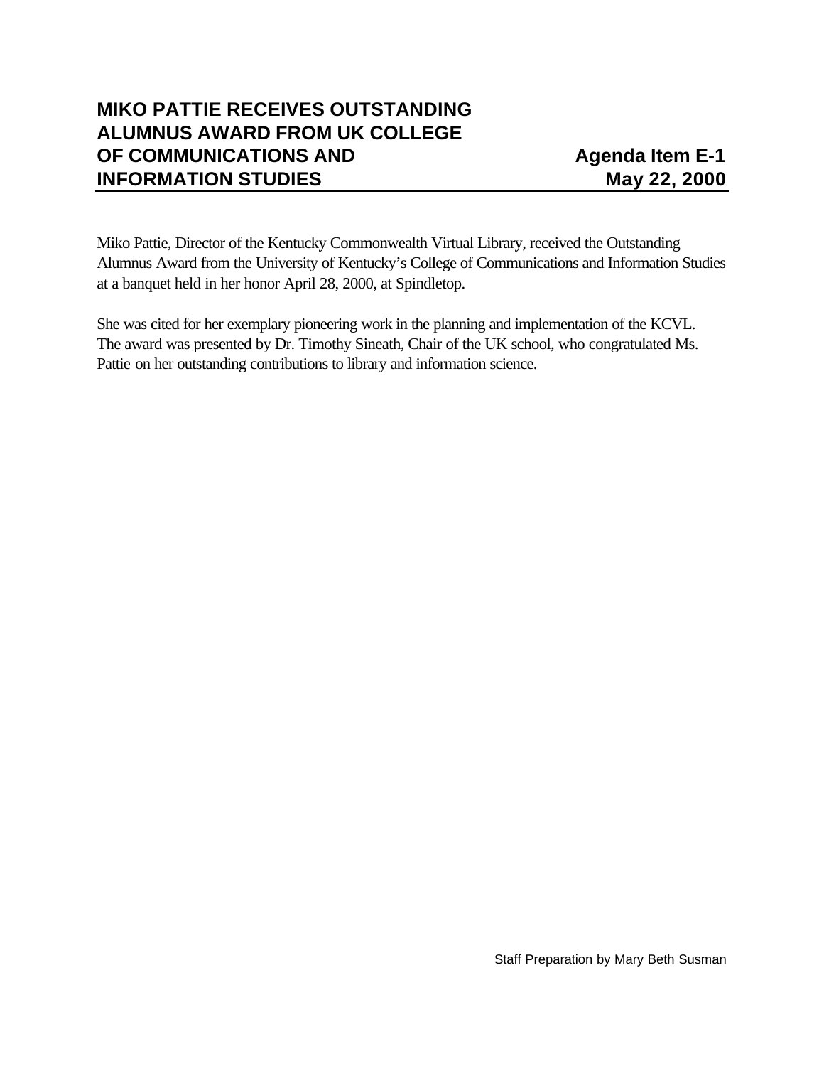## MIKO PATTIE RECEIVES OUTSTANDING ALUMNUS AWARD FROM UK COLLEGE OF COMMUNICATIONS AND INFORMATION STUDIES

**Agenda Item E-1**
**May 22, 2000**

Miko Pattie, Director of the Kentucky Commonwealth Virtual Library, received the Outstanding Alumnus Award from the University of Kentucky's College of Communications and Information Studies at a banquet held in her honor April 28, 2000, at Spindletop.

She was cited for her exemplary pioneering work in the planning and implementation of the KCVL. The award was presented by Dr. Timothy Sineath, Chair of the UK school, who congratulated Ms. Pattie on her outstanding contributions to library and information science.

Staff Preparation by Mary Beth Susman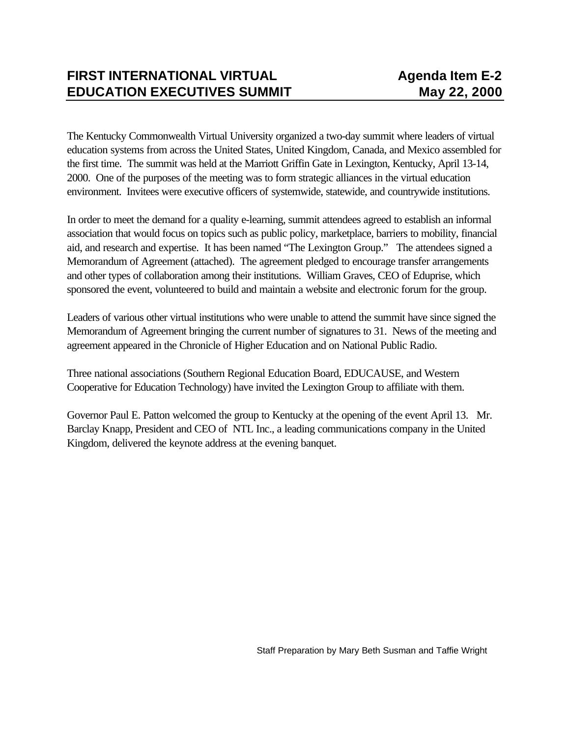# FIRST INTERNATIONAL VIRTUAL EDUCATION EXECUTIVES SUMMIT

**Agenda Item E-2**
**May 22, 2000**

The Kentucky Commonwealth Virtual University organized a two-day summit where leaders of virtual education systems from across the United States, United Kingdom, Canada, and Mexico assembled for the first time. The summit was held at the Marriott Griffin Gate in Lexington, Kentucky, April 13-14, 2000. One of the purposes of the meeting was to form strategic alliances in the virtual education environment. Invitees were executive officers of systemwide, statewide, and countrywide institutions.

In order to meet the demand for a quality e-learning, summit attendees agreed to establish an informal association that would focus on topics such as public policy, marketplace, barriers to mobility, financial aid, and research and expertise. It has been named "The Lexington Group." The attendees signed a Memorandum of Agreement (attached). The agreement pledged to encourage transfer arrangements and other types of collaboration among their institutions. William Graves, CEO of Eduprise, which sponsored the event, volunteered to build and maintain a website and electronic forum for the group.

Leaders of various other virtual institutions who were unable to attend the summit have since signed the Memorandum of Agreement bringing the current number of signatures to 31. News of the meeting and agreement appeared in the Chronicle of Higher Education and on National Public Radio.

Three national associations (Southern Regional Education Board, EDUCAUSE, and Western Cooperative for Education Technology) have invited the Lexington Group to affiliate with them.

Governor Paul E. Patton welcomed the group to Kentucky at the opening of the event April 13. Mr. Barclay Knapp, President and CEO of NTL Inc., a leading communications company in the United Kingdom, delivered the keynote address at the evening banquet.

Staff Preparation by Mary Beth Susman and Taffie Wright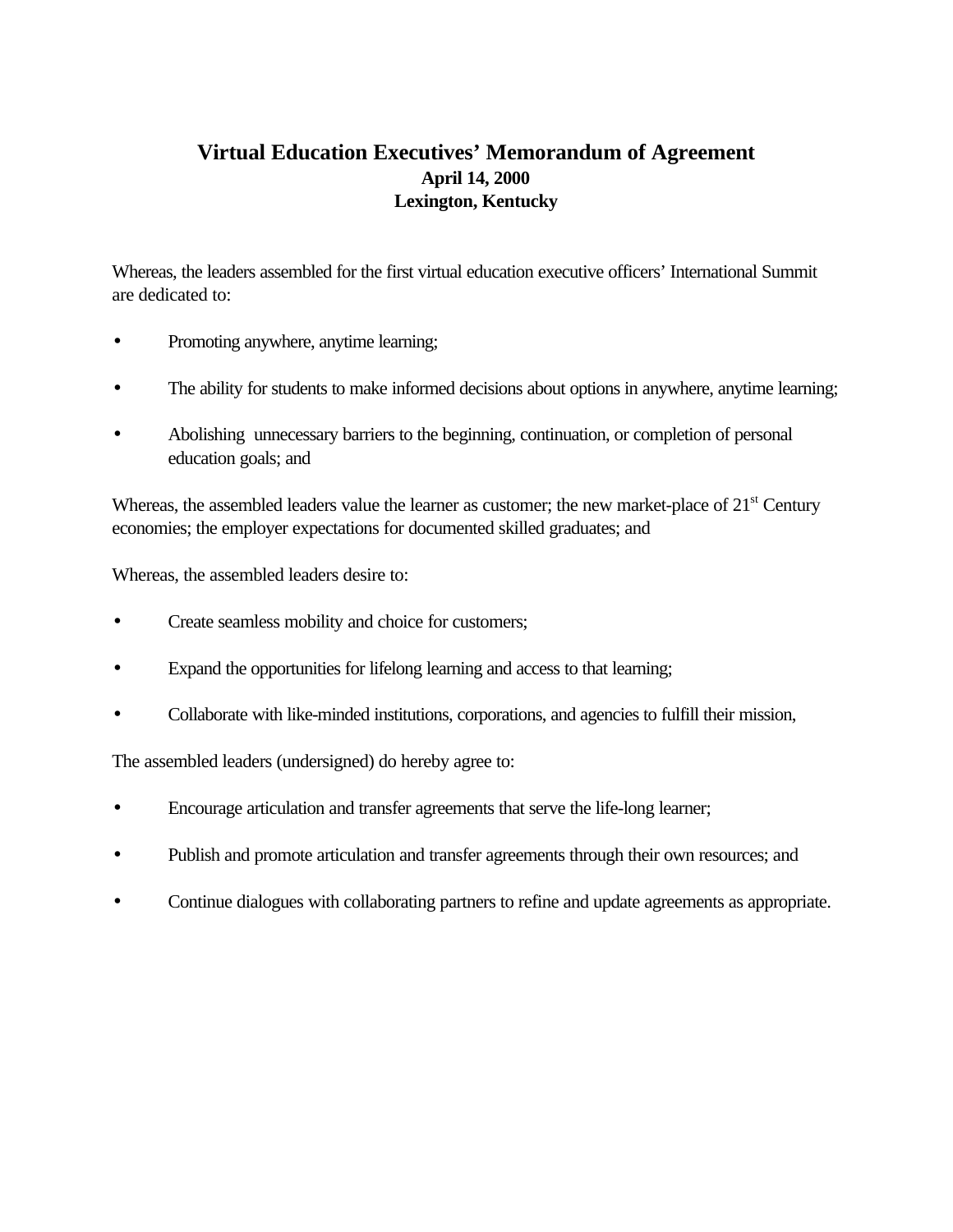# Virtual Education Executives' Memorandum of Agreement

**April 14, 2000**
**Lexington, Kentucky**

Whereas, the leaders assembled for the first virtual education executive officers' International Summit are dedicated to:

- Promoting anywhere, anytime learning;
- The ability for students to make informed decisions about options in anywhere, anytime learning;
- Abolishing unnecessary barriers to the beginning, continuation, or completion of personal education goals; and

Whereas, the assembled leaders value the learner as customer; the new market-place of 21st Century economies; the employer expectations for documented skilled graduates; and

Whereas, the assembled leaders desire to:

- Create seamless mobility and choice for customers;
- Expand the opportunities for lifelong learning and access to that learning;
- Collaborate with like-minded institutions, corporations, and agencies to fulfill their mission,

The assembled leaders (undersigned) do hereby agree to:

- Encourage articulation and transfer agreements that serve the life-long learner;
- Publish and promote articulation and transfer agreements through their own resources; and
- Continue dialogues with collaborating partners to refine and update agreements as appropriate.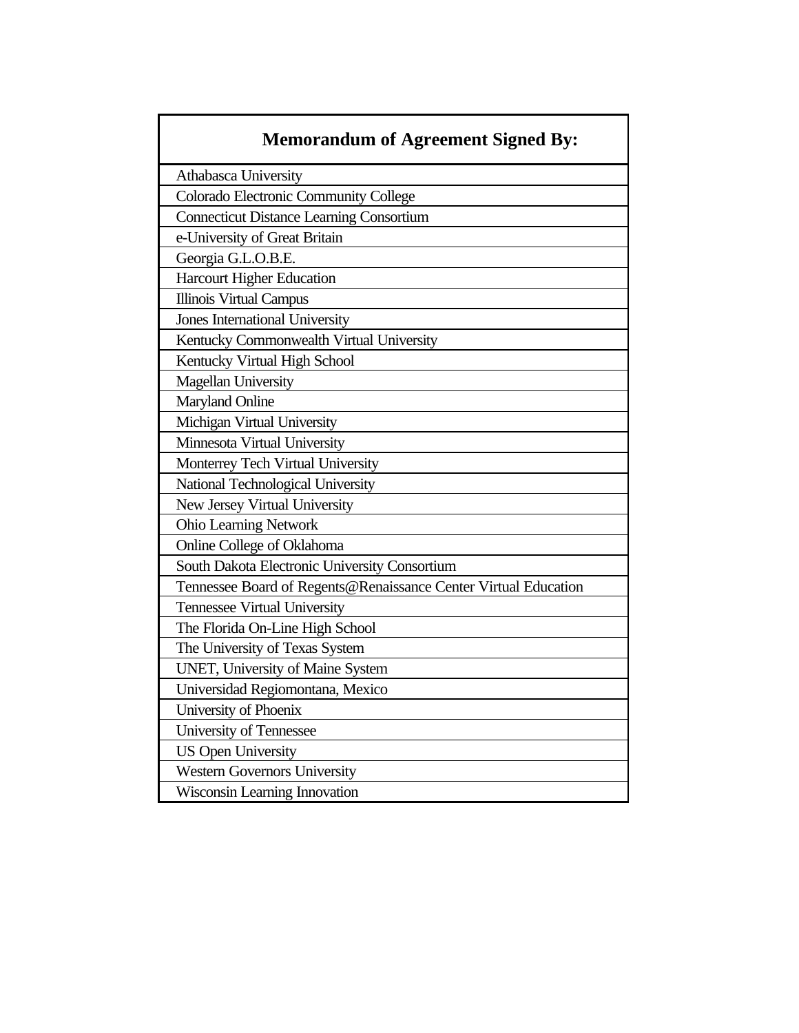| Memorandum of Agreement Signed By: |
| --- |
| Athabasca University |
| Colorado Electronic Community College |
| Connecticut Distance Learning Consortium |
| e-University of Great Britain |
| Georgia G.L.O.B.E. |
| Harcourt Higher Education |
| Illinois Virtual Campus |
| Jones International University |
| Kentucky Commonwealth Virtual University |
| Kentucky Virtual High School |
| Magellan University |
| Maryland Online |
| Michigan Virtual University |
| Minnesota Virtual University |
| Monterrey Tech Virtual University |
| National Technological University |
| New Jersey Virtual University |
| Ohio Learning Network |
| Online College of Oklahoma |
| South Dakota Electronic University Consortium |
| Tennessee Board of Regents@Renaissance Center Virtual Education |
| Tennessee Virtual University |
| The Florida On-Line High School |
| The University of Texas System |
| UNET, University of Maine System |
| Universidad Regiomontana, Mexico |
| University of Phoenix |
| University of Tennessee |
| US Open University |
| Western Governors University |
| Wisconsin Learning Innovation |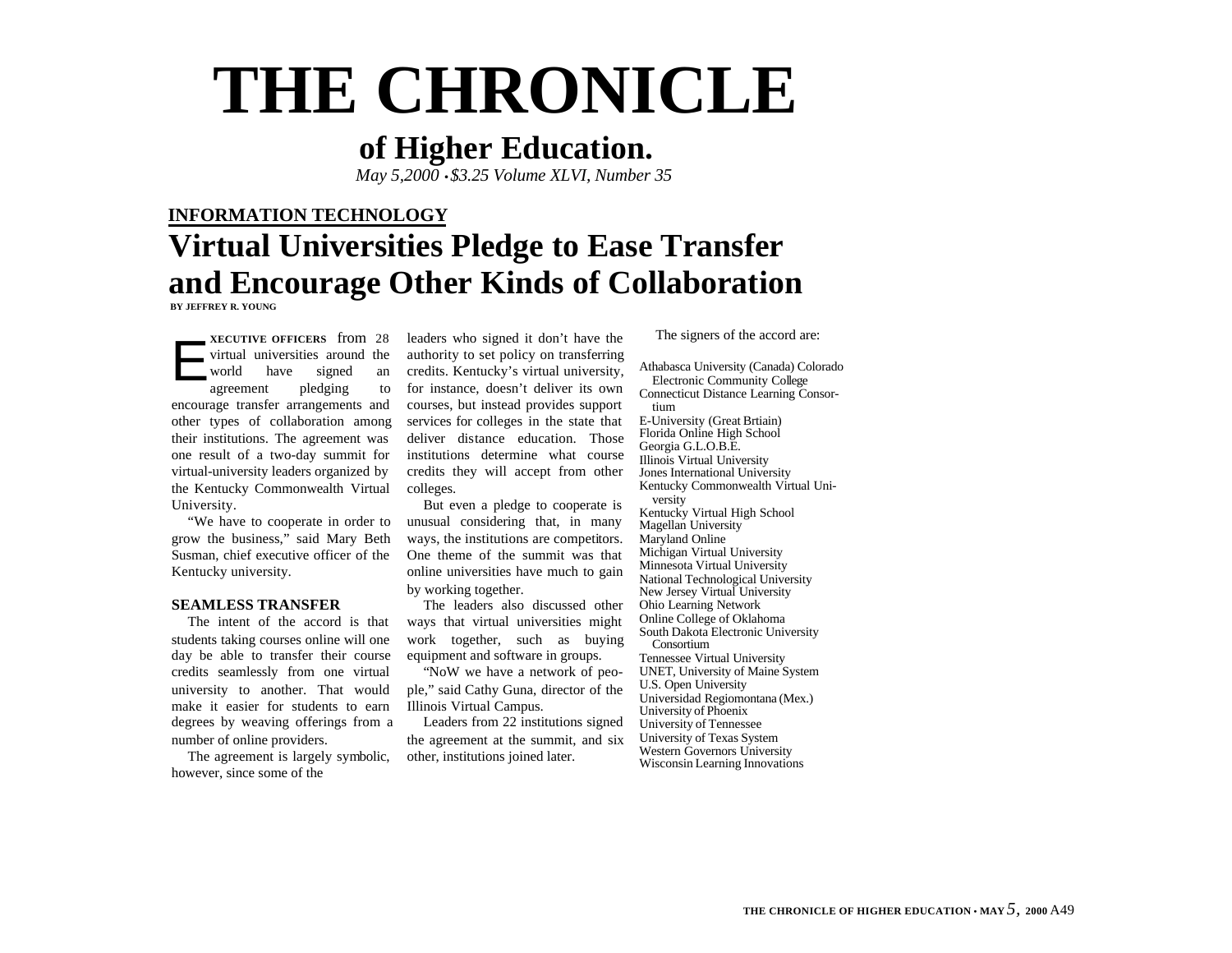# THE CHRONICLE

## of Higher Education.

*May 5,2000 • $3.25 Volume XLVI, Number 35*

**INFORMATION TECHNOLOGY**

## Virtual Universities Pledge to Ease Transfer and Encourage Other Kinds of Collaboration

**BY JEFFREY R. YOUNG**

EXECUTIVE OFFICERS from 28 virtual universities around the world have signed an agreement pledging to encourage transfer arrangements and other types of collaboration among their institutions. The agreement was one result of a two-day summit for virtual-university leaders organized by the Kentucky Commonwealth Virtual University.

"We have to cooperate in order to grow the business," said Mary Beth Susman, chief executive officer of the Kentucky university.

### SEAMLESS TRANSFER

The intent of the accord is that students taking courses online will one day be able to transfer their course credits seamlessly from one virtual university to another. That would make it easier for students to earn degrees by weaving offerings from a number of online providers.

The agreement is largely symbolic, however, since some of the leaders who signed it don't have the authority to set policy on transferring credits. Kentucky's virtual university, for instance, doesn't deliver its own courses, but instead provides support services for colleges in the state that deliver distance education. Those institutions determine what course credits they will accept from other colleges.

But even a pledge to cooperate is unusual considering that, in many ways, the institutions are competitors. One theme of the summit was that online universities have much to gain by working together.

The leaders also discussed other ways that virtual universities might work together, such as buying equipment and software in groups.

"NoW we have a network of people," said Cathy Guna, director of the Illinois Virtual Campus.

Leaders from 22 institutions signed the agreement at the summit, and six other, institutions joined later.

The signers of the accord are:

- Athabasca University (Canada)
- Colorado Electronic Community College
- Connecticut Distance Learning Consortium
- E-University (Great Brtiain)
- Florida Online High School
- Georgia G.L.O.B.E.
- Illinois Virtual University
- Jones International University
- Kentucky Commonwealth Virtual University
- Kentucky Virtual High School
- Magellan University
- Maryland Online
- Michigan Virtual University
- Minnesota Virtual University
- National Technological University
- New Jersey Virtual University
- Ohio Learning Network
- Online College of Oklahoma
- South Dakota Electronic University Consortium
- Tennessee Virtual University
- UNET, University of Maine System
- U.S. Open University
- Universidad Regiomontana (Mex.)
- University of Phoenix
- University of Tennessee
- University of Texas System
- Western Governors University
- Wisconsin Learning Innovations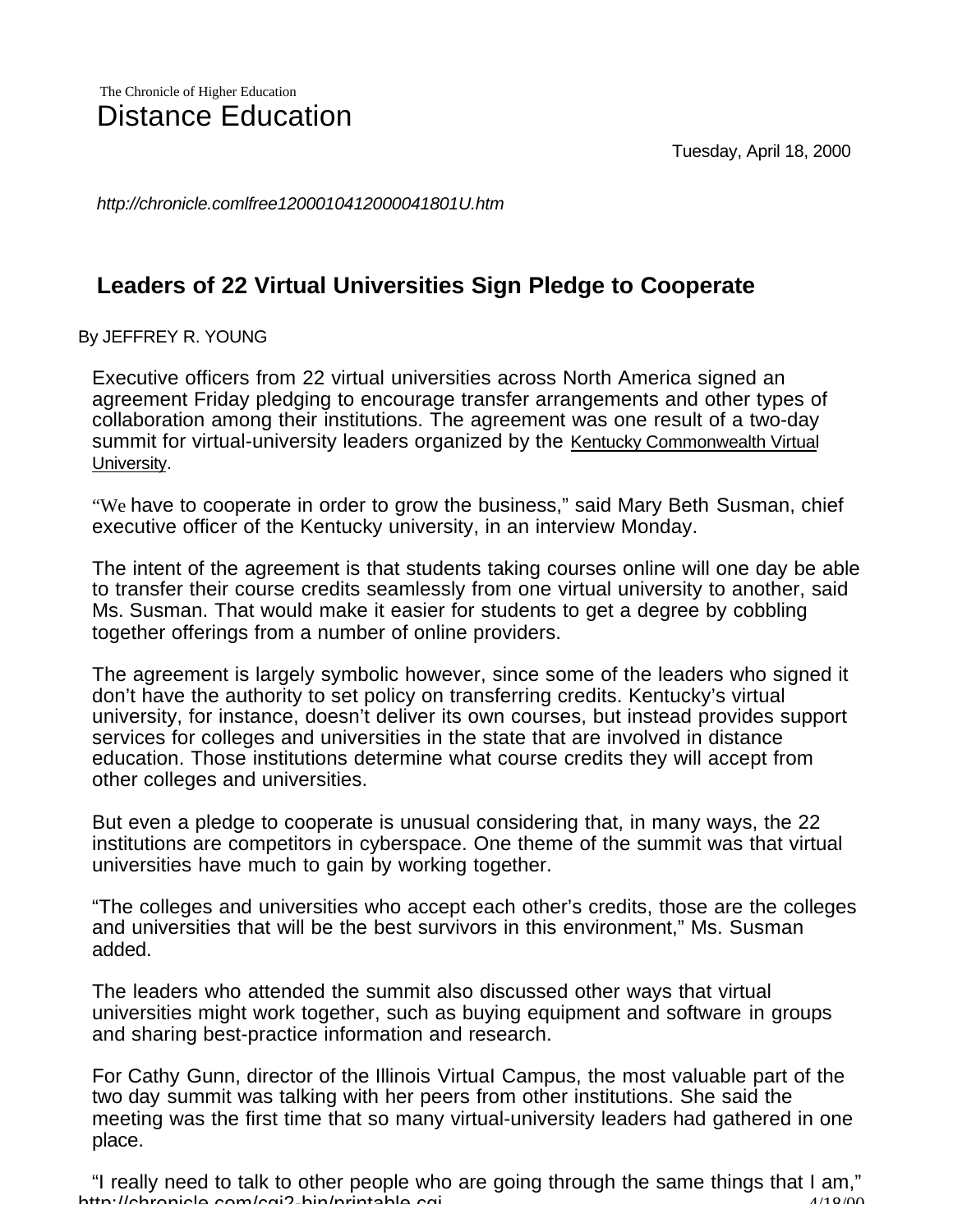The Chronicle of Higher Education

# Distance Education

Tuesday, April 18, 2000

*http://chronicle.comlfree1200010412000041801U.htm*

## Leaders of 22 Virtual Universities Sign Pledge to Cooperate

By JEFFREY R. YOUNG

Executive officers from 22 virtual universities across North America signed an agreement Friday pledging to encourage transfer arrangements and other types of collaboration among their institutions. The agreement was one result of a two-day summit for virtual-university leaders organized by the Kentucky Commonwealth Virtual University.

"We have to cooperate in order to grow the business," said Mary Beth Susman, chief executive officer of the Kentucky university, in an interview Monday.

The intent of the agreement is that students taking courses online will one day be able to transfer their course credits seamlessly from one virtual university to another, said Ms. Susman. That would make it easier for students to get a degree by cobbling together offerings from a number of online providers.

The agreement is largely symbolic however, since some of the leaders who signed it don't have the authority to set policy on transferring credits. Kentucky's virtual university, for instance, doesn't deliver its own courses, but instead provides support services for colleges and universities in the state that are involved in distance education. Those institutions determine what course credits they will accept from other colleges and universities.

But even a pledge to cooperate is unusual considering that, in many ways, the 22 institutions are competitors in cyberspace. One theme of the summit was that virtual universities have much to gain by working together.

"The colleges and universities who accept each other's credits, those are the colleges and universities that will be the best survivors in this environment," Ms. Susman added.

The leaders who attended the summit also discussed other ways that virtual universities might work together, such as buying equipment and software in groups and sharing best-practice information and research.

For Cathy Gunn, director of the Illinois Virtual Campus, the most valuable part of the two day summit was talking with her peers from other institutions. She said the meeting was the first time that so many virtual-university leaders had gathered in one place.

"I really need to talk to other people who are going through the same things that I am,"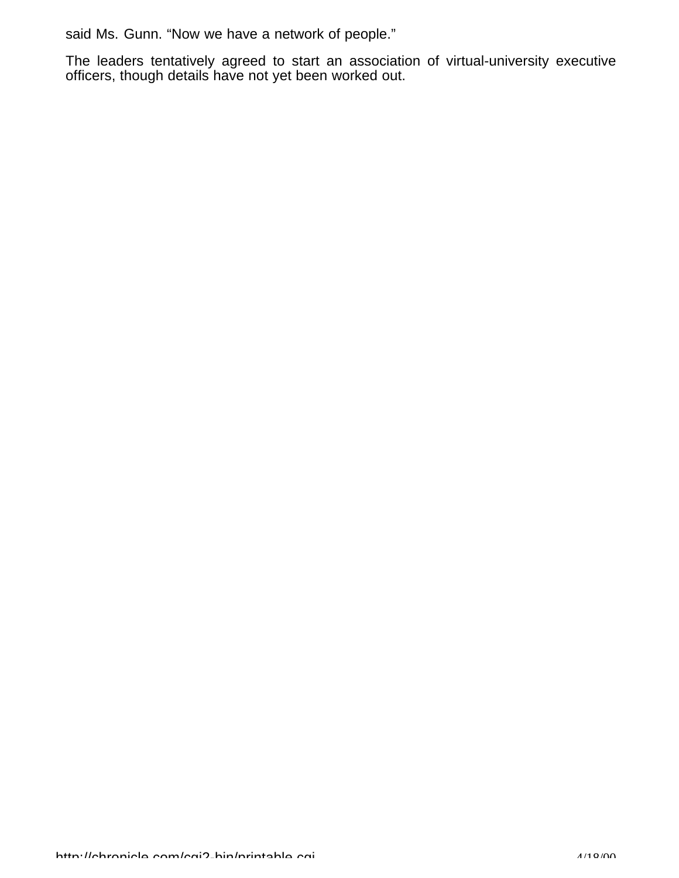said Ms. Gunn. “Now we have a network of people.”

The leaders tentatively agreed to start an association of virtual-university executive officers, though details have not yet been worked out.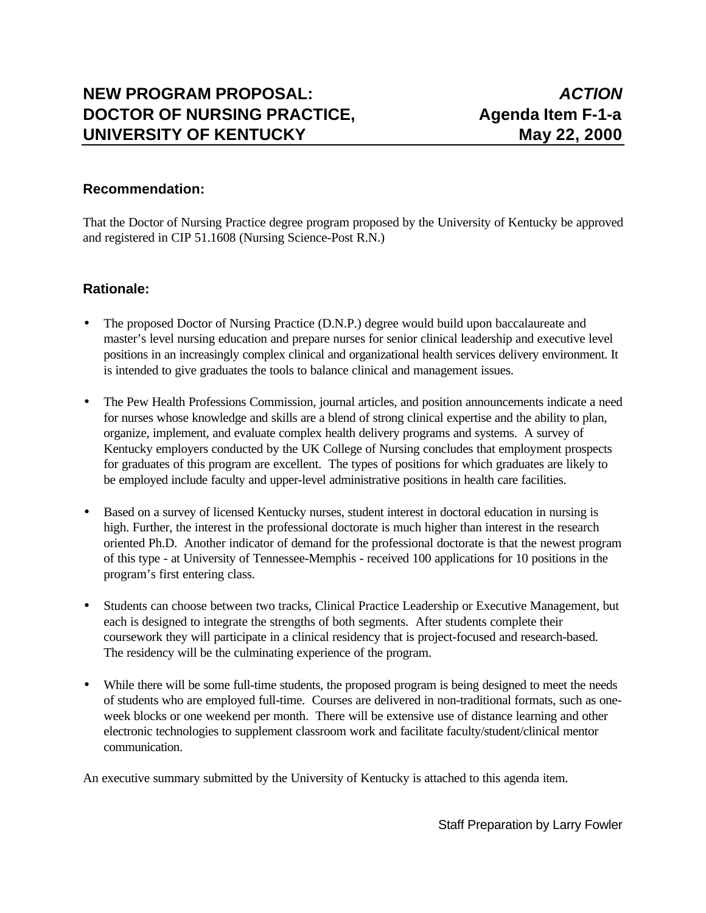# NEW PROGRAM PROPOSAL: DOCTOR OF NURSING PRACTICE, UNIVERSITY OF KENTUCKY

***ACTION***
**Agenda Item F-1-a**
**May 22, 2000**

## Recommendation:

That the Doctor of Nursing Practice degree program proposed by the University of Kentucky be approved and registered in CIP 51.1608 (Nursing Science-Post R.N.)

## Rationale:

- The proposed Doctor of Nursing Practice (D.N.P.) degree would build upon baccalaureate and master's level nursing education and prepare nurses for senior clinical leadership and executive level positions in an increasingly complex clinical and organizational health services delivery environment. It is intended to give graduates the tools to balance clinical and management issues.

- The Pew Health Professions Commission, journal articles, and position announcements indicate a need for nurses whose knowledge and skills are a blend of strong clinical expertise and the ability to plan, organize, implement, and evaluate complex health delivery programs and systems. A survey of Kentucky employers conducted by the UK College of Nursing concludes that employment prospects for graduates of this program are excellent. The types of positions for which graduates are likely to be employed include faculty and upper-level administrative positions in health care facilities.

- Based on a survey of licensed Kentucky nurses, student interest in doctoral education in nursing is high. Further, the interest in the professional doctorate is much higher than interest in the research oriented Ph.D. Another indicator of demand for the professional doctorate is that the newest program of this type - at University of Tennessee-Memphis - received 100 applications for 10 positions in the program's first entering class.

- Students can choose between two tracks, Clinical Practice Leadership or Executive Management, but each is designed to integrate the strengths of both segments. After students complete their coursework they will participate in a clinical residency that is project-focused and research-based. The residency will be the culminating experience of the program.

- While there will be some full-time students, the proposed program is being designed to meet the needs of students who are employed full-time. Courses are delivered in non-traditional formats, such as one-week blocks or one weekend per month. There will be extensive use of distance learning and other electronic technologies to supplement classroom work and facilitate faculty/student/clinical mentor communication.

An executive summary submitted by the University of Kentucky is attached to this agenda item.

Staff Preparation by Larry Fowler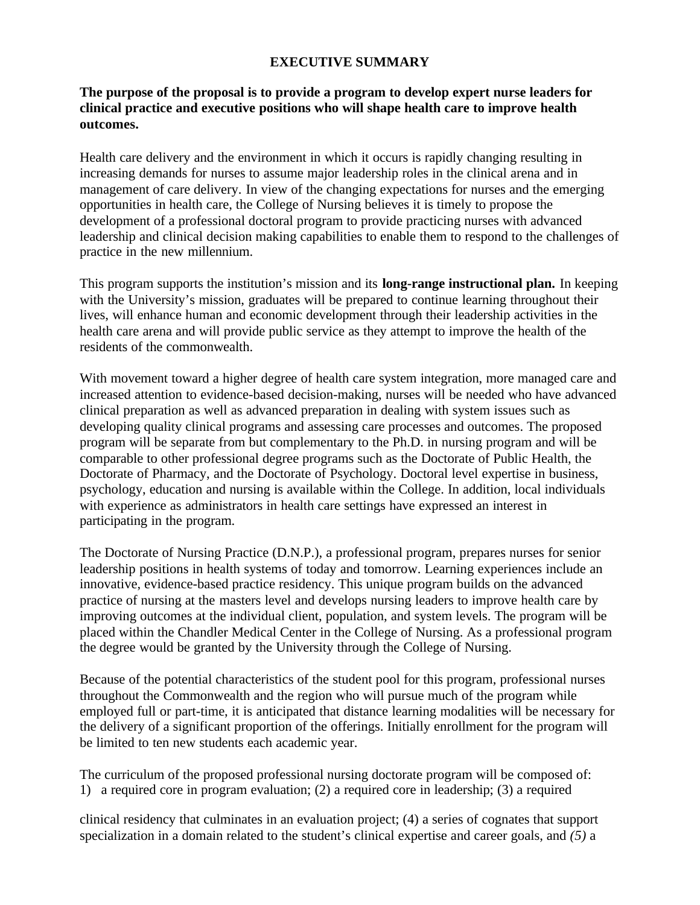# EXECUTIVE SUMMARY

**The purpose of the proposal is to provide a program to develop expert nurse leaders for clinical practice and executive positions who will shape health care to improve health outcomes.**

Health care delivery and the environment in which it occurs is rapidly changing resulting in increasing demands for nurses to assume major leadership roles in the clinical arena and in management of care delivery. In view of the changing expectations for nurses and the emerging opportunities in health care, the College of Nursing believes it is timely to propose the development of a professional doctoral program to provide practicing nurses with advanced leadership and clinical decision making capabilities to enable them to respond to the challenges of practice in the new millennium.

This program supports the institution's mission and its **long-range instructional plan.** In keeping with the University's mission, graduates will be prepared to continue learning throughout their lives, will enhance human and economic development through their leadership activities in the health care arena and will provide public service as they attempt to improve the health of the residents of the commonwealth.

With movement toward a higher degree of health care system integration, more managed care and increased attention to evidence-based decision-making, nurses will be needed who have advanced clinical preparation as well as advanced preparation in dealing with system issues such as developing quality clinical programs and assessing care processes and outcomes. The proposed program will be separate from but complementary to the Ph.D. in nursing program and will be comparable to other professional degree programs such as the Doctorate of Public Health, the Doctorate of Pharmacy, and the Doctorate of Psychology. Doctoral level expertise in business, psychology, education and nursing is available within the College. In addition, local individuals with experience as administrators in health care settings have expressed an interest in participating in the program.

The Doctorate of Nursing Practice (D.N.P.), a professional program, prepares nurses for senior leadership positions in health systems of today and tomorrow. Learning experiences include an innovative, evidence-based practice residency. This unique program builds on the advanced practice of nursing at the masters level and develops nursing leaders to improve health care by improving outcomes at the individual client, population, and system levels. The program will be placed within the Chandler Medical Center in the College of Nursing. As a professional program the degree would be granted by the University through the College of Nursing.

Because of the potential characteristics of the student pool for this program, professional nurses throughout the Commonwealth and the region who will pursue much of the program while employed full or part-time, it is anticipated that distance learning modalities will be necessary for the delivery of a significant proportion of the offerings. Initially enrollment for the program will be limited to ten new students each academic year.

The curriculum of the proposed professional nursing doctorate program will be composed of: 1) a required core in program evaluation; (2) a required core in leadership; (3) a required

clinical residency that culminates in an evaluation project; (4) a series of cognates that support specialization in a domain related to the student's clinical expertise and career goals, and *(5)* a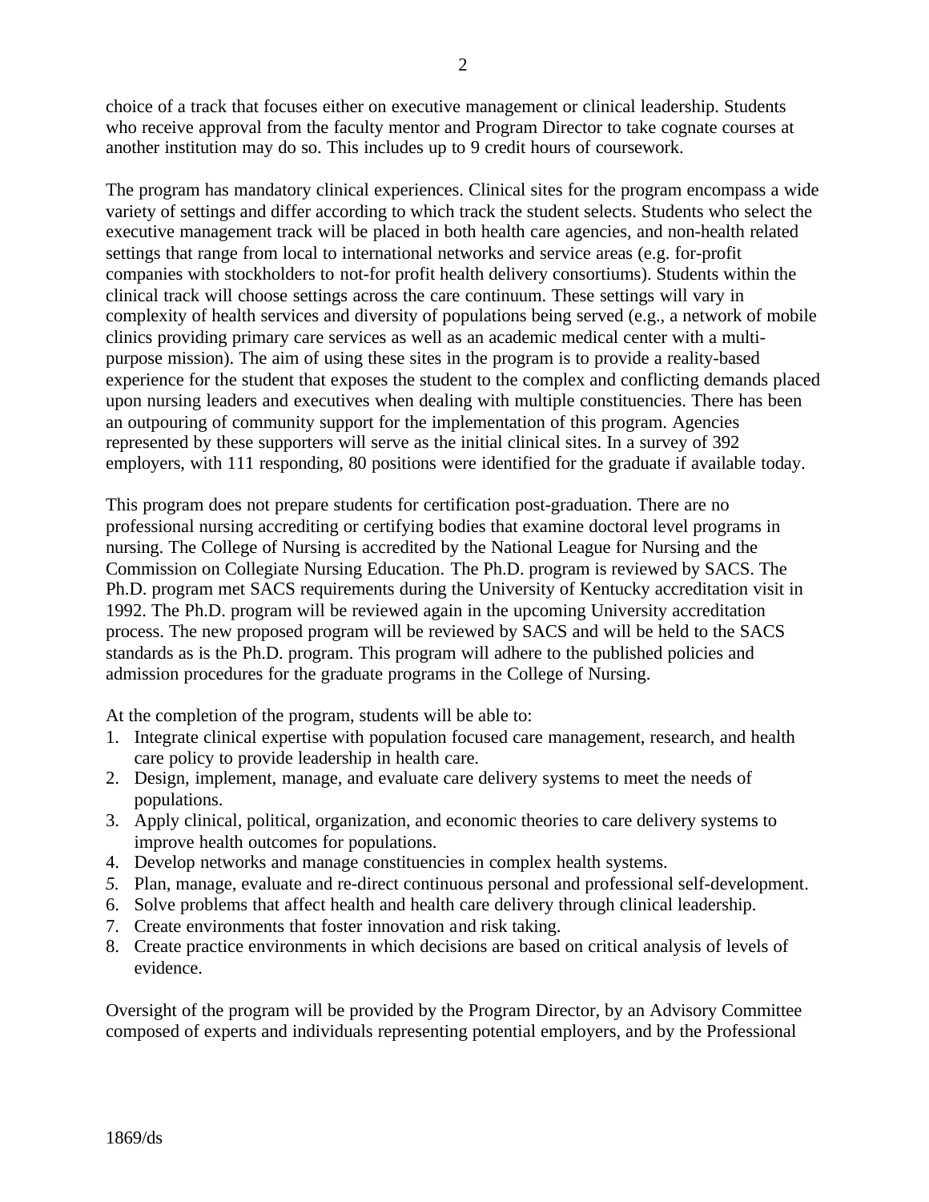choice of a track that focuses either on executive management or clinical leadership. Students who receive approval from the faculty mentor and Program Director to take cognate courses at another institution may do so. This includes up to 9 credit hours of coursework.

The program has mandatory clinical experiences. Clinical sites for the program encompass a wide variety of settings and differ according to which track the student selects. Students who select the executive management track will be placed in both health care agencies, and non-health related settings that range from local to international networks and service areas (e.g. for-profit companies with stockholders to not-for profit health delivery consortiums). Students within the clinical track will choose settings across the care continuum. These settings will vary in complexity of health services and diversity of populations being served (e.g., a network of mobile clinics providing primary care services as well as an academic medical center with a multi-purpose mission). The aim of using these sites in the program is to provide a reality-based experience for the student that exposes the student to the complex and conflicting demands placed upon nursing leaders and executives when dealing with multiple constituencies. There has been an outpouring of community support for the implementation of this program. Agencies represented by these supporters will serve as the initial clinical sites. In a survey of 392 employers, with 111 responding, 80 positions were identified for the graduate if available today.

This program does not prepare students for certification post-graduation. There are no professional nursing accrediting or certifying bodies that examine doctoral level programs in nursing. The College of Nursing is accredited by the National League for Nursing and the Commission on Collegiate Nursing Education. The Ph.D. program is reviewed by SACS. The Ph.D. program met SACS requirements during the University of Kentucky accreditation visit in 1992. The Ph.D. program will be reviewed again in the upcoming University accreditation process. The new proposed program will be reviewed by SACS and will be held to the SACS standards as is the Ph.D. program. This program will adhere to the published policies and admission procedures for the graduate programs in the College of Nursing.

At the completion of the program, students will be able to:

1. Integrate clinical expertise with population focused care management, research, and health care policy to provide leadership in health care.
2. Design, implement, manage, and evaluate care delivery systems to meet the needs of populations.
3. Apply clinical, political, organization, and economic theories to care delivery systems to improve health outcomes for populations.
4. Develop networks and manage constituencies in complex health systems.
5. Plan, manage, evaluate and re-direct continuous personal and professional self-development.
6. Solve problems that affect health and health care delivery through clinical leadership.
7. Create environments that foster innovation and risk taking.
8. Create practice environments in which decisions are based on critical analysis of levels of evidence.

Oversight of the program will be provided by the Program Director, by an Advisory Committee composed of experts and individuals representing potential employers, and by the Professional

1869/ds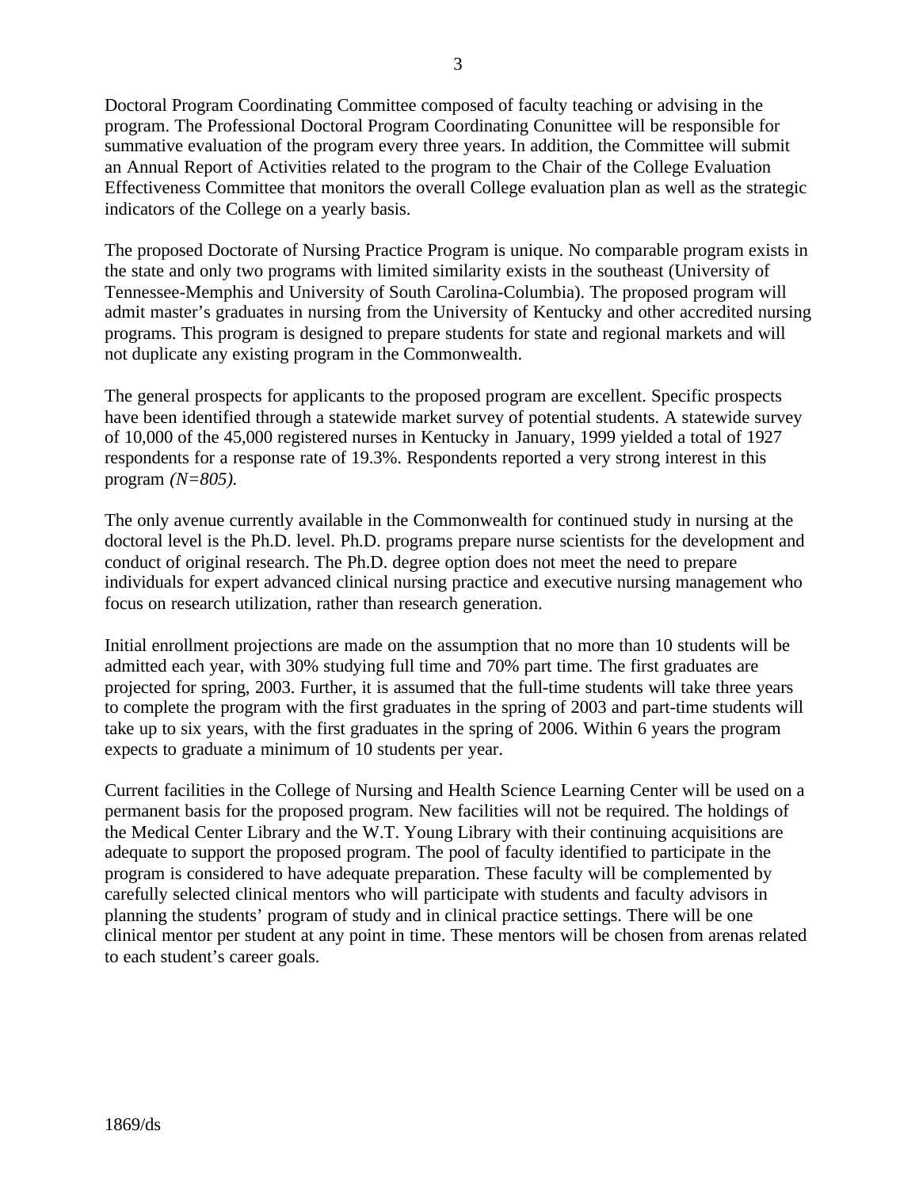Doctoral Program Coordinating Committee composed of faculty teaching or advising in the program. The Professional Doctoral Program Coordinating Conunittee will be responsible for summative evaluation of the program every three years. In addition, the Committee will submit an Annual Report of Activities related to the program to the Chair of the College Evaluation Effectiveness Committee that monitors the overall College evaluation plan as well as the strategic indicators of the College on a yearly basis.

The proposed Doctorate of Nursing Practice Program is unique. No comparable program exists in the state and only two programs with limited similarity exists in the southeast (University of Tennessee-Memphis and University of South Carolina-Columbia). The proposed program will admit master's graduates in nursing from the University of Kentucky and other accredited nursing programs. This program is designed to prepare students for state and regional markets and will not duplicate any existing program in the Commonwealth.

The general prospects for applicants to the proposed program are excellent. Specific prospects have been identified through a statewide market survey of potential students. A statewide survey of 10,000 of the 45,000 registered nurses in Kentucky in January, 1999 yielded a total of 1927 respondents for a response rate of 19.3%. Respondents reported a very strong interest in this program *(N=805).*

The only avenue currently available in the Commonwealth for continued study in nursing at the doctoral level is the Ph.D. level. Ph.D. programs prepare nurse scientists for the development and conduct of original research. The Ph.D. degree option does not meet the need to prepare individuals for expert advanced clinical nursing practice and executive nursing management who focus on research utilization, rather than research generation.

Initial enrollment projections are made on the assumption that no more than 10 students will be admitted each year, with 30% studying full time and 70% part time. The first graduates are projected for spring, 2003. Further, it is assumed that the full-time students will take three years to complete the program with the first graduates in the spring of 2003 and part-time students will take up to six years, with the first graduates in the spring of 2006. Within 6 years the program expects to graduate a minimum of 10 students per year.

Current facilities in the College of Nursing and Health Science Learning Center will be used on a permanent basis for the proposed program. New facilities will not be required. The holdings of the Medical Center Library and the W.T. Young Library with their continuing acquisitions are adequate to support the proposed program. The pool of faculty identified to participate in the program is considered to have adequate preparation. These faculty will be complemented by carefully selected clinical mentors who will participate with students and faculty advisors in planning the students' program of study and in clinical practice settings. There will be one clinical mentor per student at any point in time. These mentors will be chosen from arenas related to each student's career goals.

1869/ds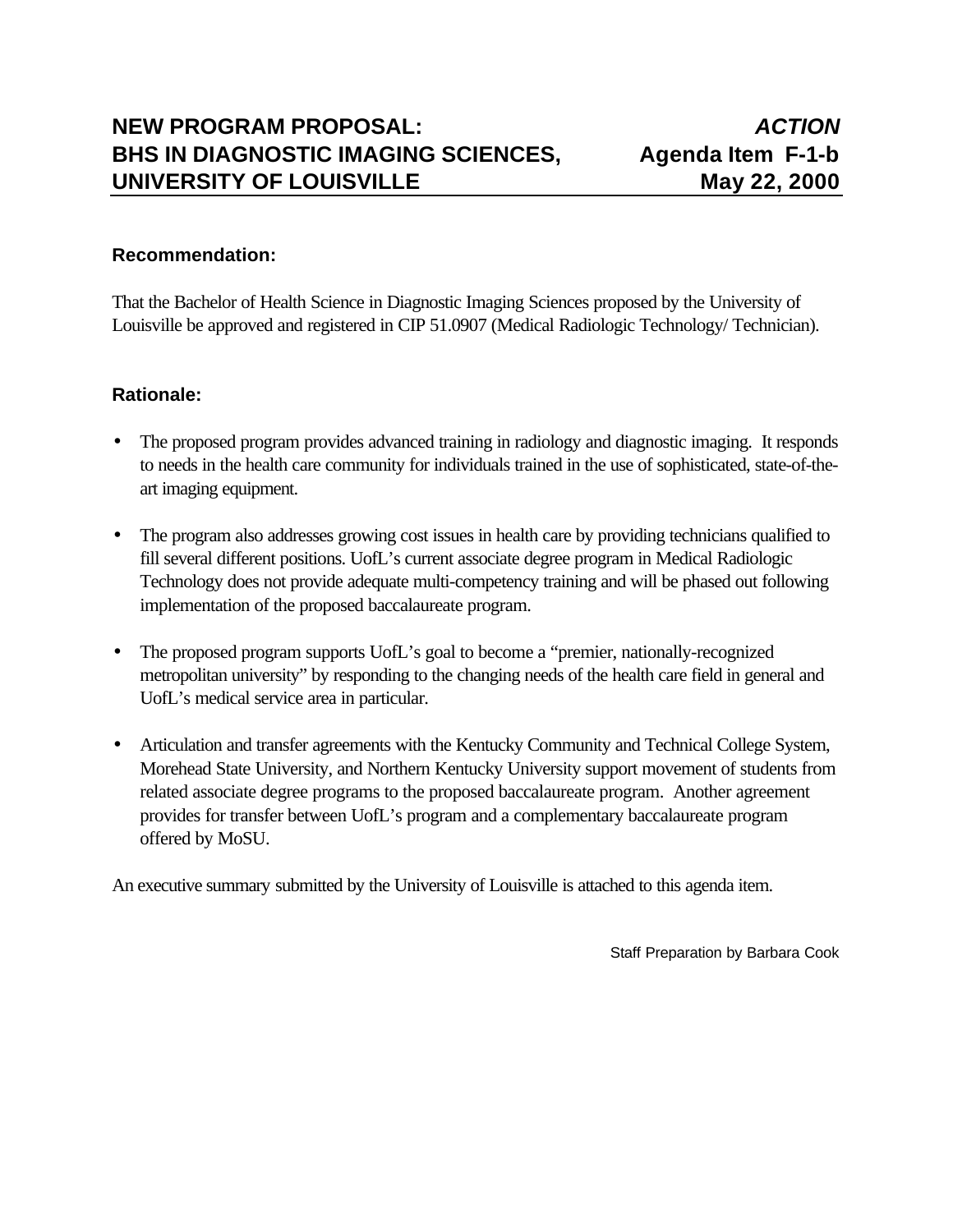# NEW PROGRAM PROPOSAL: BHS IN DIAGNOSTIC IMAGING SCIENCES, UNIVERSITY OF LOUISVILLE

***ACTION***
**Agenda Item F-1-b**
**May 22, 2000**

### Recommendation:

That the Bachelor of Health Science in Diagnostic Imaging Sciences proposed by the University of Louisville be approved and registered in CIP 51.0907 (Medical Radiologic Technology/ Technician).

### Rationale:

- The proposed program provides advanced training in radiology and diagnostic imaging. It responds to needs in the health care community for individuals trained in the use of sophisticated, state-of-the-art imaging equipment.

- The program also addresses growing cost issues in health care by providing technicians qualified to fill several different positions. UofL's current associate degree program in Medical Radiologic Technology does not provide adequate multi-competency training and will be phased out following implementation of the proposed baccalaureate program.

- The proposed program supports UofL's goal to become a "premier, nationally-recognized metropolitan university" by responding to the changing needs of the health care field in general and UofL's medical service area in particular.

- Articulation and transfer agreements with the Kentucky Community and Technical College System, Morehead State University, and Northern Kentucky University support movement of students from related associate degree programs to the proposed baccalaureate program. Another agreement provides for transfer between UofL's program and a complementary baccalaureate program offered by MoSU.

An executive summary submitted by the University of Louisville is attached to this agenda item.

Staff Preparation by Barbara Cook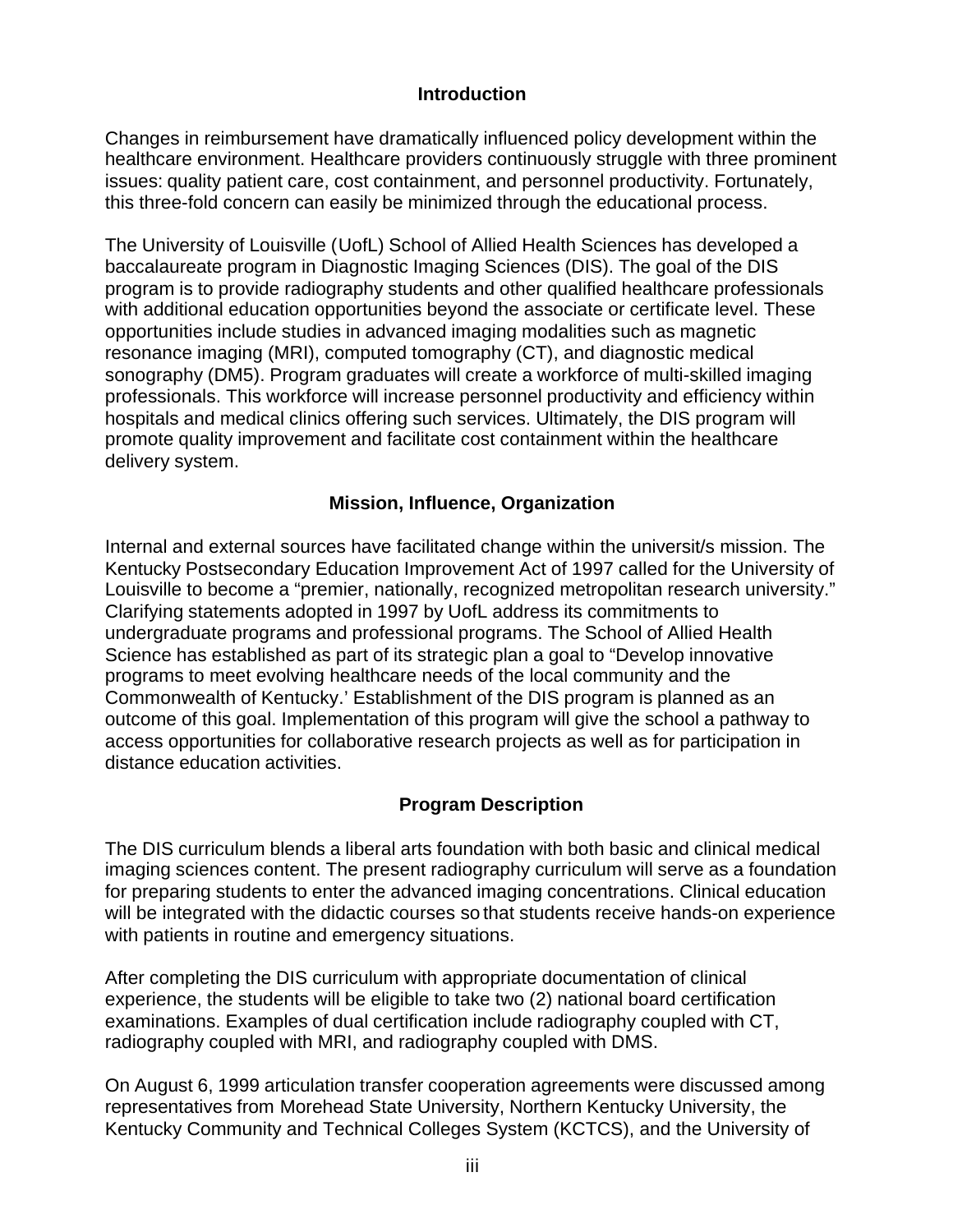## Introduction

Changes in reimbursement have dramatically influenced policy development within the healthcare environment. Healthcare providers continuously struggle with three prominent issues: quality patient care, cost containment, and personnel productivity. Fortunately, this three-fold concern can easily be minimized through the educational process.

The University of Louisville (UofL) School of Allied Health Sciences has developed a baccalaureate program in Diagnostic Imaging Sciences (DIS). The goal of the DIS program is to provide radiography students and other qualified healthcare professionals with additional education opportunities beyond the associate or certificate level. These opportunities include studies in advanced imaging modalities such as magnetic resonance imaging (MRI), computed tomography (CT), and diagnostic medical sonography (DM5). Program graduates will create a workforce of multi-skilled imaging professionals. This workforce will increase personnel productivity and efficiency within hospitals and medical clinics offering such services. Ultimately, the DIS program will promote quality improvement and facilitate cost containment within the healthcare delivery system.

## Mission, Influence, Organization

Internal and external sources have facilitated change within the universit/s mission. The Kentucky Postsecondary Education Improvement Act of 1997 called for the University of Louisville to become a "premier, nationally, recognized metropolitan research university." Clarifying statements adopted in 1997 by UofL address its commitments to undergraduate programs and professional programs. The School of Allied Health Science has established as part of its strategic plan a goal to "Develop innovative programs to meet evolving healthcare needs of the local community and the Commonwealth of Kentucky.' Establishment of the DIS program is planned as an outcome of this goal. Implementation of this program will give the school a pathway to access opportunities for collaborative research projects as well as for participation in distance education activities.

## Program Description

The DIS curriculum blends a liberal arts foundation with both basic and clinical medical imaging sciences content. The present radiography curriculum will serve as a foundation for preparing students to enter the advanced imaging concentrations. Clinical education will be integrated with the didactic courses so that students receive hands-on experience with patients in routine and emergency situations.

After completing the DIS curriculum with appropriate documentation of clinical experience, the students will be eligible to take two (2) national board certification examinations. Examples of dual certification include radiography coupled with CT, radiography coupled with MRI, and radiography coupled with DMS.

On August 6, 1999 articulation transfer cooperation agreements were discussed among representatives from Morehead State University, Northern Kentucky University, the Kentucky Community and Technical Colleges System (KCTCS), and the University of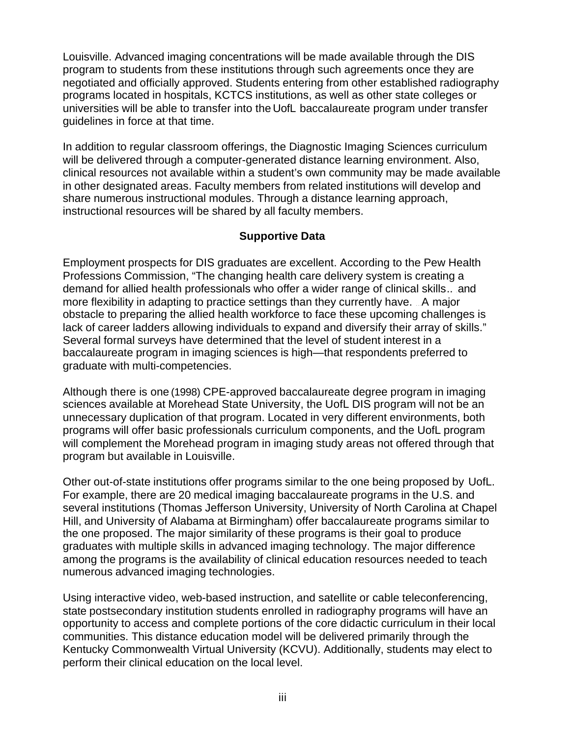Louisville. Advanced imaging concentrations will be made available through the DIS program to students from these institutions through such agreements once they are negotiated and officially approved. Students entering from other established radiography programs located in hospitals, KCTCS institutions, as well as other state colleges or universities will be able to transfer into the UofL baccalaureate program under transfer guidelines in force at that time.

In addition to regular classroom offerings, the Diagnostic Imaging Sciences curriculum will be delivered through a computer-generated distance learning environment. Also, clinical resources not available within a student's own community may be made available in other designated areas. Faculty members from related institutions will develop and share numerous instructional modules. Through a distance learning approach, instructional resources will be shared by all faculty members.

## Supportive Data

Employment prospects for DIS graduates are excellent. According to the Pew Health Professions Commission, "The changing health care delivery system is creating a demand for allied health professionals who offer a wider range of clinical skills... and more flexibility in adapting to practice settings than they currently have. ... A major obstacle to preparing the allied health workforce to face these upcoming challenges is lack of career ladders allowing individuals to expand and diversify their array of skills." Several formal surveys have determined that the level of student interest in a baccalaureate program in imaging sciences is high—that respondents preferred to graduate with multi-competencies.

Although there is one (1998) CPE-approved baccalaureate degree program in imaging sciences available at Morehead State University, the UofL DIS program will not be an unnecessary duplication of that program. Located in very different environments, both programs will offer basic professionals curriculum components, and the UofL program will complement the Morehead program in imaging study areas not offered through that program but available in Louisville.

Other out-of-state institutions offer programs similar to the one being proposed by UofL. For example, there are 20 medical imaging baccalaureate programs in the U.S. and several institutions (Thomas Jefferson University, University of North Carolina at Chapel Hill, and University of Alabama at Birmingham) offer baccalaureate programs similar to the one proposed. The major similarity of these programs is their goal to produce graduates with multiple skills in advanced imaging technology. The major difference among the programs is the availability of clinical education resources needed to teach numerous advanced imaging technologies.

Using interactive video, web-based instruction, and satellite or cable teleconferencing, state postsecondary institution students enrolled in radiography programs will have an opportunity to access and complete portions of the core didactic curriculum in their local communities. This distance education model will be delivered primarily through the Kentucky Commonwealth Virtual University (KCVU). Additionally, students may elect to perform their clinical education on the local level.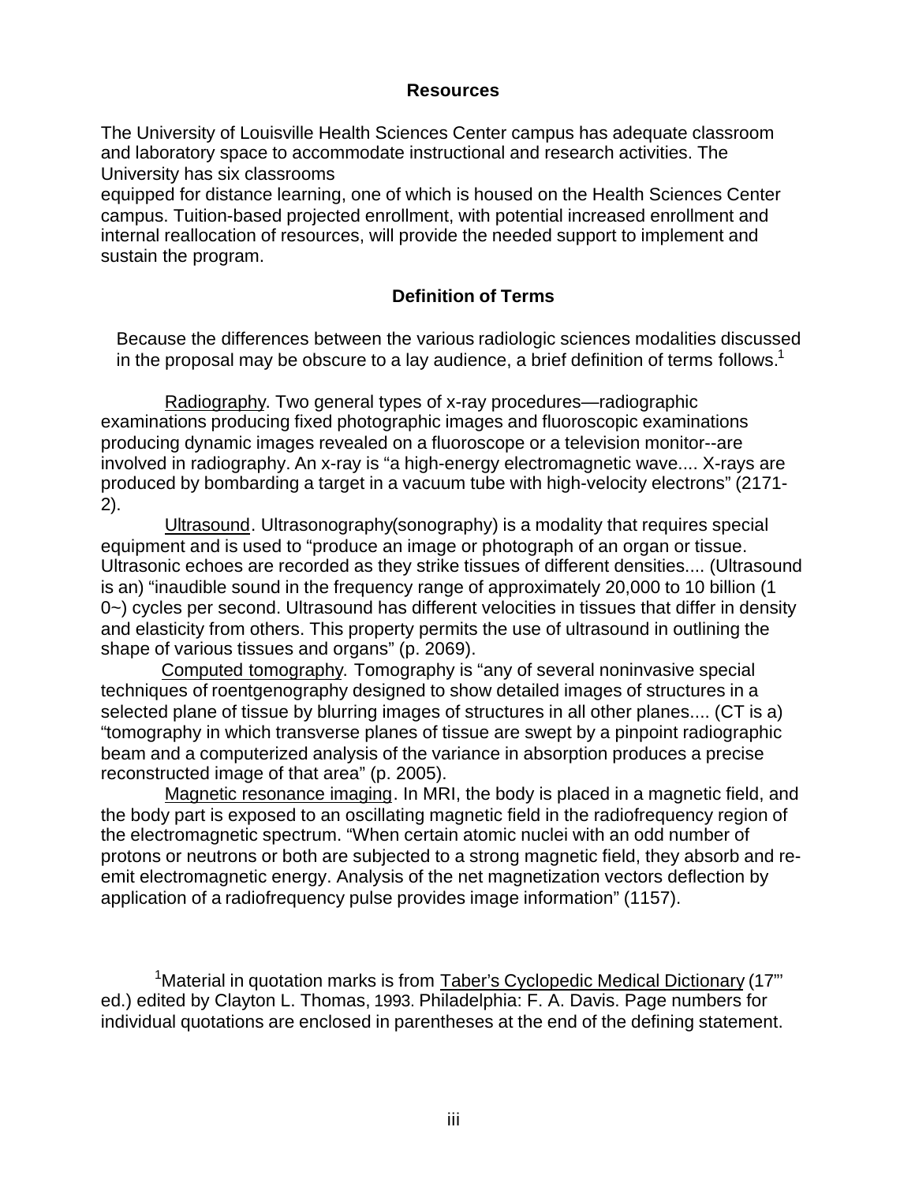## Resources

The University of Louisville Health Sciences Center campus has adequate classroom and laboratory space to accommodate instructional and research activities. The University has six classrooms equipped for distance learning, one of which is housed on the Health Sciences Center campus. Tuition-based projected enrollment, with potential increased enrollment and internal reallocation of resources, will provide the needed support to implement and sustain the program.

## Definition of Terms

Because the differences between the various radiologic sciences modalities discussed in the proposal may be obscure to a lay audience, a brief definition of terms follows.[1]

Radiography. Two general types of x-ray procedures—radiographic examinations producing fixed photographic images and fluoroscopic examinations producing dynamic images revealed on a fluoroscope or a television monitor--are involved in radiography. An x-ray is "a high-energy electromagnetic wave.... X-rays are produced by bombarding a target in a vacuum tube with high-velocity electrons" (2171-2).

Ultrasound. Ultrasonography(sonography) is a modality that requires special equipment and is used to "produce an image or photograph of an organ or tissue. Ultrasonic echoes are recorded as they strike tissues of different densities.... (Ultrasound is an) "inaudible sound in the frequency range of approximately 20,000 to 10 billion (1 0~) cycles per second. Ultrasound has different velocities in tissues that differ in density and elasticity from others. This property permits the use of ultrasound in outlining the shape of various tissues and organs" (p. 2069).

Computed tomography. Tomography is "any of several noninvasive special techniques of roentgenography designed to show detailed images of structures in a selected plane of tissue by blurring images of structures in all other planes.... (CT is a) "tomography in which transverse planes of tissue are swept by a pinpoint radiographic beam and a computerized analysis of the variance in absorption produces a precise reconstructed image of that area" (p. 2005).

Magnetic resonance imaging. In MRI, the body is placed in a magnetic field, and the body part is exposed to an oscillating magnetic field in the radiofrequency region of the electromagnetic spectrum. "When certain atomic nuclei with an odd number of protons or neutrons or both are subjected to a strong magnetic field, they absorb and re-emit electromagnetic energy. Analysis of the net magnetization vectors deflection by application of a radiofrequency pulse provides image information" (1157).

[1]Material in quotation marks is from Taber's Cyclopedic Medical Dictionary (17"' ed.) edited by Clayton L. Thomas, 1993. Philadelphia: F. A. Davis. Page numbers for individual quotations are enclosed in parentheses at the end of the defining statement.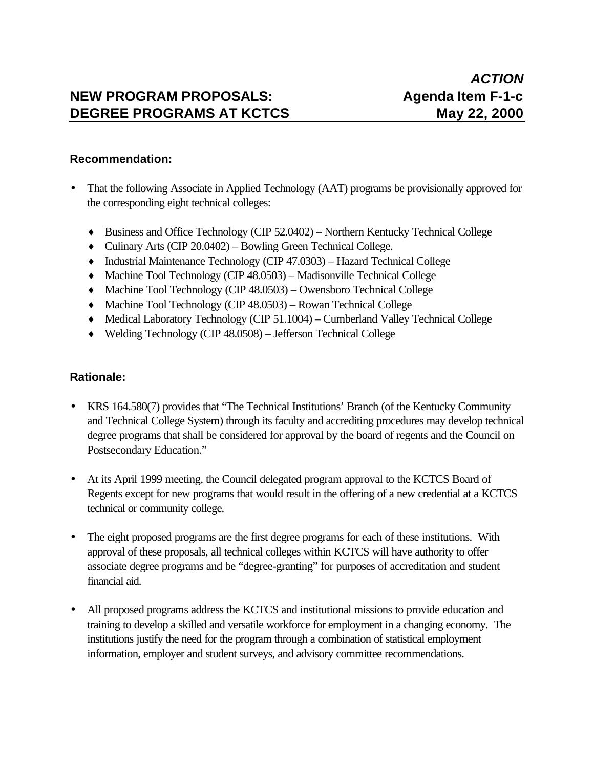***ACTION***

## NEW PROGRAM PROPOSALS: DEGREE PROGRAMS AT KCTCS

**Agenda Item F-1-c**
**May 22, 2000**

### Recommendation:

- That the following Associate in Applied Technology (AAT) programs be provisionally approved for the corresponding eight technical colleges:
  - Business and Office Technology (CIP 52.0402) – Northern Kentucky Technical College
  - Culinary Arts (CIP 20.0402) – Bowling Green Technical College.
  - Industrial Maintenance Technology (CIP 47.0303) – Hazard Technical College
  - Machine Tool Technology (CIP 48.0503) – Madisonville Technical College
  - Machine Tool Technology (CIP 48.0503) – Owensboro Technical College
  - Machine Tool Technology (CIP 48.0503) – Rowan Technical College
  - Medical Laboratory Technology (CIP 51.1004) – Cumberland Valley Technical College
  - Welding Technology (CIP 48.0508) – Jefferson Technical College

### Rationale:

- KRS 164.580(7) provides that "The Technical Institutions' Branch (of the Kentucky Community and Technical College System) through its faculty and accrediting procedures may develop technical degree programs that shall be considered for approval by the board of regents and the Council on Postsecondary Education."
- At its April 1999 meeting, the Council delegated program approval to the KCTCS Board of Regents except for new programs that would result in the offering of a new credential at a KCTCS technical or community college.
- The eight proposed programs are the first degree programs for each of these institutions. With approval of these proposals, all technical colleges within KCTCS will have authority to offer associate degree programs and be "degree-granting" for purposes of accreditation and student financial aid.
- All proposed programs address the KCTCS and institutional missions to provide education and training to develop a skilled and versatile workforce for employment in a changing economy. The institutions justify the need for the program through a combination of statistical employment information, employer and student surveys, and advisory committee recommendations.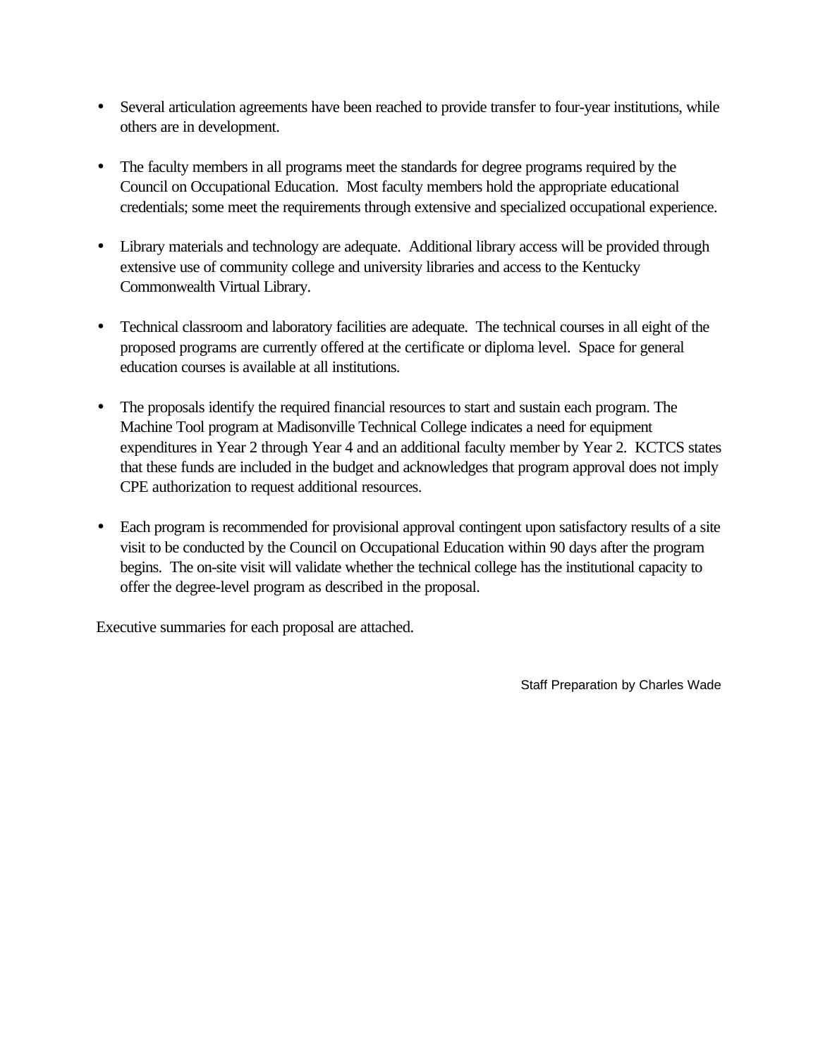- Several articulation agreements have been reached to provide transfer to four-year institutions, while others are in development.

- The faculty members in all programs meet the standards for degree programs required by the Council on Occupational Education. Most faculty members hold the appropriate educational credentials; some meet the requirements through extensive and specialized occupational experience.

- Library materials and technology are adequate. Additional library access will be provided through extensive use of community college and university libraries and access to the Kentucky Commonwealth Virtual Library.

- Technical classroom and laboratory facilities are adequate. The technical courses in all eight of the proposed programs are currently offered at the certificate or diploma level. Space for general education courses is available at all institutions.

- The proposals identify the required financial resources to start and sustain each program. The Machine Tool program at Madisonville Technical College indicates a need for equipment expenditures in Year 2 through Year 4 and an additional faculty member by Year 2. KCTCS states that these funds are included in the budget and acknowledges that program approval does not imply CPE authorization to request additional resources.

- Each program is recommended for provisional approval contingent upon satisfactory results of a site visit to be conducted by the Council on Occupational Education within 90 days after the program begins. The on-site visit will validate whether the technical college has the institutional capacity to offer the degree-level program as described in the proposal.

Executive summaries for each proposal are attached.

Staff Preparation by Charles Wade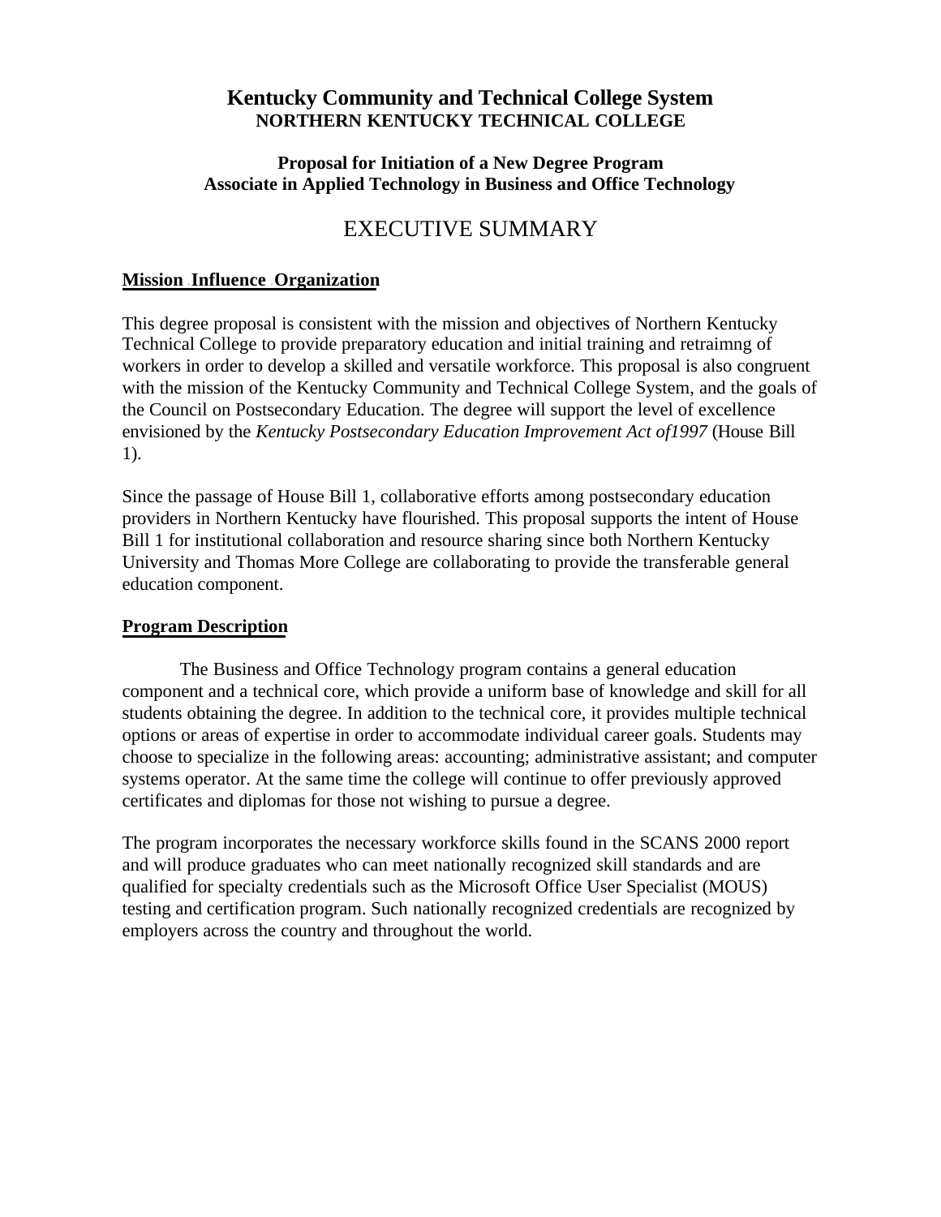# Kentucky Community and Technical College System
## NORTHERN KENTUCKY TECHNICAL COLLEGE

### Proposal for Initiation of a New Degree Program
### Associate in Applied Technology in Business and Office Technology

## EXECUTIVE SUMMARY

**Mission Influence Organization**

This degree proposal is consistent with the mission and objectives of Northern Kentucky Technical College to provide preparatory education and initial training and retraimng of workers in order to develop a skilled and versatile workforce. This proposal is also congruent with the mission of the Kentucky Community and Technical College System, and the goals of the Council on Postsecondary Education. The degree will support the level of excellence envisioned by the *Kentucky Postsecondary Education Improvement Act of1997* (House Bill 1).

Since the passage of House Bill 1, collaborative efforts among postsecondary education providers in Northern Kentucky have flourished. This proposal supports the intent of House Bill 1 for institutional collaboration and resource sharing since both Northern Kentucky University and Thomas More College are collaborating to provide the transferable general education component.

**Program Description**

The Business and Office Technology program contains a general education component and a technical core, which provide a uniform base of knowledge and skill for all students obtaining the degree. In addition to the technical core, it provides multiple technical options or areas of expertise in order to accommodate individual career goals. Students may choose to specialize in the following areas: accounting; administrative assistant; and computer systems operator. At the same time the college will continue to offer previously approved certificates and diplomas for those not wishing to pursue a degree.

The program incorporates the necessary workforce skills found in the SCANS 2000 report and will produce graduates who can meet nationally recognized skill standards and are qualified for specialty credentials such as the Microsoft Office User Specialist (MOUS) testing and certification program. Such nationally recognized credentials are recognized by employers across the country and throughout the world.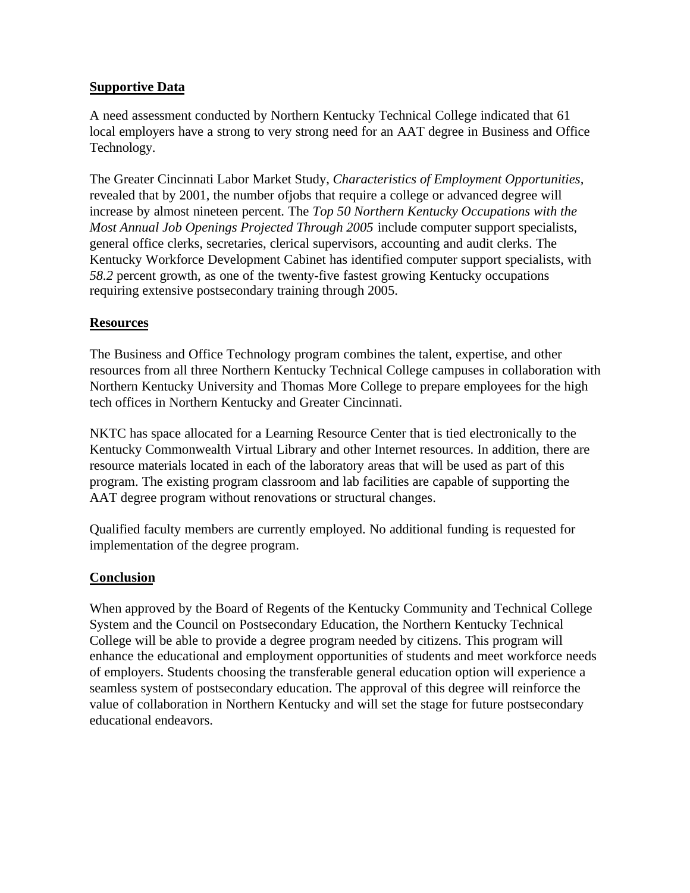**Supportive Data**

A need assessment conducted by Northern Kentucky Technical College indicated that 61 local employers have a strong to very strong need for an AAT degree in Business and Office Technology.

The Greater Cincinnati Labor Market Study, *Characteristics of Employment Opportunities,* revealed that by 2001, the number ofjobs that require a college or advanced degree will increase by almost nineteen percent. The *Top 50 Northern Kentucky Occupations with the Most Annual Job Openings Projected Through 2005* include computer support specialists, general office clerks, secretaries, clerical supervisors, accounting and audit clerks. The Kentucky Workforce Development Cabinet has identified computer support specialists, with *58.2* percent growth, as one of the twenty-five fastest growing Kentucky occupations requiring extensive postsecondary training through 2005.

**Resources**

The Business and Office Technology program combines the talent, expertise, and other resources from all three Northern Kentucky Technical College campuses in collaboration with Northern Kentucky University and Thomas More College to prepare employees for the high tech offices in Northern Kentucky and Greater Cincinnati.

NKTC has space allocated for a Learning Resource Center that is tied electronically to the Kentucky Commonwealth Virtual Library and other Internet resources. In addition, there are resource materials located in each of the laboratory areas that will be used as part of this program. The existing program classroom and lab facilities are capable of supporting the AAT degree program without renovations or structural changes.

Qualified faculty members are currently employed. No additional funding is requested for implementation of the degree program.

**Conclusion**

When approved by the Board of Regents of the Kentucky Community and Technical College System and the Council on Postsecondary Education, the Northern Kentucky Technical College will be able to provide a degree program needed by citizens. This program will enhance the educational and employment opportunities of students and meet workforce needs of employers. Students choosing the transferable general education option will experience a seamless system of postsecondary education. The approval of this degree will reinforce the value of collaboration in Northern Kentucky and will set the stage for future postsecondary educational endeavors.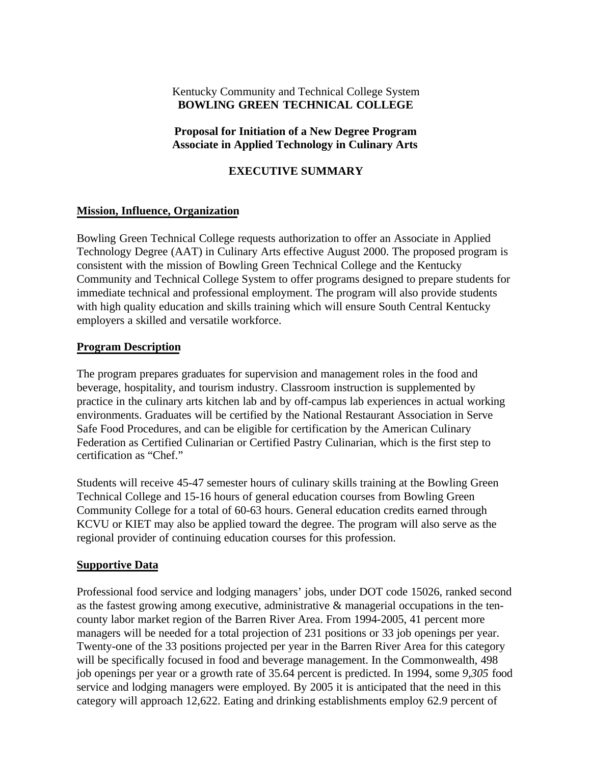Kentucky Community and Technical College System
**BOWLING GREEN TECHNICAL COLLEGE**

**Proposal for Initiation of a New Degree Program**
**Associate in Applied Technology in Culinary Arts**

## EXECUTIVE SUMMARY

### Mission, Influence, Organization

Bowling Green Technical College requests authorization to offer an Associate in Applied Technology Degree (AAT) in Culinary Arts effective August 2000. The proposed program is consistent with the mission of Bowling Green Technical College and the Kentucky Community and Technical College System to offer programs designed to prepare students for immediate technical and professional employment. The program will also provide students with high quality education and skills training which will ensure South Central Kentucky employers a skilled and versatile workforce.

### Program Description

The program prepares graduates for supervision and management roles in the food and beverage, hospitality, and tourism industry. Classroom instruction is supplemented by practice in the culinary arts kitchen lab and by off-campus lab experiences in actual working environments. Graduates will be certified by the National Restaurant Association in Serve Safe Food Procedures, and can be eligible for certification by the American Culinary Federation as Certified Culinarian or Certified Pastry Culinarian, which is the first step to certification as "Chef."

Students will receive 45-47 semester hours of culinary skills training at the Bowling Green Technical College and 15-16 hours of general education courses from Bowling Green Community College for a total of 60-63 hours. General education credits earned through KCVU or KIET may also be applied toward the degree. The program will also serve as the regional provider of continuing education courses for this profession.

### Supportive Data

Professional food service and lodging managers' jobs, under DOT code 15026, ranked second as the fastest growing among executive, administrative & managerial occupations in the ten-county labor market region of the Barren River Area. From 1994-2005, 41 percent more managers will be needed for a total projection of 231 positions or 33 job openings per year. Twenty-one of the 33 positions projected per year in the Barren River Area for this category will be specifically focused in food and beverage management. In the Commonwealth, 498 job openings per year or a growth rate of 35.64 percent is predicted. In 1994, some *9,305* food service and lodging managers were employed. By 2005 it is anticipated that the need in this category will approach 12,622. Eating and drinking establishments employ 62.9 percent of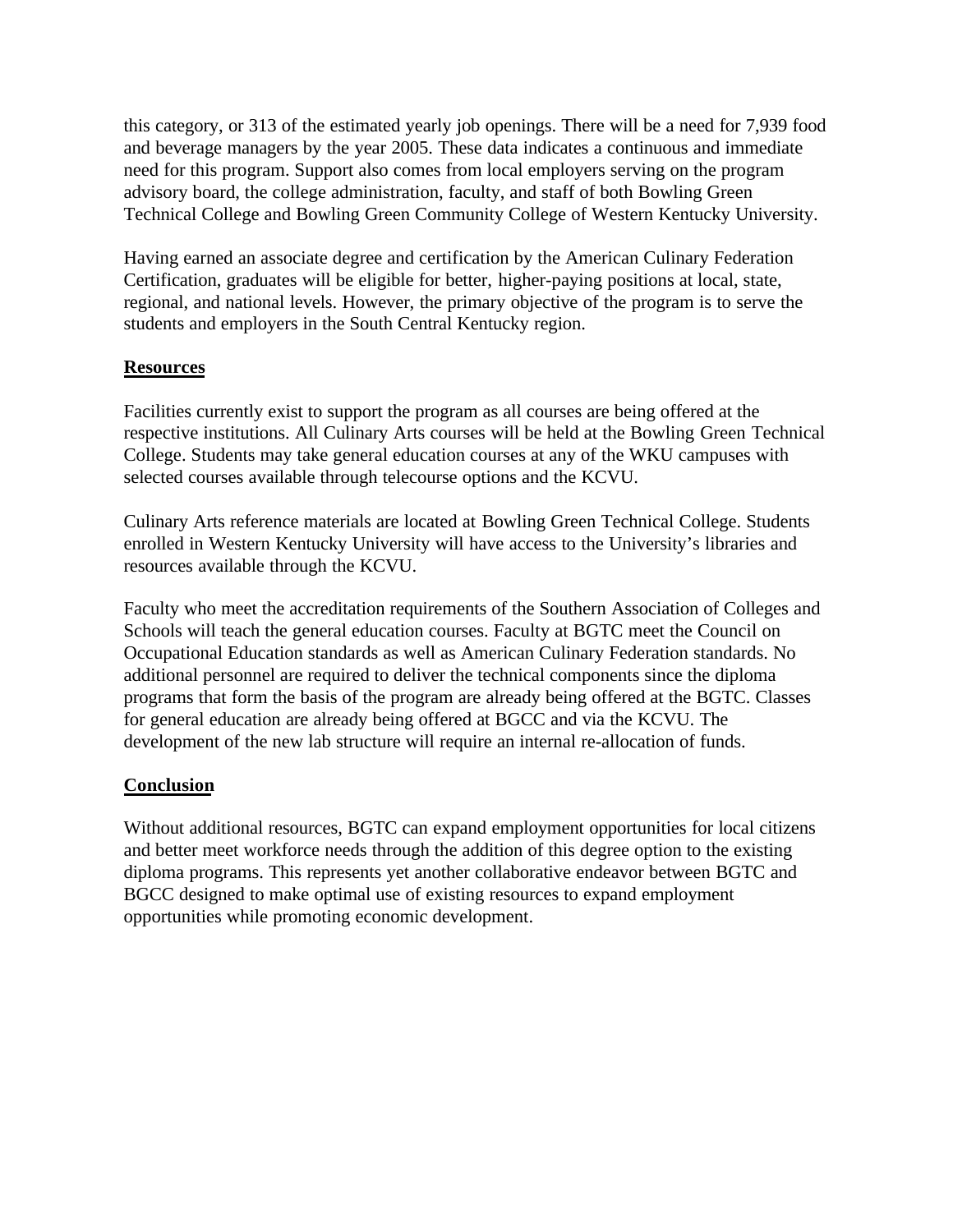this category, or 313 of the estimated yearly job openings. There will be a need for 7,939 food and beverage managers by the year 2005. These data indicates a continuous and immediate need for this program. Support also comes from local employers serving on the program advisory board, the college administration, faculty, and staff of both Bowling Green Technical College and Bowling Green Community College of Western Kentucky University.

Having earned an associate degree and certification by the American Culinary Federation Certification, graduates will be eligible for better, higher-paying positions at local, state, regional, and national levels. However, the primary objective of the program is to serve the students and employers in the South Central Kentucky region.

**Resources**

Facilities currently exist to support the program as all courses are being offered at the respective institutions. All Culinary Arts courses will be held at the Bowling Green Technical College. Students may take general education courses at any of the WKU campuses with selected courses available through telecourse options and the KCVU.

Culinary Arts reference materials are located at Bowling Green Technical College. Students enrolled in Western Kentucky University will have access to the University's libraries and resources available through the KCVU.

Faculty who meet the accreditation requirements of the Southern Association of Colleges and Schools will teach the general education courses. Faculty at BGTC meet the Council on Occupational Education standards as well as American Culinary Federation standards. No additional personnel are required to deliver the technical components since the diploma programs that form the basis of the program are already being offered at the BGTC. Classes for general education are already being offered at BGCC and via the KCVU. The development of the new lab structure will require an internal re-allocation of funds.

**Conclusion**

Without additional resources, BGTC can expand employment opportunities for local citizens and better meet workforce needs through the addition of this degree option to the existing diploma programs. This represents yet another collaborative endeavor between BGTC and BGCC designed to make optimal use of existing resources to expand employment opportunities while promoting economic development.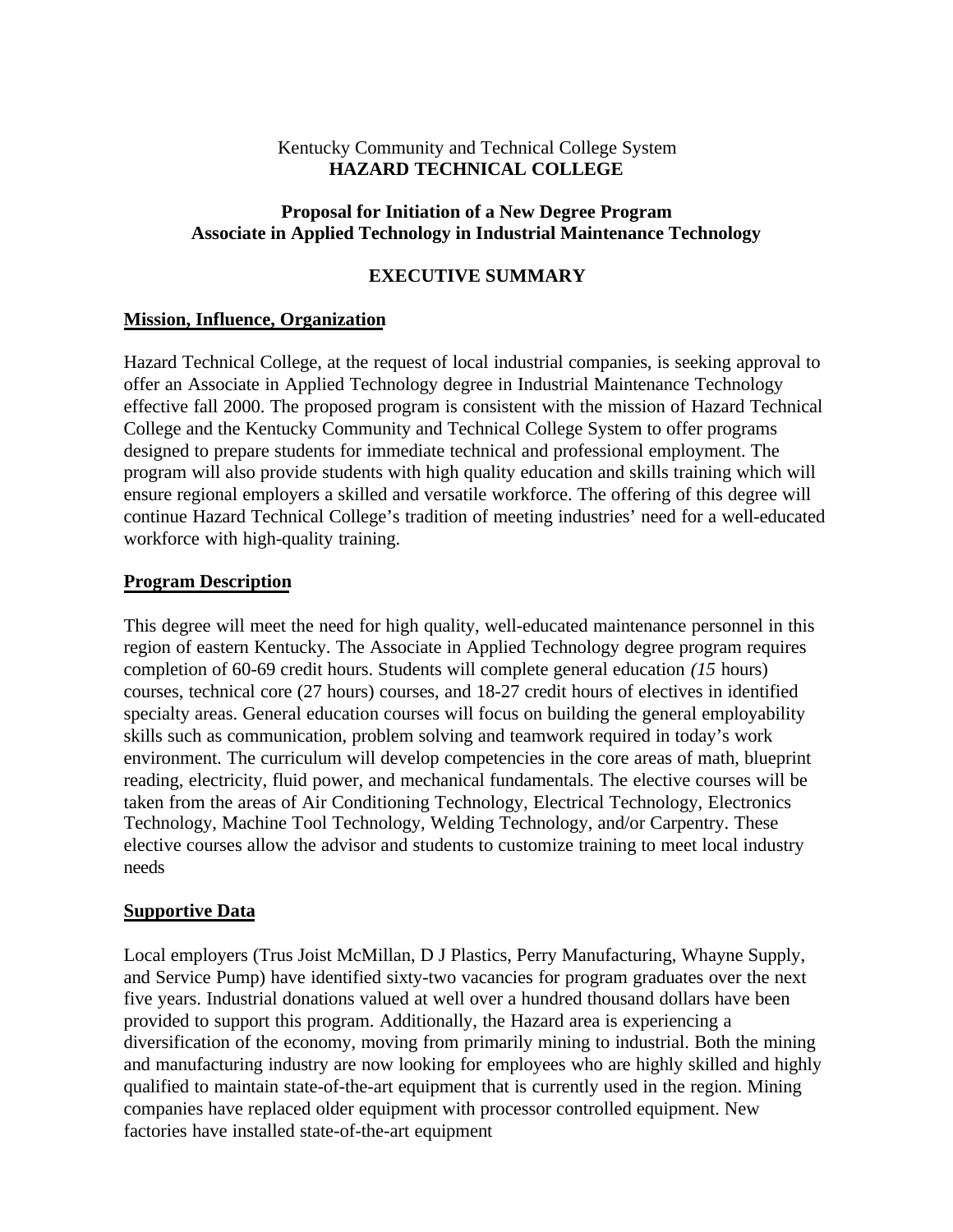Kentucky Community and Technical College System
**HAZARD TECHNICAL COLLEGE**

**Proposal for Initiation of a New Degree Program**
**Associate in Applied Technology in Industrial Maintenance Technology**

## EXECUTIVE SUMMARY

### Mission, Influence, Organization

Hazard Technical College, at the request of local industrial companies, is seeking approval to offer an Associate in Applied Technology degree in Industrial Maintenance Technology effective fall 2000. The proposed program is consistent with the mission of Hazard Technical College and the Kentucky Community and Technical College System to offer programs designed to prepare students for immediate technical and professional employment. The program will also provide students with high quality education and skills training which will ensure regional employers a skilled and versatile workforce. The offering of this degree will continue Hazard Technical College's tradition of meeting industries' need for a well-educated workforce with high-quality training.

### Program Description

This degree will meet the need for high quality, well-educated maintenance personnel in this region of eastern Kentucky. The Associate in Applied Technology degree program requires completion of 60-69 credit hours. Students will complete general education *(15* hours) courses, technical core (27 hours) courses, and 18-27 credit hours of electives in identified specialty areas. General education courses will focus on building the general employability skills such as communication, problem solving and teamwork required in today's work environment. The curriculum will develop competencies in the core areas of math, blueprint reading, electricity, fluid power, and mechanical fundamentals. The elective courses will be taken from the areas of Air Conditioning Technology, Electrical Technology, Electronics Technology, Machine Tool Technology, Welding Technology, and/or Carpentry. These elective courses allow the advisor and students to customize training to meet local industry needs

### Supportive Data

Local employers (Trus Joist McMillan, D J Plastics, Perry Manufacturing, Whayne Supply, and Service Pump) have identified sixty-two vacancies for program graduates over the next five years. Industrial donations valued at well over a hundred thousand dollars have been provided to support this program. Additionally, the Hazard area is experiencing a diversification of the economy, moving from primarily mining to industrial. Both the mining and manufacturing industry are now looking for employees who are highly skilled and highly qualified to maintain state-of-the-art equipment that is currently used in the region. Mining companies have replaced older equipment with processor controlled equipment. New factories have installed state-of-the-art equipment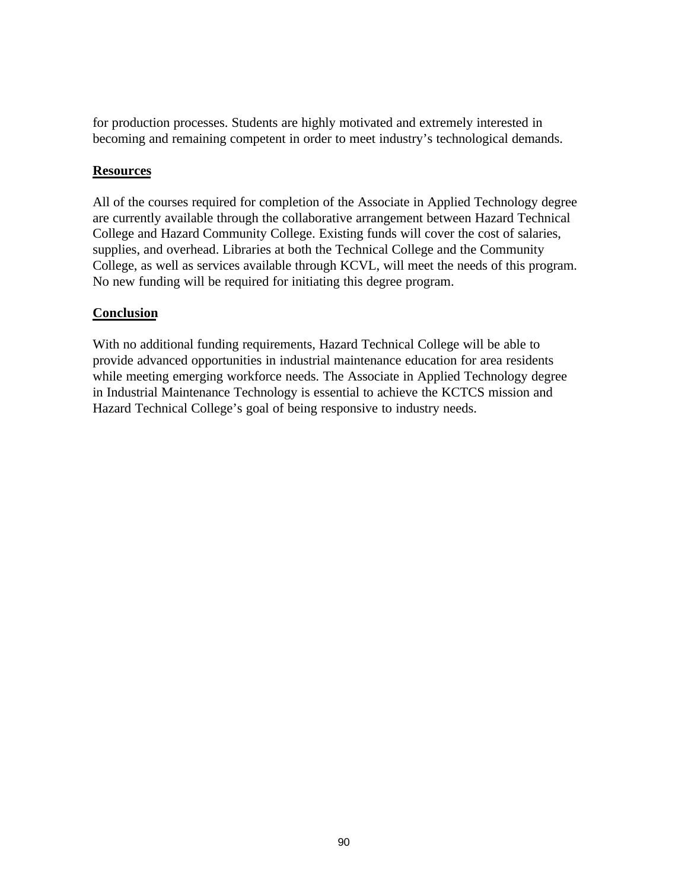for production processes. Students are highly motivated and extremely interested in becoming and remaining competent in order to meet industry's technological demands.

**Resources**

All of the courses required for completion of the Associate in Applied Technology degree are currently available through the collaborative arrangement between Hazard Technical College and Hazard Community College. Existing funds will cover the cost of salaries, supplies, and overhead. Libraries at both the Technical College and the Community College, as well as services available through KCVL, will meet the needs of this program. No new funding will be required for initiating this degree program.

**Conclusion**

With no additional funding requirements, Hazard Technical College will be able to provide advanced opportunities in industrial maintenance education for area residents while meeting emerging workforce needs. The Associate in Applied Technology degree in Industrial Maintenance Technology is essential to achieve the KCTCS mission and Hazard Technical College's goal of being responsive to industry needs.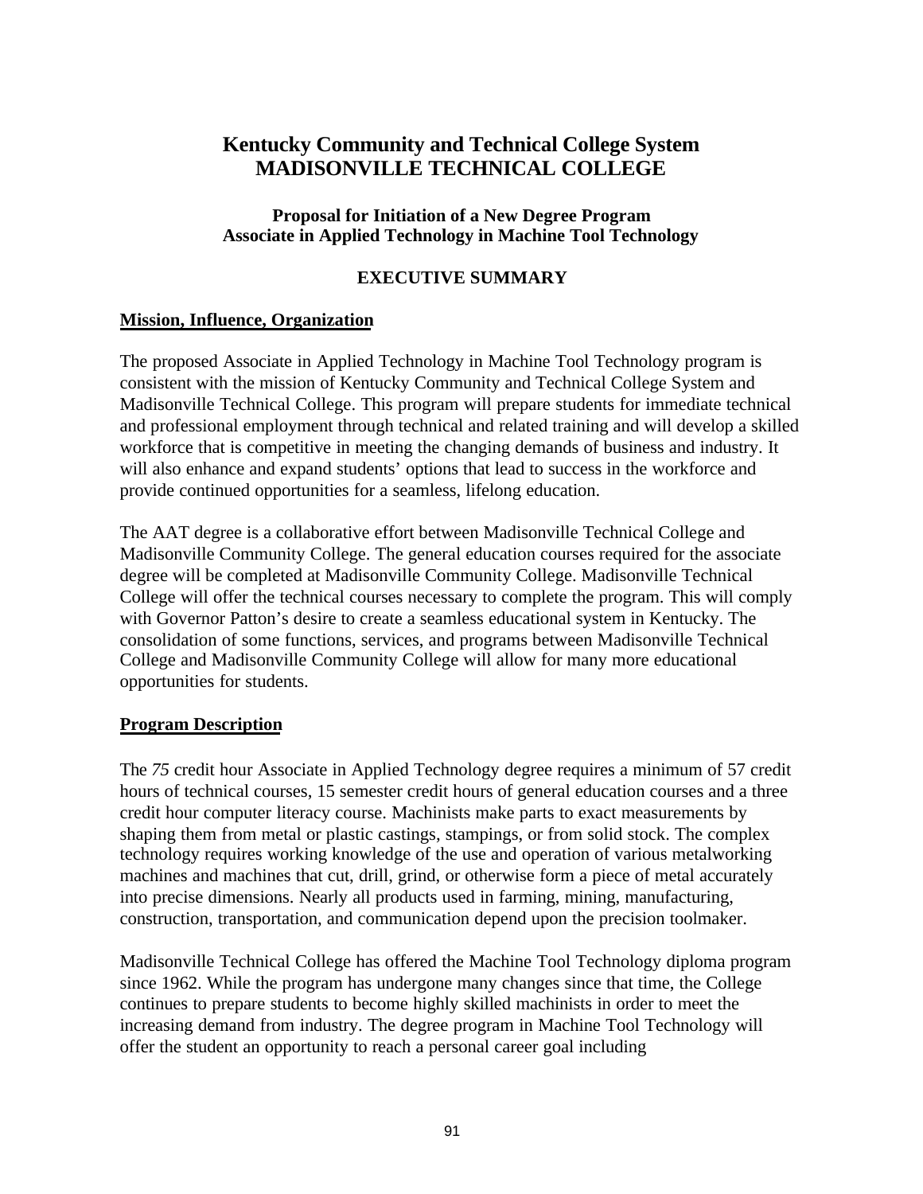# Kentucky Community and Technical College System
# MADISONVILLE TECHNICAL COLLEGE

### Proposal for Initiation of a New Degree Program
### Associate in Applied Technology in Machine Tool Technology

### EXECUTIVE SUMMARY

**Mission, Influence, Organization**

The proposed Associate in Applied Technology in Machine Tool Technology program is consistent with the mission of Kentucky Community and Technical College System and Madisonville Technical College. This program will prepare students for immediate technical and professional employment through technical and related training and will develop a skilled workforce that is competitive in meeting the changing demands of business and industry. It will also enhance and expand students' options that lead to success in the workforce and provide continued opportunities for a seamless, lifelong education.

The AAT degree is a collaborative effort between Madisonville Technical College and Madisonville Community College. The general education courses required for the associate degree will be completed at Madisonville Community College. Madisonville Technical College will offer the technical courses necessary to complete the program. This will comply with Governor Patton's desire to create a seamless educational system in Kentucky. The consolidation of some functions, services, and programs between Madisonville Technical College and Madisonville Community College will allow for many more educational opportunities for students.

**Program Description**

The *75* credit hour Associate in Applied Technology degree requires a minimum of 57 credit hours of technical courses, 15 semester credit hours of general education courses and a three credit hour computer literacy course. Machinists make parts to exact measurements by shaping them from metal or plastic castings, stampings, or from solid stock. The complex technology requires working knowledge of the use and operation of various metalworking machines and machines that cut, drill, grind, or otherwise form a piece of metal accurately into precise dimensions. Nearly all products used in farming, mining, manufacturing, construction, transportation, and communication depend upon the precision toolmaker.

Madisonville Technical College has offered the Machine Tool Technology diploma program since 1962. While the program has undergone many changes since that time, the College continues to prepare students to become highly skilled machinists in order to meet the increasing demand from industry. The degree program in Machine Tool Technology will offer the student an opportunity to reach a personal career goal including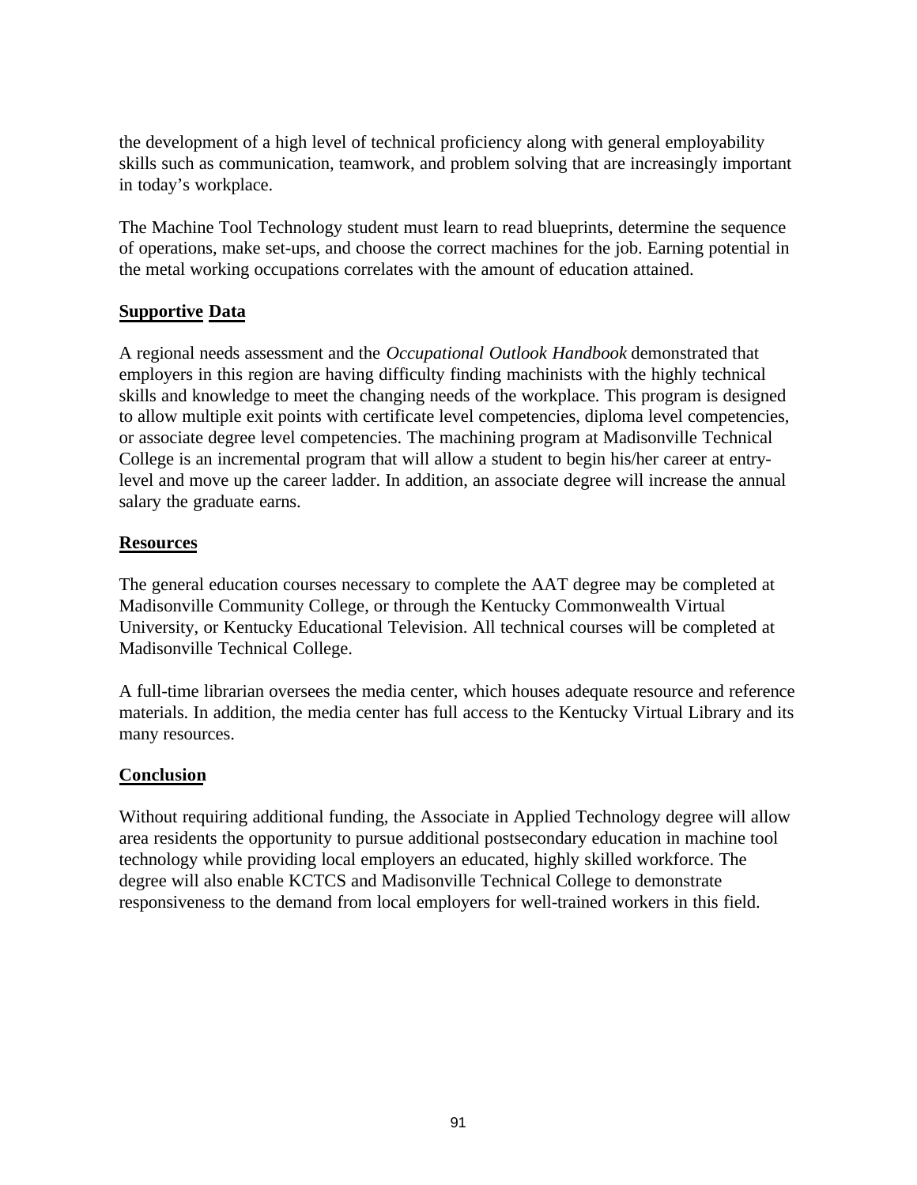the development of a high level of technical proficiency along with general employability skills such as communication, teamwork, and problem solving that are increasingly important in today's workplace.

The Machine Tool Technology student must learn to read blueprints, determine the sequence of operations, make set-ups, and choose the correct machines for the job. Earning potential in the metal working occupations correlates with the amount of education attained.

**Supportive Data**

A regional needs assessment and the *Occupational Outlook Handbook* demonstrated that employers in this region are having difficulty finding machinists with the highly technical skills and knowledge to meet the changing needs of the workplace. This program is designed to allow multiple exit points with certificate level competencies, diploma level competencies, or associate degree level competencies. The machining program at Madisonville Technical College is an incremental program that will allow a student to begin his/her career at entry-level and move up the career ladder. In addition, an associate degree will increase the annual salary the graduate earns.

**Resources**

The general education courses necessary to complete the AAT degree may be completed at Madisonville Community College, or through the Kentucky Commonwealth Virtual University, or Kentucky Educational Television. All technical courses will be completed at Madisonville Technical College.

A full-time librarian oversees the media center, which houses adequate resource and reference materials. In addition, the media center has full access to the Kentucky Virtual Library and its many resources.

**Conclusion**

Without requiring additional funding, the Associate in Applied Technology degree will allow area residents the opportunity to pursue additional postsecondary education in machine tool technology while providing local employers an educated, highly skilled workforce. The degree will also enable KCTCS and Madisonville Technical College to demonstrate responsiveness to the demand from local employers for well-trained workers in this field.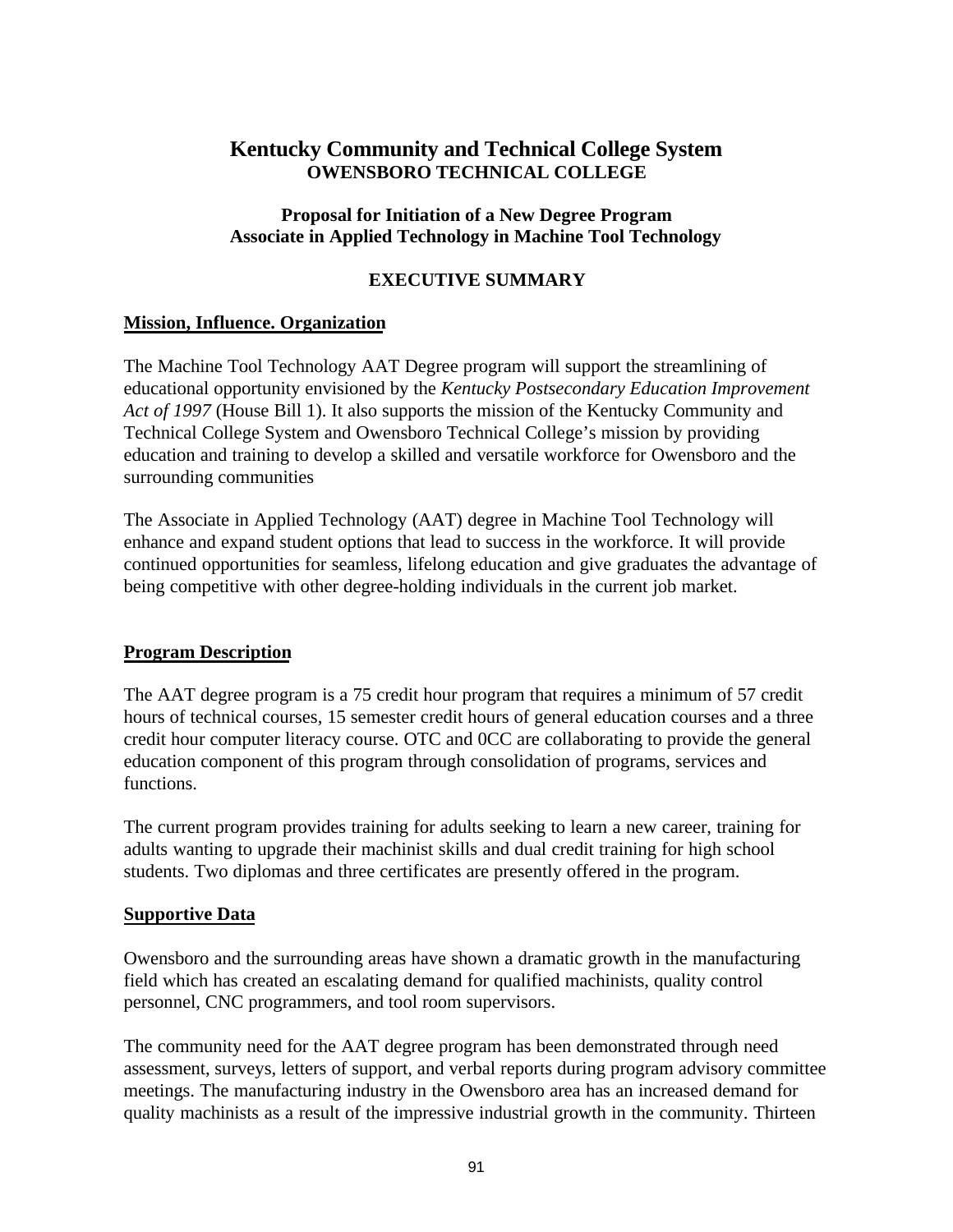# Kentucky Community and Technical College System
## OWENSBORO TECHNICAL COLLEGE

### Proposal for Initiation of a New Degree Program
### Associate in Applied Technology in Machine Tool Technology

### EXECUTIVE SUMMARY

**Mission, Influence. Organization**

The Machine Tool Technology AAT Degree program will support the streamlining of educational opportunity envisioned by the *Kentucky Postsecondary Education Improvement Act of 1997* (House Bill 1). It also supports the mission of the Kentucky Community and Technical College System and Owensboro Technical College's mission by providing education and training to develop a skilled and versatile workforce for Owensboro and the surrounding communities

The Associate in Applied Technology (AAT) degree in Machine Tool Technology will enhance and expand student options that lead to success in the workforce. It will provide continued opportunities for seamless, lifelong education and give graduates the advantage of being competitive with other degree-holding individuals in the current job market.

**Program Description**

The AAT degree program is a 75 credit hour program that requires a minimum of 57 credit hours of technical courses, 15 semester credit hours of general education courses and a three credit hour computer literacy course. OTC and 0CC are collaborating to provide the general education component of this program through consolidation of programs, services and functions.

The current program provides training for adults seeking to learn a new career, training for adults wanting to upgrade their machinist skills and dual credit training for high school students. Two diplomas and three certificates are presently offered in the program.

**Supportive Data**

Owensboro and the surrounding areas have shown a dramatic growth in the manufacturing field which has created an escalating demand for qualified machinists, quality control personnel, CNC programmers, and tool room supervisors.

The community need for the AAT degree program has been demonstrated through need assessment, surveys, letters of support, and verbal reports during program advisory committee meetings. The manufacturing industry in the Owensboro area has an increased demand for quality machinists as a result of the impressive industrial growth in the community. Thirteen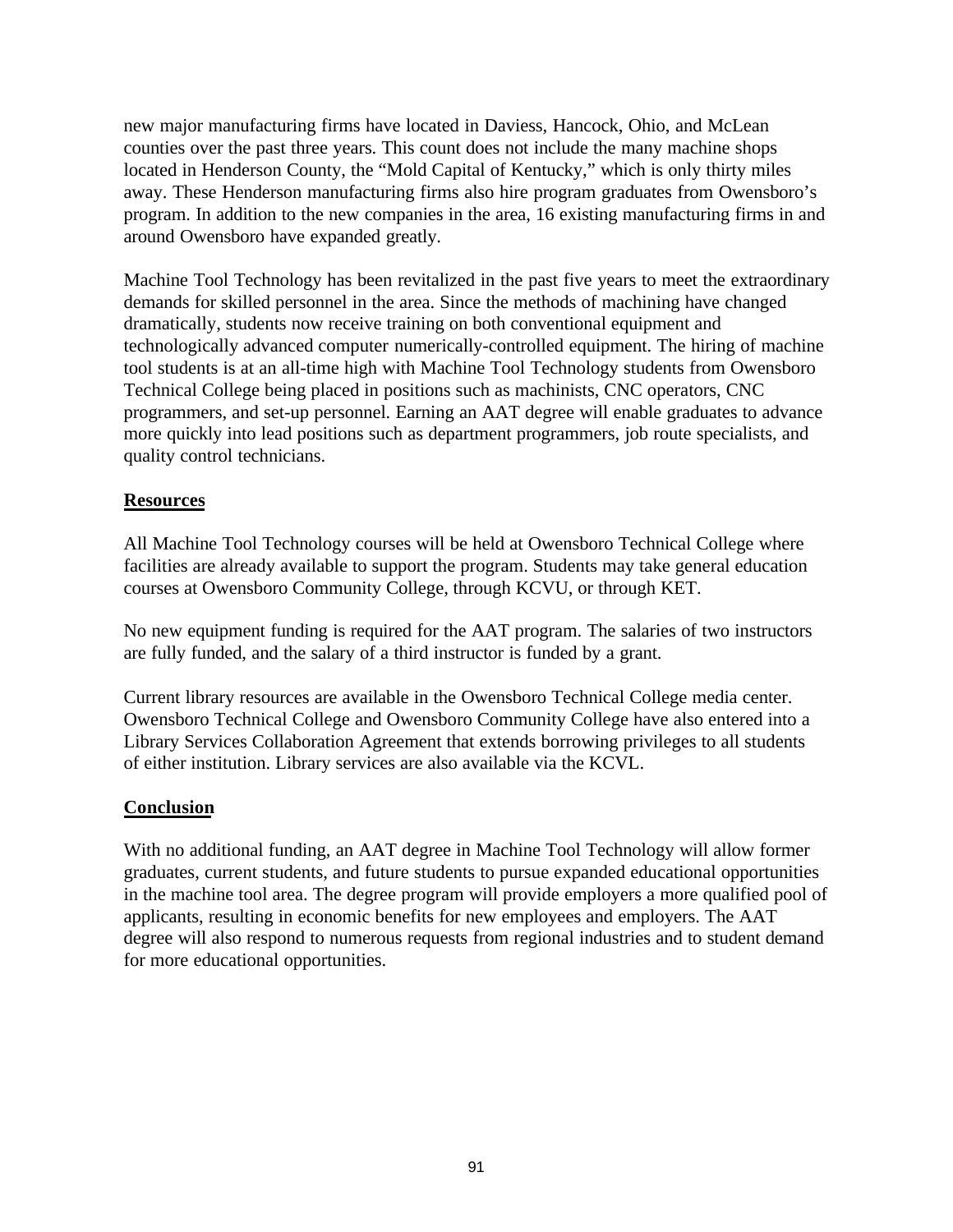new major manufacturing firms have located in Daviess, Hancock, Ohio, and McLean counties over the past three years. This count does not include the many machine shops located in Henderson County, the "Mold Capital of Kentucky," which is only thirty miles away. These Henderson manufacturing firms also hire program graduates from Owensboro's program. In addition to the new companies in the area, 16 existing manufacturing firms in and around Owensboro have expanded greatly.

Machine Tool Technology has been revitalized in the past five years to meet the extraordinary demands for skilled personnel in the area. Since the methods of machining have changed dramatically, students now receive training on both conventional equipment and technologically advanced computer numerically-controlled equipment. The hiring of machine tool students is at an all-time high with Machine Tool Technology students from Owensboro Technical College being placed in positions such as machinists, CNC operators, CNC programmers, and set-up personnel. Earning an AAT degree will enable graduates to advance more quickly into lead positions such as department programmers, job route specialists, and quality control technicians.

## Resources

All Machine Tool Technology courses will be held at Owensboro Technical College where facilities are already available to support the program. Students may take general education courses at Owensboro Community College, through KCVU, or through KET.

No new equipment funding is required for the AAT program. The salaries of two instructors are fully funded, and the salary of a third instructor is funded by a grant.

Current library resources are available in the Owensboro Technical College media center. Owensboro Technical College and Owensboro Community College have also entered into a Library Services Collaboration Agreement that extends borrowing privileges to all students of either institution. Library services are also available via the KCVL.

## Conclusion

With no additional funding, an AAT degree in Machine Tool Technology will allow former graduates, current students, and future students to pursue expanded educational opportunities in the machine tool area. The degree program will provide employers a more qualified pool of applicants, resulting in economic benefits for new employees and employers. The AAT degree will also respond to numerous requests from regional industries and to student demand for more educational opportunities.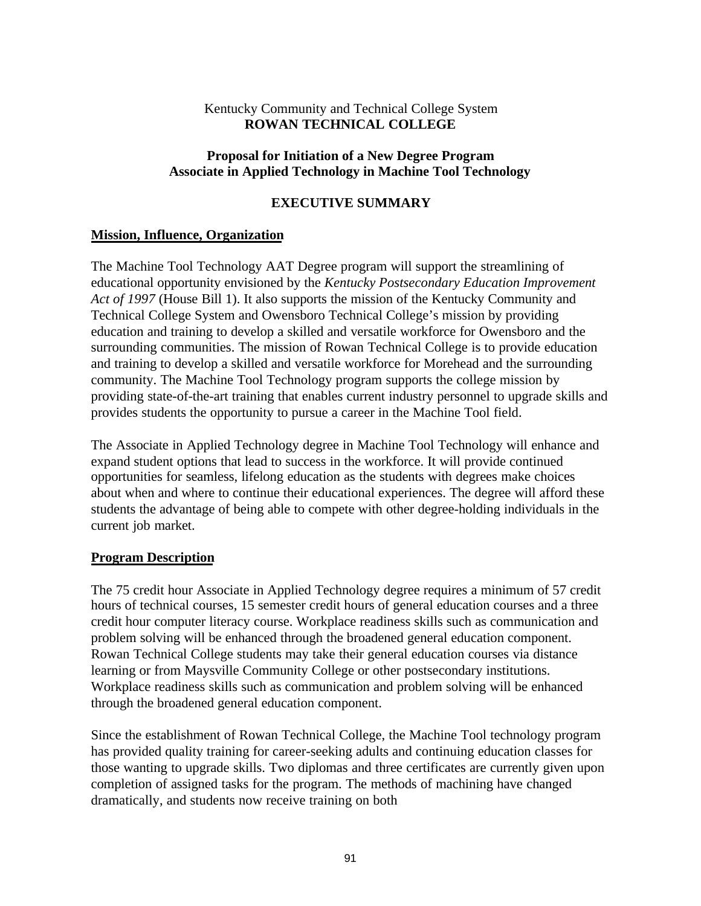Kentucky Community and Technical College System
**ROWAN TECHNICAL COLLEGE**

**Proposal for Initiation of a New Degree Program**
**Associate in Applied Technology in Machine Tool Technology**

**EXECUTIVE SUMMARY**

**Mission, Influence, Organization**

The Machine Tool Technology AAT Degree program will support the streamlining of educational opportunity envisioned by the *Kentucky Postsecondary Education Improvement Act of 1997* (House Bill 1). It also supports the mission of the Kentucky Community and Technical College System and Owensboro Technical College's mission by providing education and training to develop a skilled and versatile workforce for Owensboro and the surrounding communities. The mission of Rowan Technical College is to provide education and training to develop a skilled and versatile workforce for Morehead and the surrounding community. The Machine Tool Technology program supports the college mission by providing state-of-the-art training that enables current industry personnel to upgrade skills and provides students the opportunity to pursue a career in the Machine Tool field.

The Associate in Applied Technology degree in Machine Tool Technology will enhance and expand student options that lead to success in the workforce. It will provide continued opportunities for seamless, lifelong education as the students with degrees make choices about when and where to continue their educational experiences. The degree will afford these students the advantage of being able to compete with other degree-holding individuals in the current job market.

**Program Description**

The 75 credit hour Associate in Applied Technology degree requires a minimum of 57 credit hours of technical courses, 15 semester credit hours of general education courses and a three credit hour computer literacy course. Workplace readiness skills such as communication and problem solving will be enhanced through the broadened general education component. Rowan Technical College students may take their general education courses via distance learning or from Maysville Community College or other postsecondary institutions. Workplace readiness skills such as communication and problem solving will be enhanced through the broadened general education component.

Since the establishment of Rowan Technical College, the Machine Tool technology program has provided quality training for career-seeking adults and continuing education classes for those wanting to upgrade skills. Two diplomas and three certificates are currently given upon completion of assigned tasks for the program. The methods of machining have changed dramatically, and students now receive training on both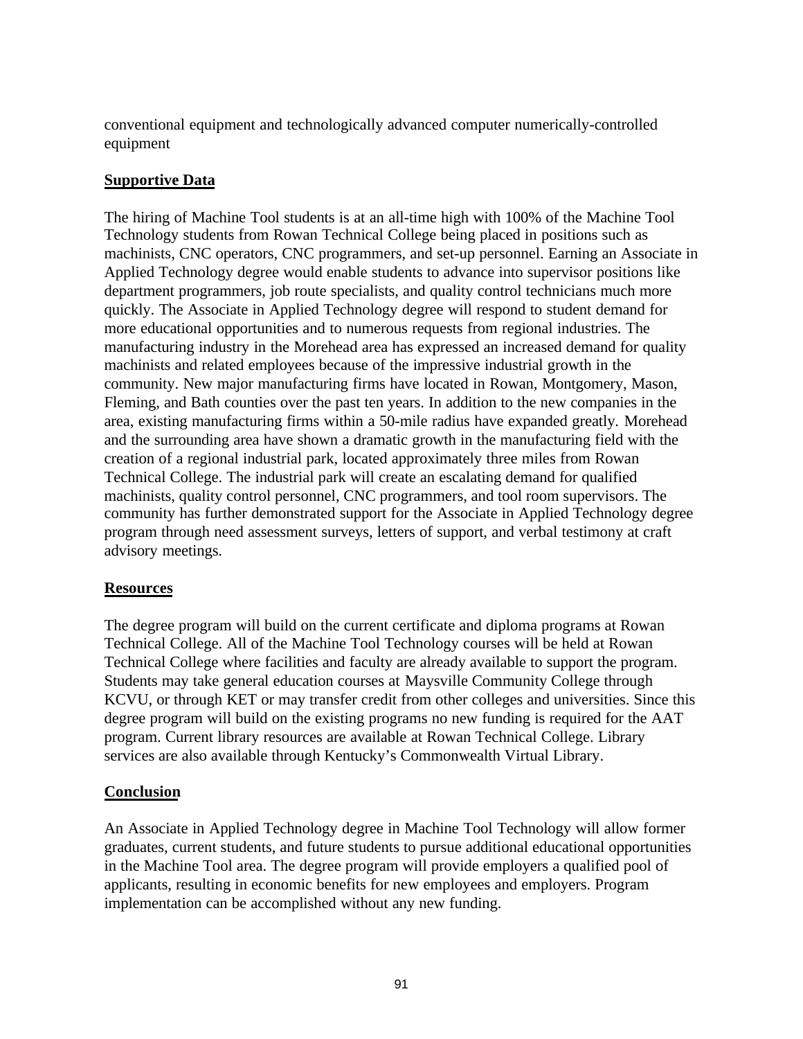conventional equipment and technologically advanced computer numerically-controlled equipment

## Supportive Data

The hiring of Machine Tool students is at an all-time high with 100% of the Machine Tool Technology students from Rowan Technical College being placed in positions such as machinists, CNC operators, CNC programmers, and set-up personnel. Earning an Associate in Applied Technology degree would enable students to advance into supervisor positions like department programmers, job route specialists, and quality control technicians much more quickly. The Associate in Applied Technology degree will respond to student demand for more educational opportunities and to numerous requests from regional industries. The manufacturing industry in the Morehead area has expressed an increased demand for quality machinists and related employees because of the impressive industrial growth in the community. New major manufacturing firms have located in Rowan, Montgomery, Mason, Fleming, and Bath counties over the past ten years. In addition to the new companies in the area, existing manufacturing firms within a 50-mile radius have expanded greatly. Morehead and the surrounding area have shown a dramatic growth in the manufacturing field with the creation of a regional industrial park, located approximately three miles from Rowan Technical College. The industrial park will create an escalating demand for qualified machinists, quality control personnel, CNC programmers, and tool room supervisors. The community has further demonstrated support for the Associate in Applied Technology degree program through need assessment surveys, letters of support, and verbal testimony at craft advisory meetings.

## Resources

The degree program will build on the current certificate and diploma programs at Rowan Technical College. All of the Machine Tool Technology courses will be held at Rowan Technical College where facilities and faculty are already available to support the program. Students may take general education courses at Maysville Community College through KCVU, or through KET or may transfer credit from other colleges and universities. Since this degree program will build on the existing programs no new funding is required for the AAT program. Current library resources are available at Rowan Technical College. Library services are also available through Kentucky's Commonwealth Virtual Library.

## Conclusion

An Associate in Applied Technology degree in Machine Tool Technology will allow former graduates, current students, and future students to pursue additional educational opportunities in the Machine Tool area. The degree program will provide employers a qualified pool of applicants, resulting in economic benefits for new employees and employers. Program implementation can be accomplished without any new funding.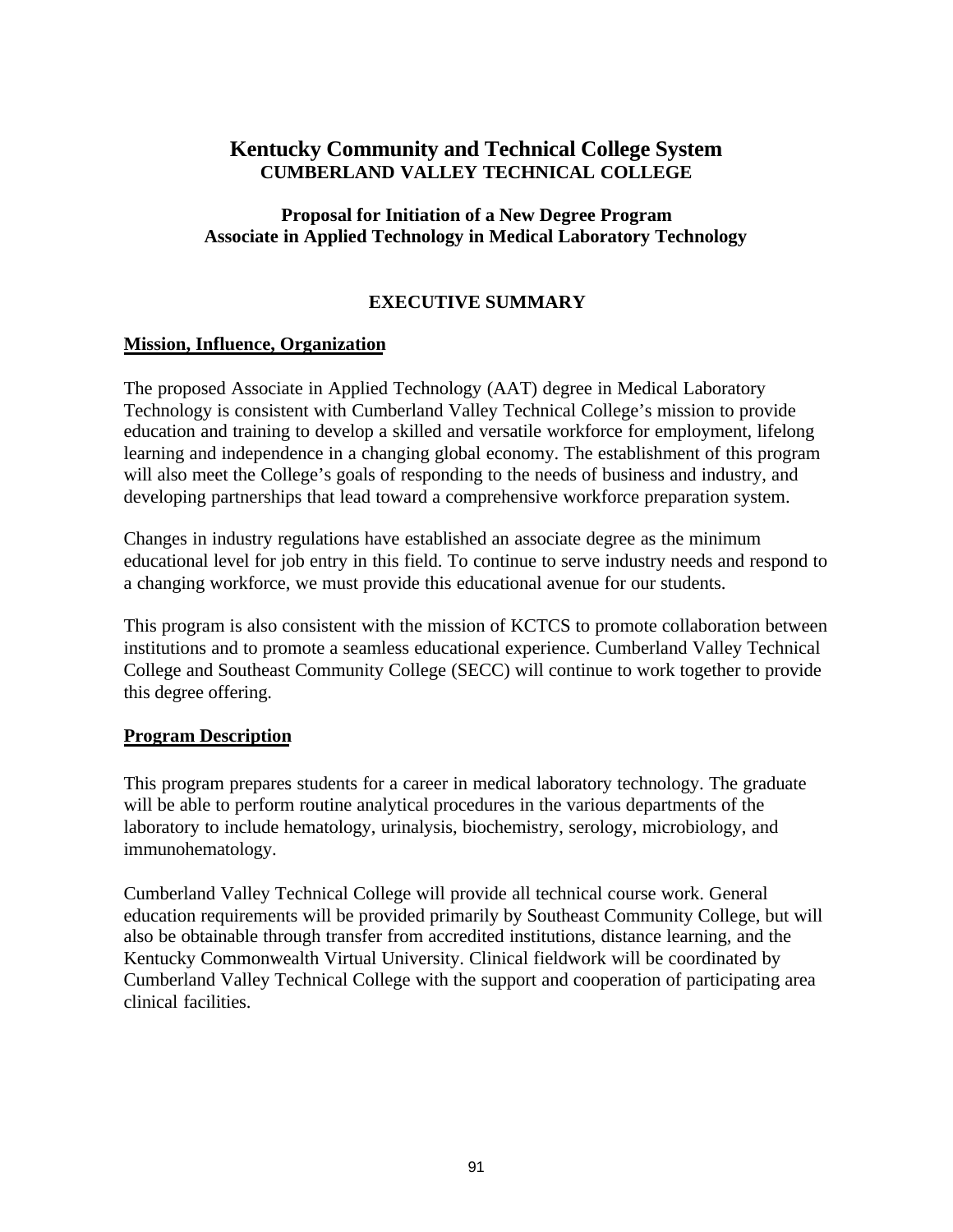# Kentucky Community and Technical College System
## CUMBERLAND VALLEY TECHNICAL COLLEGE

### Proposal for Initiation of a New Degree Program
### Associate in Applied Technology in Medical Laboratory Technology

## EXECUTIVE SUMMARY

**Mission, Influence, Organization**

The proposed Associate in Applied Technology (AAT) degree in Medical Laboratory Technology is consistent with Cumberland Valley Technical College's mission to provide education and training to develop a skilled and versatile workforce for employment, lifelong learning and independence in a changing global economy. The establishment of this program will also meet the College's goals of responding to the needs of business and industry, and developing partnerships that lead toward a comprehensive workforce preparation system.

Changes in industry regulations have established an associate degree as the minimum educational level for job entry in this field. To continue to serve industry needs and respond to a changing workforce, we must provide this educational avenue for our students.

This program is also consistent with the mission of KCTCS to promote collaboration between institutions and to promote a seamless educational experience. Cumberland Valley Technical College and Southeast Community College (SECC) will continue to work together to provide this degree offering.

**Program Description**

This program prepares students for a career in medical laboratory technology. The graduate will be able to perform routine analytical procedures in the various departments of the laboratory to include hematology, urinalysis, biochemistry, serology, microbiology, and immunohematology.

Cumberland Valley Technical College will provide all technical course work. General education requirements will be provided primarily by Southeast Community College, but will also be obtainable through transfer from accredited institutions, distance learning, and the Kentucky Commonwealth Virtual University. Clinical fieldwork will be coordinated by Cumberland Valley Technical College with the support and cooperation of participating area clinical facilities.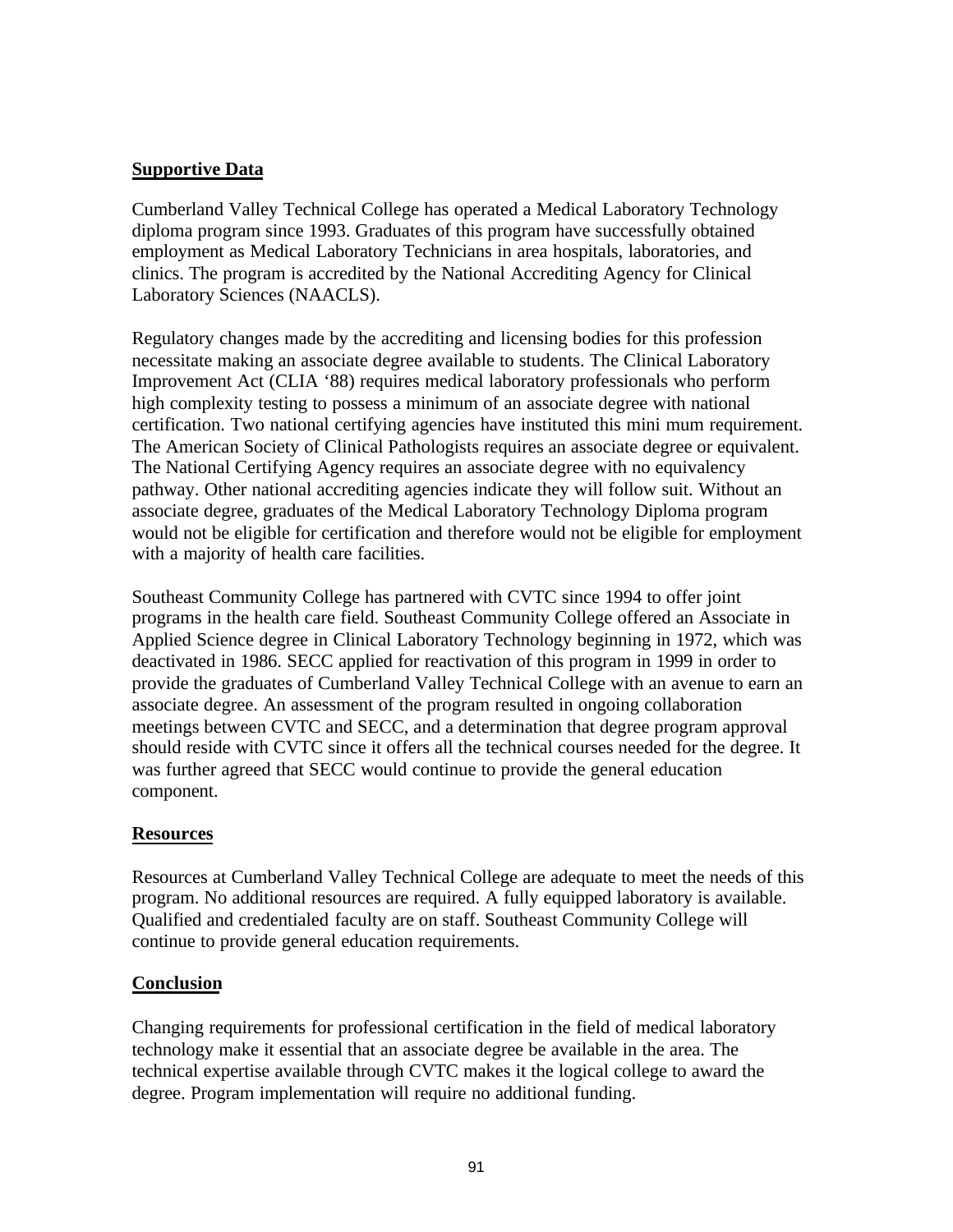**Supportive Data**

Cumberland Valley Technical College has operated a Medical Laboratory Technology diploma program since 1993. Graduates of this program have successfully obtained employment as Medical Laboratory Technicians in area hospitals, laboratories, and clinics. The program is accredited by the National Accrediting Agency for Clinical Laboratory Sciences (NAACLS).

Regulatory changes made by the accrediting and licensing bodies for this profession necessitate making an associate degree available to students. The Clinical Laboratory Improvement Act (CLIA '88) requires medical laboratory professionals who perform high complexity testing to possess a minimum of an associate degree with national certification. Two national certifying agencies have instituted this mini mum requirement. The American Society of Clinical Pathologists requires an associate degree or equivalent. The National Certifying Agency requires an associate degree with no equivalency pathway. Other national accrediting agencies indicate they will follow suit. Without an associate degree, graduates of the Medical Laboratory Technology Diploma program would not be eligible for certification and therefore would not be eligible for employment with a majority of health care facilities.

Southeast Community College has partnered with CVTC since 1994 to offer joint programs in the health care field. Southeast Community College offered an Associate in Applied Science degree in Clinical Laboratory Technology beginning in 1972, which was deactivated in 1986. SECC applied for reactivation of this program in 1999 in order to provide the graduates of Cumberland Valley Technical College with an avenue to earn an associate degree. An assessment of the program resulted in ongoing collaboration meetings between CVTC and SECC, and a determination that degree program approval should reside with CVTC since it offers all the technical courses needed for the degree. It was further agreed that SECC would continue to provide the general education component.

**Resources**

Resources at Cumberland Valley Technical College are adequate to meet the needs of this program. No additional resources are required. A fully equipped laboratory is available. Qualified and credentialed faculty are on staff. Southeast Community College will continue to provide general education requirements.

**Conclusion**

Changing requirements for professional certification in the field of medical laboratory technology make it essential that an associate degree be available in the area. The technical expertise available through CVTC makes it the logical college to award the degree. Program implementation will require no additional funding.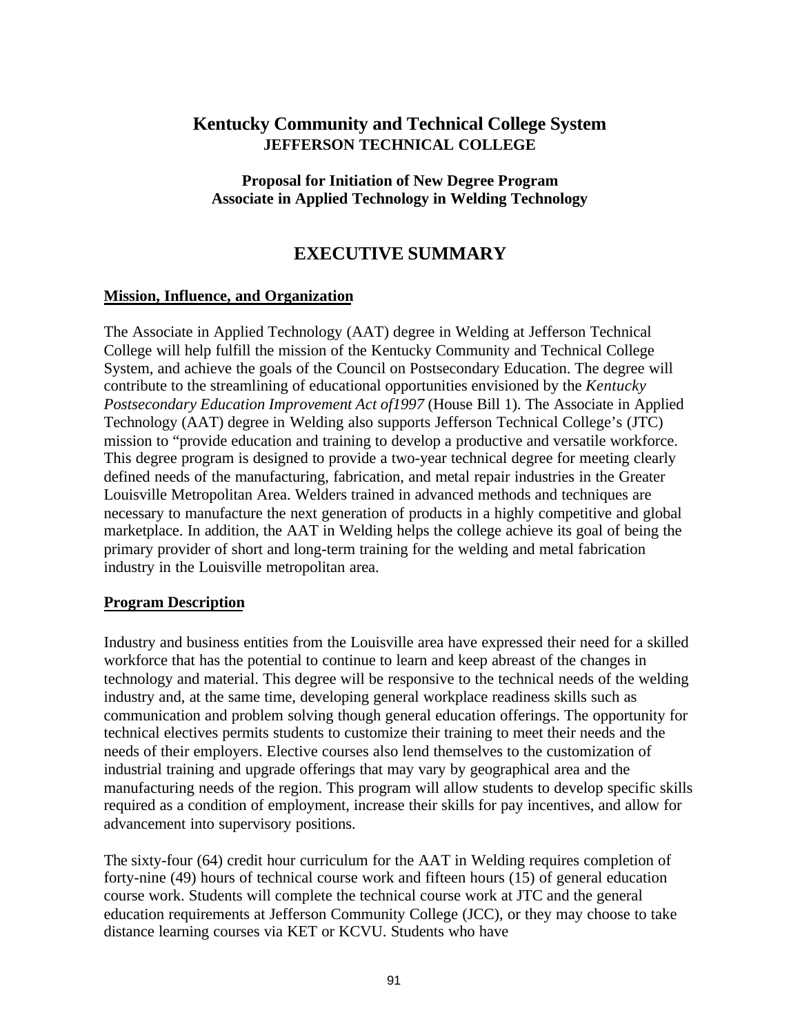# Kentucky Community and Technical College System
### JEFFERSON TECHNICAL COLLEGE

**Proposal for Initiation of New Degree Program**
**Associate in Applied Technology in Welding Technology**

## EXECUTIVE SUMMARY

**Mission, Influence, and Organization**

The Associate in Applied Technology (AAT) degree in Welding at Jefferson Technical College will help fulfill the mission of the Kentucky Community and Technical College System, and achieve the goals of the Council on Postsecondary Education. The degree will contribute to the streamlining of educational opportunities envisioned by the *Kentucky Postsecondary Education Improvement Act of1997* (House Bill 1). The Associate in Applied Technology (AAT) degree in Welding also supports Jefferson Technical College's (JTC) mission to "provide education and training to develop a productive and versatile workforce. This degree program is designed to provide a two-year technical degree for meeting clearly defined needs of the manufacturing, fabrication, and metal repair industries in the Greater Louisville Metropolitan Area. Welders trained in advanced methods and techniques are necessary to manufacture the next generation of products in a highly competitive and global marketplace. In addition, the AAT in Welding helps the college achieve its goal of being the primary provider of short and long-term training for the welding and metal fabrication industry in the Louisville metropolitan area.

**Program Description**

Industry and business entities from the Louisville area have expressed their need for a skilled workforce that has the potential to continue to learn and keep abreast of the changes in technology and material. This degree will be responsive to the technical needs of the welding industry and, at the same time, developing general workplace readiness skills such as communication and problem solving though general education offerings. The opportunity for technical electives permits students to customize their training to meet their needs and the needs of their employers. Elective courses also lend themselves to the customization of industrial training and upgrade offerings that may vary by geographical area and the manufacturing needs of the region. This program will allow students to develop specific skills required as a condition of employment, increase their skills for pay incentives, and allow for advancement into supervisory positions.

The sixty-four (64) credit hour curriculum for the AAT in Welding requires completion of forty-nine (49) hours of technical course work and fifteen hours (15) of general education course work. Students will complete the technical course work at JTC and the general education requirements at Jefferson Community College (JCC), or they may choose to take distance learning courses via KET or KCVU. Students who have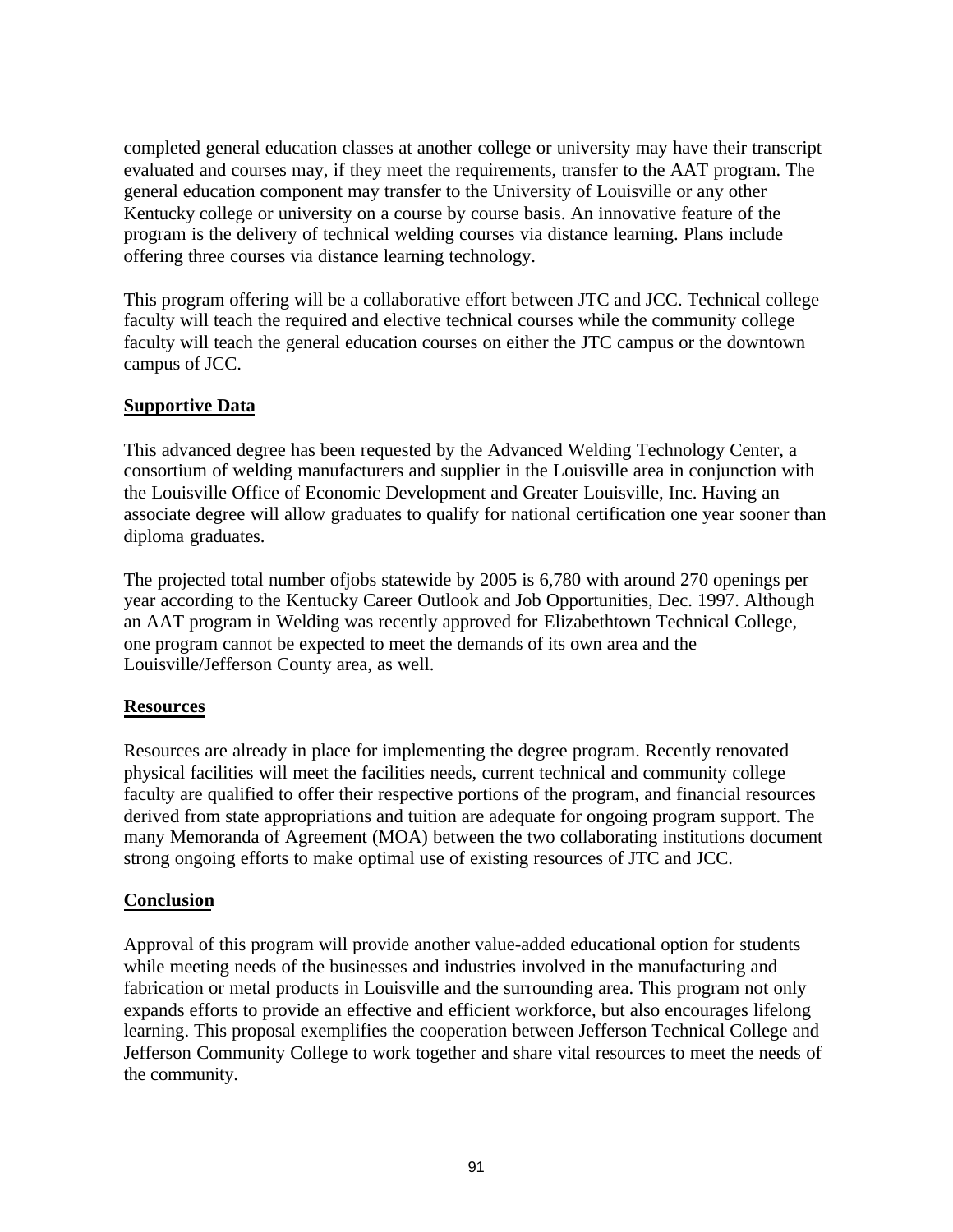completed general education classes at another college or university may have their transcript evaluated and courses may, if they meet the requirements, transfer to the AAT program. The general education component may transfer to the University of Louisville or any other Kentucky college or university on a course by course basis. An innovative feature of the program is the delivery of technical welding courses via distance learning. Plans include offering three courses via distance learning technology.

This program offering will be a collaborative effort between JTC and JCC. Technical college faculty will teach the required and elective technical courses while the community college faculty will teach the general education courses on either the JTC campus or the downtown campus of JCC.

## Supportive Data

This advanced degree has been requested by the Advanced Welding Technology Center, a consortium of welding manufacturers and supplier in the Louisville area in conjunction with the Louisville Office of Economic Development and Greater Louisville, Inc. Having an associate degree will allow graduates to qualify for national certification one year sooner than diploma graduates.

The projected total number ofjobs statewide by 2005 is 6,780 with around 270 openings per year according to the Kentucky Career Outlook and Job Opportunities, Dec. 1997. Although an AAT program in Welding was recently approved for Elizabethtown Technical College, one program cannot be expected to meet the demands of its own area and the Louisville/Jefferson County area, as well.

## Resources

Resources are already in place for implementing the degree program. Recently renovated physical facilities will meet the facilities needs, current technical and community college faculty are qualified to offer their respective portions of the program, and financial resources derived from state appropriations and tuition are adequate for ongoing program support. The many Memoranda of Agreement (MOA) between the two collaborating institutions document strong ongoing efforts to make optimal use of existing resources of JTC and JCC.

## Conclusion

Approval of this program will provide another value-added educational option for students while meeting needs of the businesses and industries involved in the manufacturing and fabrication or metal products in Louisville and the surrounding area. This program not only expands efforts to provide an effective and efficient workforce, but also encourages lifelong learning. This proposal exemplifies the cooperation between Jefferson Technical College and Jefferson Community College to work together and share vital resources to meet the needs of the community.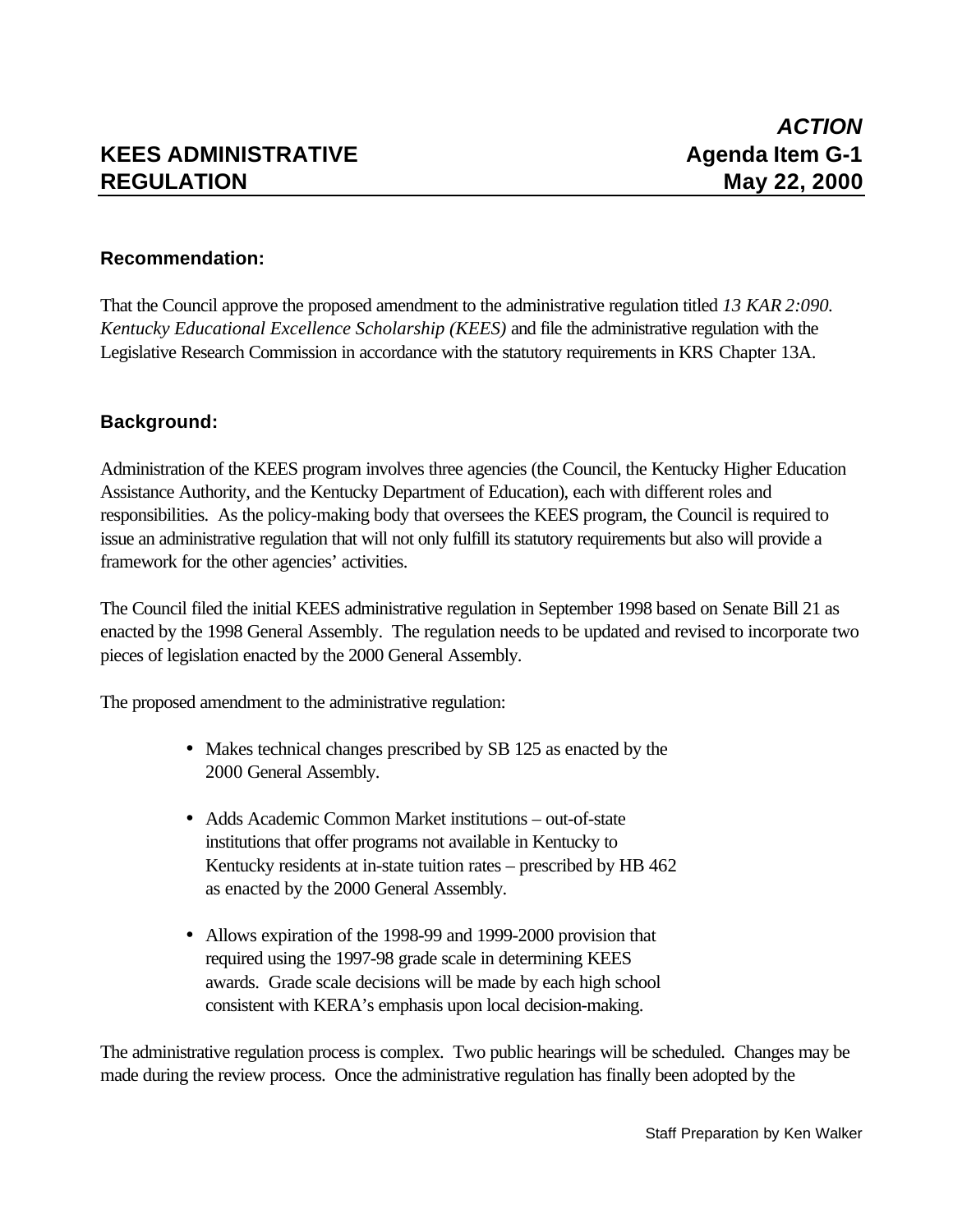**ACTION**

# KEES ADMINISTRATIVE REGULATION

**Agenda Item G-1**
**May 22, 2000**

### Recommendation:

That the Council approve the proposed amendment to the administrative regulation titled *13 KAR 2:090. Kentucky Educational Excellence Scholarship (KEES)* and file the administrative regulation with the Legislative Research Commission in accordance with the statutory requirements in KRS Chapter 13A.

### Background:

Administration of the KEES program involves three agencies (the Council, the Kentucky Higher Education Assistance Authority, and the Kentucky Department of Education), each with different roles and responsibilities. As the policy-making body that oversees the KEES program, the Council is required to issue an administrative regulation that will not only fulfill its statutory requirements but also will provide a framework for the other agencies' activities.

The Council filed the initial KEES administrative regulation in September 1998 based on Senate Bill 21 as enacted by the 1998 General Assembly. The regulation needs to be updated and revised to incorporate two pieces of legislation enacted by the 2000 General Assembly.

The proposed amendment to the administrative regulation:

- Makes technical changes prescribed by SB 125 as enacted by the 2000 General Assembly.
- Adds Academic Common Market institutions – out-of-state institutions that offer programs not available in Kentucky to Kentucky residents at in-state tuition rates – prescribed by HB 462 as enacted by the 2000 General Assembly.
- Allows expiration of the 1998-99 and 1999-2000 provision that required using the 1997-98 grade scale in determining KEES awards. Grade scale decisions will be made by each high school consistent with KERA's emphasis upon local decision-making.

The administrative regulation process is complex. Two public hearings will be scheduled. Changes may be made during the review process. Once the administrative regulation has finally been adopted by the

Staff Preparation by Ken Walker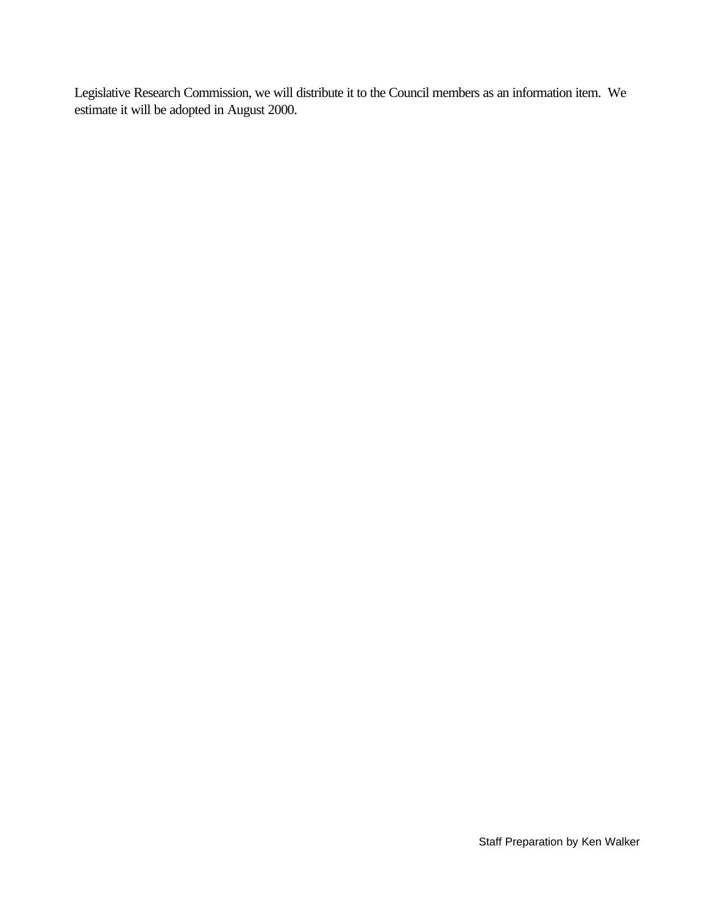Legislative Research Commission, we will distribute it to the Council members as an information item.  We estimate it will be adopted in August 2000.

Staff Preparation by Ken Walker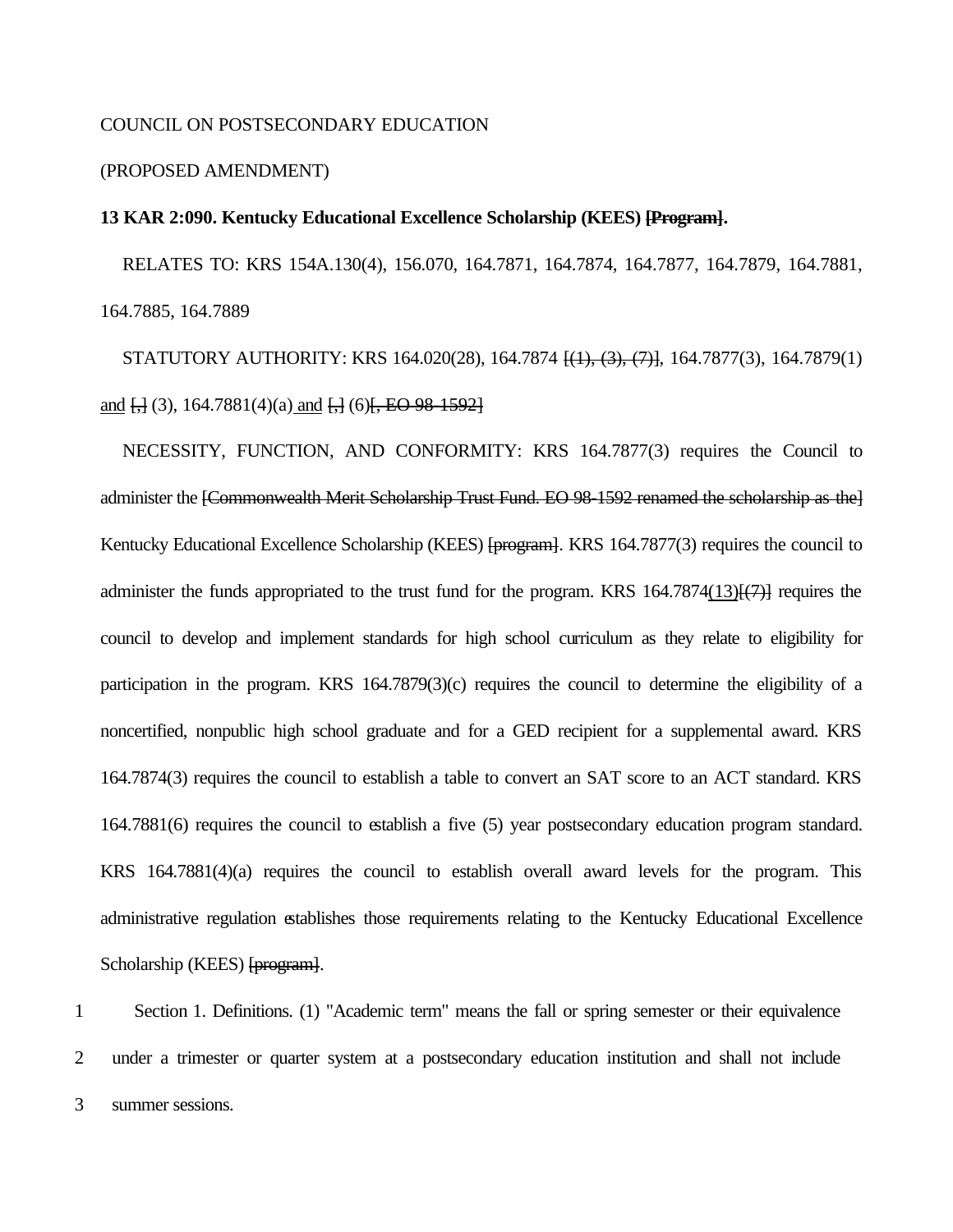COUNCIL ON POSTSECONDARY EDUCATION

(PROPOSED AMENDMENT)

**13 KAR 2:090. Kentucky Educational Excellence Scholarship (KEES) ~~[Program]~~.**

RELATES TO: KRS 154A.130(4), 156.070, 164.7871, 164.7874, 164.7877, 164.7879, 164.7881, 164.7885, 164.7889

STATUTORY AUTHORITY: KRS 164.020(28), 164.7874 ~~[(1), (3), (7)]~~, 164.7877(3), 164.7879(1) <u>and</u> ~~[,]~~ (3), 164.7881(4)(a) <u>and</u> ~~[,]~~ (6)~~[, EO 98-1592]~~

NECESSITY, FUNCTION, AND CONFORMITY: KRS 164.7877(3) requires the Council to administer the ~~[Commonwealth Merit Scholarship Trust Fund. EO 98-1592 renamed the scholarship as the]~~ Kentucky Educational Excellence Scholarship (KEES) ~~[program]~~. KRS 164.7877(3) requires the council to administer the funds appropriated to the trust fund for the program. KRS 164.7874<u>(13)</u>~~[(7)]~~ requires the council to develop and implement standards for high school curriculum as they relate to eligibility for participation in the program. KRS 164.7879(3)(c) requires the council to determine the eligibility of a noncertified, nonpublic high school graduate and for a GED recipient for a supplemental award. KRS 164.7874(3) requires the council to establish a table to convert an SAT score to an ACT standard. KRS 164.7881(6) requires the council to establish a five (5) year postsecondary education program standard. KRS 164.7881(4)(a) requires the council to establish overall award levels for the program. This administrative regulation establishes those requirements relating to the Kentucky Educational Excellence Scholarship (KEES) ~~[program]~~.

Section 1. Definitions. (1) "Academic term" means the fall or spring semester or their equivalence under a trimester or quarter system at a postsecondary education institution and shall not include summer sessions.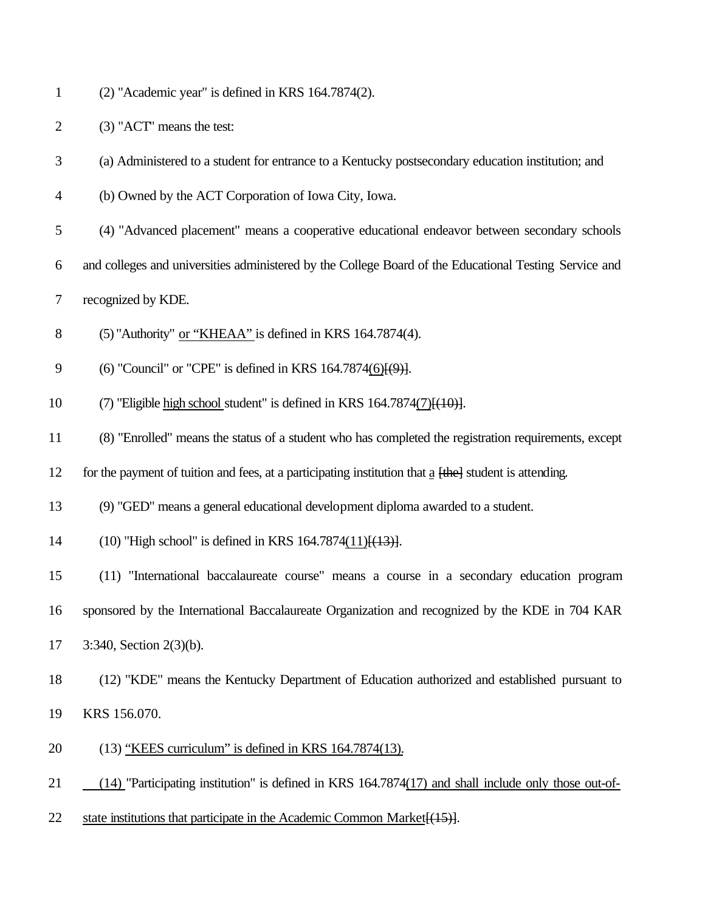1 (2) "Academic year" is defined in KRS 164.7874(2).

2 (3) "ACT" means the test:

3 (a) Administered to a student for entrance to a Kentucky postsecondary education institution; and

4 (b) Owned by the ACT Corporation of Iowa City, Iowa.

5 (4) "Advanced placement" means a cooperative educational endeavor between secondary schools

6 and colleges and universities administered by the College Board of the Educational Testing Service and

7 recognized by KDE.

8 (5) "Authority" or "KHEAA" is defined in KRS 164.7874(4).

9 (6) "Council" or "CPE" is defined in KRS 164.7874(6)[(9)].

10 (7) "Eligible high school student" is defined in KRS 164.7874(7)[(10)].

11 (8) "Enrolled" means the status of a student who has completed the registration requirements, except

12 for the payment of tuition and fees, at a participating institution that a [the] student is attending.

13 (9) "GED" means a general educational development diploma awarded to a student.

14 (10) "High school" is defined in KRS 164.7874(11)[(13)].

15 (11) "International baccalaureate course" means a course in a secondary education program

16 sponsored by the International Baccalaureate Organization and recognized by the KDE in 704 KAR

17 3:340, Section 2(3)(b).

18 (12) "KDE" means the Kentucky Department of Education authorized and established pursuant to

19 KRS 156.070.

20 (13) "KEES curriculum" is defined in KRS 164.7874(13).

21 (14) "Participating institution" is defined in KRS 164.7874(17) and shall include only those out-of-

22 state institutions that participate in the Academic Common Market[(15)].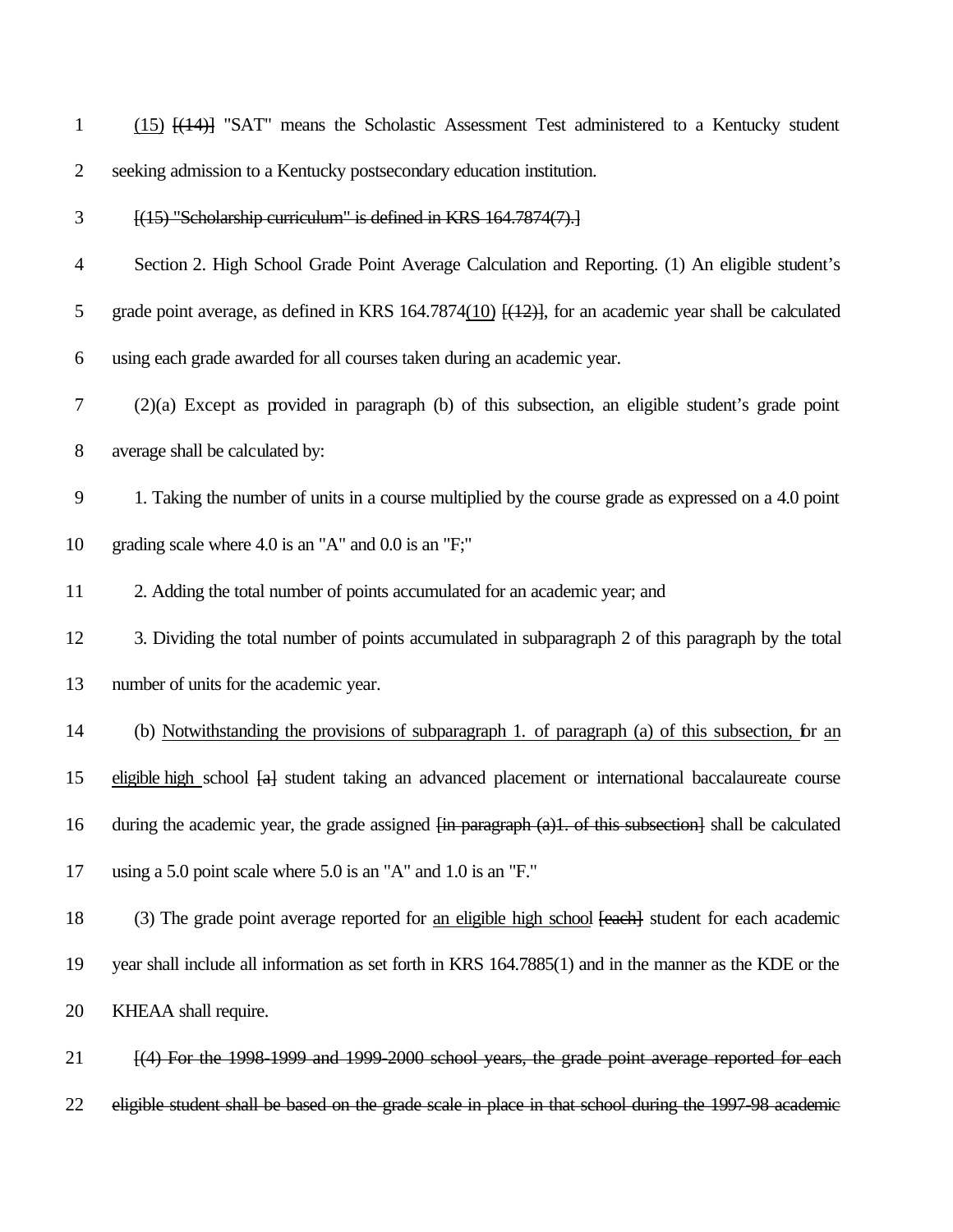(15) [(14)] "SAT" means the Scholastic Assessment Test administered to a Kentucky student seeking admission to a Kentucky postsecondary education institution.

~~[(15) "Scholarship curriculum" is defined in KRS 164.7874(7).]~~

Section 2. High School Grade Point Average Calculation and Reporting. (1) An eligible student's grade point average, as defined in KRS 164.7874(10) ~~[(12)]~~, for an academic year shall be calculated using each grade awarded for all courses taken during an academic year.

(2)(a) Except as provided in paragraph (b) of this subsection, an eligible student's grade point average shall be calculated by:

1. Taking the number of units in a course multiplied by the course grade as expressed on a 4.0 point grading scale where 4.0 is an "A" and 0.0 is an "F;"

2. Adding the total number of points accumulated for an academic year; and

3. Dividing the total number of points accumulated in subparagraph 2 of this paragraph by the total number of units for the academic year.

(b) Notwithstanding the provisions of subparagraph 1. of paragraph (a) of this subsection, for an eligible high school ~~[a]~~ student taking an advanced placement or international baccalaureate course during the academic year, the grade assigned ~~[in paragraph (a)1. of this subsection]~~ shall be calculated using a 5.0 point scale where 5.0 is an "A" and 1.0 is an "F."

(3) The grade point average reported for an eligible high school ~~[each]~~ student for each academic year shall include all information as set forth in KRS 164.7885(1) and in the manner as the KDE or the KHEAA shall require.

~~[(4) For the 1998-1999 and 1999-2000 school years, the grade point average reported for each eligible student shall be based on the grade scale in place in that school during the 1997-98 academic~~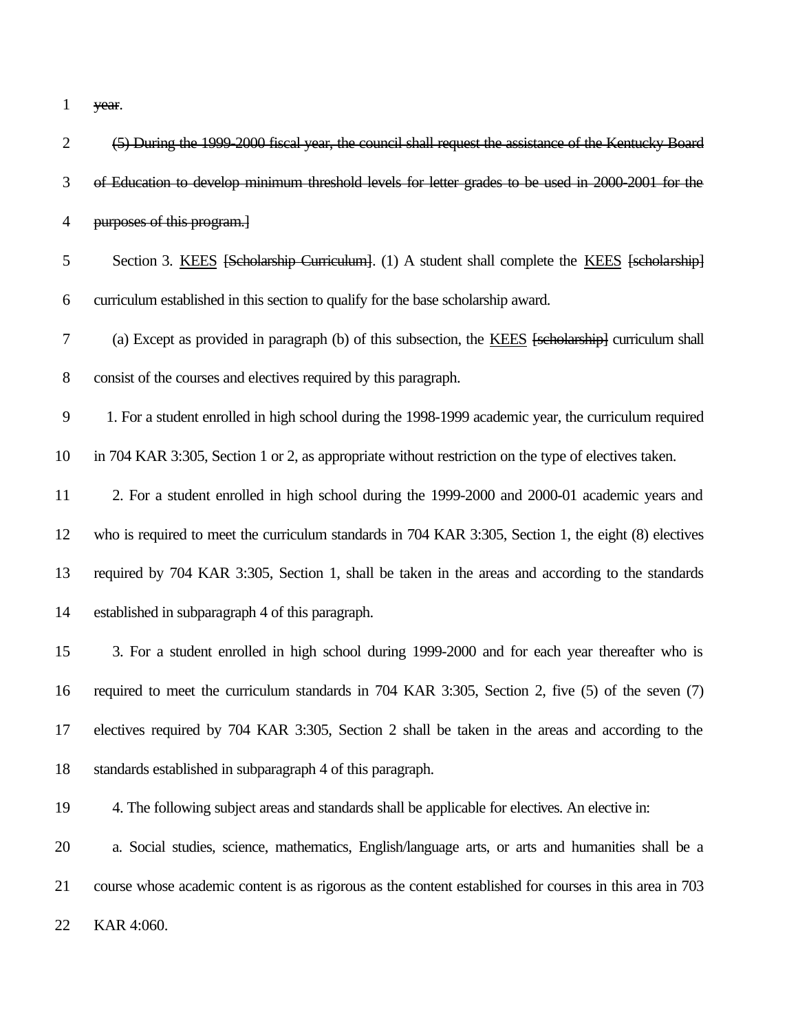~~year~~.

~~(5) During the 1999-2000 fiscal year, the council shall request the assistance of the Kentucky Board of Education to develop minimum threshold levels for letter grades to be used in 2000-2001 for the purposes of this program.]~~

Section 3. <u>KEES</u> ~~[Scholarship Curriculum]~~. (1) A student shall complete the <u>KEES</u> ~~[scholarship]~~ curriculum established in this section to qualify for the base scholarship award.

(a) Except as provided in paragraph (b) of this subsection, the <u>KEES</u> ~~[scholarship]~~ curriculum shall consist of the courses and electives required by this paragraph.

1. For a student enrolled in high school during the 1998-1999 academic year, the curriculum required in 704 KAR 3:305, Section 1 or 2, as appropriate without restriction on the type of electives taken.

2. For a student enrolled in high school during the 1999-2000 and 2000-01 academic years and who is required to meet the curriculum standards in 704 KAR 3:305, Section 1, the eight (8) electives required by 704 KAR 3:305, Section 1, shall be taken in the areas and according to the standards established in subparagraph 4 of this paragraph.

3. For a student enrolled in high school during 1999-2000 and for each year thereafter who is required to meet the curriculum standards in 704 KAR 3:305, Section 2, five (5) of the seven (7) electives required by 704 KAR 3:305, Section 2 shall be taken in the areas and according to the standards established in subparagraph 4 of this paragraph.

4. The following subject areas and standards shall be applicable for electives. An elective in:

a. Social studies, science, mathematics, English/language arts, or arts and humanities shall be a course whose academic content is as rigorous as the content established for courses in this area in 703 KAR 4:060.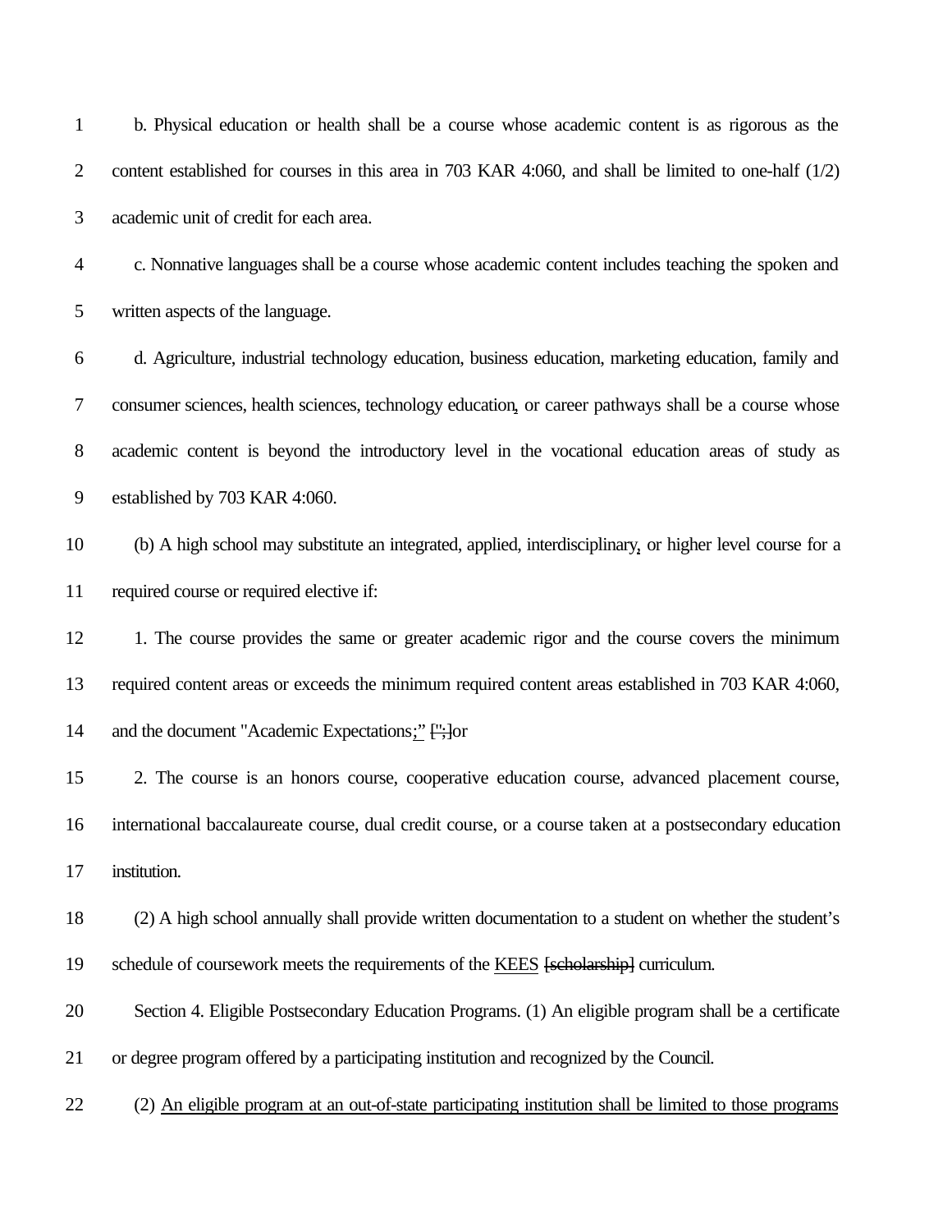b. Physical education or health shall be a course whose academic content is as rigorous as the content established for courses in this area in 703 KAR 4:060, and shall be limited to one-half (1/2) academic unit of credit for each area.

c. Nonnative languages shall be a course whose academic content includes teaching the spoken and written aspects of the language.

d. Agriculture, industrial technology education, business education, marketing education, family and consumer sciences, health sciences, technology education, or career pathways shall be a course whose academic content is beyond the introductory level in the vocational education areas of study as established by 703 KAR 4:060.

(b) A high school may substitute an integrated, applied, interdisciplinary, or higher level course for a required course or required elective if:

1. The course provides the same or greater academic rigor and the course covers the minimum required content areas or exceeds the minimum required content areas established in 703 KAR 4:060, and the document "Academic Expectations;" [";] or

2. The course is an honors course, cooperative education course, advanced placement course, international baccalaureate course, dual credit course, or a course taken at a postsecondary education institution.

(2) A high school annually shall provide written documentation to a student on whether the student's schedule of coursework meets the requirements of the KEES [scholarship] curriculum.

Section 4. Eligible Postsecondary Education Programs. (1) An eligible program shall be a certificate or degree program offered by a participating institution and recognized by the Council.

(2) An eligible program at an out-of-state participating institution shall be limited to those programs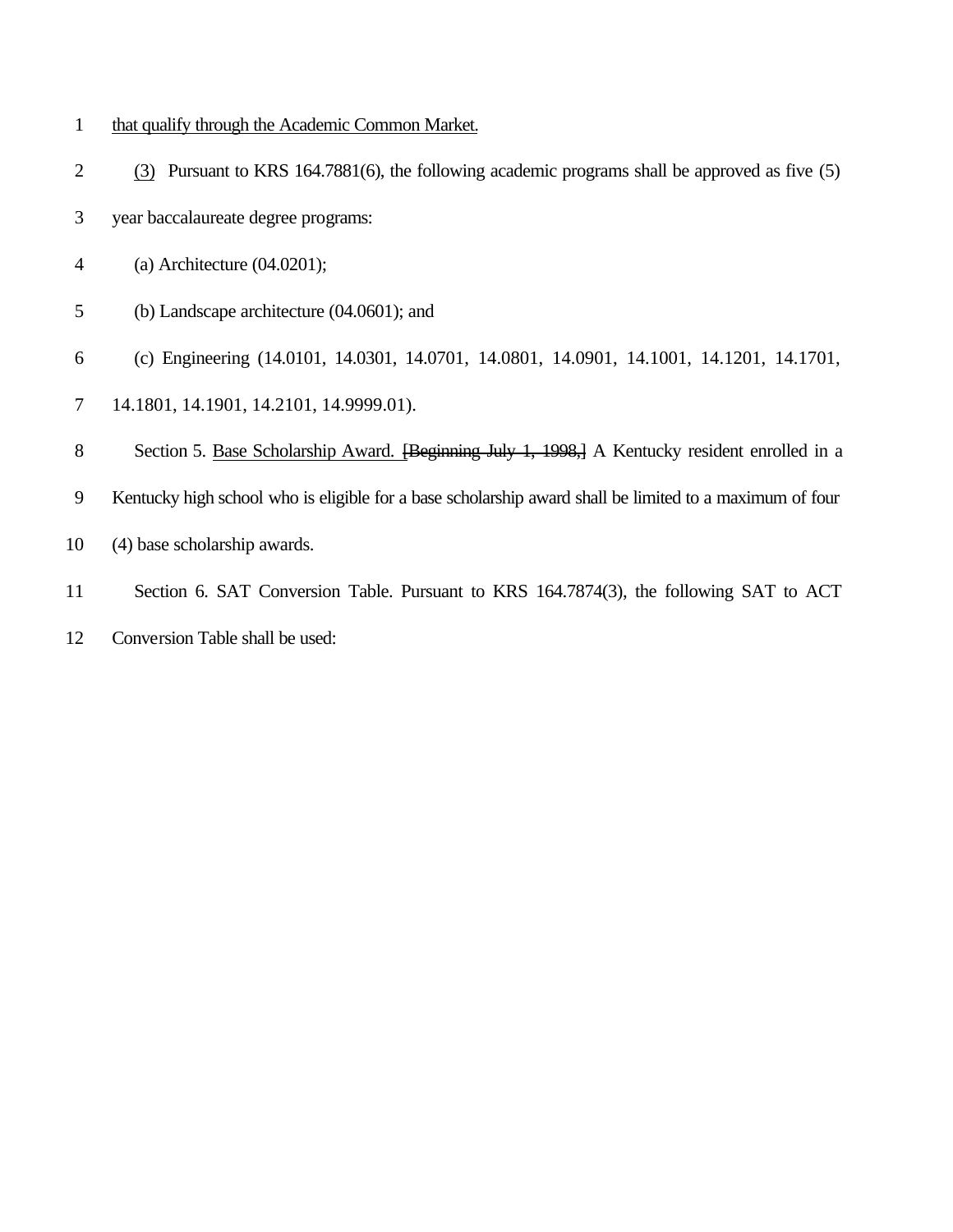that qualify through the Academic Common Market.

(3) Pursuant to KRS 164.7881(6), the following academic programs shall be approved as five (5) year baccalaureate degree programs:

(a) Architecture (04.0201);

(b) Landscape architecture (04.0601); and

(c) Engineering (14.0101, 14.0301, 14.0701, 14.0801, 14.0901, 14.1001, 14.1201, 14.1701, 14.1801, 14.1901, 14.2101, 14.9999.01).

Section 5. Base Scholarship Award. ~~[Beginning July 1, 1998,]~~ A Kentucky resident enrolled in a Kentucky high school who is eligible for a base scholarship award shall be limited to a maximum of four (4) base scholarship awards.

Section 6. SAT Conversion Table. Pursuant to KRS 164.7874(3), the following SAT to ACT Conversion Table shall be used: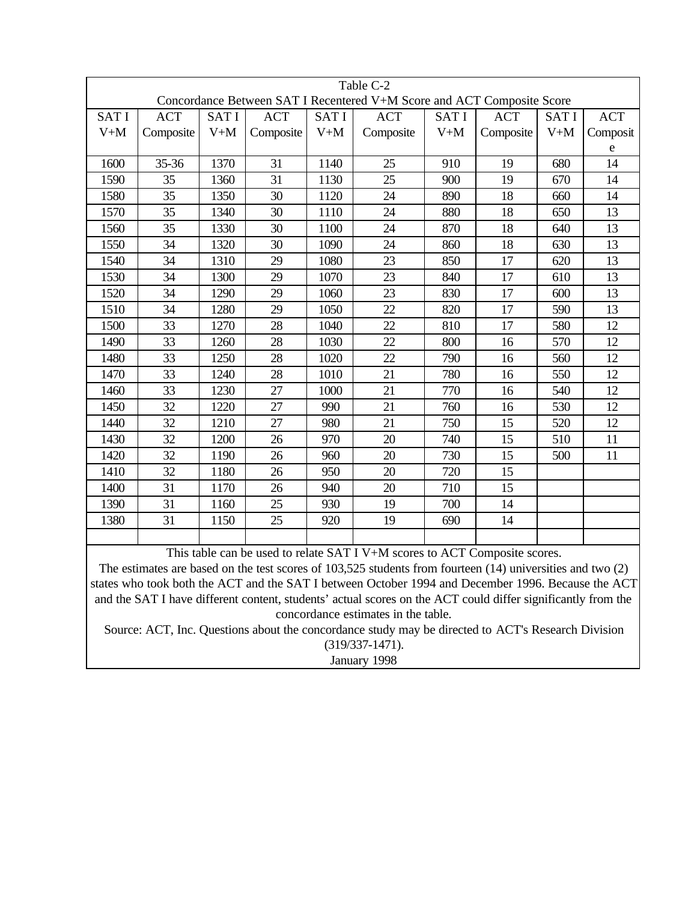Table C-2
Concordance Between SAT I Recentered V+M Score and ACT Composite Score

| SAT I V+M | ACT Composite | SAT I V+M | ACT Composite | SAT I V+M | ACT Composite | SAT I V+M | ACT Composite | SAT I V+M | ACT Composite |
|---|---|---|---|---|---|---|---|---|---|
| 1600 | 35-36 | 1370 | 31 | 1140 | 25 | 910 | 19 | 680 | 14 |
| 1590 | 35 | 1360 | 31 | 1130 | 25 | 900 | 19 | 670 | 14 |
| 1580 | 35 | 1350 | 30 | 1120 | 24 | 890 | 18 | 660 | 14 |
| 1570 | 35 | 1340 | 30 | 1110 | 24 | 880 | 18 | 650 | 13 |
| 1560 | 35 | 1330 | 30 | 1100 | 24 | 870 | 18 | 640 | 13 |
| 1550 | 34 | 1320 | 30 | 1090 | 24 | 860 | 18 | 630 | 13 |
| 1540 | 34 | 1310 | 29 | 1080 | 23 | 850 | 17 | 620 | 13 |
| 1530 | 34 | 1300 | 29 | 1070 | 23 | 840 | 17 | 610 | 13 |
| 1520 | 34 | 1290 | 29 | 1060 | 23 | 830 | 17 | 600 | 13 |
| 1510 | 34 | 1280 | 29 | 1050 | 22 | 820 | 17 | 590 | 13 |
| 1500 | 33 | 1270 | 28 | 1040 | 22 | 810 | 17 | 580 | 12 |
| 1490 | 33 | 1260 | 28 | 1030 | 22 | 800 | 16 | 570 | 12 |
| 1480 | 33 | 1250 | 28 | 1020 | 22 | 790 | 16 | 560 | 12 |
| 1470 | 33 | 1240 | 28 | 1010 | 21 | 780 | 16 | 550 | 12 |
| 1460 | 33 | 1230 | 27 | 1000 | 21 | 770 | 16 | 540 | 12 |
| 1450 | 32 | 1220 | 27 | 990 | 21 | 760 | 16 | 530 | 12 |
| 1440 | 32 | 1210 | 27 | 980 | 21 | 750 | 15 | 520 | 12 |
| 1430 | 32 | 1200 | 26 | 970 | 20 | 740 | 15 | 510 | 11 |
| 1420 | 32 | 1190 | 26 | 960 | 20 | 730 | 15 | 500 | 11 |
| 1410 | 32 | 1180 | 26 | 950 | 20 | 720 | 15 | | |
| 1400 | 31 | 1170 | 26 | 940 | 20 | 710 | 15 | | |
| 1390 | 31 | 1160 | 25 | 930 | 19 | 700 | 14 | | |
| 1380 | 31 | 1150 | 25 | 920 | 19 | 690 | 14 | | |

This table can be used to relate SAT I V+M scores to ACT Composite scores.
The estimates are based on the test scores of 103,525 students from fourteen (14) universities and two (2) states who took both the ACT and the SAT I between October 1994 and December 1996. Because the ACT and the SAT I have different content, students' actual scores on the ACT could differ significantly from the concordance estimates in the table.
Source: ACT, Inc. Questions about the concordance study may be directed to ACT's Research Division (319/337-1471).
January 1998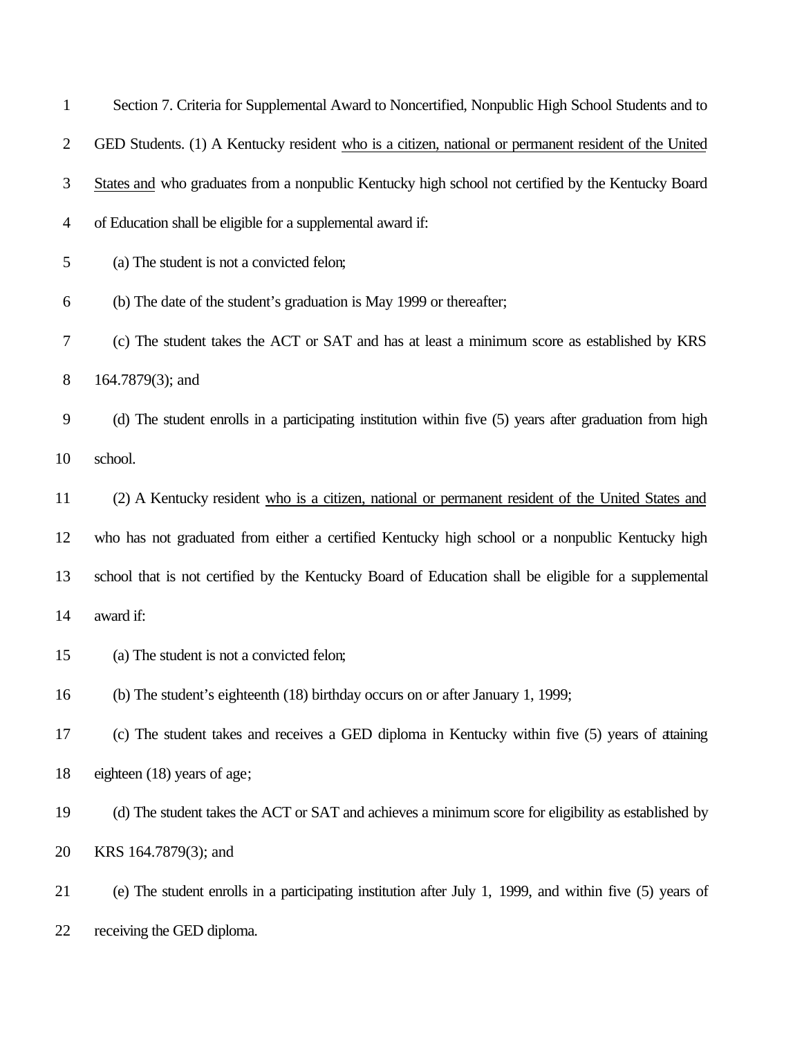Section 7. Criteria for Supplemental Award to Noncertified, Nonpublic High School Students and to GED Students. (1) A Kentucky resident <u>who is a citizen, national or permanent resident of the United States and</u> who graduates from a nonpublic Kentucky high school not certified by the Kentucky Board of Education shall be eligible for a supplemental award if:

(a) The student is not a convicted felon;

(b) The date of the student's graduation is May 1999 or thereafter;

(c) The student takes the ACT or SAT and has at least a minimum score as established by KRS 164.7879(3); and

(d) The student enrolls in a participating institution within five (5) years after graduation from high school.

(2) A Kentucky resident <u>who is a citizen, national or permanent resident of the United States and</u> who has not graduated from either a certified Kentucky high school or a nonpublic Kentucky high school that is not certified by the Kentucky Board of Education shall be eligible for a supplemental award if:

(a) The student is not a convicted felon;

(b) The student's eighteenth (18) birthday occurs on or after January 1, 1999;

(c) The student takes and receives a GED diploma in Kentucky within five (5) years of attaining eighteen (18) years of age;

(d) The student takes the ACT or SAT and achieves a minimum score for eligibility as established by KRS 164.7879(3); and

(e) The student enrolls in a participating institution after July 1, 1999, and within five (5) years of receiving the GED diploma.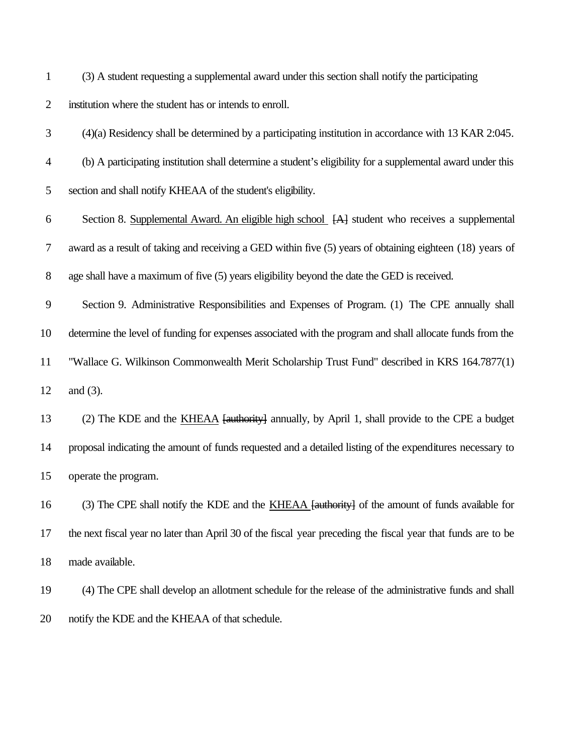(3) A student requesting a supplemental award under this section shall notify the participating institution where the student has or intends to enroll.

(4)(a) Residency shall be determined by a participating institution in accordance with 13 KAR 2:045.

(b) A participating institution shall determine a student's eligibility for a supplemental award under this section and shall notify KHEAA of the student's eligibility.

Section 8. Supplemental Award. An eligible high school [A] student who receives a supplemental award as a result of taking and receiving a GED within five (5) years of obtaining eighteen (18) years of age shall have a maximum of five (5) years eligibility beyond the date the GED is received.

Section 9. Administrative Responsibilities and Expenses of Program. (1) The CPE annually shall determine the level of funding for expenses associated with the program and shall allocate funds from the "Wallace G. Wilkinson Commonwealth Merit Scholarship Trust Fund" described in KRS 164.7877(1) and (3).

(2) The KDE and the KHEAA [authority] annually, by April 1, shall provide to the CPE a budget proposal indicating the amount of funds requested and a detailed listing of the expenditures necessary to operate the program.

(3) The CPE shall notify the KDE and the KHEAA [authority] of the amount of funds available for the next fiscal year no later than April 30 of the fiscal year preceding the fiscal year that funds are to be made available.

(4) The CPE shall develop an allotment schedule for the release of the administrative funds and shall notify the KDE and the KHEAA of that schedule.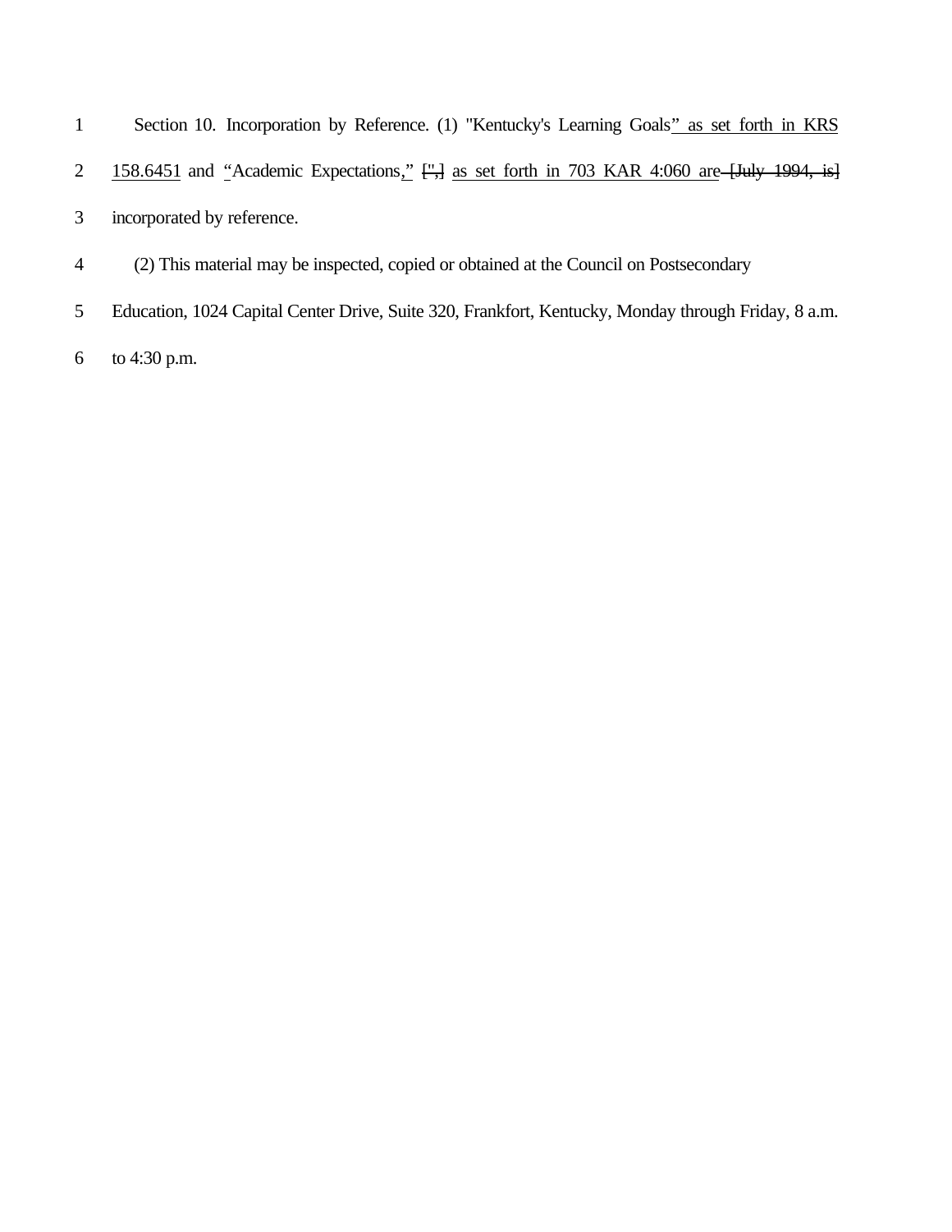Section 10. Incorporation by Reference. (1) "Kentucky's Learning Goals" as set forth in KRS 158.6451 and "Academic Expectations," [",] as set forth in 703 KAR 4:060 are [July 1994, is] incorporated by reference.

(2) This material may be inspected, copied or obtained at the Council on Postsecondary Education, 1024 Capital Center Drive, Suite 320, Frankfort, Kentucky, Monday through Friday, 8 a.m. to 4:30 p.m.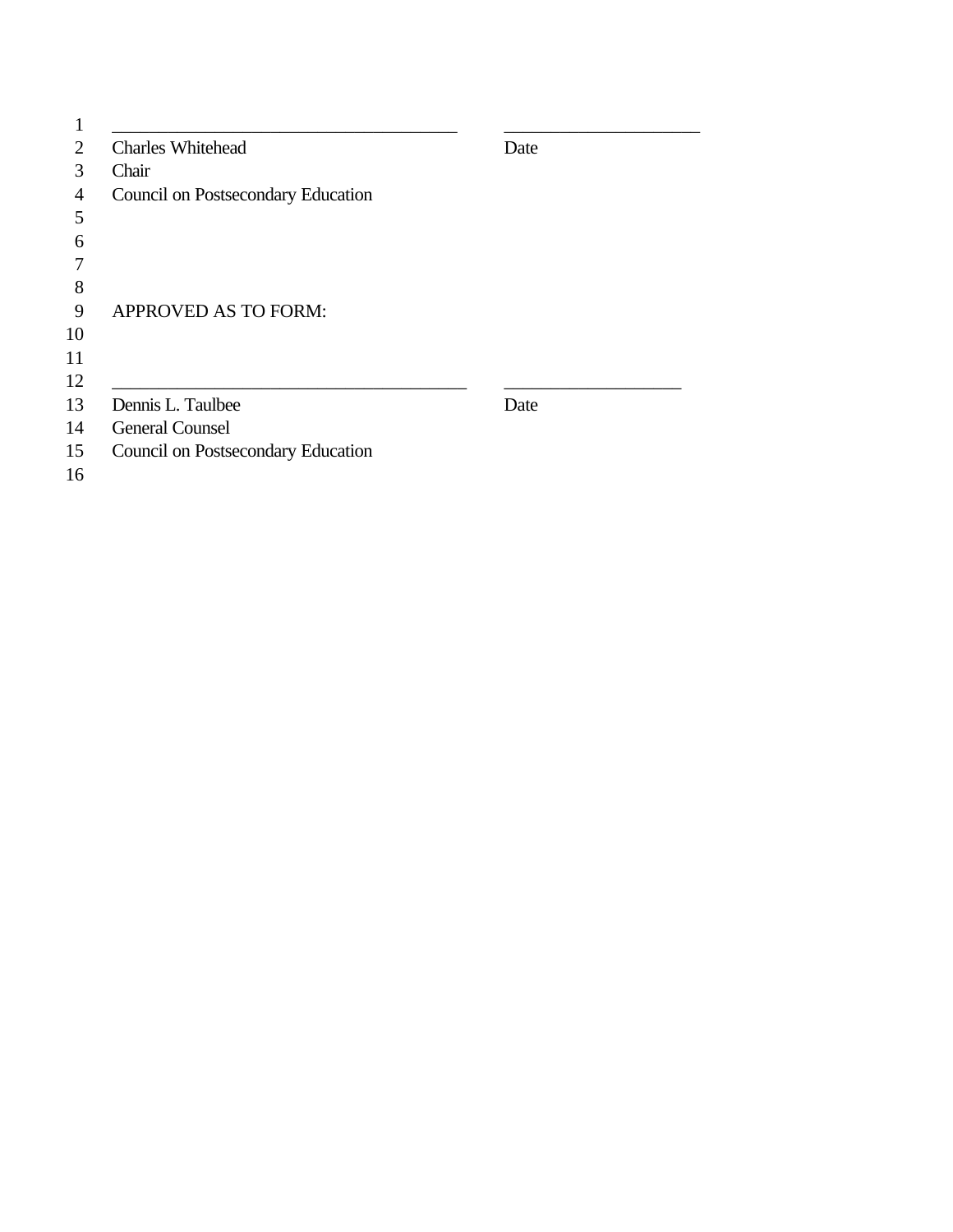_______________________________________ _____________________

Charles Whitehead Date

Chair

Council on Postsecondary Education

APPROVED AS TO FORM:

________________________________________ ___________________

Dennis L. Taulbee Date

General Counsel

Council on Postsecondary Education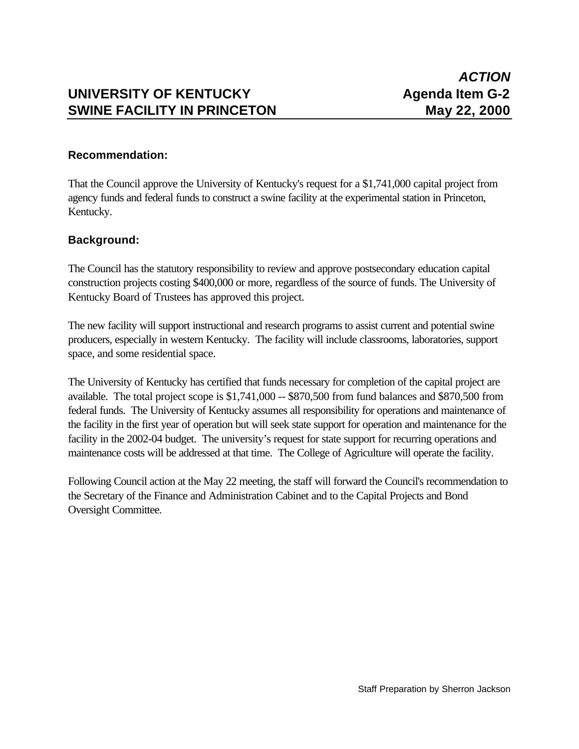***ACTION***

# UNIVERSITY OF KENTUCKY SWINE FACILITY IN PRINCETON

**Agenda Item G-2**
**May 22, 2000**

### Recommendation:

That the Council approve the University of Kentucky's request for a $1,741,000 capital project from agency funds and federal funds to construct a swine facility at the experimental station in Princeton, Kentucky.

### Background:

The Council has the statutory responsibility to review and approve postsecondary education capital construction projects costing $400,000 or more, regardless of the source of funds. The University of Kentucky Board of Trustees has approved this project.

The new facility will support instructional and research programs to assist current and potential swine producers, especially in western Kentucky. The facility will include classrooms, laboratories, support space, and some residential space.

The University of Kentucky has certified that funds necessary for completion of the capital project are available. The total project scope is $1,741,000 -- $870,500 from fund balances and $870,500 from federal funds. The University of Kentucky assumes all responsibility for operations and maintenance of the facility in the first year of operation but will seek state support for operation and maintenance for the facility in the 2002-04 budget. The university's request for state support for recurring operations and maintenance costs will be addressed at that time. The College of Agriculture will operate the facility.

Following Council action at the May 22 meeting, the staff will forward the Council's recommendation to the Secretary of the Finance and Administration Cabinet and to the Capital Projects and Bond Oversight Committee.

Staff Preparation by Sherron Jackson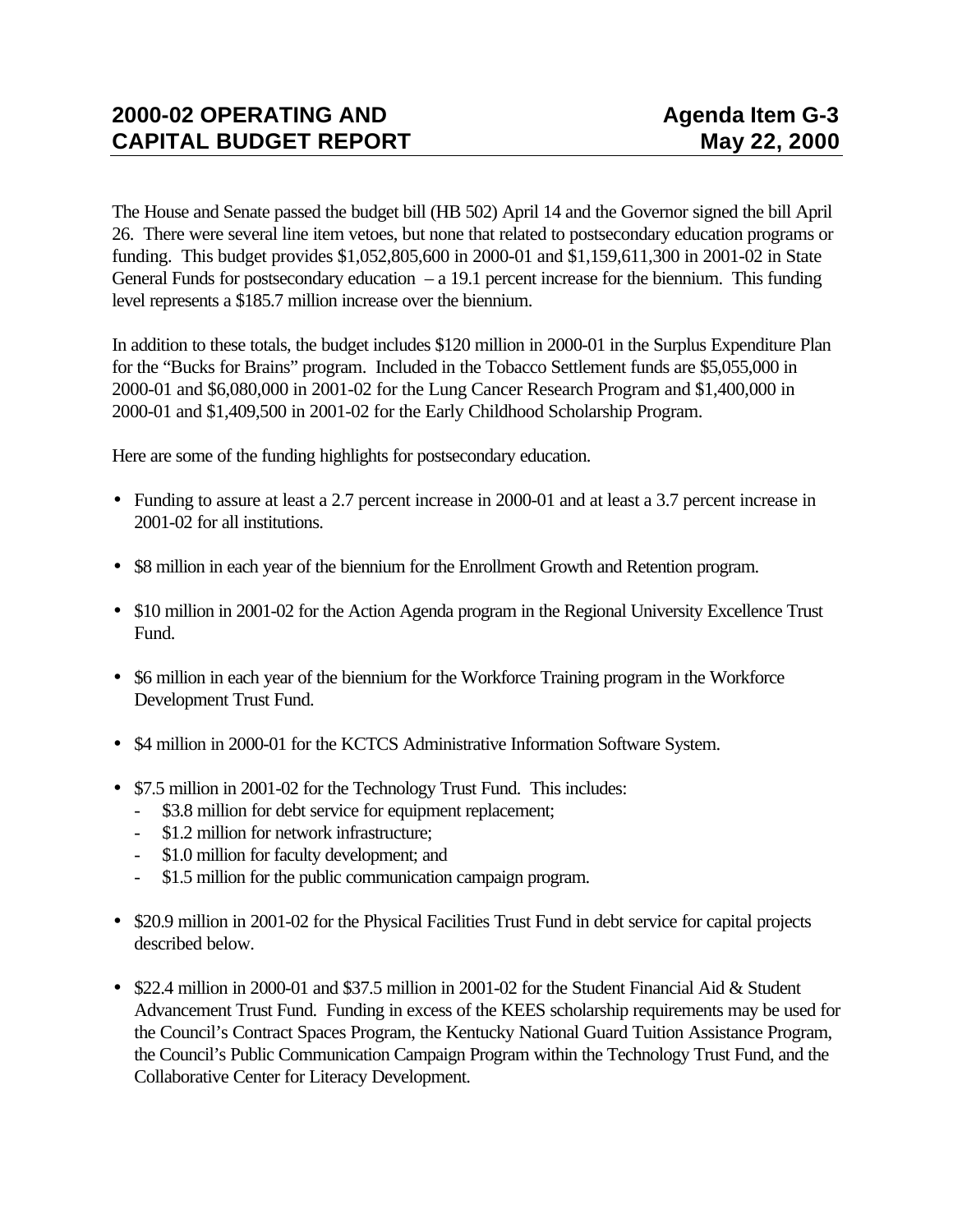**2000-02 OPERATING AND CAPITAL BUDGET REPORT** | **Agenda Item G-3** | **May 22, 2000**

The House and Senate passed the budget bill (HB 502) April 14 and the Governor signed the bill April 26. There were several line item vetoes, but none that related to postsecondary education programs or funding. This budget provides $1,052,805,600 in 2000-01 and $1,159,611,300 in 2001-02 in State General Funds for postsecondary education – a 19.1 percent increase for the biennium. This funding level represents a $185.7 million increase over the biennium.

In addition to these totals, the budget includes $120 million in 2000-01 in the Surplus Expenditure Plan for the "Bucks for Brains" program. Included in the Tobacco Settlement funds are $5,055,000 in 2000-01 and $6,080,000 in 2001-02 for the Lung Cancer Research Program and $1,400,000 in 2000-01 and $1,409,500 in 2001-02 for the Early Childhood Scholarship Program.

Here are some of the funding highlights for postsecondary education.

- Funding to assure at least a 2.7 percent increase in 2000-01 and at least a 3.7 percent increase in 2001-02 for all institutions.
- $8 million in each year of the biennium for the Enrollment Growth and Retention program.
- $10 million in 2001-02 for the Action Agenda program in the Regional University Excellence Trust Fund.
- $6 million in each year of the biennium for the Workforce Training program in the Workforce Development Trust Fund.
- $4 million in 2000-01 for the KCTCS Administrative Information Software System.
- $7.5 million in 2001-02 for the Technology Trust Fund. This includes:
  - $3.8 million for debt service for equipment replacement;
  - $1.2 million for network infrastructure;
  - $1.0 million for faculty development; and
  - $1.5 million for the public communication campaign program.
- $20.9 million in 2001-02 for the Physical Facilities Trust Fund in debt service for capital projects described below.
- $22.4 million in 2000-01 and $37.5 million in 2001-02 for the Student Financial Aid & Student Advancement Trust Fund. Funding in excess of the KEES scholarship requirements may be used for the Council's Contract Spaces Program, the Kentucky National Guard Tuition Assistance Program, the Council's Public Communication Campaign Program within the Technology Trust Fund, and the Collaborative Center for Literacy Development.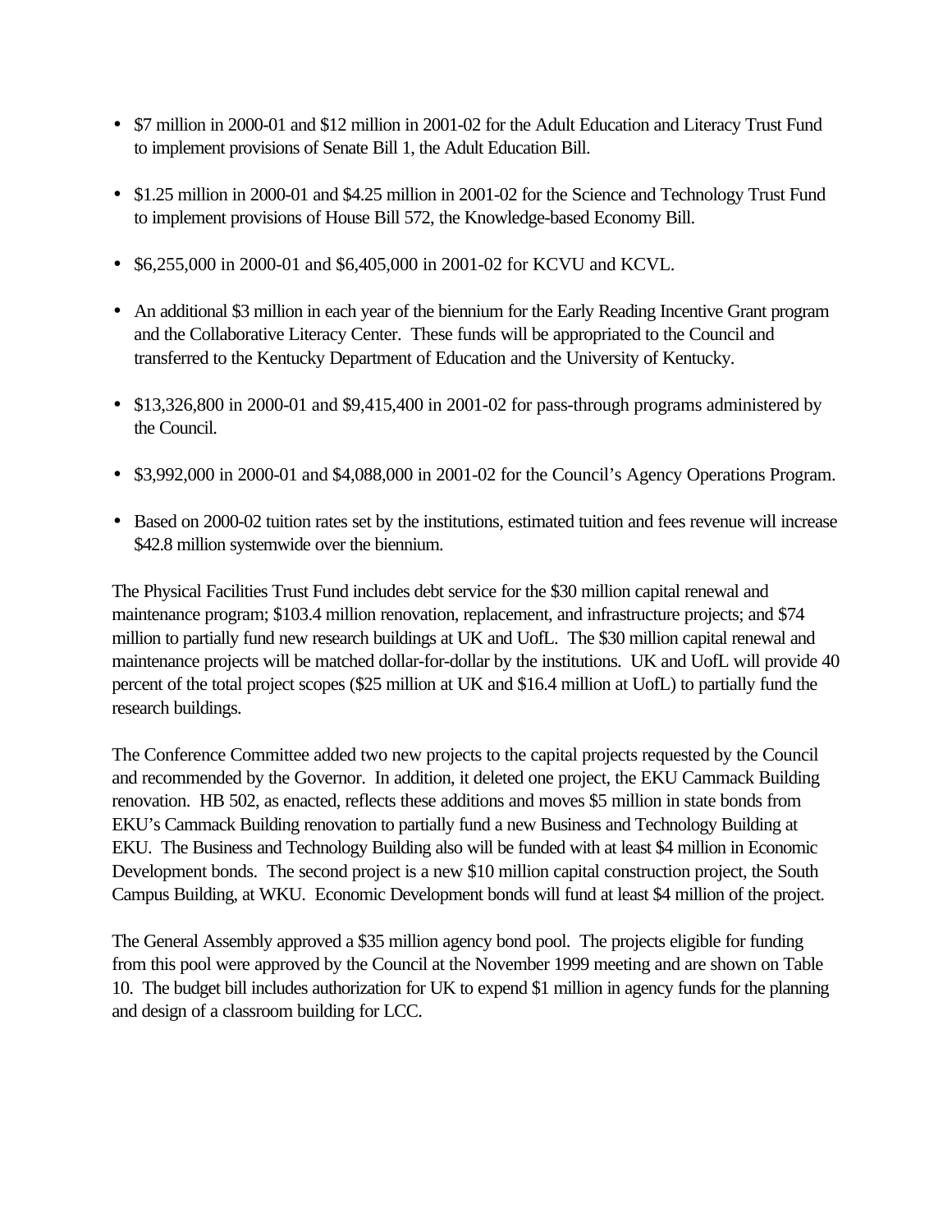- $7 million in 2000-01 and $12 million in 2001-02 for the Adult Education and Literacy Trust Fund to implement provisions of Senate Bill 1, the Adult Education Bill.

- $1.25 million in 2000-01 and $4.25 million in 2001-02 for the Science and Technology Trust Fund to implement provisions of House Bill 572, the Knowledge-based Economy Bill.

- $6,255,000 in 2000-01 and $6,405,000 in 2001-02 for KCVU and KCVL.

- An additional $3 million in each year of the biennium for the Early Reading Incentive Grant program and the Collaborative Literacy Center. These funds will be appropriated to the Council and transferred to the Kentucky Department of Education and the University of Kentucky.

- $13,326,800 in 2000-01 and $9,415,400 in 2001-02 for pass-through programs administered by the Council.

- $3,992,000 in 2000-01 and $4,088,000 in 2001-02 for the Council's Agency Operations Program.

- Based on 2000-02 tuition rates set by the institutions, estimated tuition and fees revenue will increase $42.8 million systemwide over the biennium.

The Physical Facilities Trust Fund includes debt service for the $30 million capital renewal and maintenance program; $103.4 million renovation, replacement, and infrastructure projects; and $74 million to partially fund new research buildings at UK and UofL. The $30 million capital renewal and maintenance projects will be matched dollar-for-dollar by the institutions. UK and UofL will provide 40 percent of the total project scopes ($25 million at UK and $16.4 million at UofL) to partially fund the research buildings.

The Conference Committee added two new projects to the capital projects requested by the Council and recommended by the Governor. In addition, it deleted one project, the EKU Cammack Building renovation. HB 502, as enacted, reflects these additions and moves $5 million in state bonds from EKU's Cammack Building renovation to partially fund a new Business and Technology Building at EKU. The Business and Technology Building also will be funded with at least $4 million in Economic Development bonds. The second project is a new $10 million capital construction project, the South Campus Building, at WKU. Economic Development bonds will fund at least $4 million of the project.

The General Assembly approved a $35 million agency bond pool. The projects eligible for funding from this pool were approved by the Council at the November 1999 meeting and are shown on Table 10. The budget bill includes authorization for UK to expend $1 million in agency funds for the planning and design of a classroom building for LCC.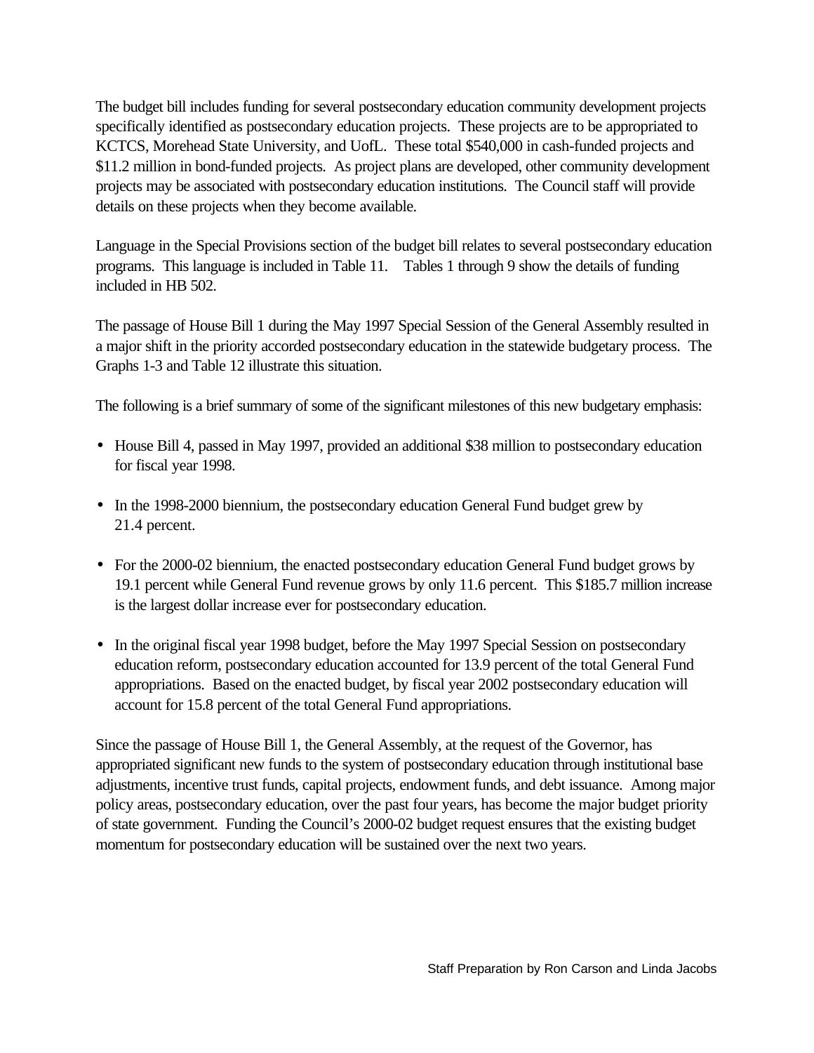The budget bill includes funding for several postsecondary education community development projects specifically identified as postsecondary education projects. These projects are to be appropriated to KCTCS, Morehead State University, and UofL. These total $540,000 in cash-funded projects and $11.2 million in bond-funded projects. As project plans are developed, other community development projects may be associated with postsecondary education institutions. The Council staff will provide details on these projects when they become available.

Language in the Special Provisions section of the budget bill relates to several postsecondary education programs. This language is included in Table 11. Tables 1 through 9 show the details of funding included in HB 502.

The passage of House Bill 1 during the May 1997 Special Session of the General Assembly resulted in a major shift in the priority accorded postsecondary education in the statewide budgetary process. The Graphs 1-3 and Table 12 illustrate this situation.

The following is a brief summary of some of the significant milestones of this new budgetary emphasis:

- House Bill 4, passed in May 1997, provided an additional $38 million to postsecondary education for fiscal year 1998.
- In the 1998-2000 biennium, the postsecondary education General Fund budget grew by 21.4 percent.
- For the 2000-02 biennium, the enacted postsecondary education General Fund budget grows by 19.1 percent while General Fund revenue grows by only 11.6 percent. This $185.7 million increase is the largest dollar increase ever for postsecondary education.
- In the original fiscal year 1998 budget, before the May 1997 Special Session on postsecondary education reform, postsecondary education accounted for 13.9 percent of the total General Fund appropriations. Based on the enacted budget, by fiscal year 2002 postsecondary education will account for 15.8 percent of the total General Fund appropriations.

Since the passage of House Bill 1, the General Assembly, at the request of the Governor, has appropriated significant new funds to the system of postsecondary education through institutional base adjustments, incentive trust funds, capital projects, endowment funds, and debt issuance. Among major policy areas, postsecondary education, over the past four years, has become the major budget priority of state government. Funding the Council's 2000-02 budget request ensures that the existing budget momentum for postsecondary education will be sustained over the next two years.

Staff Preparation by Ron Carson and Linda Jacobs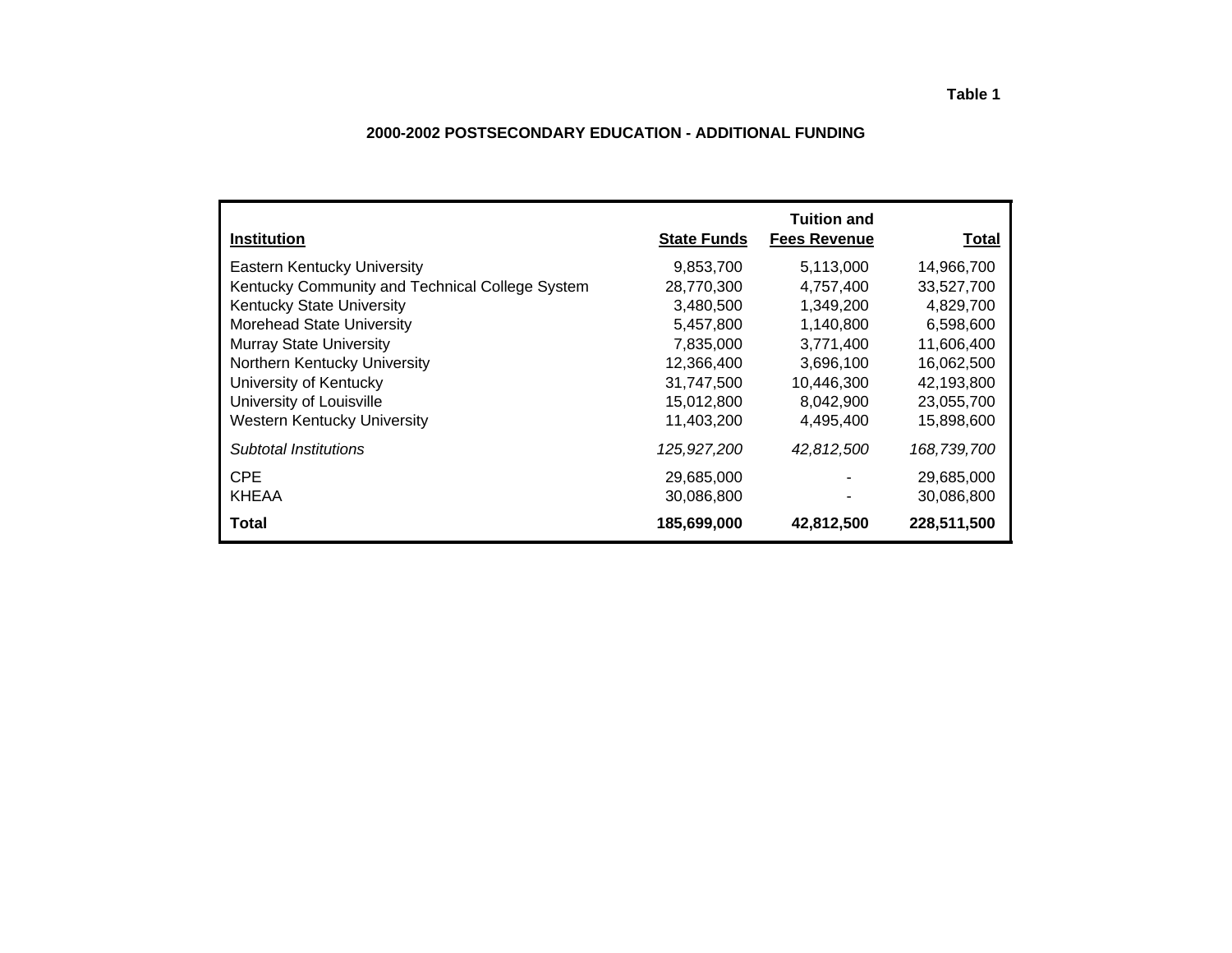Table 1

**2000-2002 POSTSECONDARY EDUCATION - ADDITIONAL FUNDING**

| Institution | State Funds | Tuition and Fees Revenue | Total |
|---|---|---|---|
| Eastern Kentucky University | 9,853,700 | 5,113,000 | 14,966,700 |
| Kentucky Community and Technical College System | 28,770,300 | 4,757,400 | 33,527,700 |
| Kentucky State University | 3,480,500 | 1,349,200 | 4,829,700 |
| Morehead State University | 5,457,800 | 1,140,800 | 6,598,600 |
| Murray State University | 7,835,000 | 3,771,400 | 11,606,400 |
| Northern Kentucky University | 12,366,400 | 3,696,100 | 16,062,500 |
| University of Kentucky | 31,747,500 | 10,446,300 | 42,193,800 |
| University of Louisville | 15,012,800 | 8,042,900 | 23,055,700 |
| Western Kentucky University | 11,403,200 | 4,495,400 | 15,898,600 |
| *Subtotal Institutions* | *125,927,200* | *42,812,500* | *168,739,700* |
| CPE | 29,685,000 | - | 29,685,000 |
| KHEAA | 30,086,800 | - | 30,086,800 |
| **Total** | **185,699,000** | **42,812,500** | **228,511,500** |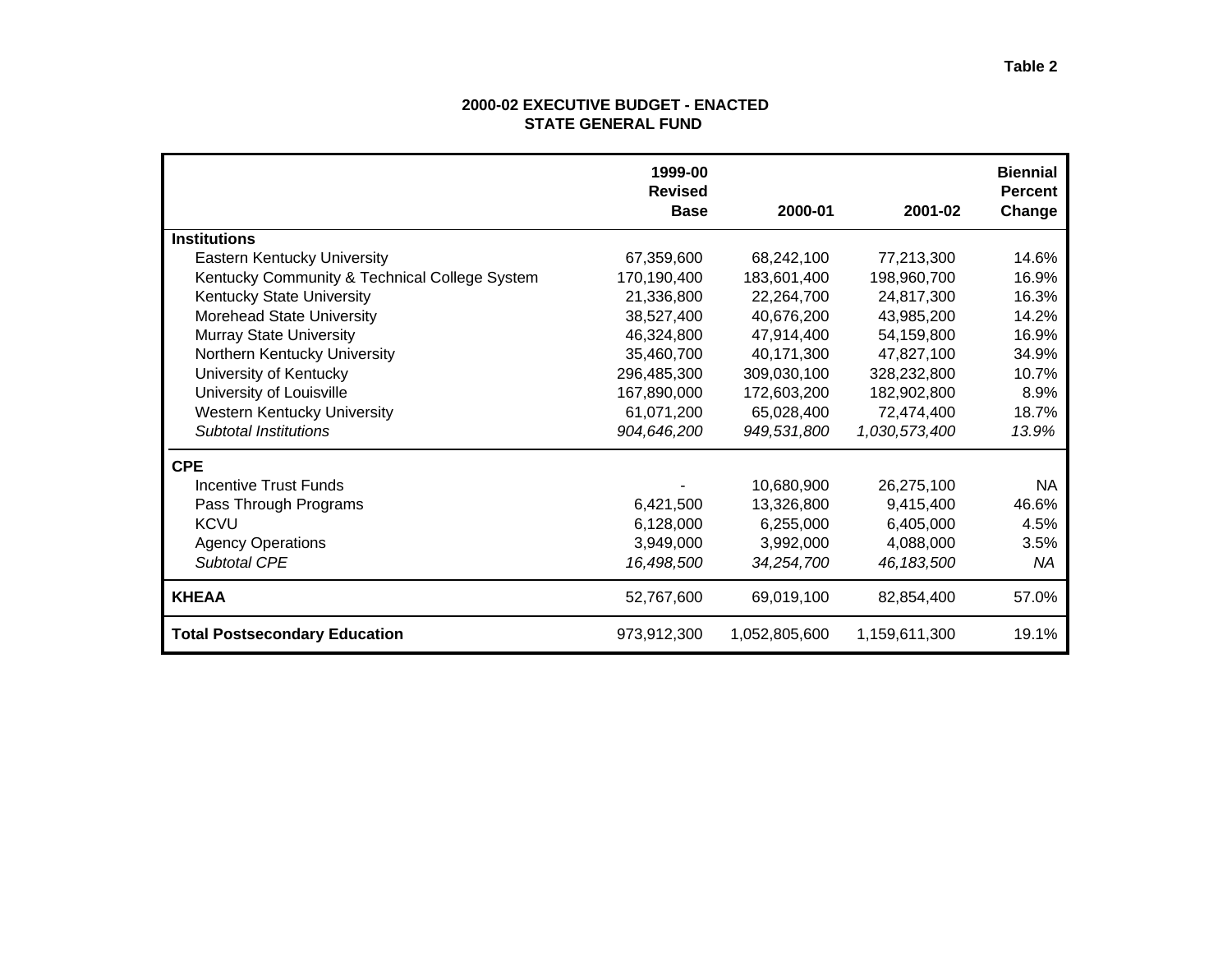Table 2

**2000-02 EXECUTIVE BUDGET - ENACTED**
**STATE GENERAL FUND**

| | 1999-00 Revised Base | 2000-01 | 2001-02 | Biennial Percent Change |
|---|---|---|---|---|
| **Institutions** | | | | |
| Eastern Kentucky University | 67,359,600 | 68,242,100 | 77,213,300 | 14.6% |
| Kentucky Community & Technical College System | 170,190,400 | 183,601,400 | 198,960,700 | 16.9% |
| Kentucky State University | 21,336,800 | 22,264,700 | 24,817,300 | 16.3% |
| Morehead State University | 38,527,400 | 40,676,200 | 43,985,200 | 14.2% |
| Murray State University | 46,324,800 | 47,914,400 | 54,159,800 | 16.9% |
| Northern Kentucky University | 35,460,700 | 40,171,300 | 47,827,100 | 34.9% |
| University of Kentucky | 296,485,300 | 309,030,100 | 328,232,800 | 10.7% |
| University of Louisville | 167,890,000 | 172,603,200 | 182,902,800 | 8.9% |
| Western Kentucky University | 61,071,200 | 65,028,400 | 72,474,400 | 18.7% |
| *Subtotal Institutions* | *904,646,200* | *949,531,800* | *1,030,573,400* | *13.9%* |
| **CPE** | | | | |
| Incentive Trust Funds | - | 10,680,900 | 26,275,100 | NA |
| Pass Through Programs | 6,421,500 | 13,326,800 | 9,415,400 | 46.6% |
| KCVU | 6,128,000 | 6,255,000 | 6,405,000 | 4.5% |
| Agency Operations | 3,949,000 | 3,992,000 | 4,088,000 | 3.5% |
| *Subtotal CPE* | *16,498,500* | *34,254,700* | *46,183,500* | *NA* |
| **KHEAA** | 52,767,600 | 69,019,100 | 82,854,400 | 57.0% |
| **Total Postsecondary Education** | 973,912,300 | 1,052,805,600 | 1,159,611,300 | 19.1% |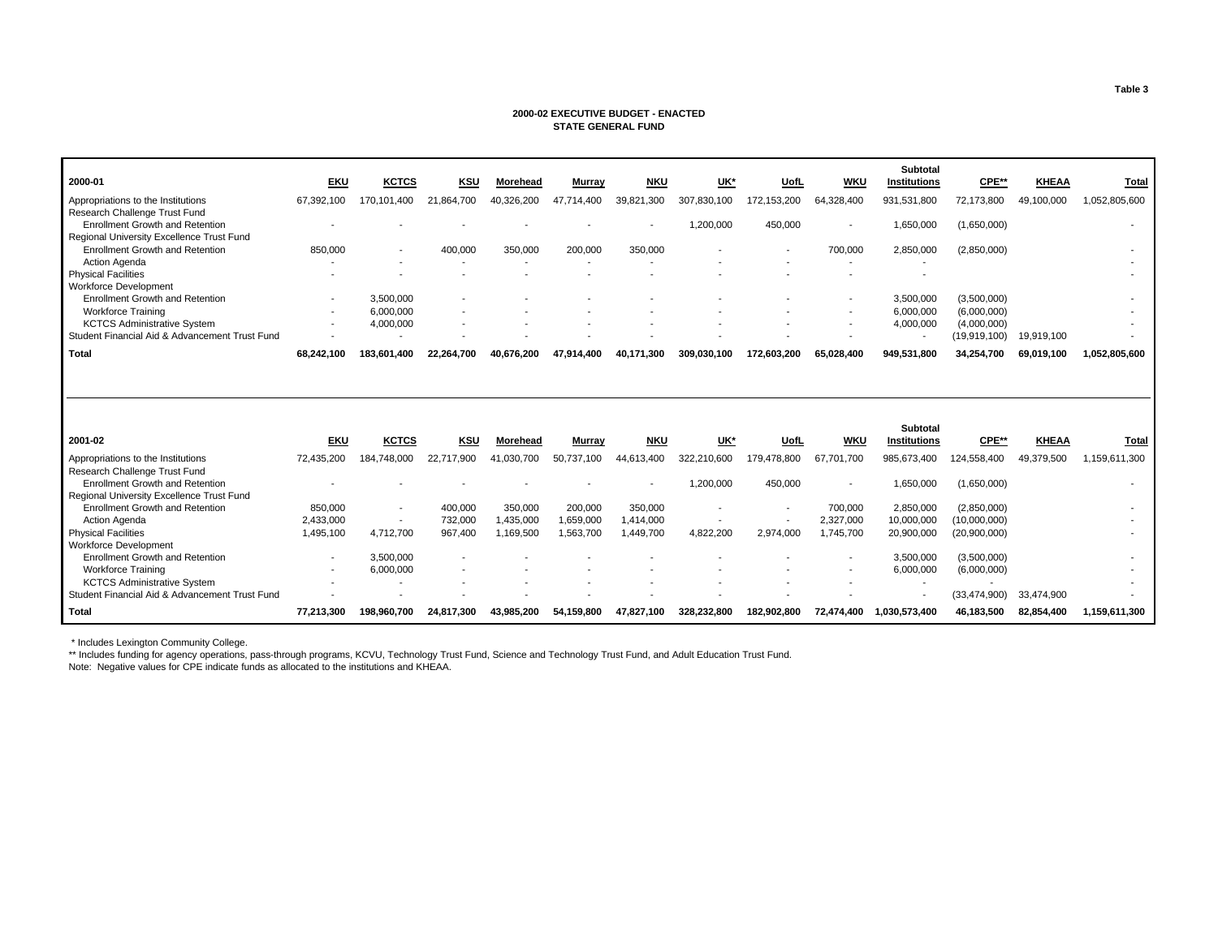Table 3

**2000-02 EXECUTIVE BUDGET - ENACTED**
**STATE GENERAL FUND**

| 2000-01 | EKU | KCTCS | KSU | Morehead | Murray | NKU | UK* | UofL | WKU | Subtotal Institutions | CPE** | KHEAA | Total |
|---|---|---|---|---|---|---|---|---|---|---|---|---|---|
| Appropriations to the Institutions | 67,392,100 | 170,101,400 | 21,864,700 | 40,326,200 | 47,714,400 | 39,821,300 | 307,830,100 | 172,153,200 | 64,328,400 | 931,531,800 | 72,173,800 | 49,100,000 | 1,052,805,600 |
| Research Challenge Trust Fund | | | | | | | | | | | | | |
| Enrollment Growth and Retention | - | - | - | - | - | - | 1,200,000 | 450,000 | - | 1,650,000 | (1,650,000) | | - |
| Regional University Excellence Trust Fund | | | | | | | | | | | | | |
| Enrollment Growth and Retention | 850,000 | - | 400,000 | 350,000 | 200,000 | 350,000 | - | - | 700,000 | 2,850,000 | (2,850,000) | | - |
| Action Agenda | - | - | - | - | - | - | - | - | - | - | | | - |
| Physical Facilities | - | - | - | - | - | - | - | - | - | - | | | - |
| Workforce Development | | | | | | | | | | | | | |
| Enrollment Growth and Retention | - | 3,500,000 | - | - | - | - | - | - | - | 3,500,000 | (3,500,000) | | - |
| Workforce Training | - | 6,000,000 | - | - | - | - | - | - | - | 6,000,000 | (6,000,000) | | - |
| KCTCS Administrative System | - | 4,000,000 | - | - | - | - | - | - | - | 4,000,000 | (4,000,000) | | - |
| Student Financial Aid & Advancement Trust Fund | - | - | - | - | - | - | - | - | - | - | (19,919,100) | 19,919,100 | - |
| **Total** | **68,242,100** | **183,601,400** | **22,264,700** | **40,676,200** | **47,914,400** | **40,171,300** | **309,030,100** | **172,603,200** | **65,028,400** | **949,531,800** | **34,254,700** | **69,019,100** | **1,052,805,600** |

| 2001-02 | EKU | KCTCS | KSU | Morehead | Murray | NKU | UK* | UofL | WKU | Subtotal Institutions | CPE** | KHEAA | Total |
|---|---|---|---|---|---|---|---|---|---|---|---|---|---|
| Appropriations to the Institutions | 72,435,200 | 184,748,000 | 22,717,900 | 41,030,700 | 50,737,100 | 44,613,400 | 322,210,600 | 179,478,800 | 67,701,700 | 985,673,400 | 124,558,400 | 49,379,500 | 1,159,611,300 |
| Research Challenge Trust Fund | | | | | | | | | | | | | |
| Enrollment Growth and Retention | - | - | - | - | - | - | 1,200,000 | 450,000 | - | 1,650,000 | (1,650,000) | | - |
| Regional University Excellence Trust Fund | | | | | | | | | | | | | |
| Enrollment Growth and Retention | 850,000 | - | 400,000 | 350,000 | 200,000 | 350,000 | - | - | 700,000 | 2,850,000 | (2,850,000) | | - |
| Action Agenda | 2,433,000 | - | 732,000 | 1,435,000 | 1,659,000 | 1,414,000 | - | - | 2,327,000 | 10,000,000 | (10,000,000) | | - |
| Physical Facilities | 1,495,100 | 4,712,700 | 967,400 | 1,169,500 | 1,563,700 | 1,449,700 | 4,822,200 | 2,974,000 | 1,745,700 | 20,900,000 | (20,900,000) | | - |
| Workforce Development | | | | | | | | | | | | | |
| Enrollment Growth and Retention | - | 3,500,000 | - | - | - | - | - | - | - | 3,500,000 | (3,500,000) | | - |
| Workforce Training | - | 6,000,000 | - | - | - | - | - | - | - | 6,000,000 | (6,000,000) | | - |
| KCTCS Administrative System | - | - | - | - | - | - | - | - | - | - | - | | - |
| Student Financial Aid & Advancement Trust Fund | - | - | - | - | - | - | - | - | - | - | (33,474,900) | 33,474,900 | - |
| **Total** | **77,213,300** | **198,960,700** | **24,817,300** | **43,985,200** | **54,159,800** | **47,827,100** | **328,232,800** | **182,902,800** | **72,474,400** | **1,030,573,400** | **46,183,500** | **82,854,400** | **1,159,611,300** |

\* Includes Lexington Community College.
** Includes funding for agency operations, pass-through programs, KCVU, Technology Trust Fund, Science and Technology Trust Fund, and Adult Education Trust Fund.
Note: Negative values for CPE indicate funds as allocated to the institutions and KHEAA.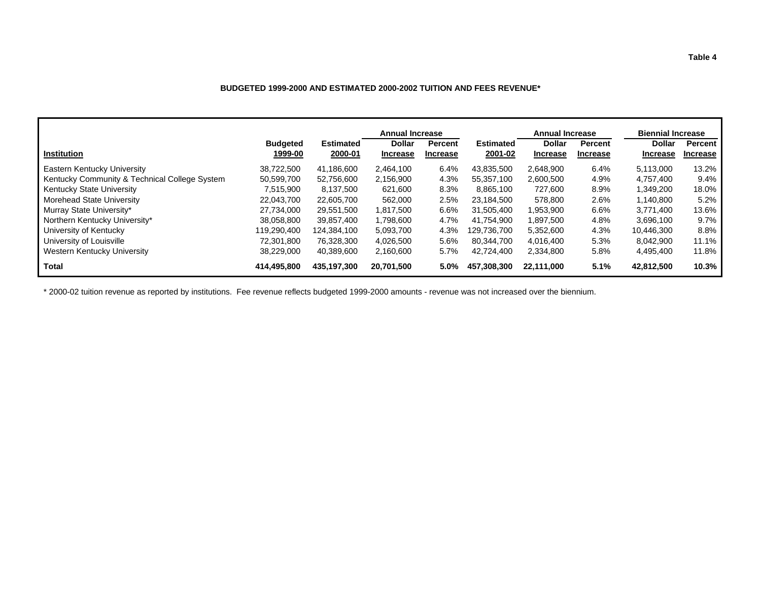Table 4

**BUDGETED 1999-2000 AND ESTIMATED 2000-2002 TUITION AND FEES REVENUE***

| | | | Annual Increase | | | Annual Increase | | Biennial Increase | |
|---|---|---|---|---|---|---|---|---|---|
| **Institution** | **Budgeted 1999-00** | **Estimated 2000-01** | **Dollar Increase** | **Percent Increase** | **Estimated 2001-02** | **Dollar Increase** | **Percent Increase** | **Dollar Increase** | **Percent Increase** |
| Eastern Kentucky University | 38,722,500 | 41,186,600 | 2,464,100 | 6.4% | 43,835,500 | 2,648,900 | 6.4% | 5,113,000 | 13.2% |
| Kentucky Community & Technical College System | 50,599,700 | 52,756,600 | 2,156,900 | 4.3% | 55,357,100 | 2,600,500 | 4.9% | 4,757,400 | 9.4% |
| Kentucky State University | 7,515,900 | 8,137,500 | 621,600 | 8.3% | 8,865,100 | 727,600 | 8.9% | 1,349,200 | 18.0% |
| Morehead State University | 22,043,700 | 22,605,700 | 562,000 | 2.5% | 23,184,500 | 578,800 | 2.6% | 1,140,800 | 5.2% |
| Murray State University* | 27,734,000 | 29,551,500 | 1,817,500 | 6.6% | 31,505,400 | 1,953,900 | 6.6% | 3,771,400 | 13.6% |
| Northern Kentucky University* | 38,058,800 | 39,857,400 | 1,798,600 | 4.7% | 41,754,900 | 1,897,500 | 4.8% | 3,696,100 | 9.7% |
| University of Kentucky | 119,290,400 | 124,384,100 | 5,093,700 | 4.3% | 129,736,700 | 5,352,600 | 4.3% | 10,446,300 | 8.8% |
| University of Louisville | 72,301,800 | 76,328,300 | 4,026,500 | 5.6% | 80,344,700 | 4,016,400 | 5.3% | 8,042,900 | 11.1% |
| Western Kentucky University | 38,229,000 | 40,389,600 | 2,160,600 | 5.7% | 42,724,400 | 2,334,800 | 5.8% | 4,495,400 | 11.8% |
| **Total** | **414,495,800** | **435,197,300** | **20,701,500** | **5.0%** | **457,308,300** | **22,111,000** | **5.1%** | **42,812,500** | **10.3%** |

\* 2000-02 tuition revenue as reported by institutions. Fee revenue reflects budgeted 1999-2000 amounts - revenue was not increased over the biennium.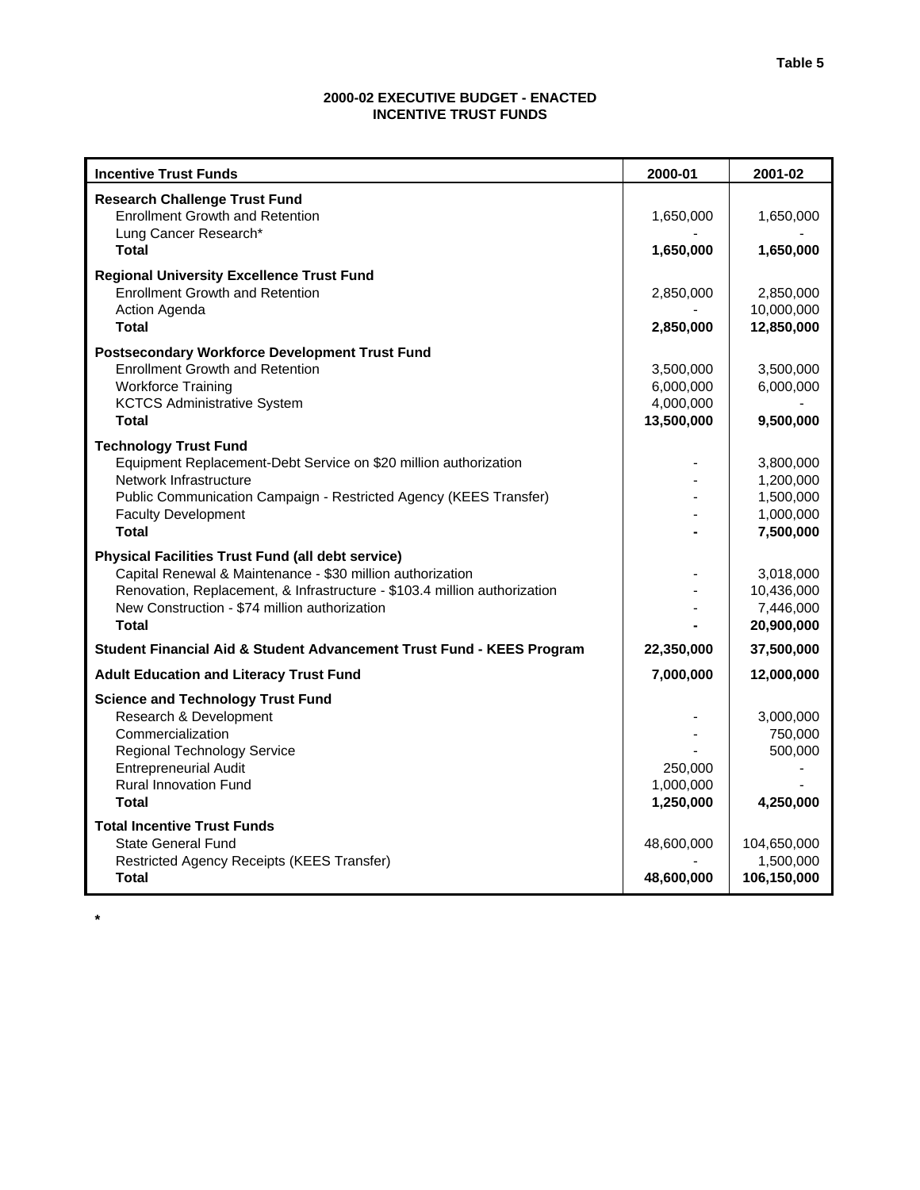Table 5

# 2000-02 EXECUTIVE BUDGET - ENACTED
## INCENTIVE TRUST FUNDS

| Incentive Trust Funds | 2000-01 | 2001-02 |
|---|---|---|
| **Research Challenge Trust Fund** | | |
| Enrollment Growth and Retention | 1,650,000 | 1,650,000 |
| Lung Cancer Research* | - | - |
| **Total** | **1,650,000** | **1,650,000** |
| **Regional University Excellence Trust Fund** | | |
| Enrollment Growth and Retention | 2,850,000 | 2,850,000 |
| Action Agenda | - | 10,000,000 |
| **Total** | **2,850,000** | **12,850,000** |
| **Postsecondary Workforce Development Trust Fund** | | |
| Enrollment Growth and Retention | 3,500,000 | 3,500,000 |
| Workforce Training | 6,000,000 | 6,000,000 |
| KCTCS Administrative System | 4,000,000 | - |
| **Total** | **13,500,000** | **9,500,000** |
| **Technology Trust Fund** | | |
| Equipment Replacement-Debt Service on $20 million authorization | - | 3,800,000 |
| Network Infrastructure | - | 1,200,000 |
| Public Communication Campaign - Restricted Agency (KEES Transfer) | - | 1,500,000 |
| Faculty Development | - | 1,000,000 |
| **Total** | **-** | **7,500,000** |
| **Physical Facilities Trust Fund (all debt service)** | | |
| Capital Renewal & Maintenance - $30 million authorization | - | 3,018,000 |
| Renovation, Replacement, & Infrastructure - $103.4 million authorization | - | 10,436,000 |
| New Construction - $74 million authorization | - | 7,446,000 |
| **Total** | **-** | **20,900,000** |
| **Student Financial Aid & Student Advancement Trust Fund - KEES Program** | **22,350,000** | **37,500,000** |
| **Adult Education and Literacy Trust Fund** | **7,000,000** | **12,000,000** |
| **Science and Technology Trust Fund** | | |
| Research & Development | - | 3,000,000 |
| Commercialization | - | 750,000 |
| Regional Technology Service | - | 500,000 |
| Entrepreneurial Audit | 250,000 | - |
| Rural Innovation Fund | 1,000,000 | - |
| **Total** | **1,250,000** | **4,250,000** |
| **Total Incentive Trust Funds** | | |
| State General Fund | 48,600,000 | 104,650,000 |
| Restricted Agency Receipts (KEES Transfer) | - | 1,500,000 |
| **Total** | **48,600,000** | **106,150,000** |

*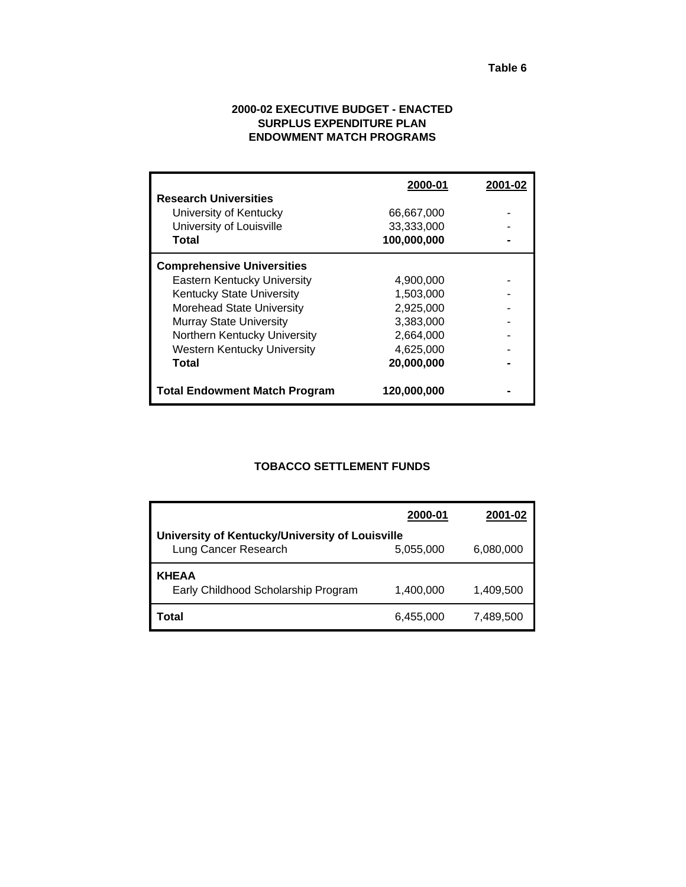Table 6

## 2000-02 EXECUTIVE BUDGET - ENACTED
## SURPLUS EXPENDITURE PLAN
## ENDOWMENT MATCH PROGRAMS

| | 2000-01 | 2001-02 |
|---|---|---|
| **Research Universities** | | |
| University of Kentucky | 66,667,000 | - |
| University of Louisville | 33,333,000 | - |
| **Total** | **100,000,000** | **-** |
| **Comprehensive Universities** | | |
| Eastern Kentucky University | 4,900,000 | - |
| Kentucky State University | 1,503,000 | - |
| Morehead State University | 2,925,000 | - |
| Murray State University | 3,383,000 | - |
| Northern Kentucky University | 2,664,000 | - |
| Western Kentucky University | 4,625,000 | - |
| **Total** | **20,000,000** | **-** |
| **Total Endowment Match Program** | **120,000,000** | **-** |

## TOBACCO SETTLEMENT FUNDS

| | 2000-01 | 2001-02 |
|---|---|---|
| **University of Kentucky/University of Louisville** | | |
| Lung Cancer Research | 5,055,000 | 6,080,000 |
| **KHEAA** | | |
| Early Childhood Scholarship Program | 1,400,000 | 1,409,500 |
| **Total** | 6,455,000 | 7,489,500 |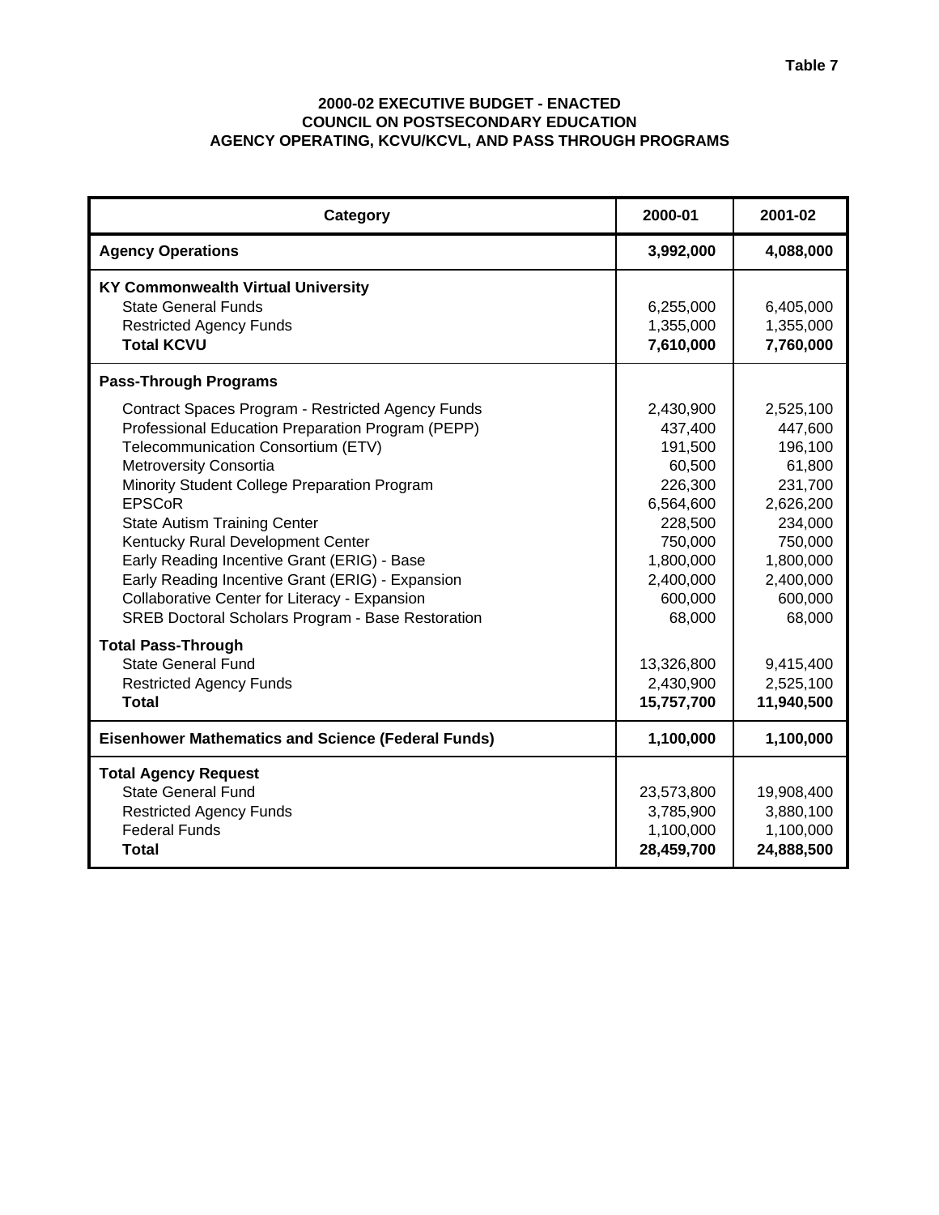Table 7

**2000-02 EXECUTIVE BUDGET - ENACTED**
**COUNCIL ON POSTSECONDARY EDUCATION**
**AGENCY OPERATING, KCVU/KCVL, AND PASS THROUGH PROGRAMS**

| Category | 2000-01 | 2001-02 |
|---|---|---|
| **Agency Operations** | **3,992,000** | **4,088,000** |
| **KY Commonwealth Virtual University** | | |
| State General Funds | 6,255,000 | 6,405,000 |
| Restricted Agency Funds | 1,355,000 | 1,355,000 |
| **Total KCVU** | **7,610,000** | **7,760,000** |
| **Pass-Through Programs** | | |
| Contract Spaces Program - Restricted Agency Funds | 2,430,900 | 2,525,100 |
| Professional Education Preparation Program (PEPP) | 437,400 | 447,600 |
| Telecommunication Consortium (ETV) | 191,500 | 196,100 |
| Metroversity Consortia | 60,500 | 61,800 |
| Minority Student College Preparation Program | 226,300 | 231,700 |
| EPSCoR | 6,564,600 | 2,626,200 |
| State Autism Training Center | 228,500 | 234,000 |
| Kentucky Rural Development Center | 750,000 | 750,000 |
| Early Reading Incentive Grant (ERIG) - Base | 1,800,000 | 1,800,000 |
| Early Reading Incentive Grant (ERIG) - Expansion | 2,400,000 | 2,400,000 |
| Collaborative Center for Literacy - Expansion | 600,000 | 600,000 |
| SREB Doctoral Scholars Program - Base Restoration | 68,000 | 68,000 |
| **Total Pass-Through** | | |
| State General Fund | 13,326,800 | 9,415,400 |
| Restricted Agency Funds | 2,430,900 | 2,525,100 |
| **Total** | **15,757,700** | **11,940,500** |
| **Eisenhower Mathematics and Science (Federal Funds)** | **1,100,000** | **1,100,000** |
| **Total Agency Request** | | |
| State General Fund | 23,573,800 | 19,908,400 |
| Restricted Agency Funds | 3,785,900 | 3,880,100 |
| Federal Funds | 1,100,000 | 1,100,000 |
| **Total** | **28,459,700** | **24,888,500** |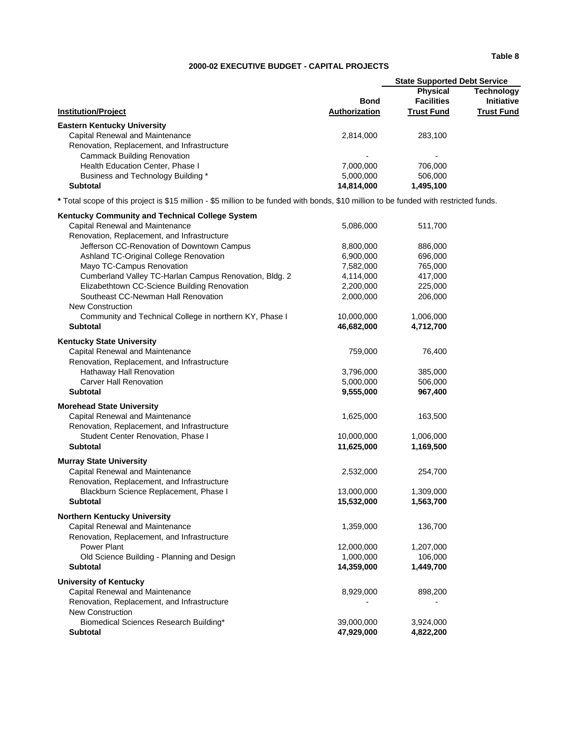Table 8

## 2000-02 EXECUTIVE BUDGET - CAPITAL PROJECTS

| Institution/Project | Bond Authorization | State Supported Debt Service: Physical Facilities Trust Fund | State Supported Debt Service: Technology Initiative Trust Fund |
|---|---|---|---|
| **Eastern Kentucky University** | | | |
| Capital Renewal and Maintenance | 2,814,000 | 283,100 | |
| Renovation, Replacement, and Infrastructure | | | |
| Cammack Building Renovation | - | - | |
| Health Education Center, Phase I | 7,000,000 | 706,000 | |
| Business and Technology Building * | 5,000,000 | 506,000 | |
| **Subtotal** | **14,814,000** | **1,495,100** | |

**\*** Total scope of this project is $15 million - $5 million to be funded with bonds, $10 million to be funded with restricted funds.

| Institution/Project | Bond Authorization | State Supported Debt Service: Physical Facilities Trust Fund | State Supported Debt Service: Technology Initiative Trust Fund |
|---|---|---|---|
| **Kentucky Community and Technical College System** | | | |
| Capital Renewal and Maintenance | 5,086,000 | 511,700 | |
| Renovation, Replacement, and Infrastructure | | | |
| Jefferson CC-Renovation of Downtown Campus | 8,800,000 | 886,000 | |
| Ashland TC-Original College Renovation | 6,900,000 | 696,000 | |
| Mayo TC-Campus Renovation | 7,582,000 | 765,000 | |
| Cumberland Valley TC-Harlan Campus Renovation, Bldg. 2 | 4,114,000 | 417,000 | |
| Elizabethtown CC-Science Building Renovation | 2,200,000 | 225,000 | |
| Southeast CC-Newman Hall Renovation | 2,000,000 | 206,000 | |
| New Construction | | | |
| Community and Technical College in northern KY, Phase I | 10,000,000 | 1,006,000 | |
| **Subtotal** | **46,682,000** | **4,712,700** | |
| **Kentucky State University** | | | |
| Capital Renewal and Maintenance | 759,000 | 76,400 | |
| Renovation, Replacement, and Infrastructure | | | |
| Hathaway Hall Renovation | 3,796,000 | 385,000 | |
| Carver Hall Renovation | 5,000,000 | 506,000 | |
| **Subtotal** | **9,555,000** | **967,400** | |
| **Morehead State University** | | | |
| Capital Renewal and Maintenance | 1,625,000 | 163,500 | |
| Renovation, Replacement, and Infrastructure | | | |
| Student Center Renovation, Phase I | 10,000,000 | 1,006,000 | |
| **Subtotal** | **11,625,000** | **1,169,500** | |
| **Murray State University** | | | |
| Capital Renewal and Maintenance | 2,532,000 | 254,700 | |
| Renovation, Replacement, and Infrastructure | | | |
| Blackburn Science Replacement, Phase I | 13,000,000 | 1,309,000 | |
| **Subtotal** | **15,532,000** | **1,563,700** | |
| **Northern Kentucky University** | | | |
| Capital Renewal and Maintenance | 1,359,000 | 136,700 | |
| Renovation, Replacement, and Infrastructure | | | |
| Power Plant | 12,000,000 | 1,207,000 | |
| Old Science Building - Planning and Design | 1,000,000 | 106,000 | |
| **Subtotal** | **14,359,000** | **1,449,700** | |
| **University of Kentucky** | | | |
| Capital Renewal and Maintenance | 8,929,000 | 898,200 | |
| Renovation, Replacement, and Infrastructure | - | - | |
| New Construction | | | |
| Biomedical Sciences Research Building* | 39,000,000 | 3,924,000 | |
| **Subtotal** | **47,929,000** | **4,822,200** | |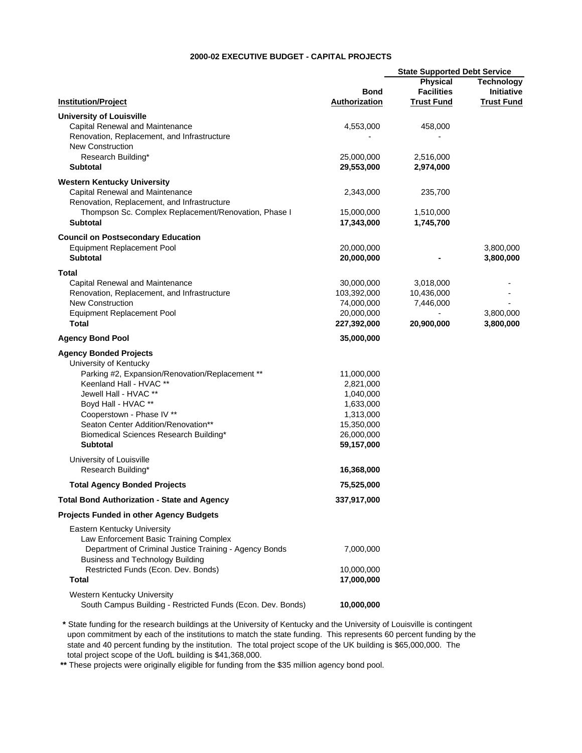# 2000-02 EXECUTIVE BUDGET - CAPITAL PROJECTS

| Institution/Project | Bond Authorization | State Supported Debt Service: Physical Facilities Trust Fund | State Supported Debt Service: Technology Initiative Trust Fund |
|---|---|---|---|
| **University of Louisville** | | | |
| Capital Renewal and Maintenance | 4,553,000 | 458,000 | |
| Renovation, Replacement, and Infrastructure | - | - | |
| New Construction | | | |
| Research Building* | 25,000,000 | 2,516,000 | |
| **Subtotal** | **29,553,000** | **2,974,000** | |
| **Western Kentucky University** | | | |
| Capital Renewal and Maintenance | 2,343,000 | 235,700 | |
| Renovation, Replacement, and Infrastructure | | | |
| Thompson Sc. Complex Replacement/Renovation, Phase I | 15,000,000 | 1,510,000 | |
| **Subtotal** | **17,343,000** | **1,745,700** | |
| **Council on Postsecondary Education** | | | |
| Equipment Replacement Pool | 20,000,000 | | 3,800,000 |
| **Subtotal** | **20,000,000** | **-** | **3,800,000** |
| **Total** | | | |
| Capital Renewal and Maintenance | 30,000,000 | 3,018,000 | - |
| Renovation, Replacement, and Infrastructure | 103,392,000 | 10,436,000 | - |
| New Construction | 74,000,000 | 7,446,000 | - |
| Equipment Replacement Pool | 20,000,000 | - | 3,800,000 |
| **Total** | **227,392,000** | **20,900,000** | **3,800,000** |
| **Agency Bond Pool** | **35,000,000** | | |
| **Agency Bonded Projects** | | | |
| University of Kentucky | | | |
| Parking #2, Expansion/Renovation/Replacement ** | 11,000,000 | | |
| Keenland Hall - HVAC ** | 2,821,000 | | |
| Jewell Hall - HVAC ** | 1,040,000 | | |
| Boyd Hall - HVAC ** | 1,633,000 | | |
| Cooperstown - Phase IV ** | 1,313,000 | | |
| Seaton Center Addition/Renovation** | 15,350,000 | | |
| Biomedical Sciences Research Building* | 26,000,000 | | |
| **Subtotal** | **59,157,000** | | |
| University of Louisville | | | |
| Research Building* | **16,368,000** | | |
| **Total Agency Bonded Projects** | **75,525,000** | | |
| **Total Bond Authorization - State and Agency** | **337,917,000** | | |
| **Projects Funded in other Agency Budgets** | | | |
| Eastern Kentucky University | | | |
| Law Enforcement Basic Training Complex | | | |
| Department of Criminal Justice Training - Agency Bonds | 7,000,000 | | |
| Business and Technology Building | | | |
| Restricted Funds (Econ. Dev. Bonds) | 10,000,000 | | |
| **Total** | **17,000,000** | | |
| Western Kentucky University | | | |
| South Campus Building - Restricted Funds (Econ. Dev. Bonds) | **10,000,000** | | |

**\*** State funding for the research buildings at the University of Kentucky and the University of Louisville is contingent upon commitment by each of the institutions to match the state funding. This represents 60 percent funding by the state and 40 percent funding by the institution. The total project scope of the UK building is $65,000,000. The total project scope of the UofL building is $41,368,000.

**\*\*** These projects were originally eligible for funding from the $35 million agency bond pool.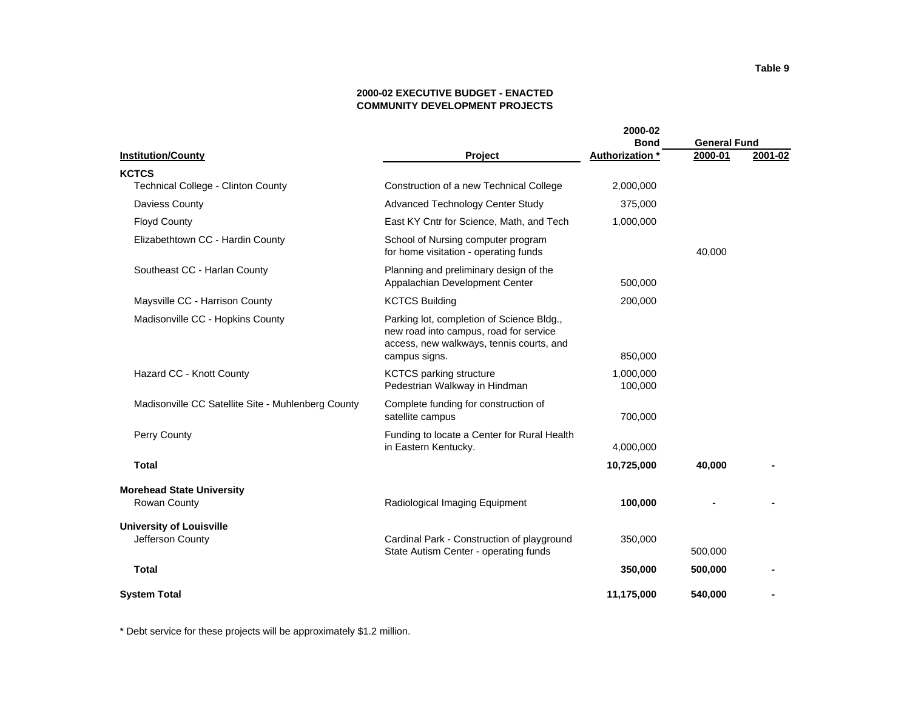Table 9

**2000-02 EXECUTIVE BUDGET - ENACTED**
**COMMUNITY DEVELOPMENT PROJECTS**

| Institution/County | Project | 2000-02 Bond Authorization * | General Fund 2000-01 | General Fund 2001-02 |
|---|---|---|---|---|
| **KCTCS** | | | | |
| Technical College - Clinton County | Construction of a new Technical College | 2,000,000 | | |
| Daviess County | Advanced Technology Center Study | 375,000 | | |
| Floyd County | East KY Cntr for Science, Math, and Tech | 1,000,000 | | |
| Elizabethtown CC - Hardin County | School of Nursing computer program for home visitation - operating funds | | 40,000 | |
| Southeast CC - Harlan County | Planning and preliminary design of the Appalachian Development Center | 500,000 | | |
| Maysville CC - Harrison County | KCTCS Building | 200,000 | | |
| Madisonville CC - Hopkins County | Parking lot, completion of Science Bldg., new road into campus, road for service access, new walkways, tennis courts, and campus signs. | 850,000 | | |
| Hazard CC - Knott County | KCTCS parking structure | 1,000,000 | | |
| | Pedestrian Walkway in Hindman | 100,000 | | |
| Madisonville CC Satellite Site - Muhlenberg County | Complete funding for construction of satellite campus | 700,000 | | |
| Perry County | Funding to locate a Center for Rural Health in Eastern Kentucky. | 4,000,000 | | |
| **Total** | | **10,725,000** | **40,000** | **-** |
| **Morehead State University** | | | | |
| Rowan County | Radiological Imaging Equipment | **100,000** | **-** | **-** |
| **University of Louisville** | | | | |
| Jefferson County | Cardinal Park - Construction of playground | 350,000 | | |
| | State Autism Center - operating funds | | 500,000 | |
| **Total** | | **350,000** | **500,000** | **-** |
| **System Total** | | **11,175,000** | **540,000** | **-** |

* Debt service for these projects will be approximately $1.2 million.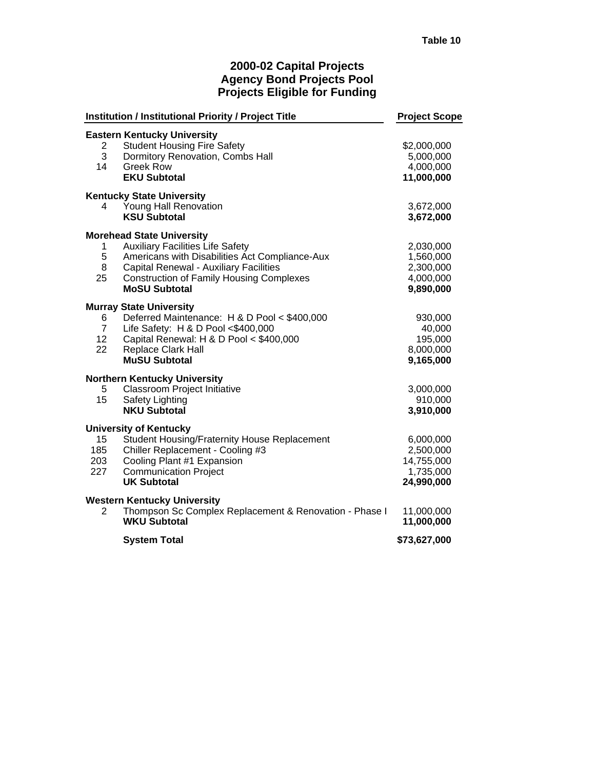Table 10

# 2000-02 Capital Projects
## Agency Bond Projects Pool
## Projects Eligible for Funding

| Institution / Institutional Priority / Project Title | | Project Scope |
|---|---|---|
| **Eastern Kentucky University** | | |
| 2 | Student Housing Fire Safety | $2,000,000 |
| 3 | Dormitory Renovation, Combs Hall | 5,000,000 |
| 14 | Greek Row | 4,000,000 |
| | **EKU Subtotal** | **11,000,000** |
| **Kentucky State University** | | |
| 4 | Young Hall Renovation | 3,672,000 |
| | **KSU Subtotal** | **3,672,000** |
| **Morehead State University** | | |
| 1 | Auxiliary Facilities Life Safety | 2,030,000 |
| 5 | Americans with Disabilities Act Compliance-Aux | 1,560,000 |
| 8 | Capital Renewal - Auxiliary Facilities | 2,300,000 |
| 25 | Construction of Family Housing Complexes | 4,000,000 |
| | **MoSU Subtotal** | **9,890,000** |
| **Murray State University** | | |
| 6 | Deferred Maintenance: H & D Pool < $400,000 | 930,000 |
| 7 | Life Safety: H & D Pool <$400,000 | 40,000 |
| 12 | Capital Renewal: H & D Pool < $400,000 | 195,000 |
| 22 | Replace Clark Hall | 8,000,000 |
| | **MuSU Subtotal** | **9,165,000** |
| **Northern Kentucky University** | | |
| 5 | Classroom Project Initiative | 3,000,000 |
| 15 | Safety Lighting | 910,000 |
| | **NKU Subtotal** | **3,910,000** |
| **University of Kentucky** | | |
| 15 | Student Housing/Fraternity House Replacement | 6,000,000 |
| 185 | Chiller Replacement - Cooling #3 | 2,500,000 |
| 203 | Cooling Plant #1 Expansion | 14,755,000 |
| 227 | Communication Project | 1,735,000 |
| | **UK Subtotal** | **24,990,000** |
| **Western Kentucky University** | | |
| 2 | Thompson Sc Complex Replacement & Renovation - Phase I | 11,000,000 |
| | **WKU Subtotal** | **11,000,000** |
| | **System Total** | **$73,627,000** |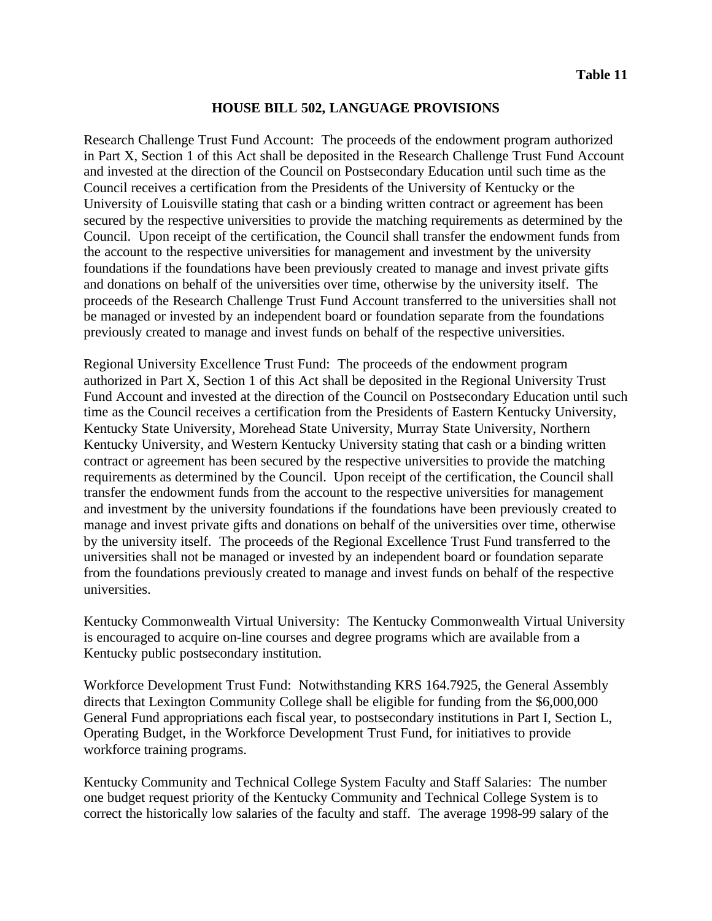**Table 11**

## HOUSE BILL 502, LANGUAGE PROVISIONS

Research Challenge Trust Fund Account: The proceeds of the endowment program authorized in Part X, Section 1 of this Act shall be deposited in the Research Challenge Trust Fund Account and invested at the direction of the Council on Postsecondary Education until such time as the Council receives a certification from the Presidents of the University of Kentucky or the University of Louisville stating that cash or a binding written contract or agreement has been secured by the respective universities to provide the matching requirements as determined by the Council. Upon receipt of the certification, the Council shall transfer the endowment funds from the account to the respective universities for management and investment by the university foundations if the foundations have been previously created to manage and invest private gifts and donations on behalf of the universities over time, otherwise by the university itself. The proceeds of the Research Challenge Trust Fund Account transferred to the universities shall not be managed or invested by an independent board or foundation separate from the foundations previously created to manage and invest funds on behalf of the respective universities.

Regional University Excellence Trust Fund: The proceeds of the endowment program authorized in Part X, Section 1 of this Act shall be deposited in the Regional University Trust Fund Account and invested at the direction of the Council on Postsecondary Education until such time as the Council receives a certification from the Presidents of Eastern Kentucky University, Kentucky State University, Morehead State University, Murray State University, Northern Kentucky University, and Western Kentucky University stating that cash or a binding written contract or agreement has been secured by the respective universities to provide the matching requirements as determined by the Council. Upon receipt of the certification, the Council shall transfer the endowment funds from the account to the respective universities for management and investment by the university foundations if the foundations have been previously created to manage and invest private gifts and donations on behalf of the universities over time, otherwise by the university itself. The proceeds of the Regional Excellence Trust Fund transferred to the universities shall not be managed or invested by an independent board or foundation separate from the foundations previously created to manage and invest funds on behalf of the respective universities.

Kentucky Commonwealth Virtual University: The Kentucky Commonwealth Virtual University is encouraged to acquire on-line courses and degree programs which are available from a Kentucky public postsecondary institution.

Workforce Development Trust Fund: Notwithstanding KRS 164.7925, the General Assembly directs that Lexington Community College shall be eligible for funding from the $6,000,000 General Fund appropriations each fiscal year, to postsecondary institutions in Part I, Section L, Operating Budget, in the Workforce Development Trust Fund, for initiatives to provide workforce training programs.

Kentucky Community and Technical College System Faculty and Staff Salaries: The number one budget request priority of the Kentucky Community and Technical College System is to correct the historically low salaries of the faculty and staff. The average 1998-99 salary of the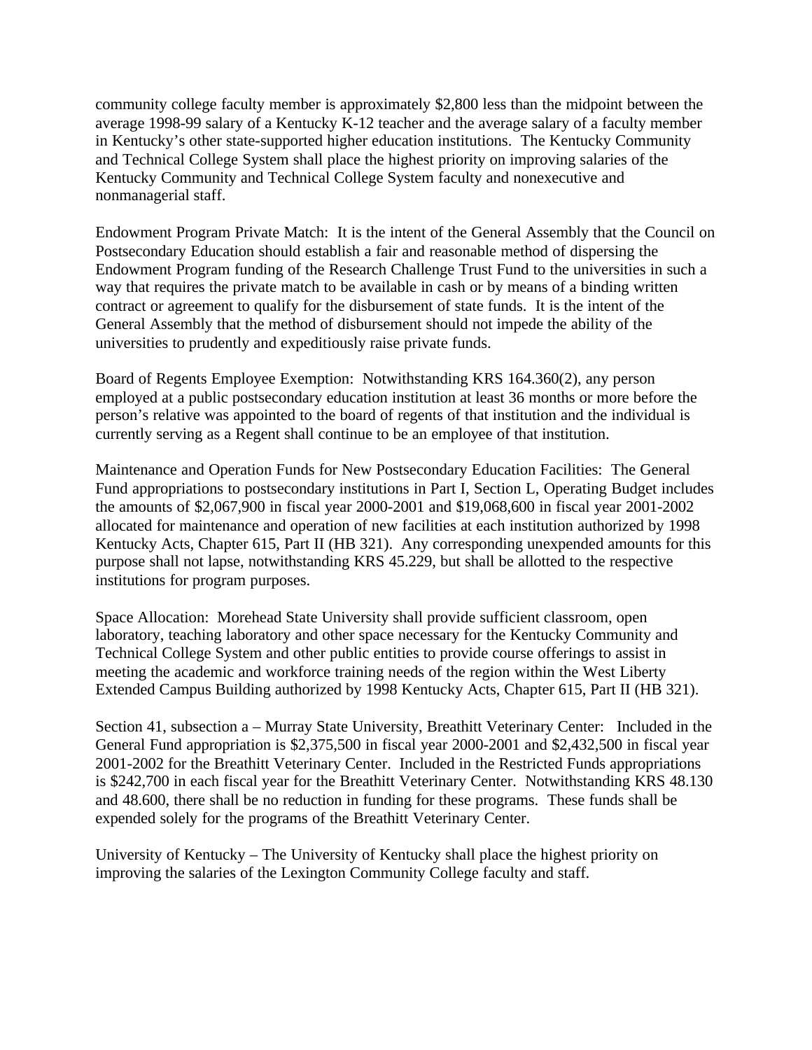community college faculty member is approximately $2,800 less than the midpoint between the average 1998-99 salary of a Kentucky K-12 teacher and the average salary of a faculty member in Kentucky's other state-supported higher education institutions. The Kentucky Community and Technical College System shall place the highest priority on improving salaries of the Kentucky Community and Technical College System faculty and nonexecutive and nonmanagerial staff.

Endowment Program Private Match: It is the intent of the General Assembly that the Council on Postsecondary Education should establish a fair and reasonable method of dispersing the Endowment Program funding of the Research Challenge Trust Fund to the universities in such a way that requires the private match to be available in cash or by means of a binding written contract or agreement to qualify for the disbursement of state funds. It is the intent of the General Assembly that the method of disbursement should not impede the ability of the universities to prudently and expeditiously raise private funds.

Board of Regents Employee Exemption: Notwithstanding KRS 164.360(2), any person employed at a public postsecondary education institution at least 36 months or more before the person's relative was appointed to the board of regents of that institution and the individual is currently serving as a Regent shall continue to be an employee of that institution.

Maintenance and Operation Funds for New Postsecondary Education Facilities: The General Fund appropriations to postsecondary institutions in Part I, Section L, Operating Budget includes the amounts of $2,067,900 in fiscal year 2000-2001 and $19,068,600 in fiscal year 2001-2002 allocated for maintenance and operation of new facilities at each institution authorized by 1998 Kentucky Acts, Chapter 615, Part II (HB 321). Any corresponding unexpended amounts for this purpose shall not lapse, notwithstanding KRS 45.229, but shall be allotted to the respective institutions for program purposes.

Space Allocation: Morehead State University shall provide sufficient classroom, open laboratory, teaching laboratory and other space necessary for the Kentucky Community and Technical College System and other public entities to provide course offerings to assist in meeting the academic and workforce training needs of the region within the West Liberty Extended Campus Building authorized by 1998 Kentucky Acts, Chapter 615, Part II (HB 321).

Section 41, subsection a – Murray State University, Breathitt Veterinary Center: Included in the General Fund appropriation is $2,375,500 in fiscal year 2000-2001 and $2,432,500 in fiscal year 2001-2002 for the Breathitt Veterinary Center. Included in the Restricted Funds appropriations is $242,700 in each fiscal year for the Breathitt Veterinary Center. Notwithstanding KRS 48.130 and 48.600, there shall be no reduction in funding for these programs. These funds shall be expended solely for the programs of the Breathitt Veterinary Center.

University of Kentucky – The University of Kentucky shall place the highest priority on improving the salaries of the Lexington Community College faculty and staff.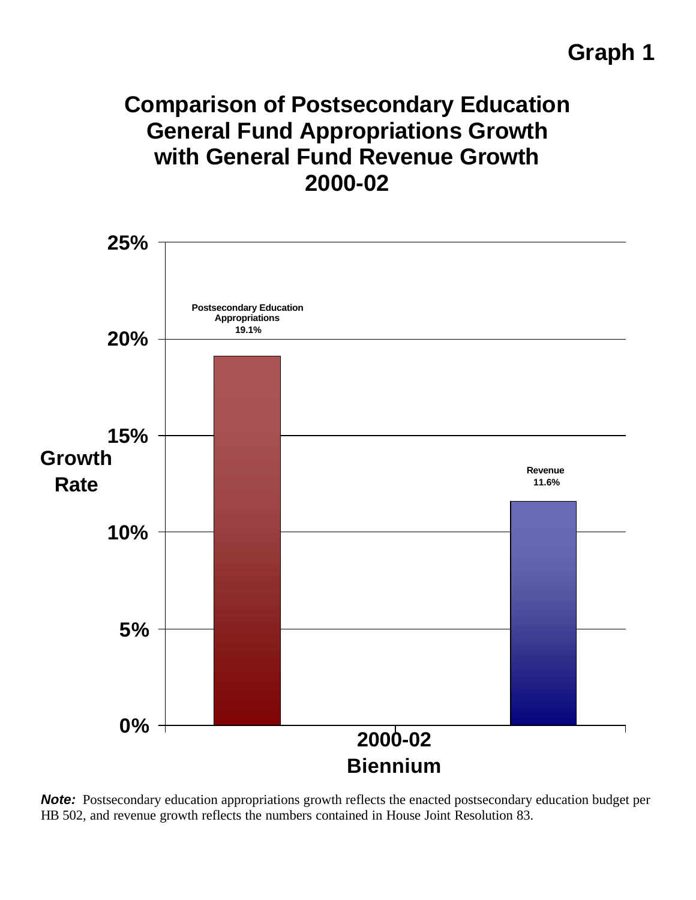**Graph 1**

# Comparison of Postsecondary Education General Fund Appropriations Growth with General Fund Revenue Growth 2000-02

| 2000-02 Biennium | Growth Rate |
|---|---|
| Postsecondary Education Appropriations | 19.1% |
| Revenue | 11.6% |

***Note:*** Postsecondary education appropriations growth reflects the enacted postsecondary education budget per HB 502, and revenue growth reflects the numbers contained in House Joint Resolution 83.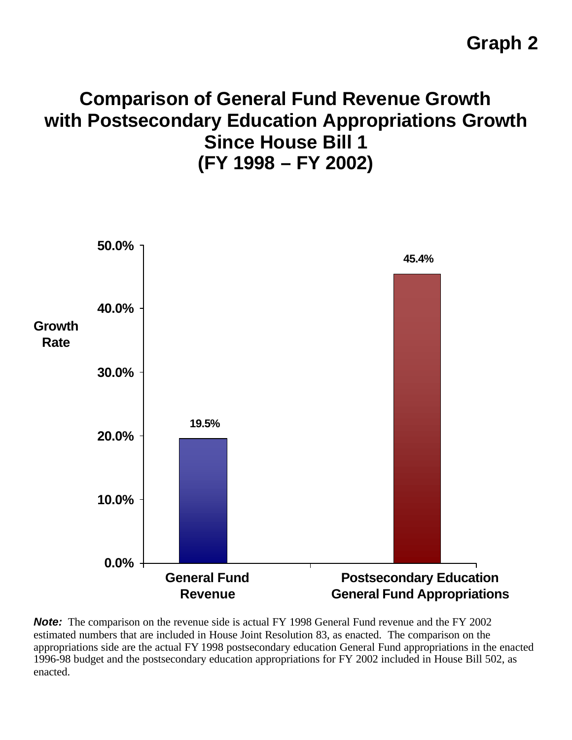**Graph 2**

# Comparison of General Fund Revenue Growth with Postsecondary Education Appropriations Growth Since House Bill 1 (FY 1998 – FY 2002)

| | Growth Rate |
|---|---|
| General Fund Revenue | 19.5% |
| Postsecondary Education General Fund Appropriations | 45.4% |

***Note:*** The comparison on the revenue side is actual FY 1998 General Fund revenue and the FY 2002 estimated numbers that are included in House Joint Resolution 83, as enacted. The comparison on the appropriations side are the actual FY 1998 postsecondary education General Fund appropriations in the enacted 1996-98 budget and the postsecondary education appropriations for FY 2002 included in House Bill 502, as enacted.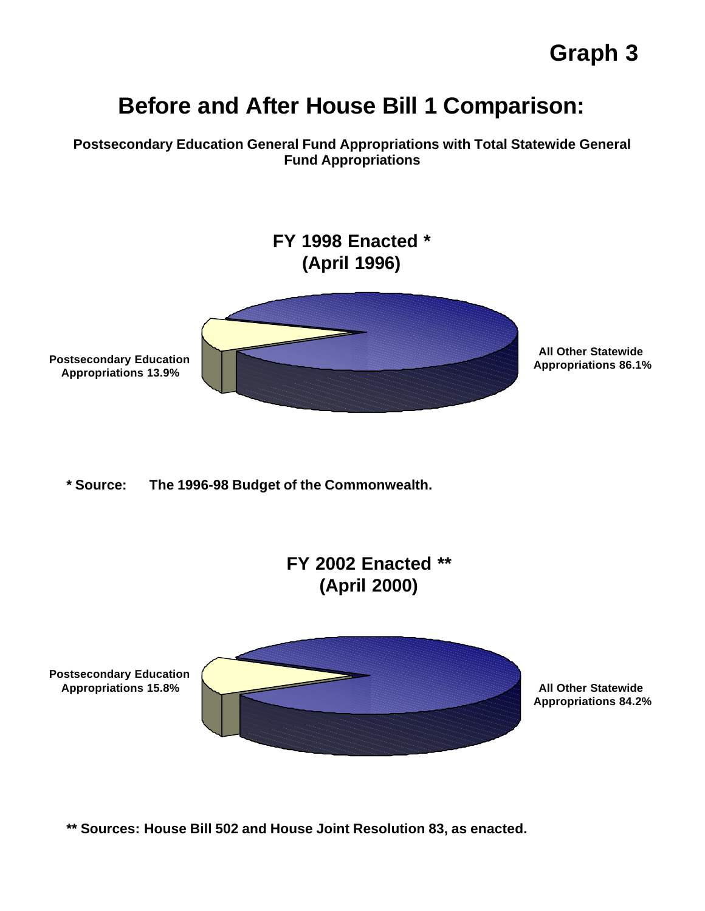**Graph 3**

# Before and After House Bill 1 Comparison:

**Postsecondary Education General Fund Appropriations with Total Statewide General Fund Appropriations**

## FY 1998 Enacted * (April 1996)

Postsecondary Education Appropriations 13.9%

All Other Statewide Appropriations 86.1%

**\* Source: The 1996-98 Budget of the Commonwealth.**

## FY 2002 Enacted ** (April 2000)

Postsecondary Education Appropriations 15.8%

All Other Statewide Appropriations 84.2%

**\*\* Sources: House Bill 502 and House Joint Resolution 83, as enacted.**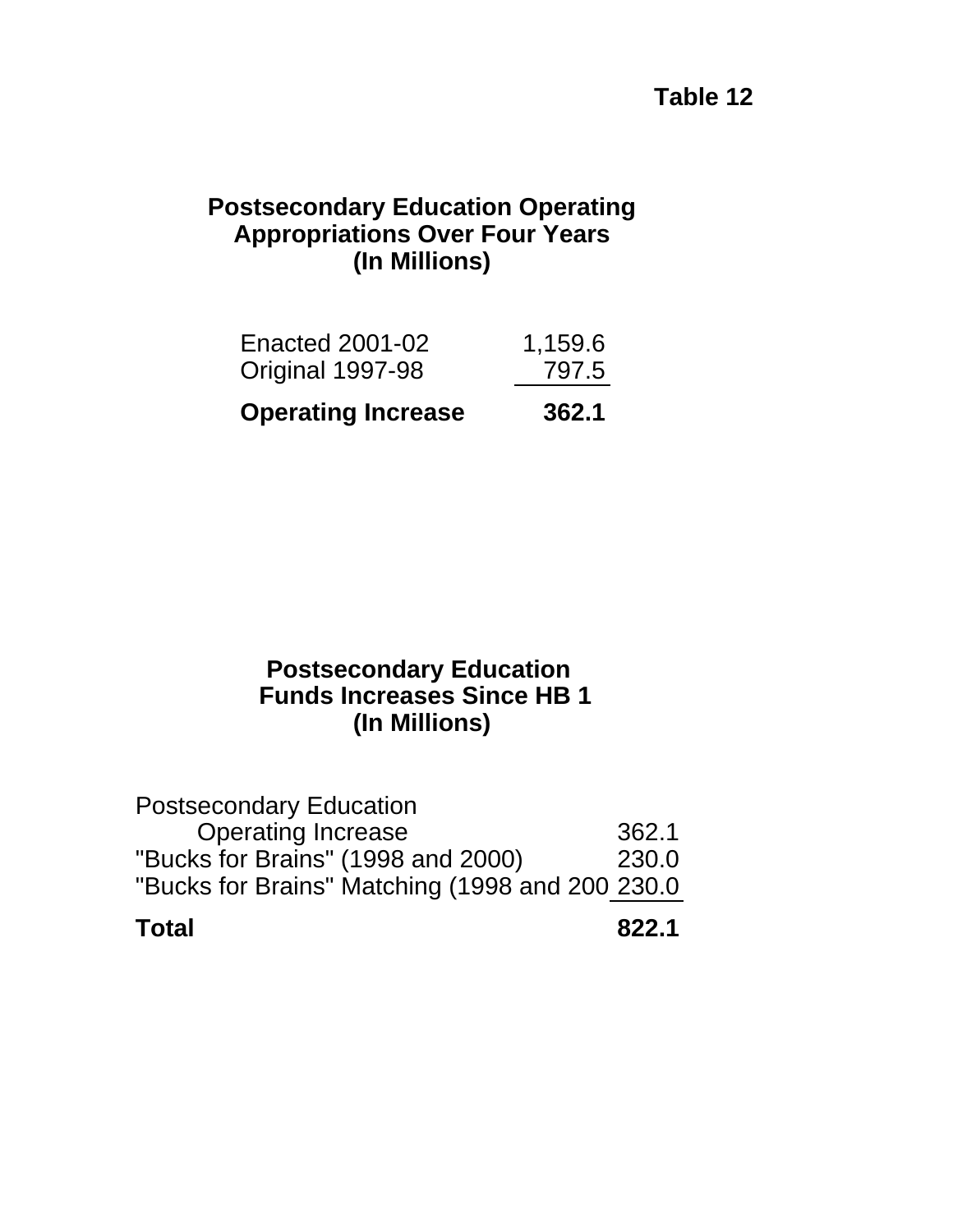**Table 12**

## Postsecondary Education Operating Appropriations Over Four Years (In Millions)

| | |
|---|---|
| Enacted 2001-02 | 1,159.6 |
| Original 1997-98 | 797.5 |
| **Operating Increase** | **362.1** |

## Postsecondary Education Funds Increases Since HB 1 (In Millions)

| | |
|---|---|
| Postsecondary Education Operating Increase | 362.1 |
| "Bucks for Brains" (1998 and 2000) | 230.0 |
| "Bucks for Brains" Matching (1998 and 200 | 230.0 |
| **Total** | **822.1** |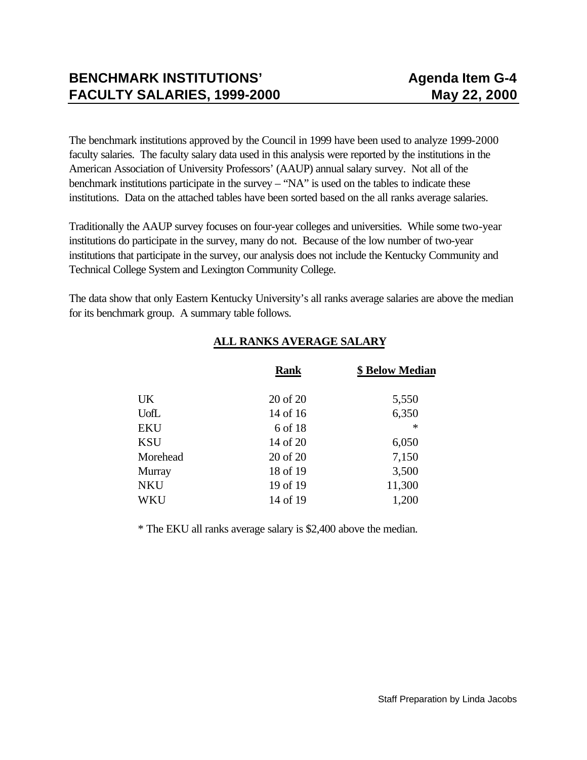# BENCHMARK INSTITUTIONS' FACULTY SALARIES, 1999-2000

**Agenda Item G-4**
**May 22, 2000**

The benchmark institutions approved by the Council in 1999 have been used to analyze 1999-2000 faculty salaries. The faculty salary data used in this analysis were reported by the institutions in the American Association of University Professors' (AAUP) annual salary survey. Not all of the benchmark institutions participate in the survey – "NA" is used on the tables to indicate these institutions. Data on the attached tables have been sorted based on the all ranks average salaries.

Traditionally the AAUP survey focuses on four-year colleges and universities. While some two-year institutions do participate in the survey, many do not. Because of the low number of two-year institutions that participate in the survey, our analysis does not include the Kentucky Community and Technical College System and Lexington Community College.

The data show that only Eastern Kentucky University's all ranks average salaries are above the median for its benchmark group. A summary table follows.

**ALL RANKS AVERAGE SALARY**

| | Rank | $ Below Median |
|---|---|---|
| UK | 20 of 20 | 5,550 |
| UofL | 14 of 16 | 6,350 |
| EKU | 6 of 18 | * |
| KSU | 14 of 20 | 6,050 |
| Morehead | 20 of 20 | 7,150 |
| Murray | 18 of 19 | 3,500 |
| NKU | 19 of 19 | 11,300 |
| WKU | 14 of 19 | 1,200 |

* The EKU all ranks average salary is $2,400 above the median.

Staff Preparation by Linda Jacobs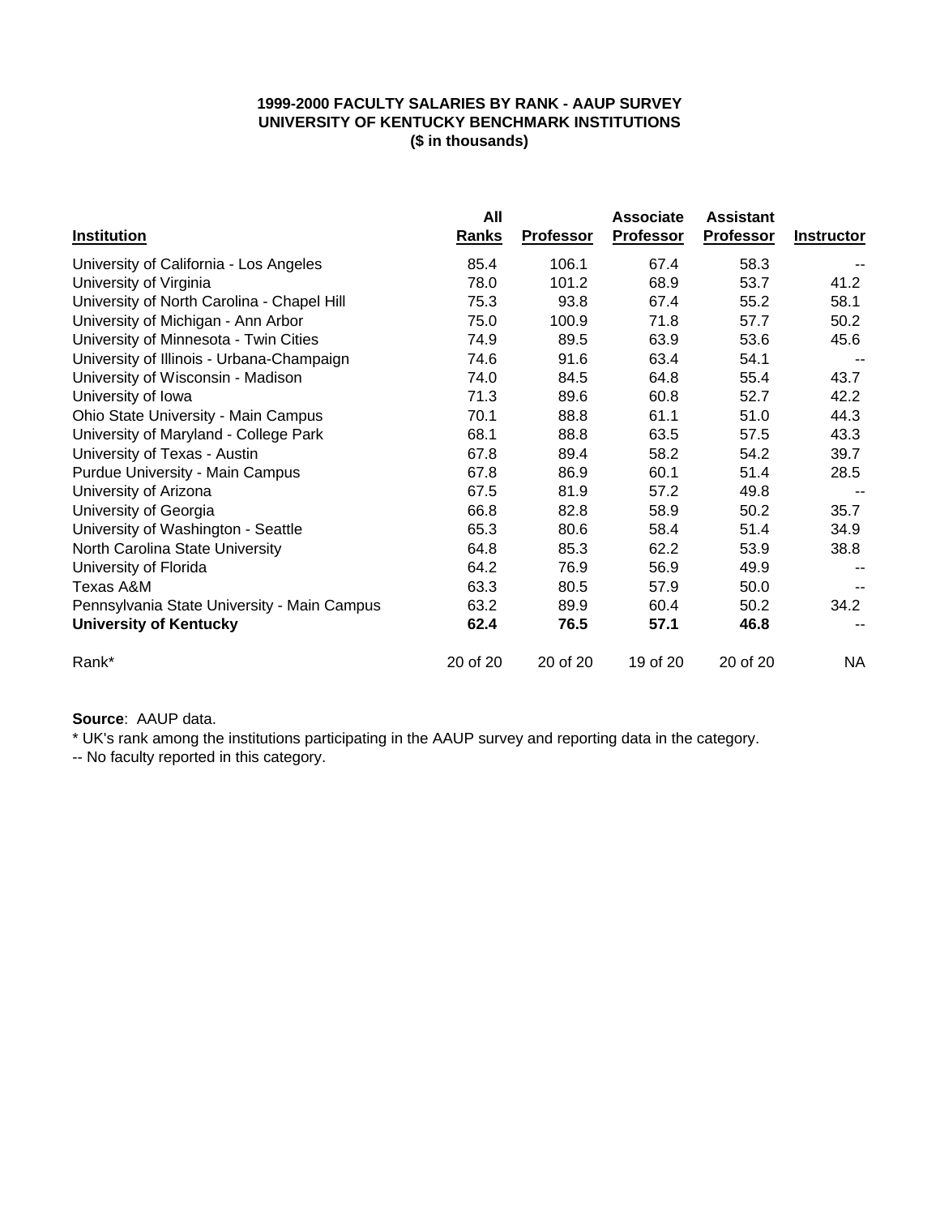**1999-2000 FACULTY SALARIES BY RANK - AAUP SURVEY**
**UNIVERSITY OF KENTUCKY BENCHMARK INSTITUTIONS**
**($ in thousands)**

| Institution | All Ranks | Professor | Associate Professor | Assistant Professor | Instructor |
|---|---|---|---|---|---|
| University of California - Los Angeles | 85.4 | 106.1 | 67.4 | 58.3 | -- |
| University of Virginia | 78.0 | 101.2 | 68.9 | 53.7 | 41.2 |
| University of North Carolina - Chapel Hill | 75.3 | 93.8 | 67.4 | 55.2 | 58.1 |
| University of Michigan - Ann Arbor | 75.0 | 100.9 | 71.8 | 57.7 | 50.2 |
| University of Minnesota - Twin Cities | 74.9 | 89.5 | 63.9 | 53.6 | 45.6 |
| University of Illinois - Urbana-Champaign | 74.6 | 91.6 | 63.4 | 54.1 | -- |
| University of Wisconsin - Madison | 74.0 | 84.5 | 64.8 | 55.4 | 43.7 |
| University of Iowa | 71.3 | 89.6 | 60.8 | 52.7 | 42.2 |
| Ohio State University - Main Campus | 70.1 | 88.8 | 61.1 | 51.0 | 44.3 |
| University of Maryland - College Park | 68.1 | 88.8 | 63.5 | 57.5 | 43.3 |
| University of Texas - Austin | 67.8 | 89.4 | 58.2 | 54.2 | 39.7 |
| Purdue University - Main Campus | 67.8 | 86.9 | 60.1 | 51.4 | 28.5 |
| University of Arizona | 67.5 | 81.9 | 57.2 | 49.8 | -- |
| University of Georgia | 66.8 | 82.8 | 58.9 | 50.2 | 35.7 |
| University of Washington - Seattle | 65.3 | 80.6 | 58.4 | 51.4 | 34.9 |
| North Carolina State University | 64.8 | 85.3 | 62.2 | 53.9 | 38.8 |
| University of Florida | 64.2 | 76.9 | 56.9 | 49.9 | -- |
| Texas A&M | 63.3 | 80.5 | 57.9 | 50.0 | -- |
| Pennsylvania State University - Main Campus | 63.2 | 89.9 | 60.4 | 50.2 | 34.2 |
| **University of Kentucky** | **62.4** | **76.5** | **57.1** | **46.8** | -- |
| Rank* | 20 of 20 | 20 of 20 | 19 of 20 | 20 of 20 | NA |

**Source**: AAUP data.

* UK's rank among the institutions participating in the AAUP survey and reporting data in the category.

-- No faculty reported in this category.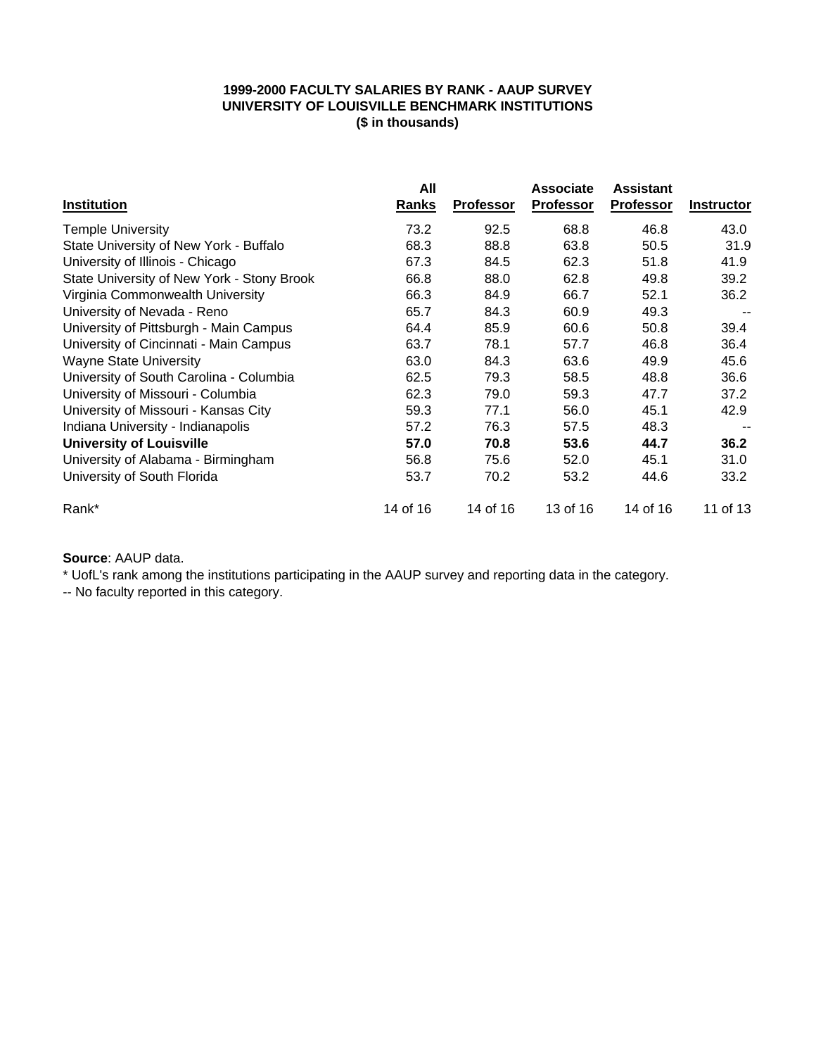**1999-2000 FACULTY SALARIES BY RANK - AAUP SURVEY**
**UNIVERSITY OF LOUISVILLE BENCHMARK INSTITUTIONS**
**($ in thousands)**

| Institution | All Ranks | Professor | Associate Professor | Assistant Professor | Instructor |
|---|---|---|---|---|---|
| Temple University | 73.2 | 92.5 | 68.8 | 46.8 | 43.0 |
| State University of New York - Buffalo | 68.3 | 88.8 | 63.8 | 50.5 | 31.9 |
| University of Illinois - Chicago | 67.3 | 84.5 | 62.3 | 51.8 | 41.9 |
| State University of New York - Stony Brook | 66.8 | 88.0 | 62.8 | 49.8 | 39.2 |
| Virginia Commonwealth University | 66.3 | 84.9 | 66.7 | 52.1 | 36.2 |
| University of Nevada - Reno | 65.7 | 84.3 | 60.9 | 49.3 | -- |
| University of Pittsburgh - Main Campus | 64.4 | 85.9 | 60.6 | 50.8 | 39.4 |
| University of Cincinnati - Main Campus | 63.7 | 78.1 | 57.7 | 46.8 | 36.4 |
| Wayne State University | 63.0 | 84.3 | 63.6 | 49.9 | 45.6 |
| University of South Carolina - Columbia | 62.5 | 79.3 | 58.5 | 48.8 | 36.6 |
| University of Missouri - Columbia | 62.3 | 79.0 | 59.3 | 47.7 | 37.2 |
| University of Missouri - Kansas City | 59.3 | 77.1 | 56.0 | 45.1 | 42.9 |
| Indiana University - Indianapolis | 57.2 | 76.3 | 57.5 | 48.3 | -- |
| **University of Louisville** | **57.0** | **70.8** | **53.6** | **44.7** | **36.2** |
| University of Alabama - Birmingham | 56.8 | 75.6 | 52.0 | 45.1 | 31.0 |
| University of South Florida | 53.7 | 70.2 | 53.2 | 44.6 | 33.2 |
| Rank* | 14 of 16 | 14 of 16 | 13 of 16 | 14 of 16 | 11 of 13 |

**Source**: AAUP data.

* UofL's rank among the institutions participating in the AAUP survey and reporting data in the category.

-- No faculty reported in this category.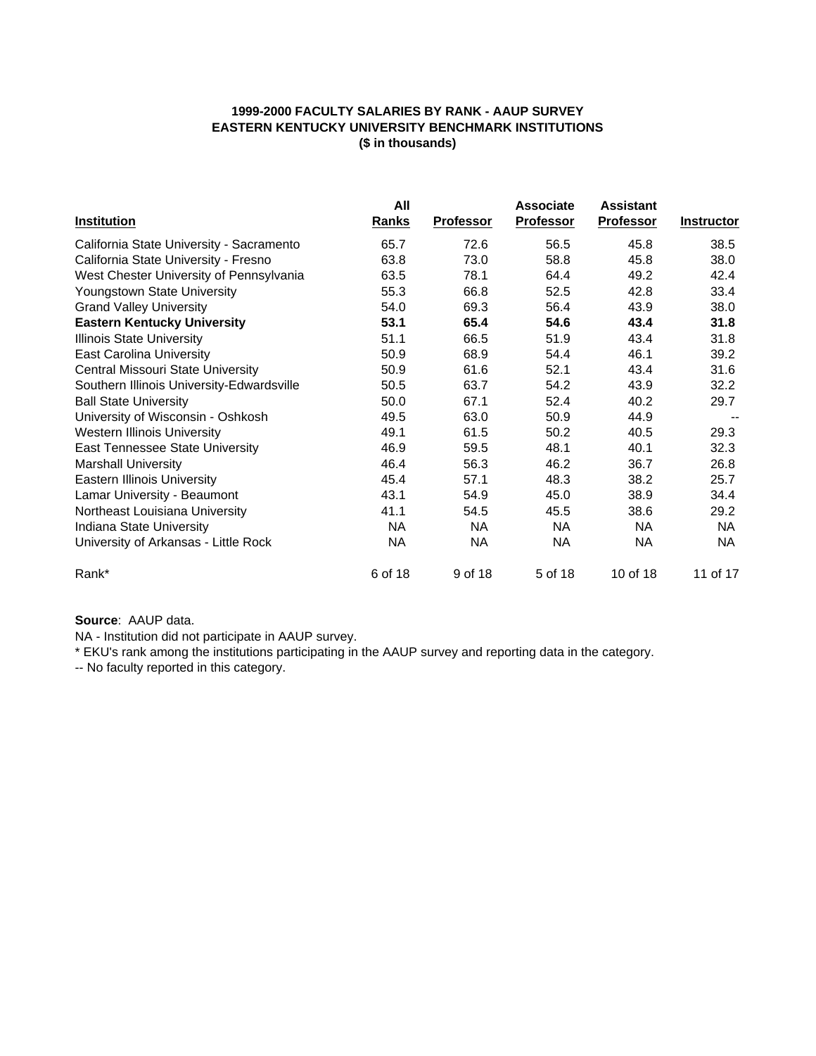**1999-2000 FACULTY SALARIES BY RANK - AAUP SURVEY**
**EASTERN KENTUCKY UNIVERSITY BENCHMARK INSTITUTIONS**
**($ in thousands)**

| Institution | All Ranks | Professor | Associate Professor | Assistant Professor | Instructor |
|---|---|---|---|---|---|
| California State University - Sacramento | 65.7 | 72.6 | 56.5 | 45.8 | 38.5 |
| California State University - Fresno | 63.8 | 73.0 | 58.8 | 45.8 | 38.0 |
| West Chester University of Pennsylvania | 63.5 | 78.1 | 64.4 | 49.2 | 42.4 |
| Youngstown State University | 55.3 | 66.8 | 52.5 | 42.8 | 33.4 |
| Grand Valley University | 54.0 | 69.3 | 56.4 | 43.9 | 38.0 |
| **Eastern Kentucky University** | **53.1** | **65.4** | **54.6** | **43.4** | **31.8** |
| Illinois State University | 51.1 | 66.5 | 51.9 | 43.4 | 31.8 |
| East Carolina University | 50.9 | 68.9 | 54.4 | 46.1 | 39.2 |
| Central Missouri State University | 50.9 | 61.6 | 52.1 | 43.4 | 31.6 |
| Southern Illinois University-Edwardsville | 50.5 | 63.7 | 54.2 | 43.9 | 32.2 |
| Ball State University | 50.0 | 67.1 | 52.4 | 40.2 | 29.7 |
| University of Wisconsin - Oshkosh | 49.5 | 63.0 | 50.9 | 44.9 | -- |
| Western Illinois University | 49.1 | 61.5 | 50.2 | 40.5 | 29.3 |
| East Tennessee State University | 46.9 | 59.5 | 48.1 | 40.1 | 32.3 |
| Marshall University | 46.4 | 56.3 | 46.2 | 36.7 | 26.8 |
| Eastern Illinois University | 45.4 | 57.1 | 48.3 | 38.2 | 25.7 |
| Lamar University - Beaumont | 43.1 | 54.9 | 45.0 | 38.9 | 34.4 |
| Northeast Louisiana University | 41.1 | 54.5 | 45.5 | 38.6 | 29.2 |
| Indiana State University | NA | NA | NA | NA | NA |
| University of Arkansas - Little Rock | NA | NA | NA | NA | NA |
| Rank* | 6 of 18 | 9 of 18 | 5 of 18 | 10 of 18 | 11 of 17 |

**Source**: AAUP data.

NA - Institution did not participate in AAUP survey.

* EKU's rank among the institutions participating in the AAUP survey and reporting data in the category.

-- No faculty reported in this category.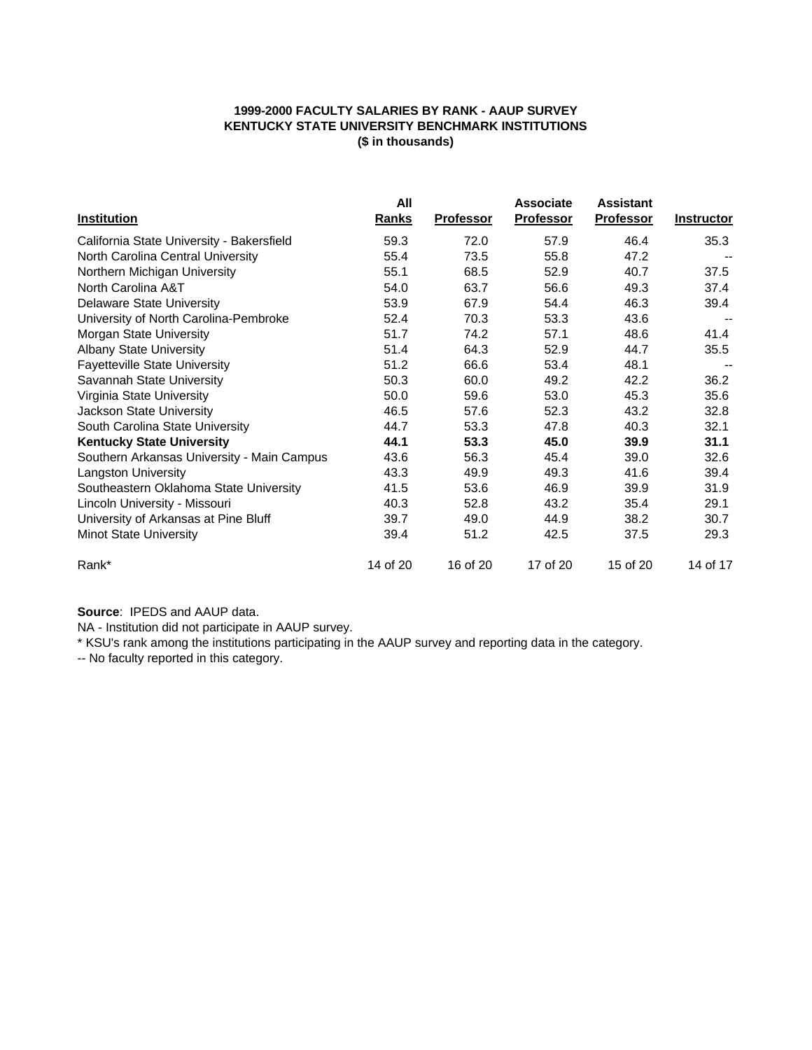**1999-2000 FACULTY SALARIES BY RANK - AAUP SURVEY**
**KENTUCKY STATE UNIVERSITY BENCHMARK INSTITUTIONS**
**($ in thousands)**

| Institution | All Ranks | Professor | Associate Professor | Assistant Professor | Instructor |
|---|---|---|---|---|---|
| California State University - Bakersfield | 59.3 | 72.0 | 57.9 | 46.4 | 35.3 |
| North Carolina Central University | 55.4 | 73.5 | 55.8 | 47.2 | -- |
| Northern Michigan University | 55.1 | 68.5 | 52.9 | 40.7 | 37.5 |
| North Carolina A&T | 54.0 | 63.7 | 56.6 | 49.3 | 37.4 |
| Delaware State University | 53.9 | 67.9 | 54.4 | 46.3 | 39.4 |
| University of North Carolina-Pembroke | 52.4 | 70.3 | 53.3 | 43.6 | -- |
| Morgan State University | 51.7 | 74.2 | 57.1 | 48.6 | 41.4 |
| Albany State University | 51.4 | 64.3 | 52.9 | 44.7 | 35.5 |
| Fayetteville State University | 51.2 | 66.6 | 53.4 | 48.1 | -- |
| Savannah State University | 50.3 | 60.0 | 49.2 | 42.2 | 36.2 |
| Virginia State University | 50.0 | 59.6 | 53.0 | 45.3 | 35.6 |
| Jackson State University | 46.5 | 57.6 | 52.3 | 43.2 | 32.8 |
| South Carolina State University | 44.7 | 53.3 | 47.8 | 40.3 | 32.1 |
| **Kentucky State University** | **44.1** | **53.3** | **45.0** | **39.9** | **31.1** |
| Southern Arkansas University - Main Campus | 43.6 | 56.3 | 45.4 | 39.0 | 32.6 |
| Langston University | 43.3 | 49.9 | 49.3 | 41.6 | 39.4 |
| Southeastern Oklahoma State University | 41.5 | 53.6 | 46.9 | 39.9 | 31.9 |
| Lincoln University - Missouri | 40.3 | 52.8 | 43.2 | 35.4 | 29.1 |
| University of Arkansas at Pine Bluff | 39.7 | 49.0 | 44.9 | 38.2 | 30.7 |
| Minot State University | 39.4 | 51.2 | 42.5 | 37.5 | 29.3 |
| Rank* | 14 of 20 | 16 of 20 | 17 of 20 | 15 of 20 | 14 of 17 |

**Source**: IPEDS and AAUP data.

NA - Institution did not participate in AAUP survey.

* KSU's rank among the institutions participating in the AAUP survey and reporting data in the category.

-- No faculty reported in this category.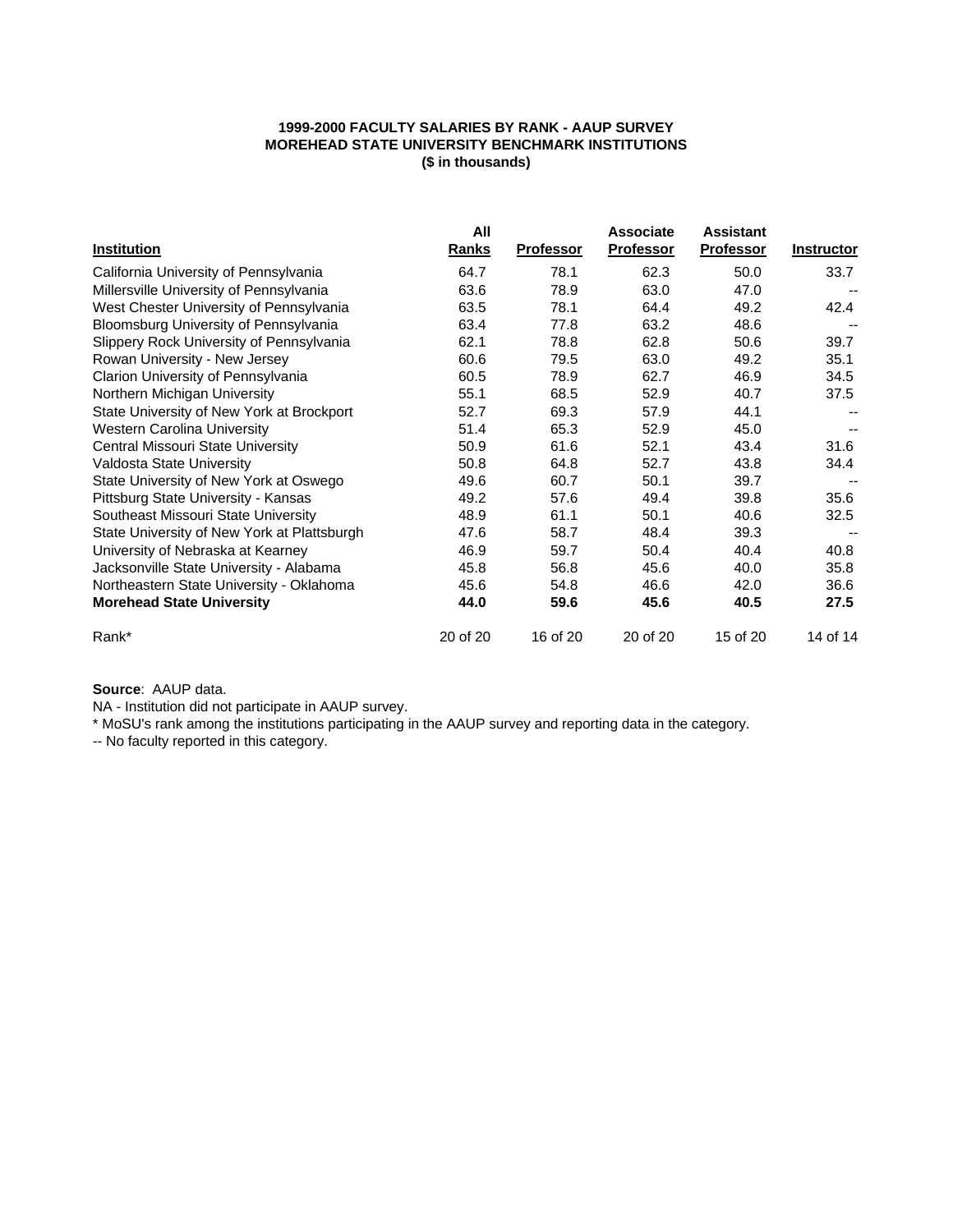**1999-2000 FACULTY SALARIES BY RANK - AAUP SURVEY**
**MOREHEAD STATE UNIVERSITY BENCHMARK INSTITUTIONS**
**($ in thousands)**

| Institution | All Ranks | Professor | Associate Professor | Assistant Professor | Instructor |
|---|---|---|---|---|---|
| California University of Pennsylvania | 64.7 | 78.1 | 62.3 | 50.0 | 33.7 |
| Millersville University of Pennsylvania | 63.6 | 78.9 | 63.0 | 47.0 | -- |
| West Chester University of Pennsylvania | 63.5 | 78.1 | 64.4 | 49.2 | 42.4 |
| Bloomsburg University of Pennsylvania | 63.4 | 77.8 | 63.2 | 48.6 | -- |
| Slippery Rock University of Pennsylvania | 62.1 | 78.8 | 62.8 | 50.6 | 39.7 |
| Rowan University - New Jersey | 60.6 | 79.5 | 63.0 | 49.2 | 35.1 |
| Clarion University of Pennsylvania | 60.5 | 78.9 | 62.7 | 46.9 | 34.5 |
| Northern Michigan University | 55.1 | 68.5 | 52.9 | 40.7 | 37.5 |
| State University of New York at Brockport | 52.7 | 69.3 | 57.9 | 44.1 | -- |
| Western Carolina University | 51.4 | 65.3 | 52.9 | 45.0 | -- |
| Central Missouri State University | 50.9 | 61.6 | 52.1 | 43.4 | 31.6 |
| Valdosta State University | 50.8 | 64.8 | 52.7 | 43.8 | 34.4 |
| State University of New York at Oswego | 49.6 | 60.7 | 50.1 | 39.7 | -- |
| Pittsburg State University - Kansas | 49.2 | 57.6 | 49.4 | 39.8 | 35.6 |
| Southeast Missouri State University | 48.9 | 61.1 | 50.1 | 40.6 | 32.5 |
| State University of New York at Plattsburgh | 47.6 | 58.7 | 48.4 | 39.3 | -- |
| University of Nebraska at Kearney | 46.9 | 59.7 | 50.4 | 40.4 | 40.8 |
| Jacksonville State University - Alabama | 45.8 | 56.8 | 45.6 | 40.0 | 35.8 |
| Northeastern State University - Oklahoma | 45.6 | 54.8 | 46.6 | 42.0 | 36.6 |
| **Morehead State University** | **44.0** | **59.6** | **45.6** | **40.5** | **27.5** |
| Rank* | 20 of 20 | 16 of 20 | 20 of 20 | 15 of 20 | 14 of 14 |

**Source**: AAUP data.

NA - Institution did not participate in AAUP survey.

* MoSU's rank among the institutions participating in the AAUP survey and reporting data in the category.

-- No faculty reported in this category.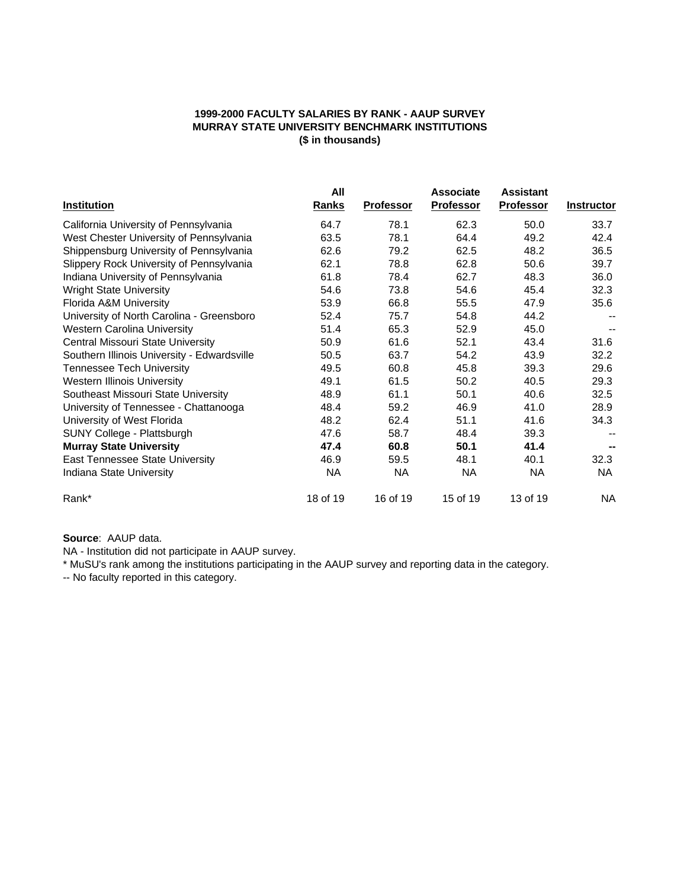**1999-2000 FACULTY SALARIES BY RANK - AAUP SURVEY**
**MURRAY STATE UNIVERSITY BENCHMARK INSTITUTIONS**
**($ in thousands)**

| Institution | All Ranks | Professor | Associate Professor | Assistant Professor | Instructor |
|---|---|---|---|---|---|
| California University of Pennsylvania | 64.7 | 78.1 | 62.3 | 50.0 | 33.7 |
| West Chester University of Pennsylvania | 63.5 | 78.1 | 64.4 | 49.2 | 42.4 |
| Shippensburg University of Pennsylvania | 62.6 | 79.2 | 62.5 | 48.2 | 36.5 |
| Slippery Rock University of Pennsylvania | 62.1 | 78.8 | 62.8 | 50.6 | 39.7 |
| Indiana University of Pennsylvania | 61.8 | 78.4 | 62.7 | 48.3 | 36.0 |
| Wright State University | 54.6 | 73.8 | 54.6 | 45.4 | 32.3 |
| Florida A&M University | 53.9 | 66.8 | 55.5 | 47.9 | 35.6 |
| University of North Carolina - Greensboro | 52.4 | 75.7 | 54.8 | 44.2 | -- |
| Western Carolina University | 51.4 | 65.3 | 52.9 | 45.0 | -- |
| Central Missouri State University | 50.9 | 61.6 | 52.1 | 43.4 | 31.6 |
| Southern Illinois University - Edwardsville | 50.5 | 63.7 | 54.2 | 43.9 | 32.2 |
| Tennessee Tech University | 49.5 | 60.8 | 45.8 | 39.3 | 29.6 |
| Western Illinois University | 49.1 | 61.5 | 50.2 | 40.5 | 29.3 |
| Southeast Missouri State University | 48.9 | 61.1 | 50.1 | 40.6 | 32.5 |
| University of Tennessee - Chattanooga | 48.4 | 59.2 | 46.9 | 41.0 | 28.9 |
| University of West Florida | 48.2 | 62.4 | 51.1 | 41.6 | 34.3 |
| SUNY College - Plattsburgh | 47.6 | 58.7 | 48.4 | 39.3 | -- |
| **Murray State University** | **47.4** | **60.8** | **50.1** | **41.4** | **--** |
| East Tennessee State University | 46.9 | 59.5 | 48.1 | 40.1 | 32.3 |
| Indiana State University | NA | NA | NA | NA | NA |
| Rank* | 18 of 19 | 16 of 19 | 15 of 19 | 13 of 19 | NA |

**Source**: AAUP data.

NA - Institution did not participate in AAUP survey.

* MuSU's rank among the institutions participating in the AAUP survey and reporting data in the category.

-- No faculty reported in this category.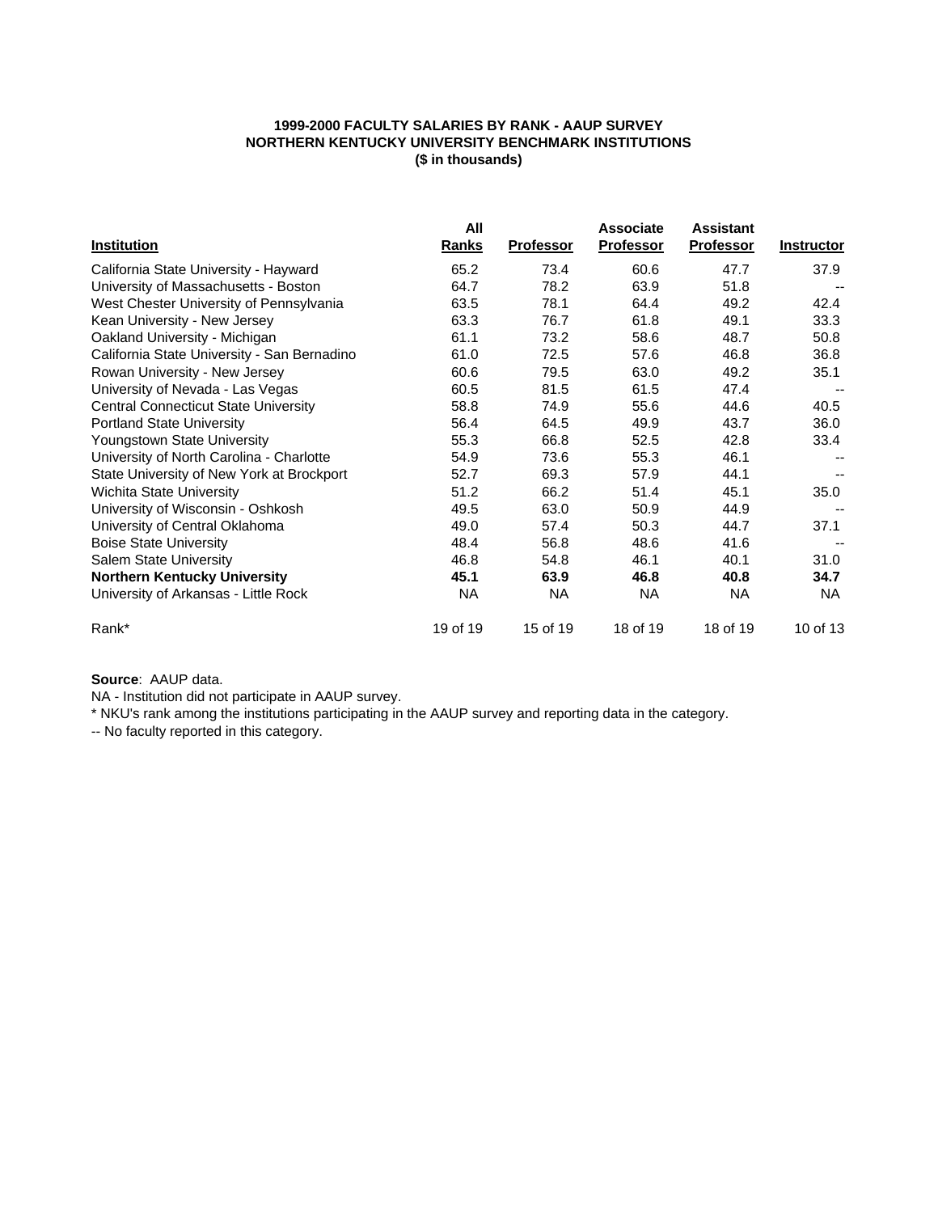**1999-2000 FACULTY SALARIES BY RANK - AAUP SURVEY**
**NORTHERN KENTUCKY UNIVERSITY BENCHMARK INSTITUTIONS**
**($ in thousands)**

| Institution | All Ranks | Professor | Associate Professor | Assistant Professor | Instructor |
|---|---|---|---|---|---|
| California State University - Hayward | 65.2 | 73.4 | 60.6 | 47.7 | 37.9 |
| University of Massachusetts - Boston | 64.7 | 78.2 | 63.9 | 51.8 | -- |
| West Chester University of Pennsylvania | 63.5 | 78.1 | 64.4 | 49.2 | 42.4 |
| Kean University - New Jersey | 63.3 | 76.7 | 61.8 | 49.1 | 33.3 |
| Oakland University - Michigan | 61.1 | 73.2 | 58.6 | 48.7 | 50.8 |
| California State University - San Bernadino | 61.0 | 72.5 | 57.6 | 46.8 | 36.8 |
| Rowan University - New Jersey | 60.6 | 79.5 | 63.0 | 49.2 | 35.1 |
| University of Nevada - Las Vegas | 60.5 | 81.5 | 61.5 | 47.4 | -- |
| Central Connecticut State University | 58.8 | 74.9 | 55.6 | 44.6 | 40.5 |
| Portland State University | 56.4 | 64.5 | 49.9 | 43.7 | 36.0 |
| Youngstown State University | 55.3 | 66.8 | 52.5 | 42.8 | 33.4 |
| University of North Carolina - Charlotte | 54.9 | 73.6 | 55.3 | 46.1 | -- |
| State University of New York at Brockport | 52.7 | 69.3 | 57.9 | 44.1 | -- |
| Wichita State University | 51.2 | 66.2 | 51.4 | 45.1 | 35.0 |
| University of Wisconsin - Oshkosh | 49.5 | 63.0 | 50.9 | 44.9 | -- |
| University of Central Oklahoma | 49.0 | 57.4 | 50.3 | 44.7 | 37.1 |
| Boise State University | 48.4 | 56.8 | 48.6 | 41.6 | -- |
| Salem State University | 46.8 | 54.8 | 46.1 | 40.1 | 31.0 |
| **Northern Kentucky University** | **45.1** | **63.9** | **46.8** | **40.8** | **34.7** |
| University of Arkansas - Little Rock | NA | NA | NA | NA | NA |
| Rank* | 19 of 19 | 15 of 19 | 18 of 19 | 18 of 19 | 10 of 13 |

**Source**: AAUP data.

NA - Institution did not participate in AAUP survey.

* NKU's rank among the institutions participating in the AAUP survey and reporting data in the category.

-- No faculty reported in this category.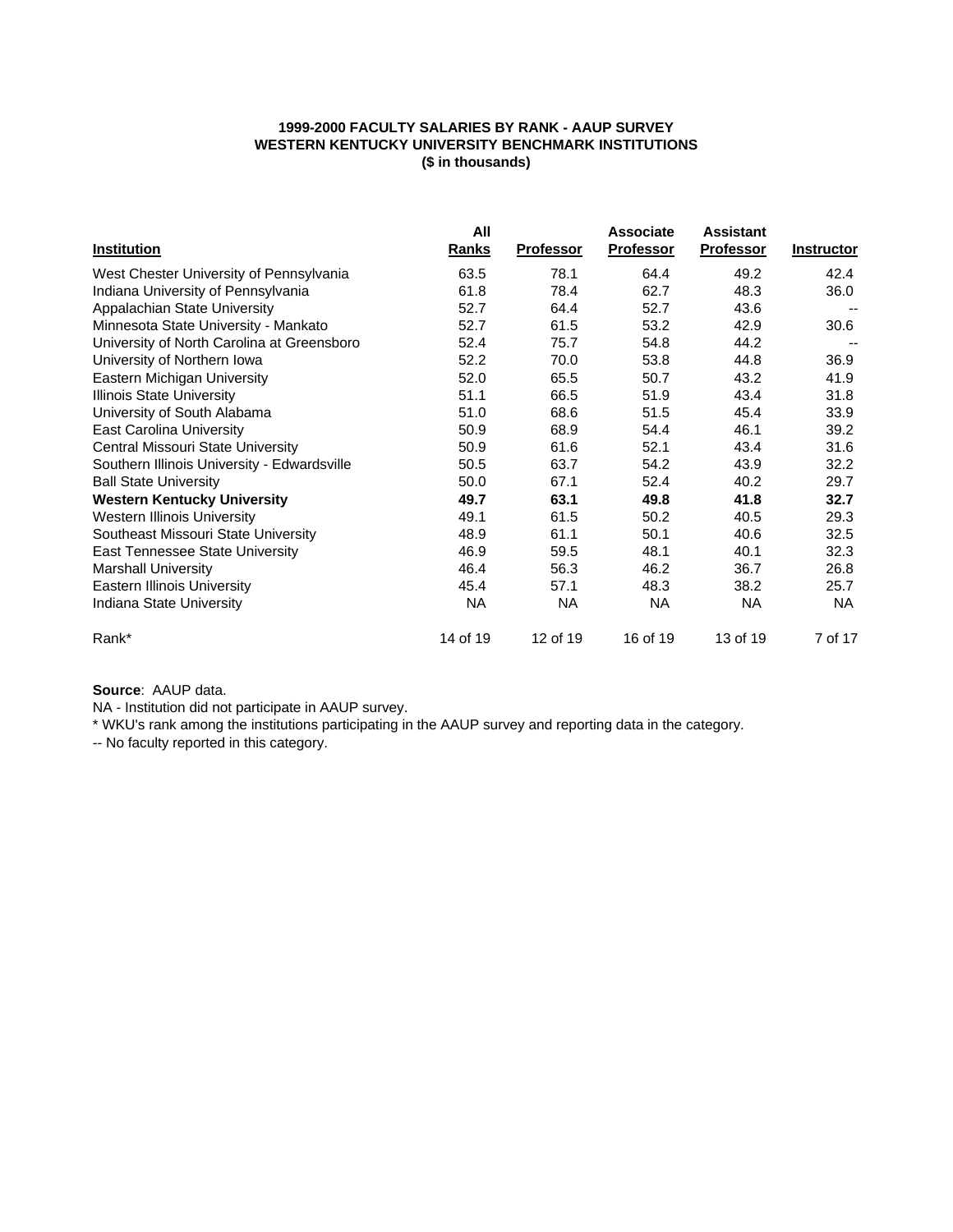**1999-2000 FACULTY SALARIES BY RANK - AAUP SURVEY**
**WESTERN KENTUCKY UNIVERSITY BENCHMARK INSTITUTIONS**
**($ in thousands)**

| Institution | All Ranks | Professor | Associate Professor | Assistant Professor | Instructor |
|---|---|---|---|---|---|
| West Chester University of Pennsylvania | 63.5 | 78.1 | 64.4 | 49.2 | 42.4 |
| Indiana University of Pennsylvania | 61.8 | 78.4 | 62.7 | 48.3 | 36.0 |
| Appalachian State University | 52.7 | 64.4 | 52.7 | 43.6 | -- |
| Minnesota State University - Mankato | 52.7 | 61.5 | 53.2 | 42.9 | 30.6 |
| University of North Carolina at Greensboro | 52.4 | 75.7 | 54.8 | 44.2 | -- |
| University of Northern Iowa | 52.2 | 70.0 | 53.8 | 44.8 | 36.9 |
| Eastern Michigan University | 52.0 | 65.5 | 50.7 | 43.2 | 41.9 |
| Illinois State University | 51.1 | 66.5 | 51.9 | 43.4 | 31.8 |
| University of South Alabama | 51.0 | 68.6 | 51.5 | 45.4 | 33.9 |
| East Carolina University | 50.9 | 68.9 | 54.4 | 46.1 | 39.2 |
| Central Missouri State University | 50.9 | 61.6 | 52.1 | 43.4 | 31.6 |
| Southern Illinois University - Edwardsville | 50.5 | 63.7 | 54.2 | 43.9 | 32.2 |
| Ball State University | 50.0 | 67.1 | 52.4 | 40.2 | 29.7 |
| **Western Kentucky University** | **49.7** | **63.1** | **49.8** | **41.8** | **32.7** |
| Western Illinois University | 49.1 | 61.5 | 50.2 | 40.5 | 29.3 |
| Southeast Missouri State University | 48.9 | 61.1 | 50.1 | 40.6 | 32.5 |
| East Tennessee State University | 46.9 | 59.5 | 48.1 | 40.1 | 32.3 |
| Marshall University | 46.4 | 56.3 | 46.2 | 36.7 | 26.8 |
| Eastern Illinois University | 45.4 | 57.1 | 48.3 | 38.2 | 25.7 |
| Indiana State University | NA | NA | NA | NA | NA |
| Rank* | 14 of 19 | 12 of 19 | 16 of 19 | 13 of 19 | 7 of 17 |

**Source**: AAUP data.

NA - Institution did not participate in AAUP survey.

* WKU's rank among the institutions participating in the AAUP survey and reporting data in the category.

-- No faculty reported in this category.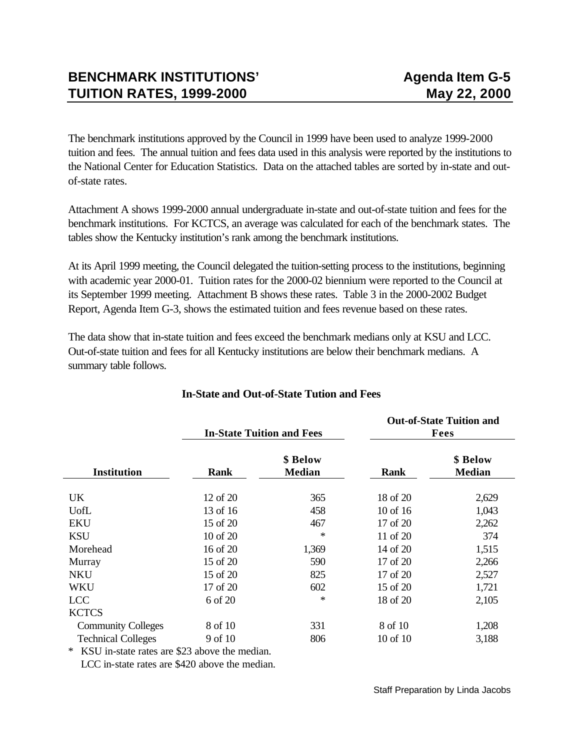# BENCHMARK INSTITUTIONS' TUITION RATES, 1999-2000

**Agenda Item G-5**
**May 22, 2000**

The benchmark institutions approved by the Council in 1999 have been used to analyze 1999-2000 tuition and fees. The annual tuition and fees data used in this analysis were reported by the institutions to the National Center for Education Statistics. Data on the attached tables are sorted by in-state and out-of-state rates.

Attachment A shows 1999-2000 annual undergraduate in-state and out-of-state tuition and fees for the benchmark institutions. For KCTCS, an average was calculated for each of the benchmark states. The tables show the Kentucky institution's rank among the benchmark institutions.

At its April 1999 meeting, the Council delegated the tuition-setting process to the institutions, beginning with academic year 2000-01. Tuition rates for the 2000-02 biennium were reported to the Council at its September 1999 meeting. Attachment B shows these rates. Table 3 in the 2000-2002 Budget Report, Agenda Item G-3, shows the estimated tuition and fees revenue based on these rates.

The data show that in-state tuition and fees exceed the benchmark medians only at KSU and LCC. Out-of-state tuition and fees for all Kentucky institutions are below their benchmark medians. A summary table follows.

**In-State and Out-of-State Tution and Fees**

| | In-State Tuition and Fees | | Out-of-State Tuition and Fees | |
|---|---|---|---|---|
| **Institution** | **Rank** | **$ Below Median** | **Rank** | **$ Below Median** |
| UK | 12 of 20 | 365 | 18 of 20 | 2,629 |
| UofL | 13 of 16 | 458 | 10 of 16 | 1,043 |
| EKU | 15 of 20 | 467 | 17 of 20 | 2,262 |
| KSU | 10 of 20 | * | 11 of 20 | 374 |
| Morehead | 16 of 20 | 1,369 | 14 of 20 | 1,515 |
| Murray | 15 of 20 | 590 | 17 of 20 | 2,266 |
| NKU | 15 of 20 | 825 | 17 of 20 | 2,527 |
| WKU | 17 of 20 | 602 | 15 of 20 | 1,721 |
| LCC | 6 of 20 | * | 18 of 20 | 2,105 |
| KCTCS | | | | |
| Community Colleges | 8 of 10 | 331 | 8 of 10 | 1,208 |
| Technical Colleges | 9 of 10 | 806 | 10 of 10 | 3,188 |

\* KSU in-state rates are $23 above the median.
LCC in-state rates are $420 above the median.

Staff Preparation by Linda Jacobs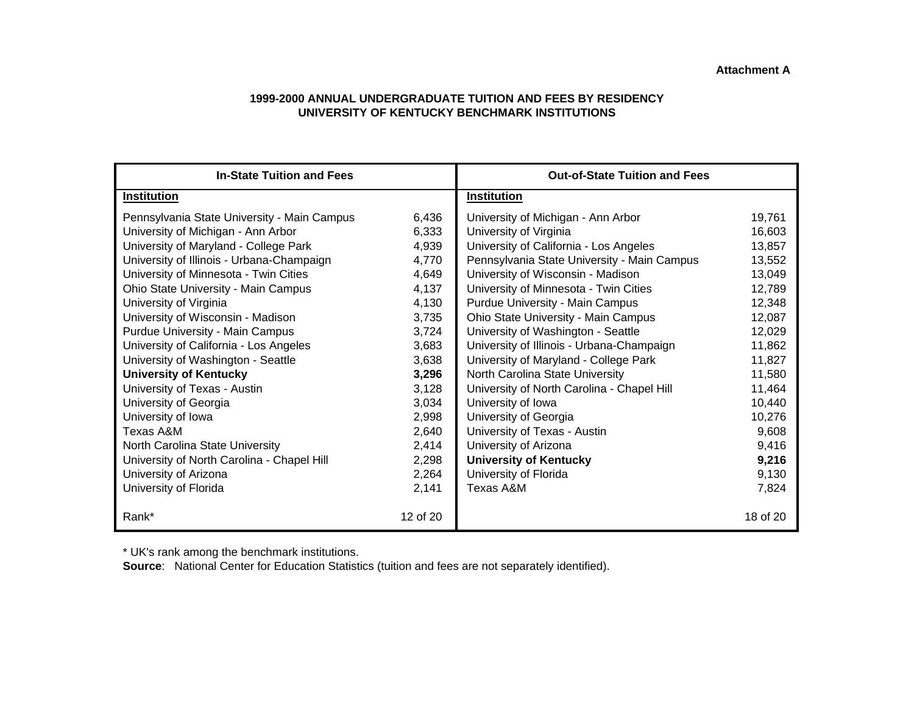**Attachment A**

**1999-2000 ANNUAL UNDERGRADUATE TUITION AND FEES BY RESIDENCY**
**UNIVERSITY OF KENTUCKY BENCHMARK INSTITUTIONS**

| In-State Tuition and Fees | | Out-of-State Tuition and Fees | |
|---|---|---|---|
| **Institution** | | **Institution** | |
| Pennsylvania State University - Main Campus | 6,436 | University of Michigan - Ann Arbor | 19,761 |
| University of Michigan - Ann Arbor | 6,333 | University of Virginia | 16,603 |
| University of Maryland - College Park | 4,939 | University of California - Los Angeles | 13,857 |
| University of Illinois - Urbana-Champaign | 4,770 | Pennsylvania State University - Main Campus | 13,552 |
| University of Minnesota - Twin Cities | 4,649 | University of Wisconsin - Madison | 13,049 |
| Ohio State University - Main Campus | 4,137 | University of Minnesota - Twin Cities | 12,789 |
| University of Virginia | 4,130 | Purdue University - Main Campus | 12,348 |
| University of Wisconsin - Madison | 3,735 | Ohio State University - Main Campus | 12,087 |
| Purdue University - Main Campus | 3,724 | University of Washington - Seattle | 12,029 |
| University of California - Los Angeles | 3,683 | University of Illinois - Urbana-Champaign | 11,862 |
| University of Washington - Seattle | 3,638 | University of Maryland - College Park | 11,827 |
| **University of Kentucky** | **3,296** | North Carolina State University | 11,580 |
| University of Texas - Austin | 3,128 | University of North Carolina - Chapel Hill | 11,464 |
| University of Georgia | 3,034 | University of Iowa | 10,440 |
| University of Iowa | 2,998 | University of Georgia | 10,276 |
| Texas A&M | 2,640 | University of Texas - Austin | 9,608 |
| North Carolina State University | 2,414 | University of Arizona | 9,416 |
| University of North Carolina - Chapel Hill | 2,298 | **University of Kentucky** | **9,216** |
| University of Arizona | 2,264 | University of Florida | 9,130 |
| University of Florida | 2,141 | Texas A&M | 7,824 |
| Rank* | 12 of 20 | | 18 of 20 |

* UK's rank among the benchmark institutions.

**Source**: National Center for Education Statistics (tuition and fees are not separately identified).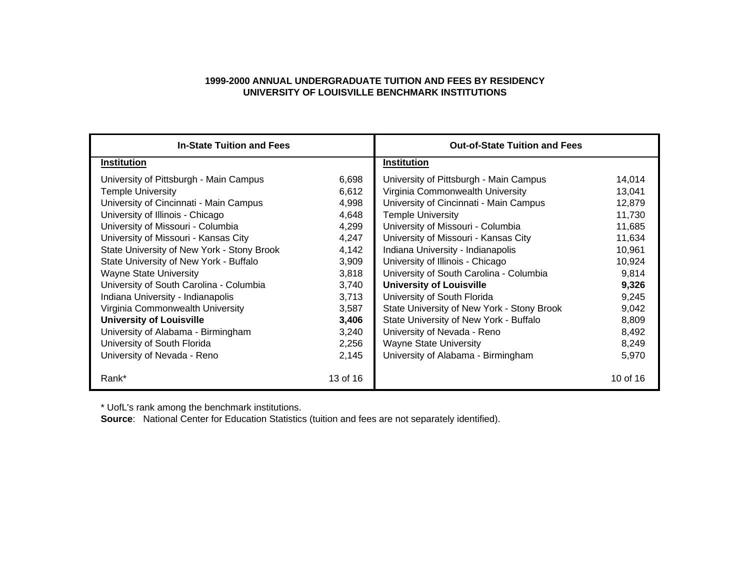**1999-2000 ANNUAL UNDERGRADUATE TUITION AND FEES BY RESIDENCY**
**UNIVERSITY OF LOUISVILLE BENCHMARK INSTITUTIONS**

| In-State Tuition and Fees | | Out-of-State Tuition and Fees | |
|---|---|---|---|
| **Institution** | | **Institution** | |
| University of Pittsburgh - Main Campus | 6,698 | University of Pittsburgh - Main Campus | 14,014 |
| Temple University | 6,612 | Virginia Commonwealth University | 13,041 |
| University of Cincinnati - Main Campus | 4,998 | University of Cincinnati - Main Campus | 12,879 |
| University of Illinois - Chicago | 4,648 | Temple University | 11,730 |
| University of Missouri - Columbia | 4,299 | University of Missouri - Columbia | 11,685 |
| University of Missouri - Kansas City | 4,247 | University of Missouri - Kansas City | 11,634 |
| State University of New York - Stony Brook | 4,142 | Indiana University - Indianapolis | 10,961 |
| State University of New York - Buffalo | 3,909 | University of Illinois - Chicago | 10,924 |
| Wayne State University | 3,818 | University of South Carolina - Columbia | 9,814 |
| University of South Carolina - Columbia | 3,740 | **University of Louisville** | **9,326** |
| Indiana University - Indianapolis | 3,713 | University of South Florida | 9,245 |
| Virginia Commonwealth University | 3,587 | State University of New York - Stony Brook | 9,042 |
| **University of Louisville** | **3,406** | State University of New York - Buffalo | 8,809 |
| University of Alabama - Birmingham | 3,240 | University of Nevada - Reno | 8,492 |
| University of South Florida | 2,256 | Wayne State University | 8,249 |
| University of Nevada - Reno | 2,145 | University of Alabama - Birmingham | 5,970 |
| Rank* | 13 of 16 | | 10 of 16 |

* UofL's rank among the benchmark institutions.

**Source**: National Center for Education Statistics (tuition and fees are not separately identified).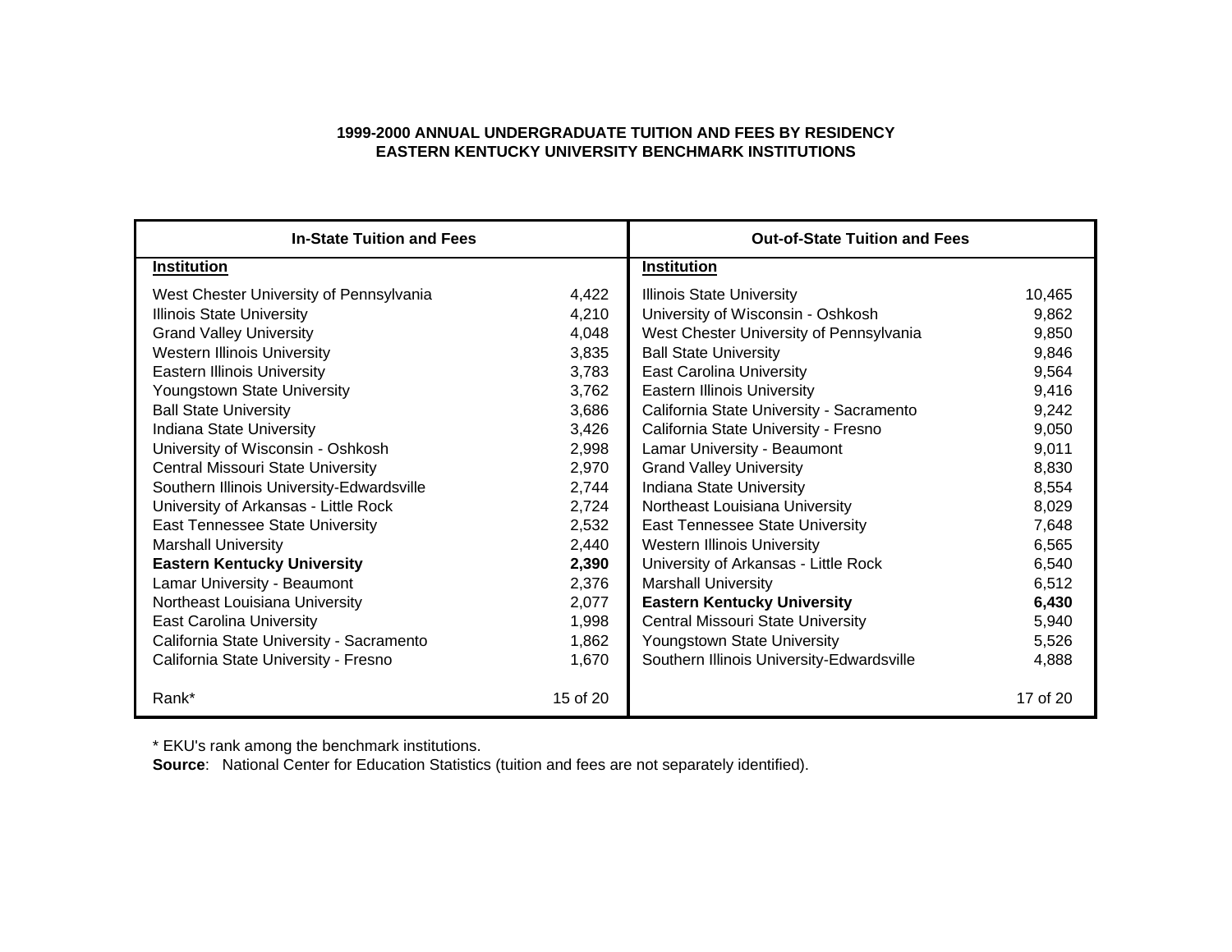**1999-2000 ANNUAL UNDERGRADUATE TUITION AND FEES BY RESIDENCY**
**EASTERN KENTUCKY UNIVERSITY BENCHMARK INSTITUTIONS**

| **In-State Tuition and Fees** | | **Out-of-State Tuition and Fees** | |
|---|---|---|---|
| **Institution** | | **Institution** | |
| West Chester University of Pennsylvania | 4,422 | Illinois State University | 10,465 |
| Illinois State University | 4,210 | University of Wisconsin - Oshkosh | 9,862 |
| Grand Valley University | 4,048 | West Chester University of Pennsylvania | 9,850 |
| Western Illinois University | 3,835 | Ball State University | 9,846 |
| Eastern Illinois University | 3,783 | East Carolina University | 9,564 |
| Youngstown State University | 3,762 | Eastern Illinois University | 9,416 |
| Ball State University | 3,686 | California State University - Sacramento | 9,242 |
| Indiana State University | 3,426 | California State University - Fresno | 9,050 |
| University of Wisconsin - Oshkosh | 2,998 | Lamar University - Beaumont | 9,011 |
| Central Missouri State University | 2,970 | Grand Valley University | 8,830 |
| Southern Illinois University-Edwardsville | 2,744 | Indiana State University | 8,554 |
| University of Arkansas - Little Rock | 2,724 | Northeast Louisiana University | 8,029 |
| East Tennessee State University | 2,532 | East Tennessee State University | 7,648 |
| Marshall University | 2,440 | Western Illinois University | 6,565 |
| **Eastern Kentucky University** | **2,390** | University of Arkansas - Little Rock | 6,540 |
| Lamar University - Beaumont | 2,376 | Marshall University | 6,512 |
| Northeast Louisiana University | 2,077 | **Eastern Kentucky University** | **6,430** |
| East Carolina University | 1,998 | Central Missouri State University | 5,940 |
| California State University - Sacramento | 1,862 | Youngstown State University | 5,526 |
| California State University - Fresno | 1,670 | Southern Illinois University-Edwardsville | 4,888 |
| Rank* | 15 of 20 | | 17 of 20 |

* EKU's rank among the benchmark institutions.
**Source**: National Center for Education Statistics (tuition and fees are not separately identified).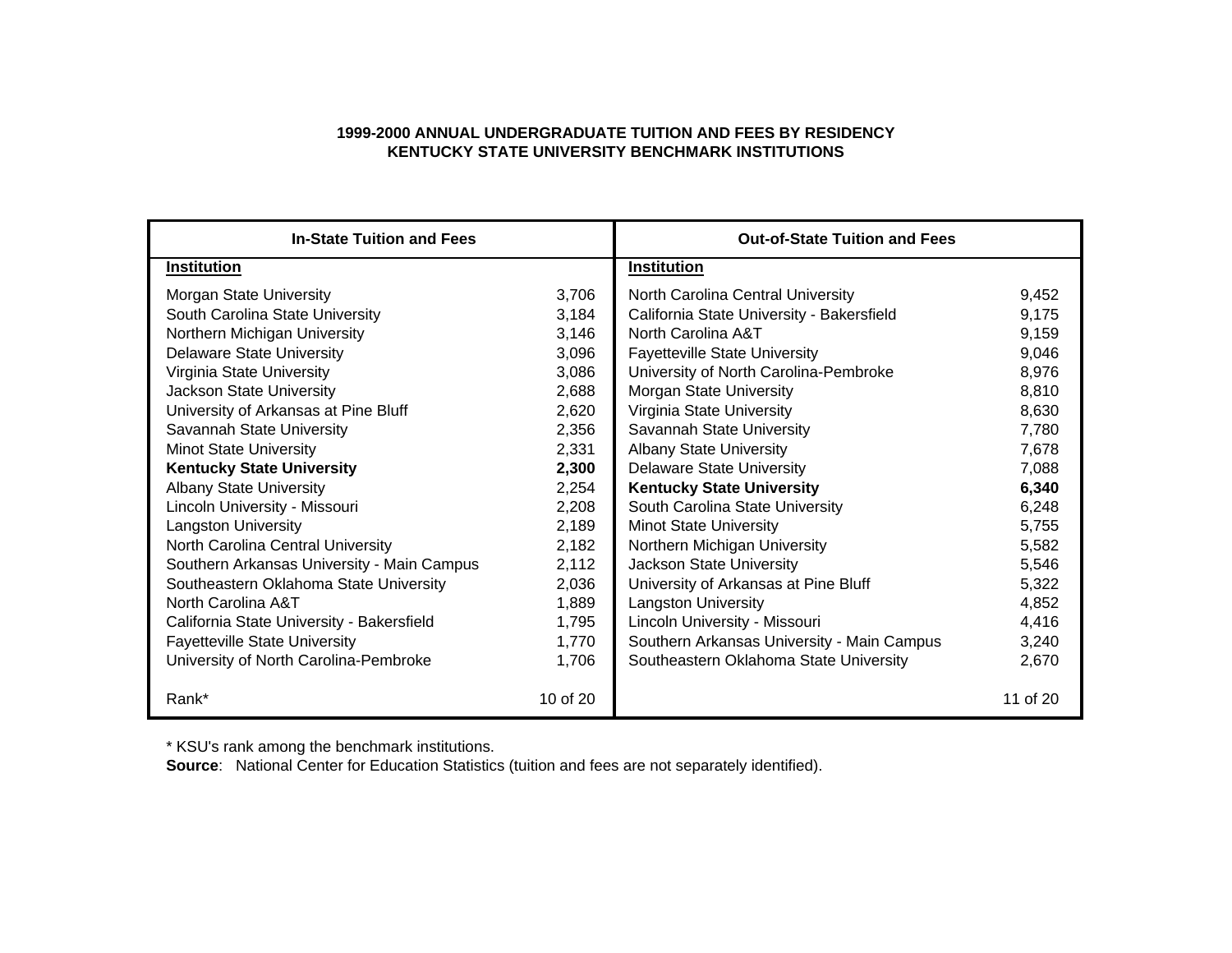**1999-2000 ANNUAL UNDERGRADUATE TUITION AND FEES BY RESIDENCY**
**KENTUCKY STATE UNIVERSITY BENCHMARK INSTITUTIONS**

| In-State Tuition and Fees | | Out-of-State Tuition and Fees | |
|---|---|---|---|
| **Institution** | | **Institution** | |
| Morgan State University | 3,706 | North Carolina Central University | 9,452 |
| South Carolina State University | 3,184 | California State University - Bakersfield | 9,175 |
| Northern Michigan University | 3,146 | North Carolina A&T | 9,159 |
| Delaware State University | 3,096 | Fayetteville State University | 9,046 |
| Virginia State University | 3,086 | University of North Carolina-Pembroke | 8,976 |
| Jackson State University | 2,688 | Morgan State University | 8,810 |
| University of Arkansas at Pine Bluff | 2,620 | Virginia State University | 8,630 |
| Savannah State University | 2,356 | Savannah State University | 7,780 |
| Minot State University | 2,331 | Albany State University | 7,678 |
| **Kentucky State University** | **2,300** | Delaware State University | 7,088 |
| Albany State University | 2,254 | **Kentucky State University** | **6,340** |
| Lincoln University - Missouri | 2,208 | South Carolina State University | 6,248 |
| Langston University | 2,189 | Minot State University | 5,755 |
| North Carolina Central University | 2,182 | Northern Michigan University | 5,582 |
| Southern Arkansas University - Main Campus | 2,112 | Jackson State University | 5,546 |
| Southeastern Oklahoma State University | 2,036 | University of Arkansas at Pine Bluff | 5,322 |
| North Carolina A&T | 1,889 | Langston University | 4,852 |
| California State University - Bakersfield | 1,795 | Lincoln University - Missouri | 4,416 |
| Fayetteville State University | 1,770 | Southern Arkansas University - Main Campus | 3,240 |
| University of North Carolina-Pembroke | 1,706 | Southeastern Oklahoma State University | 2,670 |
| Rank* | 10 of 20 | | 11 of 20 |

* KSU's rank among the benchmark institutions.

**Source**: National Center for Education Statistics (tuition and fees are not separately identified).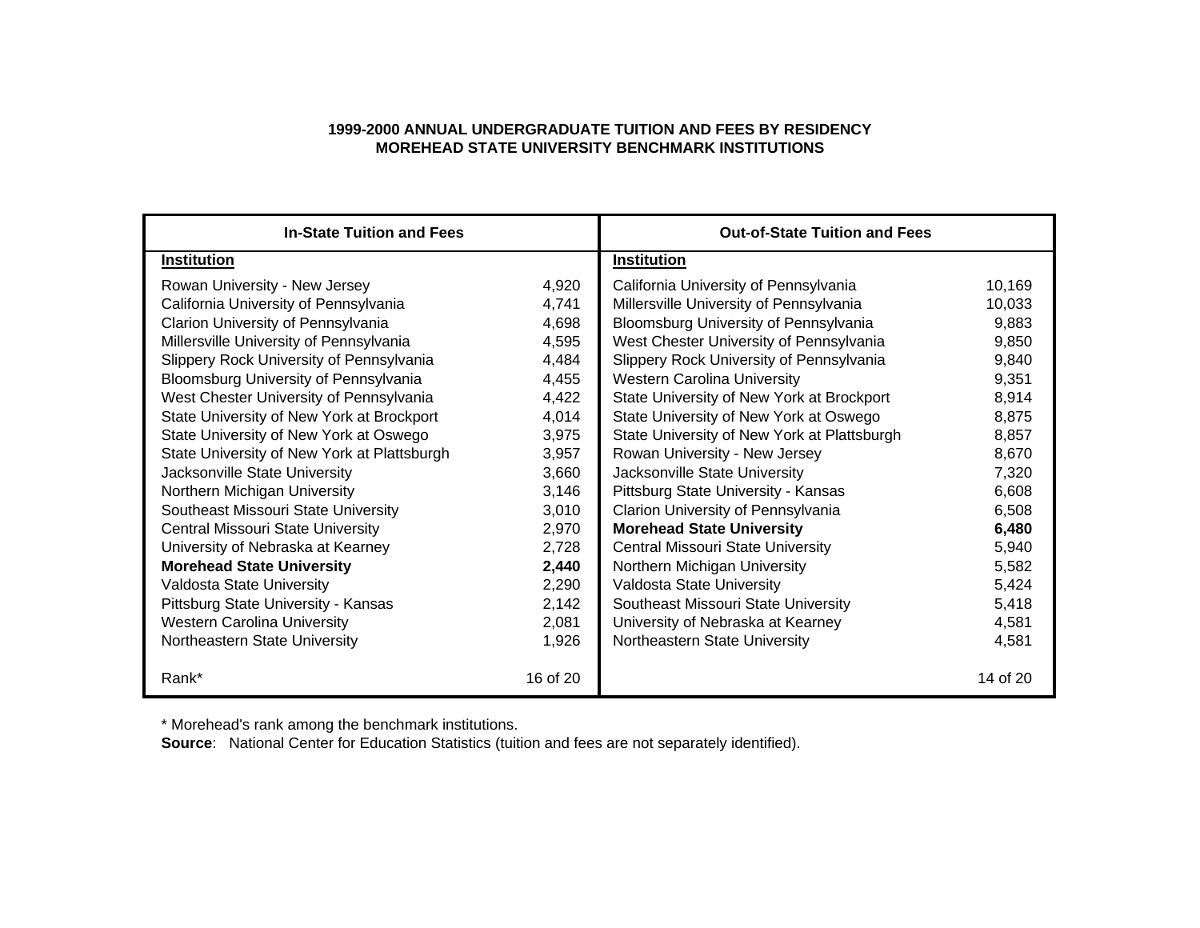**1999-2000 ANNUAL UNDERGRADUATE TUITION AND FEES BY RESIDENCY**
**MOREHEAD STATE UNIVERSITY BENCHMARK INSTITUTIONS**

| In-State Tuition and Fees | | Out-of-State Tuition and Fees | |
|---|---|---|---|
| **Institution** | | **Institution** | |
| Rowan University - New Jersey | 4,920 | California University of Pennsylvania | 10,169 |
| California University of Pennsylvania | 4,741 | Millersville University of Pennsylvania | 10,033 |
| Clarion University of Pennsylvania | 4,698 | Bloomsburg University of Pennsylvania | 9,883 |
| Millersville University of Pennsylvania | 4,595 | West Chester University of Pennsylvania | 9,850 |
| Slippery Rock University of Pennsylvania | 4,484 | Slippery Rock University of Pennsylvania | 9,840 |
| Bloomsburg University of Pennsylvania | 4,455 | Western Carolina University | 9,351 |
| West Chester University of Pennsylvania | 4,422 | State University of New York at Brockport | 8,914 |
| State University of New York at Brockport | 4,014 | State University of New York at Oswego | 8,875 |
| State University of New York at Oswego | 3,975 | State University of New York at Plattsburgh | 8,857 |
| State University of New York at Plattsburgh | 3,957 | Rowan University - New Jersey | 8,670 |
| Jacksonville State University | 3,660 | Jacksonville State University | 7,320 |
| Northern Michigan University | 3,146 | Pittsburg State University - Kansas | 6,608 |
| Southeast Missouri State University | 3,010 | Clarion University of Pennsylvania | 6,508 |
| Central Missouri State University | 2,970 | **Morehead State University** | **6,480** |
| University of Nebraska at Kearney | 2,728 | Central Missouri State University | 5,940 |
| **Morehead State University** | **2,440** | Northern Michigan University | 5,582 |
| Valdosta State University | 2,290 | Valdosta State University | 5,424 |
| Pittsburg State University - Kansas | 2,142 | Southeast Missouri State University | 5,418 |
| Western Carolina University | 2,081 | University of Nebraska at Kearney | 4,581 |
| Northeastern State University | 1,926 | Northeastern State University | 4,581 |
| Rank* | 16 of 20 | | 14 of 20 |

* Morehead's rank among the benchmark institutions.

**Source**: National Center for Education Statistics (tuition and fees are not separately identified).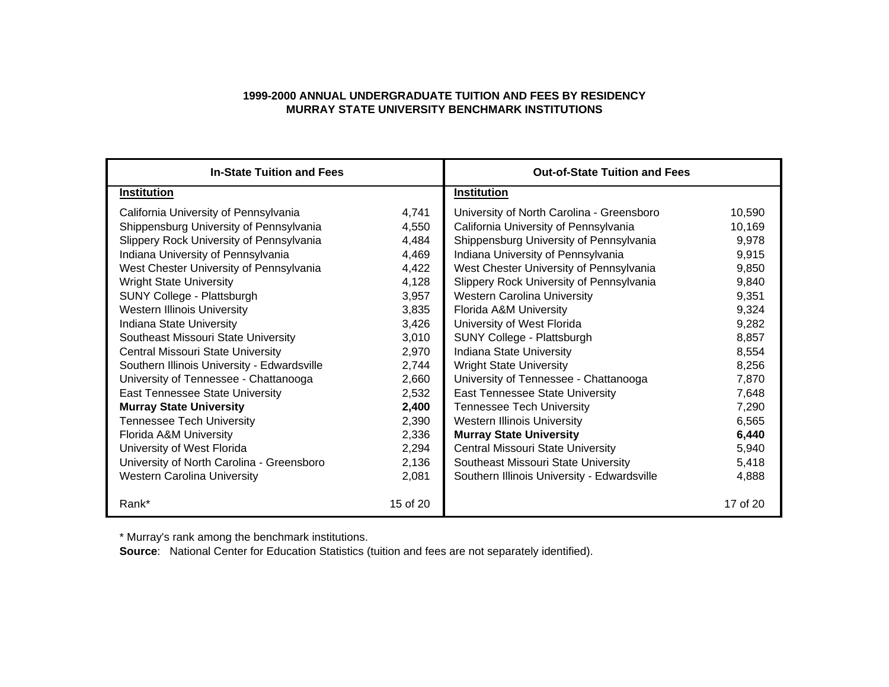**1999-2000 ANNUAL UNDERGRADUATE TUITION AND FEES BY RESIDENCY**
**MURRAY STATE UNIVERSITY BENCHMARK INSTITUTIONS**

| In-State Tuition and Fees | | Out-of-State Tuition and Fees | |
|---|---|---|---|
| **Institution** | | **Institution** | |
| California University of Pennsylvania | 4,741 | University of North Carolina - Greensboro | 10,590 |
| Shippensburg University of Pennsylvania | 4,550 | California University of Pennsylvania | 10,169 |
| Slippery Rock University of Pennsylvania | 4,484 | Shippensburg University of Pennsylvania | 9,978 |
| Indiana University of Pennsylvania | 4,469 | Indiana University of Pennsylvania | 9,915 |
| West Chester University of Pennsylvania | 4,422 | West Chester University of Pennsylvania | 9,850 |
| Wright State University | 4,128 | Slippery Rock University of Pennsylvania | 9,840 |
| SUNY College - Plattsburgh | 3,957 | Western Carolina University | 9,351 |
| Western Illinois University | 3,835 | Florida A&M University | 9,324 |
| Indiana State University | 3,426 | University of West Florida | 9,282 |
| Southeast Missouri State University | 3,010 | SUNY College - Plattsburgh | 8,857 |
| Central Missouri State University | 2,970 | Indiana State University | 8,554 |
| Southern Illinois University - Edwardsville | 2,744 | Wright State University | 8,256 |
| University of Tennessee - Chattanooga | 2,660 | University of Tennessee - Chattanooga | 7,870 |
| East Tennessee State University | 2,532 | East Tennessee State University | 7,648 |
| **Murray State University** | **2,400** | Tennessee Tech University | 7,290 |
| Tennessee Tech University | 2,390 | Western Illinois University | 6,565 |
| Florida A&M University | 2,336 | **Murray State University** | **6,440** |
| University of West Florida | 2,294 | Central Missouri State University | 5,940 |
| University of North Carolina - Greensboro | 2,136 | Southeast Missouri State University | 5,418 |
| Western Carolina University | 2,081 | Southern Illinois University - Edwardsville | 4,888 |
| Rank* | 15 of 20 | | 17 of 20 |

* Murray's rank among the benchmark institutions.

**Source**: National Center for Education Statistics (tuition and fees are not separately identified).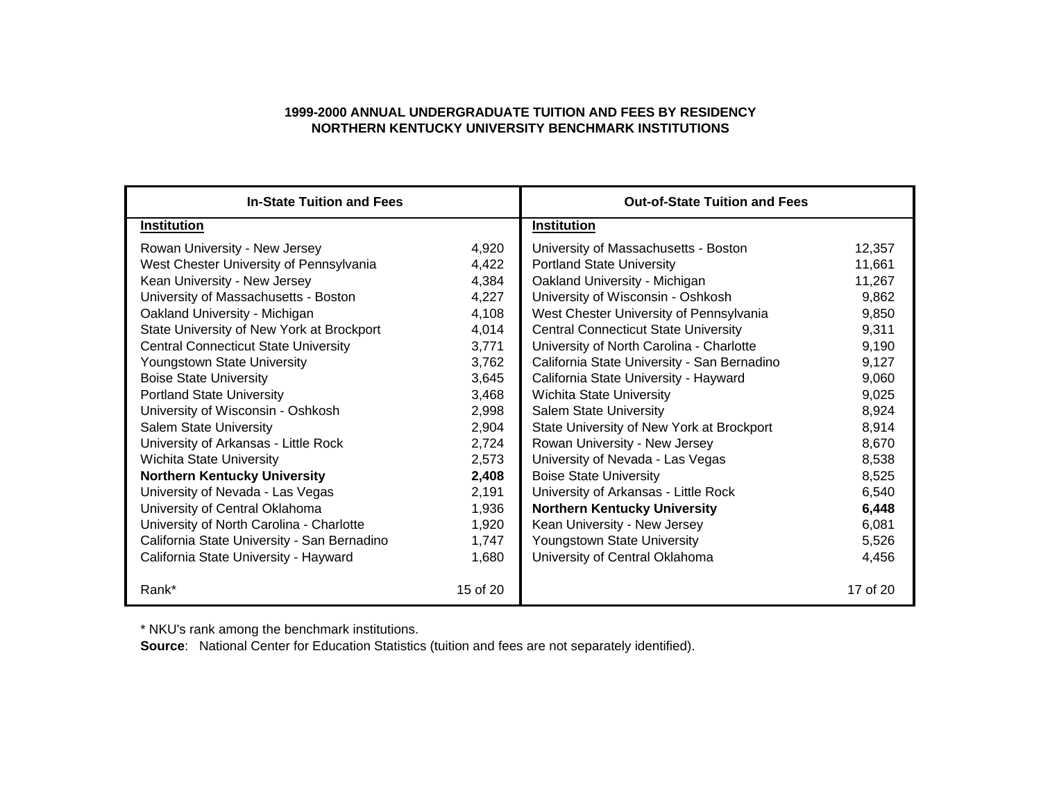**1999-2000 ANNUAL UNDERGRADUATE TUITION AND FEES BY RESIDENCY**
**NORTHERN KENTUCKY UNIVERSITY BENCHMARK INSTITUTIONS**

| In-State Tuition and Fees | | Out-of-State Tuition and Fees | |
|---|---|---|---|
| **Institution** | | **Institution** | |
| Rowan University - New Jersey | 4,920 | University of Massachusetts - Boston | 12,357 |
| West Chester University of Pennsylvania | 4,422 | Portland State University | 11,661 |
| Kean University - New Jersey | 4,384 | Oakland University - Michigan | 11,267 |
| University of Massachusetts - Boston | 4,227 | University of Wisconsin - Oshkosh | 9,862 |
| Oakland University - Michigan | 4,108 | West Chester University of Pennsylvania | 9,850 |
| State University of New York at Brockport | 4,014 | Central Connecticut State University | 9,311 |
| Central Connecticut State University | 3,771 | University of North Carolina - Charlotte | 9,190 |
| Youngstown State University | 3,762 | California State University - San Bernadino | 9,127 |
| Boise State University | 3,645 | California State University - Hayward | 9,060 |
| Portland State University | 3,468 | Wichita State University | 9,025 |
| University of Wisconsin - Oshkosh | 2,998 | Salem State University | 8,924 |
| Salem State University | 2,904 | State University of New York at Brockport | 8,914 |
| University of Arkansas - Little Rock | 2,724 | Rowan University - New Jersey | 8,670 |
| Wichita State University | 2,573 | University of Nevada - Las Vegas | 8,538 |
| **Northern Kentucky University** | **2,408** | Boise State University | 8,525 |
| University of Nevada - Las Vegas | 2,191 | University of Arkansas - Little Rock | 6,540 |
| University of Central Oklahoma | 1,936 | **Northern Kentucky University** | **6,448** |
| University of North Carolina - Charlotte | 1,920 | Kean University - New Jersey | 6,081 |
| California State University - San Bernadino | 1,747 | Youngstown State University | 5,526 |
| California State University - Hayward | 1,680 | University of Central Oklahoma | 4,456 |
| Rank* | 15 of 20 | | 17 of 20 |

\* NKU's rank among the benchmark institutions.

**Source**: National Center for Education Statistics (tuition and fees are not separately identified).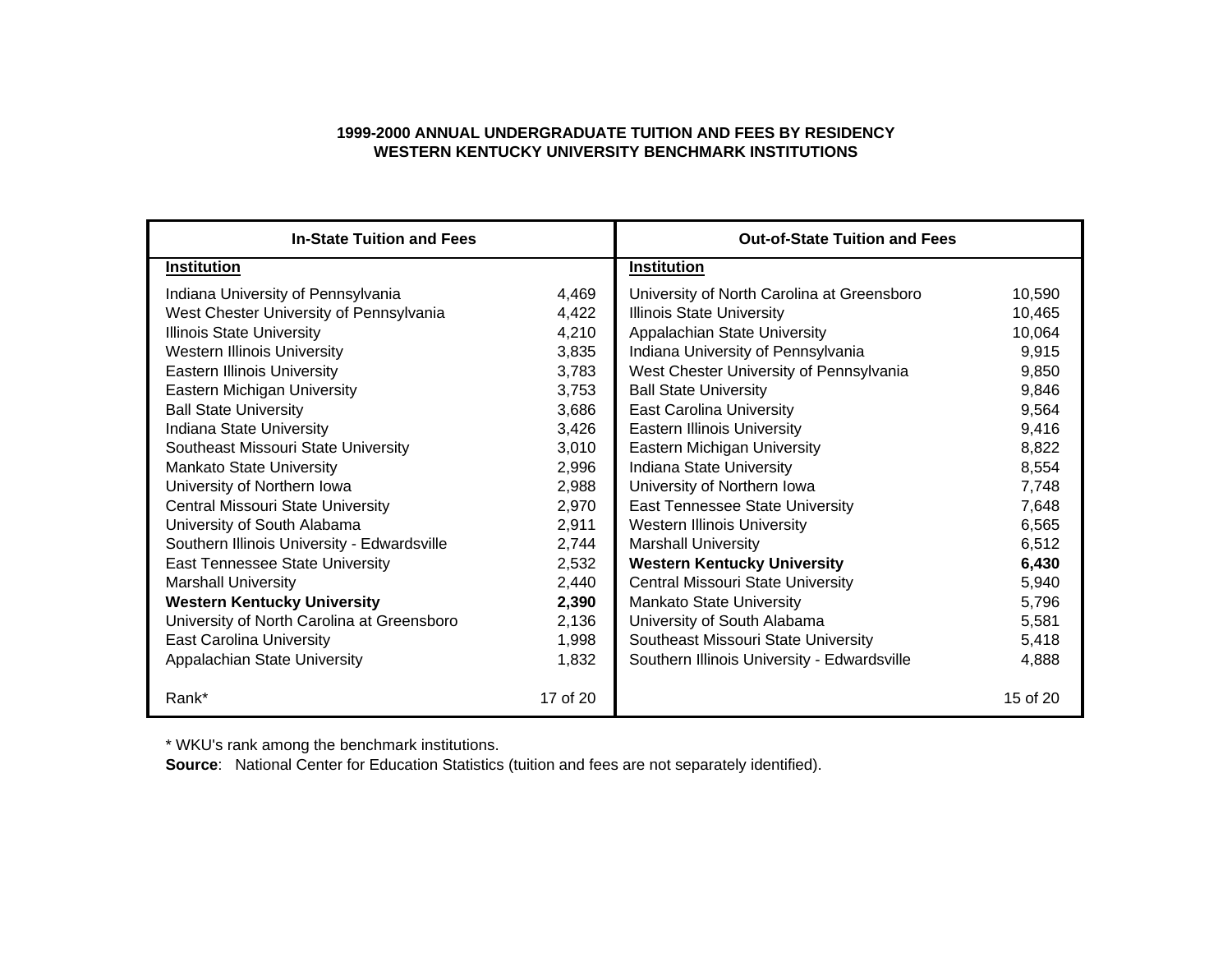**1999-2000 ANNUAL UNDERGRADUATE TUITION AND FEES BY RESIDENCY**
**WESTERN KENTUCKY UNIVERSITY BENCHMARK INSTITUTIONS**

| In-State Tuition and Fees | | Out-of-State Tuition and Fees | |
|---|---|---|---|
| **Institution** | | **Institution** | |
| Indiana University of Pennsylvania | 4,469 | University of North Carolina at Greensboro | 10,590 |
| West Chester University of Pennsylvania | 4,422 | Illinois State University | 10,465 |
| Illinois State University | 4,210 | Appalachian State University | 10,064 |
| Western Illinois University | 3,835 | Indiana University of Pennsylvania | 9,915 |
| Eastern Illinois University | 3,783 | West Chester University of Pennsylvania | 9,850 |
| Eastern Michigan University | 3,753 | Ball State University | 9,846 |
| Ball State University | 3,686 | East Carolina University | 9,564 |
| Indiana State University | 3,426 | Eastern Illinois University | 9,416 |
| Southeast Missouri State University | 3,010 | Eastern Michigan University | 8,822 |
| Mankato State University | 2,996 | Indiana State University | 8,554 |
| University of Northern Iowa | 2,988 | University of Northern Iowa | 7,748 |
| Central Missouri State University | 2,970 | East Tennessee State University | 7,648 |
| University of South Alabama | 2,911 | Western Illinois University | 6,565 |
| Southern Illinois University - Edwardsville | 2,744 | Marshall University | 6,512 |
| East Tennessee State University | 2,532 | **Western Kentucky University** | **6,430** |
| Marshall University | 2,440 | Central Missouri State University | 5,940 |
| **Western Kentucky University** | **2,390** | Mankato State University | 5,796 |
| University of North Carolina at Greensboro | 2,136 | University of South Alabama | 5,581 |
| East Carolina University | 1,998 | Southeast Missouri State University | 5,418 |
| Appalachian State University | 1,832 | Southern Illinois University - Edwardsville | 4,888 |
| Rank* | 17 of 20 | | 15 of 20 |

* WKU's rank among the benchmark institutions.

**Source**: National Center for Education Statistics (tuition and fees are not separately identified).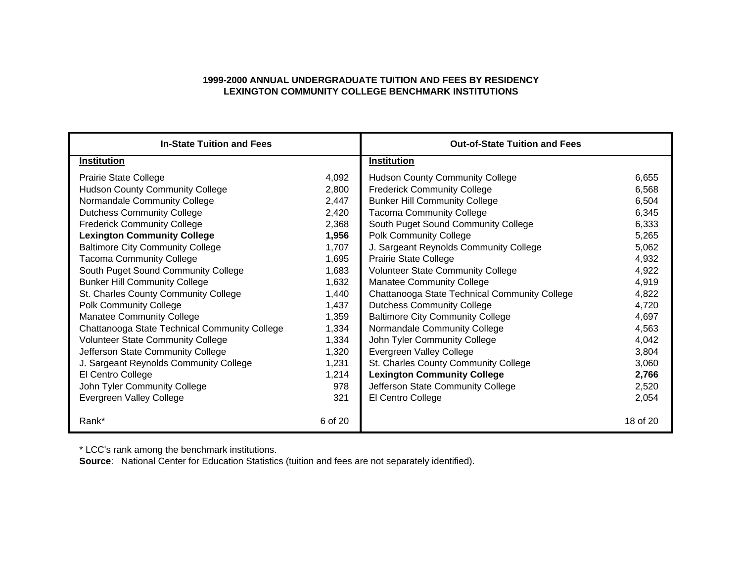**1999-2000 ANNUAL UNDERGRADUATE TUITION AND FEES BY RESIDENCY**
**LEXINGTON COMMUNITY COLLEGE BENCHMARK INSTITUTIONS**

| In-State Tuition and Fees | | Out-of-State Tuition and Fees | |
|---|---|---|---|
| **Institution** | | **Institution** | |
| Prairie State College | 4,092 | Hudson County Community College | 6,655 |
| Hudson County Community College | 2,800 | Frederick Community College | 6,568 |
| Normandale Community College | 2,447 | Bunker Hill Community College | 6,504 |
| Dutchess Community College | 2,420 | Tacoma Community College | 6,345 |
| Frederick Community College | 2,368 | South Puget Sound Community College | 6,333 |
| **Lexington Community College** | **1,956** | Polk Community College | 5,265 |
| Baltimore City Community College | 1,707 | J. Sargeant Reynolds Community College | 5,062 |
| Tacoma Community College | 1,695 | Prairie State College | 4,932 |
| South Puget Sound Community College | 1,683 | Volunteer State Community College | 4,922 |
| Bunker Hill Community College | 1,632 | Manatee Community College | 4,919 |
| St. Charles County Community College | 1,440 | Chattanooga State Technical Community College | 4,822 |
| Polk Community College | 1,437 | Dutchess Community College | 4,720 |
| Manatee Community College | 1,359 | Baltimore City Community College | 4,697 |
| Chattanooga State Technical Community College | 1,334 | Normandale Community College | 4,563 |
| Volunteer State Community College | 1,334 | John Tyler Community College | 4,042 |
| Jefferson State Community College | 1,320 | Evergreen Valley College | 3,804 |
| J. Sargeant Reynolds Community College | 1,231 | St. Charles County Community College | 3,060 |
| El Centro College | 1,214 | **Lexington Community College** | **2,766** |
| John Tyler Community College | 978 | Jefferson State Community College | 2,520 |
| Evergreen Valley College | 321 | El Centro College | 2,054 |
| Rank* | 6 of 20 | | 18 of 20 |

* LCC's rank among the benchmark institutions.

**Source**: National Center for Education Statistics (tuition and fees are not separately identified).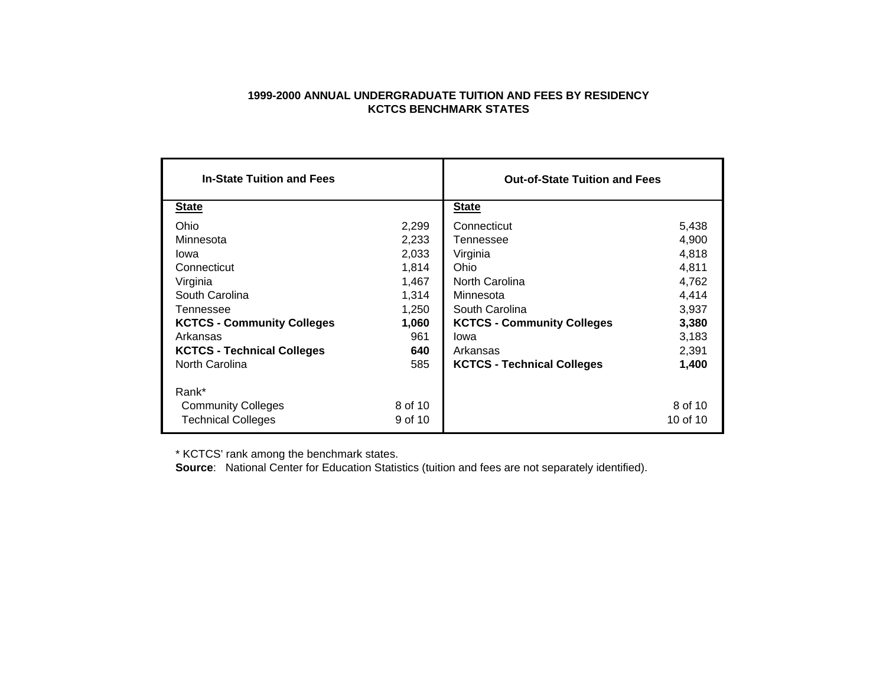**1999-2000 ANNUAL UNDERGRADUATE TUITION AND FEES BY RESIDENCY**
**KCTCS BENCHMARK STATES**

| In-State Tuition and Fees | | Out-of-State Tuition and Fees | |
|---|---|---|---|
| **State** | | **State** | |
| Ohio | 2,299 | Connecticut | 5,438 |
| Minnesota | 2,233 | Tennessee | 4,900 |
| Iowa | 2,033 | Virginia | 4,818 |
| Connecticut | 1,814 | Ohio | 4,811 |
| Virginia | 1,467 | North Carolina | 4,762 |
| South Carolina | 1,314 | Minnesota | 4,414 |
| Tennessee | 1,250 | South Carolina | 3,937 |
| **KCTCS - Community Colleges** | **1,060** | **KCTCS - Community Colleges** | **3,380** |
| Arkansas | 961 | Iowa | 3,183 |
| **KCTCS - Technical Colleges** | **640** | Arkansas | 2,391 |
| North Carolina | 585 | **KCTCS - Technical Colleges** | **1,400** |
| Rank* | | | |
| Community Colleges | 8 of 10 | | 8 of 10 |
| Technical Colleges | 9 of 10 | | 10 of 10 |

* KCTCS' rank among the benchmark states.

**Source**: National Center for Education Statistics (tuition and fees are not separately identified).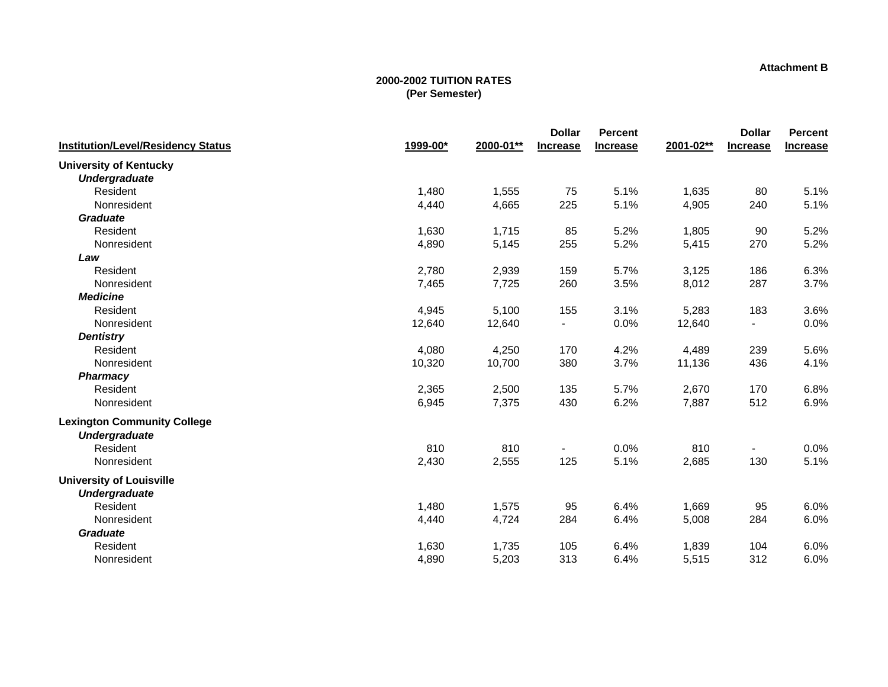Attachment B

**2000-2002 TUITION RATES**
**(Per Semester)**

| Institution/Level/Residency Status | 1999-00* | 2000-01** | Dollar Increase | Percent Increase | 2001-02** | Dollar Increase | Percent Increase |
|---|---|---|---|---|---|---|---|
| **University of Kentucky** | | | | | | | |
| ***Undergraduate*** | | | | | | | |
| Resident | 1,480 | 1,555 | 75 | 5.1% | 1,635 | 80 | 5.1% |
| Nonresident | 4,440 | 4,665 | 225 | 5.1% | 4,905 | 240 | 5.1% |
| ***Graduate*** | | | | | | | |
| Resident | 1,630 | 1,715 | 85 | 5.2% | 1,805 | 90 | 5.2% |
| Nonresident | 4,890 | 5,145 | 255 | 5.2% | 5,415 | 270 | 5.2% |
| ***Law*** | | | | | | | |
| Resident | 2,780 | 2,939 | 159 | 5.7% | 3,125 | 186 | 6.3% |
| Nonresident | 7,465 | 7,725 | 260 | 3.5% | 8,012 | 287 | 3.7% |
| ***Medicine*** | | | | | | | |
| Resident | 4,945 | 5,100 | 155 | 3.1% | 5,283 | 183 | 3.6% |
| Nonresident | 12,640 | 12,640 | - | 0.0% | 12,640 | - | 0.0% |
| ***Dentistry*** | | | | | | | |
| Resident | 4,080 | 4,250 | 170 | 4.2% | 4,489 | 239 | 5.6% |
| Nonresident | 10,320 | 10,700 | 380 | 3.7% | 11,136 | 436 | 4.1% |
| ***Pharmacy*** | | | | | | | |
| Resident | 2,365 | 2,500 | 135 | 5.7% | 2,670 | 170 | 6.8% |
| Nonresident | 6,945 | 7,375 | 430 | 6.2% | 7,887 | 512 | 6.9% |
| **Lexington Community College** | | | | | | | |
| ***Undergraduate*** | | | | | | | |
| Resident | 810 | 810 | - | 0.0% | 810 | - | 0.0% |
| Nonresident | 2,430 | 2,555 | 125 | 5.1% | 2,685 | 130 | 5.1% |
| **University of Louisville** | | | | | | | |
| ***Undergraduate*** | | | | | | | |
| Resident | 1,480 | 1,575 | 95 | 6.4% | 1,669 | 95 | 6.0% |
| Nonresident | 4,440 | 4,724 | 284 | 6.4% | 5,008 | 284 | 6.0% |
| ***Graduate*** | | | | | | | |
| Resident | 1,630 | 1,735 | 105 | 6.4% | 1,839 | 104 | 6.0% |
| Nonresident | 4,890 | 5,203 | 313 | 6.4% | 5,515 | 312 | 6.0% |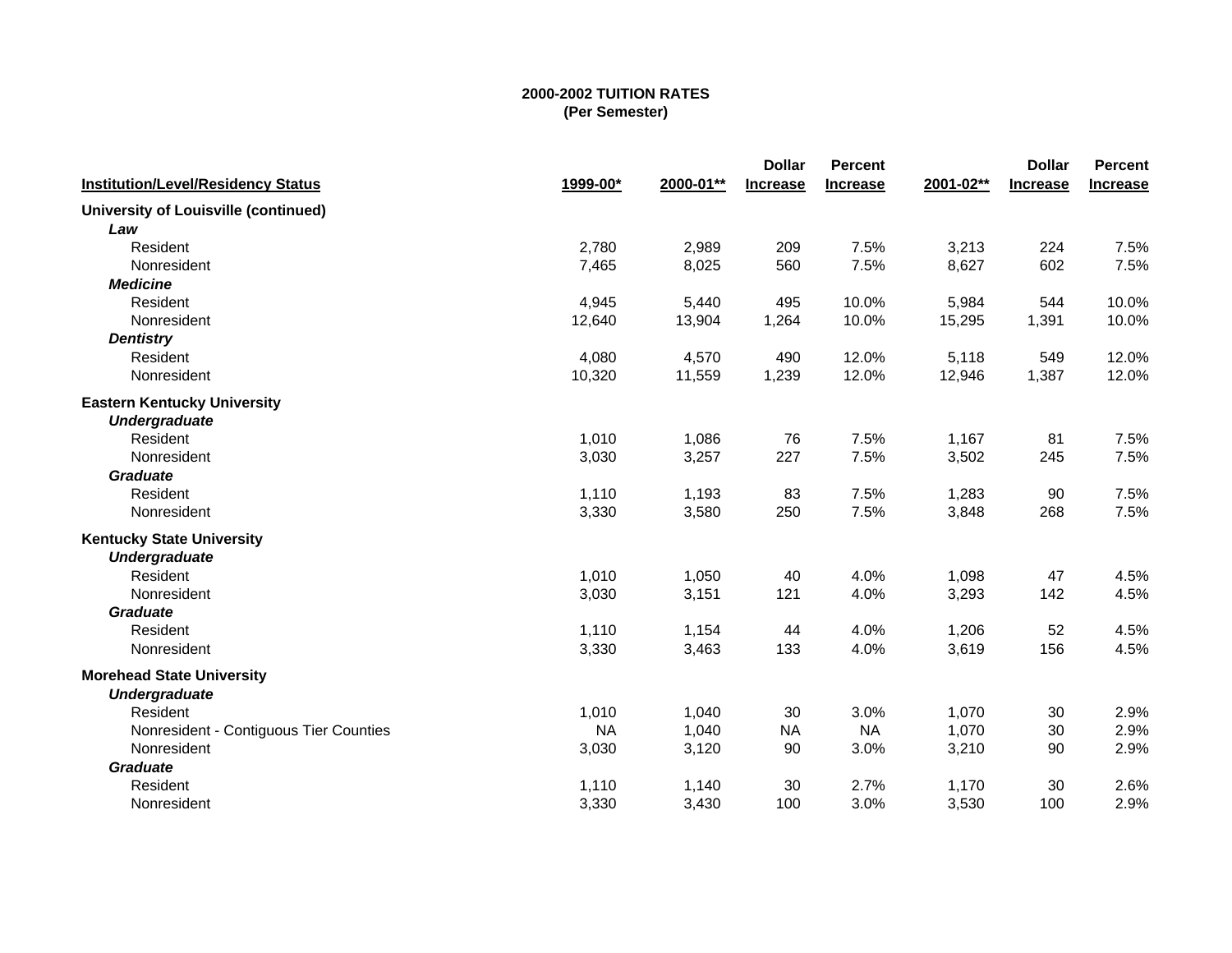**2000-2002 TUITION RATES**
**(Per Semester)**

| Institution/Level/Residency Status | 1999-00* | 2000-01** | Dollar Increase | Percent Increase | 2001-02** | Dollar Increase | Percent Increase |
|---|---|---|---|---|---|---|---|
| **University of Louisville (continued)** | | | | | | | |
| ***Law*** | | | | | | | |
| Resident | 2,780 | 2,989 | 209 | 7.5% | 3,213 | 224 | 7.5% |
| Nonresident | 7,465 | 8,025 | 560 | 7.5% | 8,627 | 602 | 7.5% |
| ***Medicine*** | | | | | | | |
| Resident | 4,945 | 5,440 | 495 | 10.0% | 5,984 | 544 | 10.0% |
| Nonresident | 12,640 | 13,904 | 1,264 | 10.0% | 15,295 | 1,391 | 10.0% |
| ***Dentistry*** | | | | | | | |
| Resident | 4,080 | 4,570 | 490 | 12.0% | 5,118 | 549 | 12.0% |
| Nonresident | 10,320 | 11,559 | 1,239 | 12.0% | 12,946 | 1,387 | 12.0% |
| **Eastern Kentucky University** | | | | | | | |
| ***Undergraduate*** | | | | | | | |
| Resident | 1,010 | 1,086 | 76 | 7.5% | 1,167 | 81 | 7.5% |
| Nonresident | 3,030 | 3,257 | 227 | 7.5% | 3,502 | 245 | 7.5% |
| ***Graduate*** | | | | | | | |
| Resident | 1,110 | 1,193 | 83 | 7.5% | 1,283 | 90 | 7.5% |
| Nonresident | 3,330 | 3,580 | 250 | 7.5% | 3,848 | 268 | 7.5% |
| **Kentucky State University** | | | | | | | |
| ***Undergraduate*** | | | | | | | |
| Resident | 1,010 | 1,050 | 40 | 4.0% | 1,098 | 47 | 4.5% |
| Nonresident | 3,030 | 3,151 | 121 | 4.0% | 3,293 | 142 | 4.5% |
| ***Graduate*** | | | | | | | |
| Resident | 1,110 | 1,154 | 44 | 4.0% | 1,206 | 52 | 4.5% |
| Nonresident | 3,330 | 3,463 | 133 | 4.0% | 3,619 | 156 | 4.5% |
| **Morehead State University** | | | | | | | |
| ***Undergraduate*** | | | | | | | |
| Resident | 1,010 | 1,040 | 30 | 3.0% | 1,070 | 30 | 2.9% |
| Nonresident - Contiguous Tier Counties | NA | 1,040 | NA | NA | 1,070 | 30 | 2.9% |
| Nonresident | 3,030 | 3,120 | 90 | 3.0% | 3,210 | 90 | 2.9% |
| ***Graduate*** | | | | | | | |
| Resident | 1,110 | 1,140 | 30 | 2.7% | 1,170 | 30 | 2.6% |
| Nonresident | 3,330 | 3,430 | 100 | 3.0% | 3,530 | 100 | 2.9% |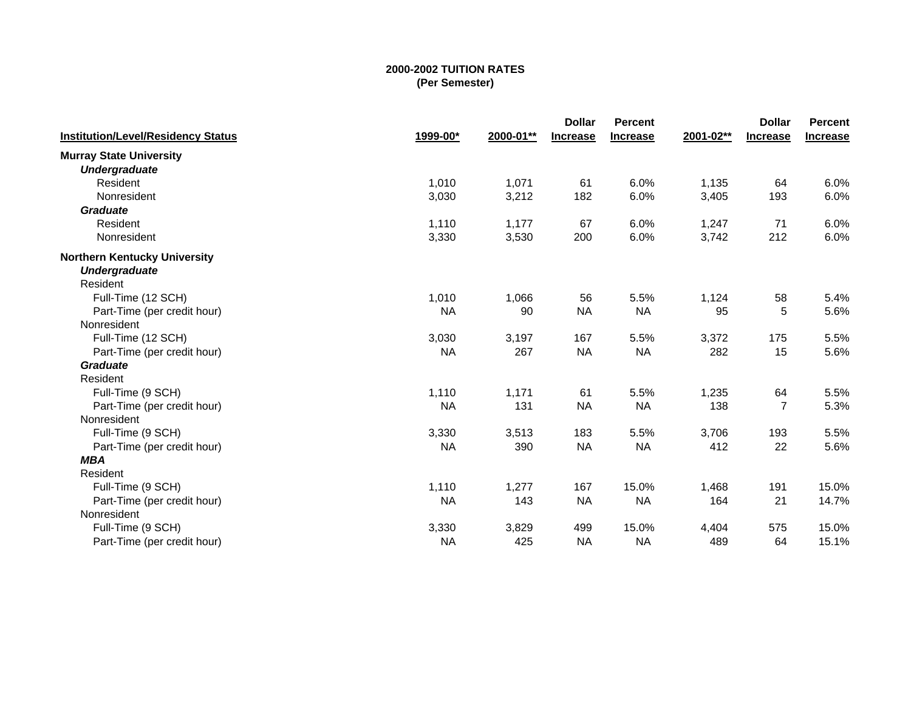**2000-2002 TUITION RATES**
**(Per Semester)**

| Institution/Level/Residency Status | 1999-00* | 2000-01** | Dollar Increase | Percent Increase | 2001-02** | Dollar Increase | Percent Increase |
|---|---|---|---|---|---|---|---|
| **Murray State University** | | | | | | | |
| ***Undergraduate*** | | | | | | | |
| Resident | 1,010 | 1,071 | 61 | 6.0% | 1,135 | 64 | 6.0% |
| Nonresident | 3,030 | 3,212 | 182 | 6.0% | 3,405 | 193 | 6.0% |
| ***Graduate*** | | | | | | | |
| Resident | 1,110 | 1,177 | 67 | 6.0% | 1,247 | 71 | 6.0% |
| Nonresident | 3,330 | 3,530 | 200 | 6.0% | 3,742 | 212 | 6.0% |
| **Northern Kentucky University** | | | | | | | |
| ***Undergraduate*** | | | | | | | |
| Resident | | | | | | | |
| Full-Time (12 SCH) | 1,010 | 1,066 | 56 | 5.5% | 1,124 | 58 | 5.4% |
| Part-Time (per credit hour) | NA | 90 | NA | NA | 95 | 5 | 5.6% |
| Nonresident | | | | | | | |
| Full-Time (12 SCH) | 3,030 | 3,197 | 167 | 5.5% | 3,372 | 175 | 5.5% |
| Part-Time (per credit hour) | NA | 267 | NA | NA | 282 | 15 | 5.6% |
| ***Graduate*** | | | | | | | |
| Resident | | | | | | | |
| Full-Time (9 SCH) | 1,110 | 1,171 | 61 | 5.5% | 1,235 | 64 | 5.5% |
| Part-Time (per credit hour) | NA | 131 | NA | NA | 138 | 7 | 5.3% |
| Nonresident | | | | | | | |
| Full-Time (9 SCH) | 3,330 | 3,513 | 183 | 5.5% | 3,706 | 193 | 5.5% |
| Part-Time (per credit hour) | NA | 390 | NA | NA | 412 | 22 | 5.6% |
| ***MBA*** | | | | | | | |
| Resident | | | | | | | |
| Full-Time (9 SCH) | 1,110 | 1,277 | 167 | 15.0% | 1,468 | 191 | 15.0% |
| Part-Time (per credit hour) | NA | 143 | NA | NA | 164 | 21 | 14.7% |
| Nonresident | | | | | | | |
| Full-Time (9 SCH) | 3,330 | 3,829 | 499 | 15.0% | 4,404 | 575 | 15.0% |
| Part-Time (per credit hour) | NA | 425 | NA | NA | 489 | 64 | 15.1% |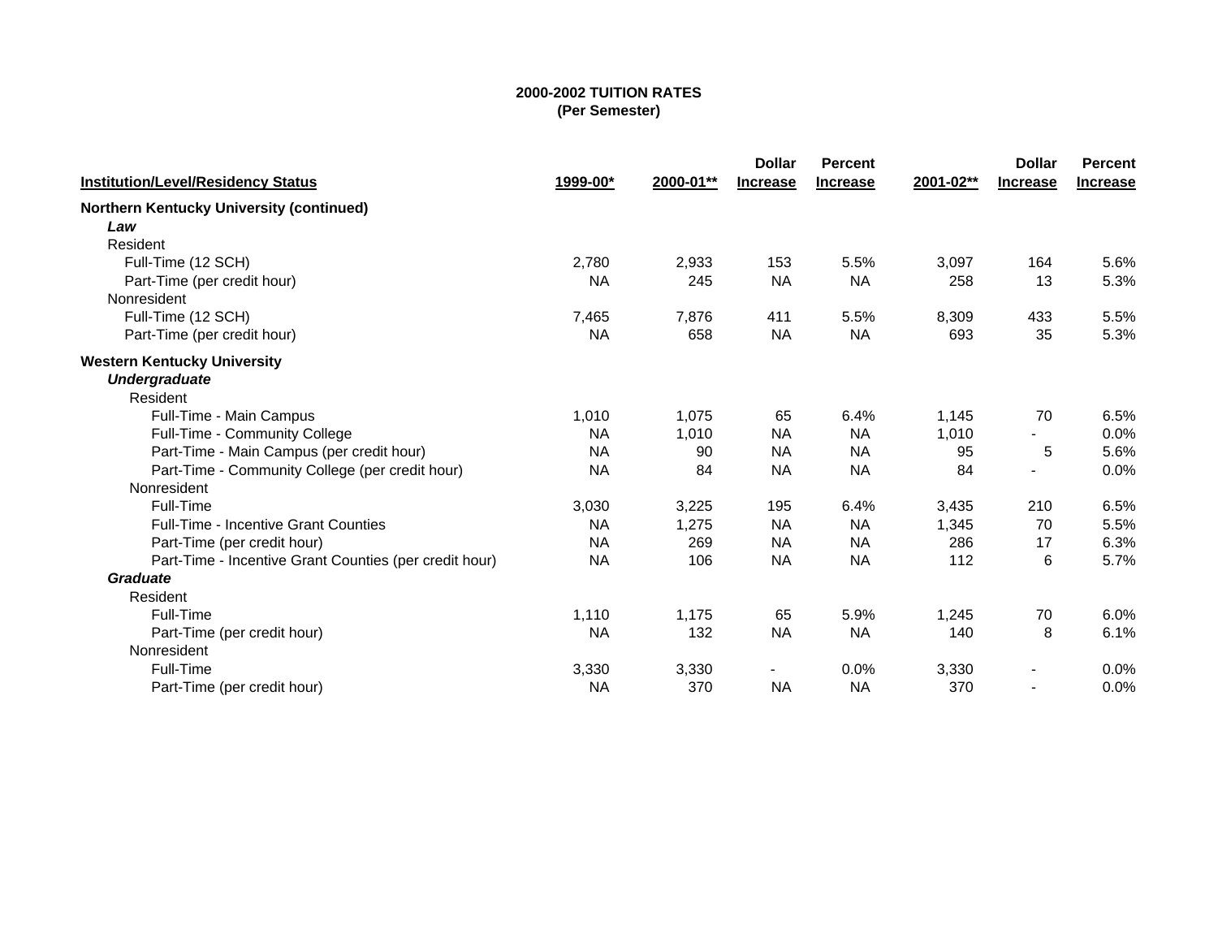**2000-2002 TUITION RATES**
**(Per Semester)**

| Institution/Level/Residency Status | 1999-00* | 2000-01** | Dollar Increase | Percent Increase | 2001-02** | Dollar Increase | Percent Increase |
|---|---|---|---|---|---|---|---|
| **Northern Kentucky University (continued)** | | | | | | | |
| ***Law*** | | | | | | | |
| Resident | | | | | | | |
| Full-Time (12 SCH) | 2,780 | 2,933 | 153 | 5.5% | 3,097 | 164 | 5.6% |
| Part-Time (per credit hour) | NA | 245 | NA | NA | 258 | 13 | 5.3% |
| Nonresident | | | | | | | |
| Full-Time (12 SCH) | 7,465 | 7,876 | 411 | 5.5% | 8,309 | 433 | 5.5% |
| Part-Time (per credit hour) | NA | 658 | NA | NA | 693 | 35 | 5.3% |
| **Western Kentucky University** | | | | | | | |
| ***Undergraduate*** | | | | | | | |
| Resident | | | | | | | |
| Full-Time - Main Campus | 1,010 | 1,075 | 65 | 6.4% | 1,145 | 70 | 6.5% |
| Full-Time - Community College | NA | 1,010 | NA | NA | 1,010 | - | 0.0% |
| Part-Time - Main Campus (per credit hour) | NA | 90 | NA | NA | 95 | 5 | 5.6% |
| Part-Time - Community College (per credit hour) | NA | 84 | NA | NA | 84 | - | 0.0% |
| Nonresident | | | | | | | |
| Full-Time | 3,030 | 3,225 | 195 | 6.4% | 3,435 | 210 | 6.5% |
| Full-Time - Incentive Grant Counties | NA | 1,275 | NA | NA | 1,345 | 70 | 5.5% |
| Part-Time (per credit hour) | NA | 269 | NA | NA | 286 | 17 | 6.3% |
| Part-Time - Incentive Grant Counties (per credit hour) | NA | 106 | NA | NA | 112 | 6 | 5.7% |
| ***Graduate*** | | | | | | | |
| Resident | | | | | | | |
| Full-Time | 1,110 | 1,175 | 65 | 5.9% | 1,245 | 70 | 6.0% |
| Part-Time (per credit hour) | NA | 132 | NA | NA | 140 | 8 | 6.1% |
| Nonresident | | | | | | | |
| Full-Time | 3,330 | 3,330 | - | 0.0% | 3,330 | - | 0.0% |
| Part-Time (per credit hour) | NA | 370 | NA | NA | 370 | - | 0.0% |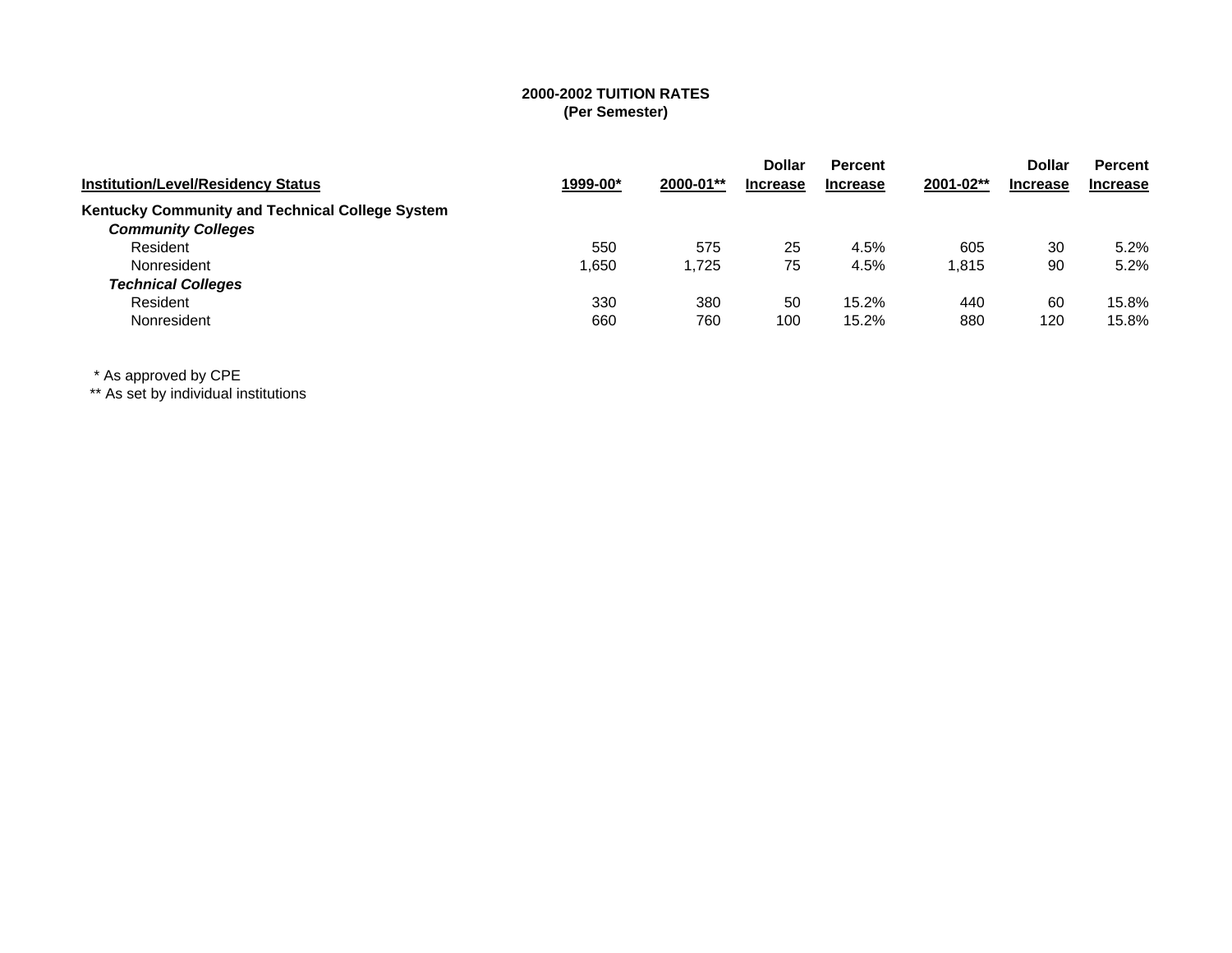**2000-2002 TUITION RATES**
**(Per Semester)**

| Institution/Level/Residency Status | 1999-00* | 2000-01** | Dollar Increase | Percent Increase | 2001-02** | Dollar Increase | Percent Increase |
|---|---|---|---|---|---|---|---|
| **Kentucky Community and Technical College System** | | | | | | | |
| ***Community Colleges*** | | | | | | | |
| Resident | 550 | 575 | 25 | 4.5% | 605 | 30 | 5.2% |
| Nonresident | 1,650 | 1,725 | 75 | 4.5% | 1,815 | 90 | 5.2% |
| ***Technical Colleges*** | | | | | | | |
| Resident | 330 | 380 | 50 | 15.2% | 440 | 60 | 15.8% |
| Nonresident | 660 | 760 | 100 | 15.2% | 880 | 120 | 15.8% |

\* As approved by CPE
** As set by individual institutions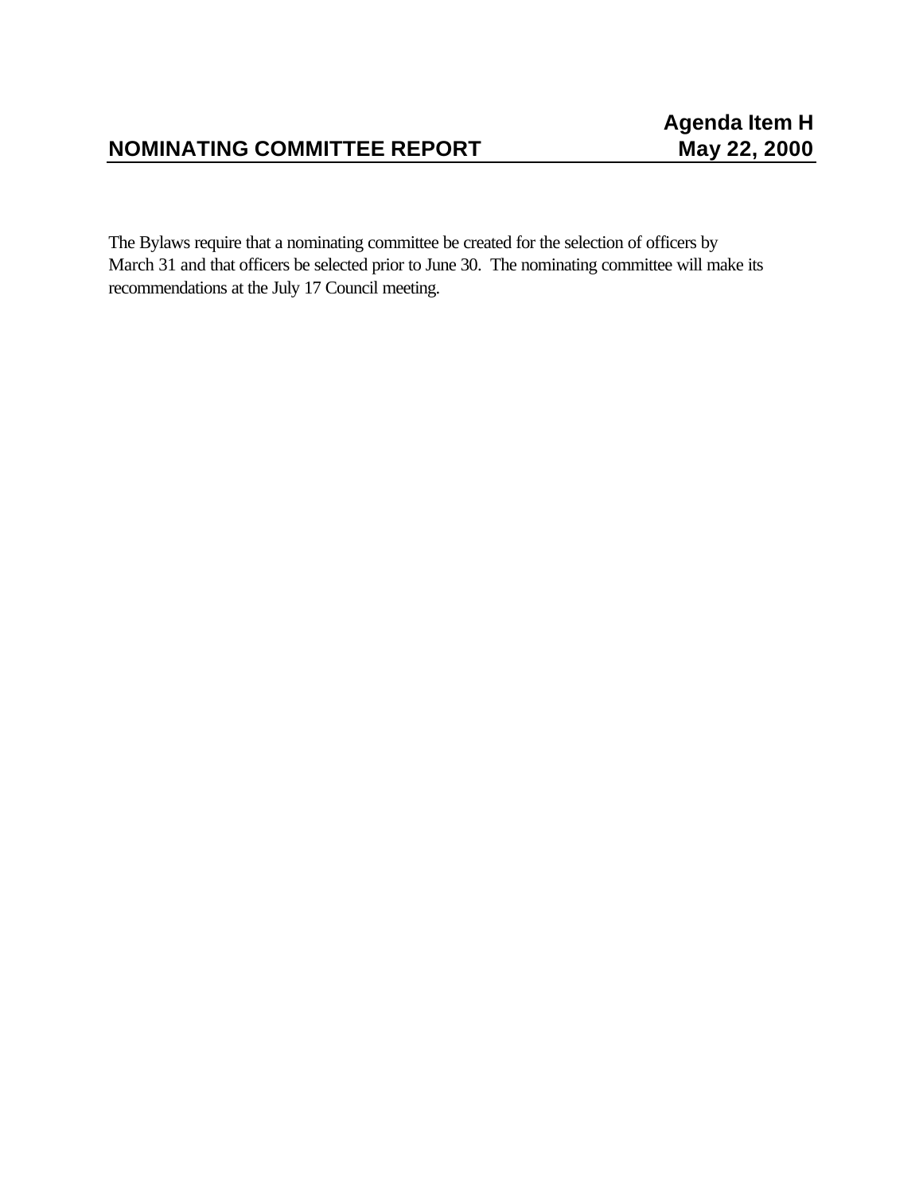**Agenda Item H**

## NOMINATING COMMITTEE REPORT

**May 22, 2000**

The Bylaws require that a nominating committee be created for the selection of officers by March 31 and that officers be selected prior to June 30. The nominating committee will make its recommendations at the July 17 Council meeting.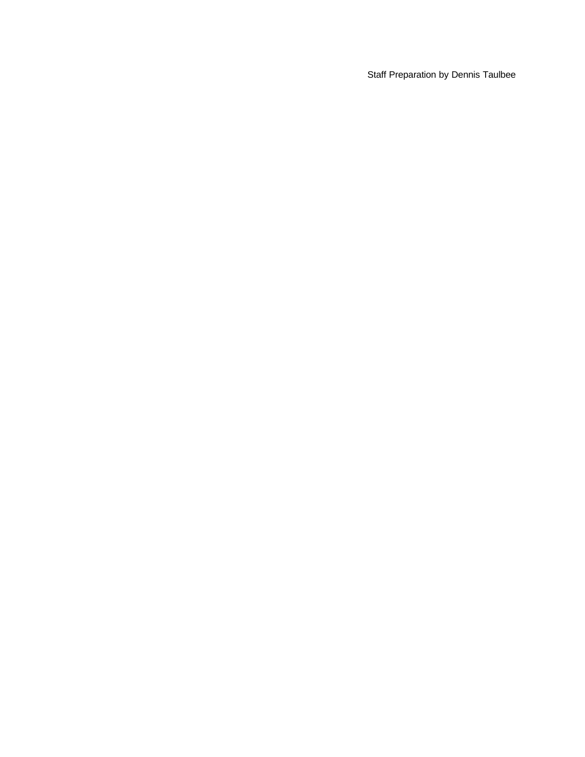Staff Preparation by Dennis Taulbee